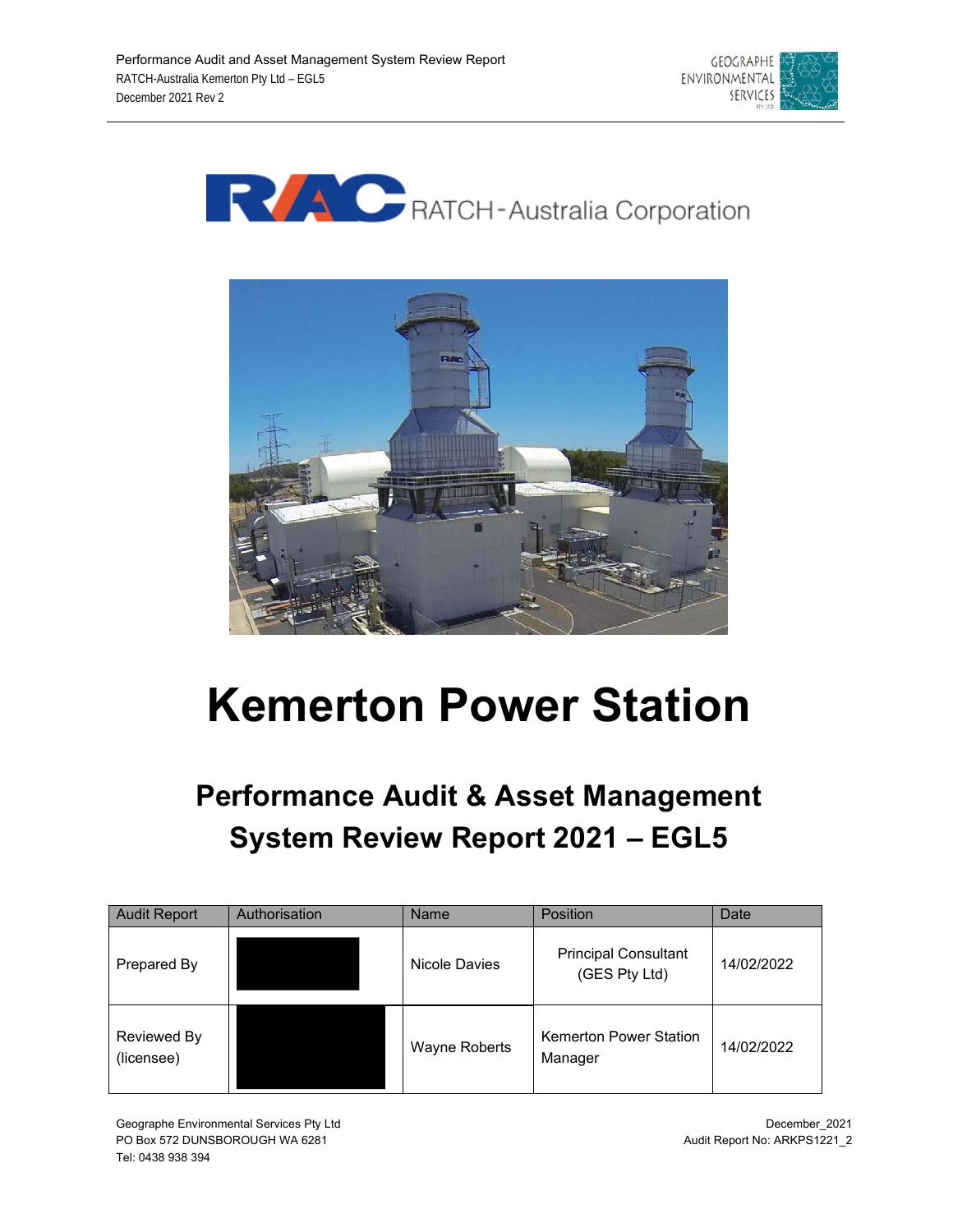RATCH-Australia Corporation

# Kemerton Power Station

## Performance Audit & Asset Management System Review Report 2021 – EGL5

| Audit Report | Authorisation | Name | Position | Date |
|---|---|---|---|---|
| Prepared By | | Nicole Davies | Principal Consultant (GES Pty Ltd) | 14/02/2022 |
| Reviewed By (licensee) | | Wayne Roberts | Kemerton Power Station Manager | 14/02/2022 |

Geographe Environmental Services Pty Ltd
PO Box 572 DUNSBOROUGH WA 6281
Tel: 0438 938 394

December_2021
Audit Report No: ARKPS1221_2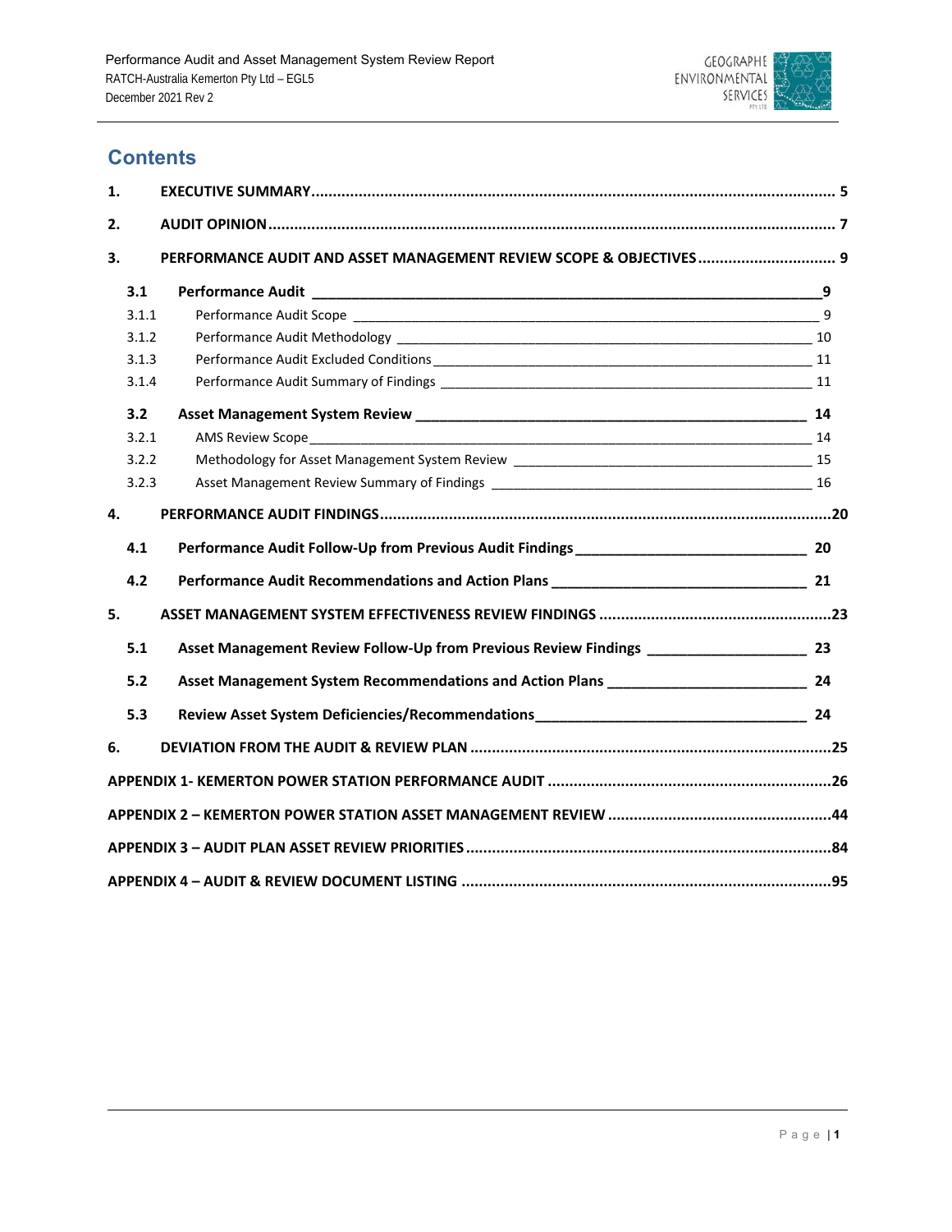# Contents

1. EXECUTIVE SUMMARY ..... 5
2. AUDIT OPINION ..... 7
3. PERFORMANCE AUDIT AND ASSET MANAGEMENT REVIEW SCOPE & OBJECTIVES ..... 9
   - 3.1 Performance Audit ..... 9
     - 3.1.1 Performance Audit Scope ..... 9
     - 3.1.2 Performance Audit Methodology ..... 10
     - 3.1.3 Performance Audit Excluded Conditions ..... 11
     - 3.1.4 Performance Audit Summary of Findings ..... 11
   - 3.2 Asset Management System Review ..... 14
     - 3.2.1 AMS Review Scope ..... 14
     - 3.2.2 Methodology for Asset Management System Review ..... 15
     - 3.2.3 Asset Management Review Summary of Findings ..... 16
4. PERFORMANCE AUDIT FINDINGS ..... 20
   - 4.1 Performance Audit Follow-Up from Previous Audit Findings ..... 20
   - 4.2 Performance Audit Recommendations and Action Plans ..... 21
5. ASSET MANAGEMENT SYSTEM EFFECTIVENESS REVIEW FINDINGS ..... 23
   - 5.1 Asset Management Review Follow-Up from Previous Review Findings ..... 23
   - 5.2 Asset Management System Recommendations and Action Plans ..... 24
   - 5.3 Review Asset System Deficiencies/Recommendations ..... 24
6. DEVIATION FROM THE AUDIT & REVIEW PLAN ..... 25

APPENDIX 1- KEMERTON POWER STATION PERFORMANCE AUDIT ..... 26

APPENDIX 2 – KEMERTON POWER STATION ASSET MANAGEMENT REVIEW ..... 44

APPENDIX 3 – AUDIT PLAN ASSET REVIEW PRIORITIES ..... 84

APPENDIX 4 – AUDIT & REVIEW DOCUMENT LISTING ..... 95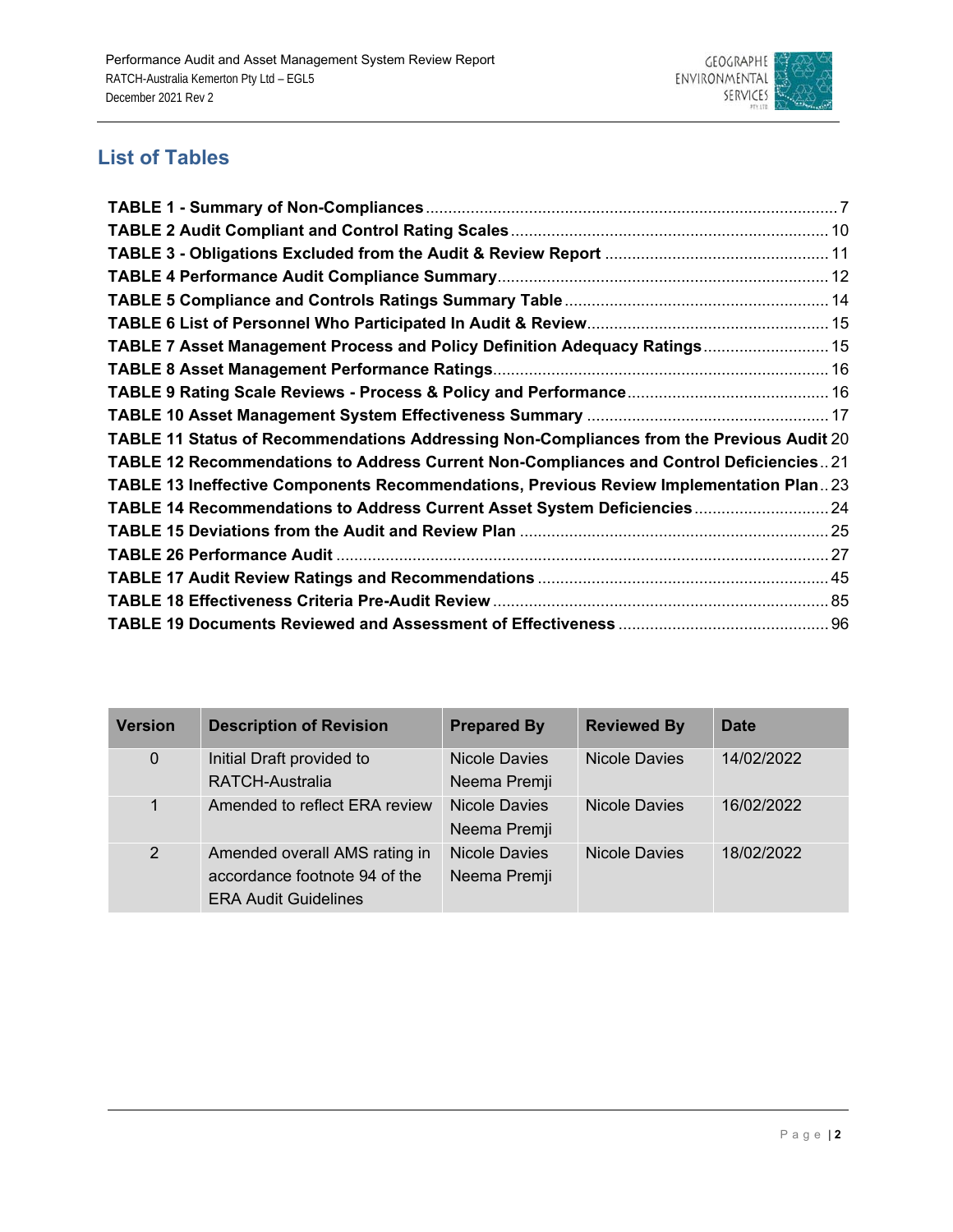## List of Tables

TABLE 1 - Summary of Non-Compliances ..... 7
TABLE 2 Audit Compliant and Control Rating Scales ..... 10
TABLE 3 - Obligations Excluded from the Audit & Review Report ..... 11
TABLE 4 Performance Audit Compliance Summary ..... 12
TABLE 5 Compliance and Controls Ratings Summary Table ..... 14
TABLE 6 List of Personnel Who Participated In Audit & Review ..... 15
TABLE 7 Asset Management Process and Policy Definition Adequacy Ratings ..... 15
TABLE 8 Asset Management Performance Ratings ..... 16
TABLE 9 Rating Scale Reviews - Process & Policy and Performance ..... 16
TABLE 10 Asset Management System Effectiveness Summary ..... 17
TABLE 11 Status of Recommendations Addressing Non-Compliances from the Previous Audit 20
TABLE 12 Recommendations to Address Current Non-Compliances and Control Deficiencies ..... 21
TABLE 13 Ineffective Components Recommendations, Previous Review Implementation Plan ..... 23
TABLE 14 Recommendations to Address Current Asset System Deficiencies ..... 24
TABLE 15 Deviations from the Audit and Review Plan ..... 25
TABLE 26 Performance Audit ..... 27
TABLE 17 Audit Review Ratings and Recommendations ..... 45
TABLE 18 Effectiveness Criteria Pre-Audit Review ..... 85
TABLE 19 Documents Reviewed and Assessment of Effectiveness ..... 96

| Version | Description of Revision | Prepared By | Reviewed By | Date |
|---|---|---|---|---|
| 0 | Initial Draft provided to RATCH-Australia | Nicole Davies Neema Premji | Nicole Davies | 14/02/2022 |
| 1 | Amended to reflect ERA review | Nicole Davies Neema Premji | Nicole Davies | 16/02/2022 |
| 2 | Amended overall AMS rating in accordance footnote 94 of the ERA Audit Guidelines | Nicole Davies Neema Premji | Nicole Davies | 18/02/2022 |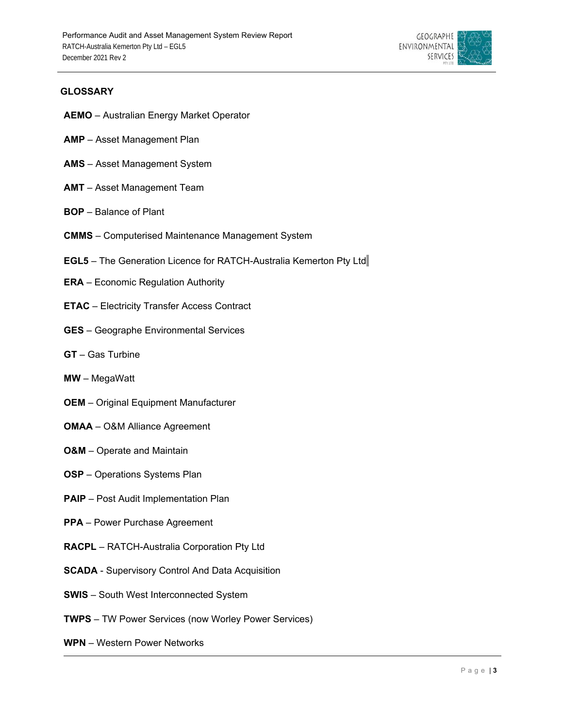## GLOSSARY

**AEMO** – Australian Energy Market Operator

**AMP** – Asset Management Plan

**AMS** – Asset Management System

**AMT** – Asset Management Team

**BOP** – Balance of Plant

**CMMS** – Computerised Maintenance Management System

**EGL5** – The Generation Licence for RATCH-Australia Kemerton Pty Ltd

**ERA** – Economic Regulation Authority

**ETAC** – Electricity Transfer Access Contract

**GES** – Geographe Environmental Services

**GT** – Gas Turbine

**MW** – MegaWatt

**OEM** – Original Equipment Manufacturer

**OMAA** – O&M Alliance Agreement

**O&M** – Operate and Maintain

**OSP** – Operations Systems Plan

**PAIP** – Post Audit Implementation Plan

**PPA** – Power Purchase Agreement

**RACPL** – RATCH-Australia Corporation Pty Ltd

**SCADA** - Supervisory Control And Data Acquisition

**SWIS** – South West Interconnected System

**TWPS** – TW Power Services (now Worley Power Services)

**WPN** – Western Power Networks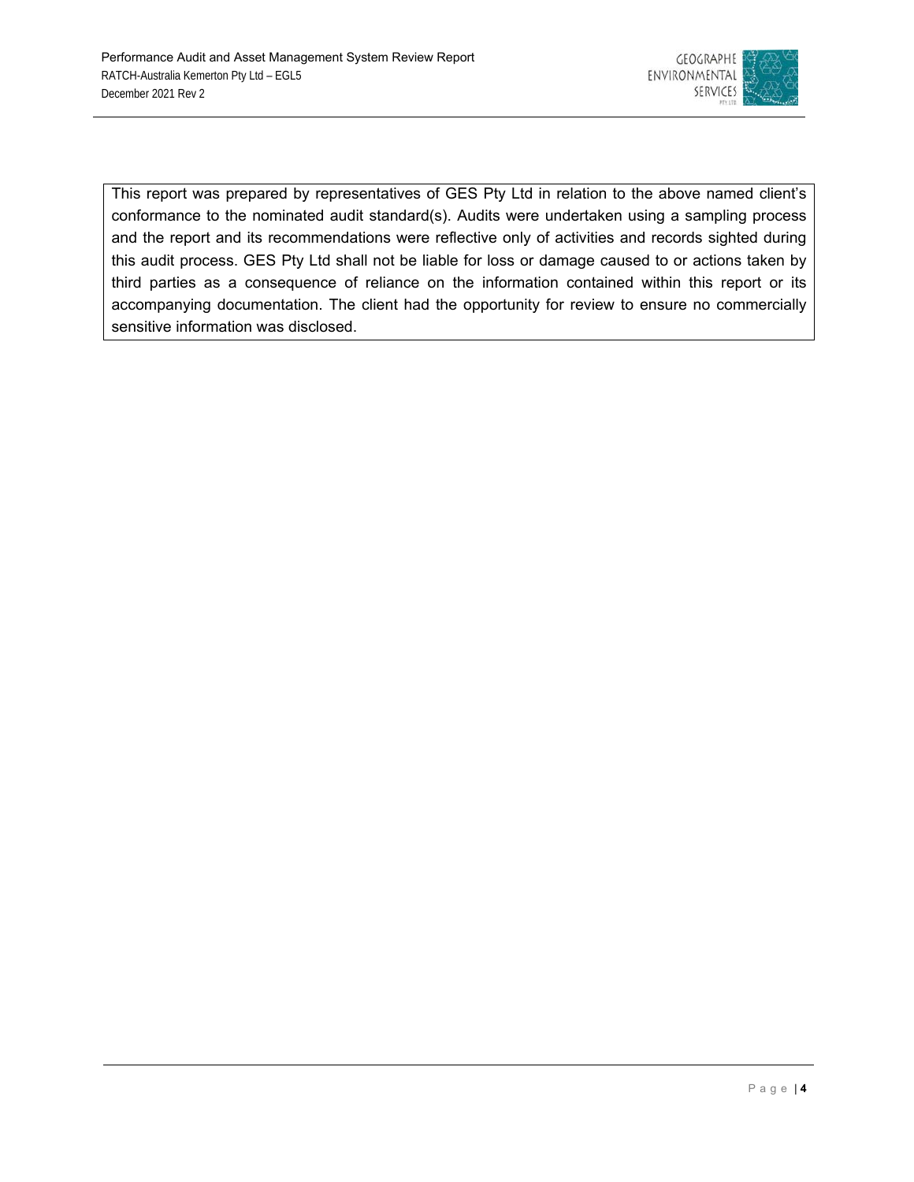This report was prepared by representatives of GES Pty Ltd in relation to the above named client's conformance to the nominated audit standard(s). Audits were undertaken using a sampling process and the report and its recommendations were reflective only of activities and records sighted during this audit process. GES Pty Ltd shall not be liable for loss or damage caused to or actions taken by third parties as a consequence of reliance on the information contained within this report or its accompanying documentation. The client had the opportunity for review to ensure no commercially sensitive information was disclosed.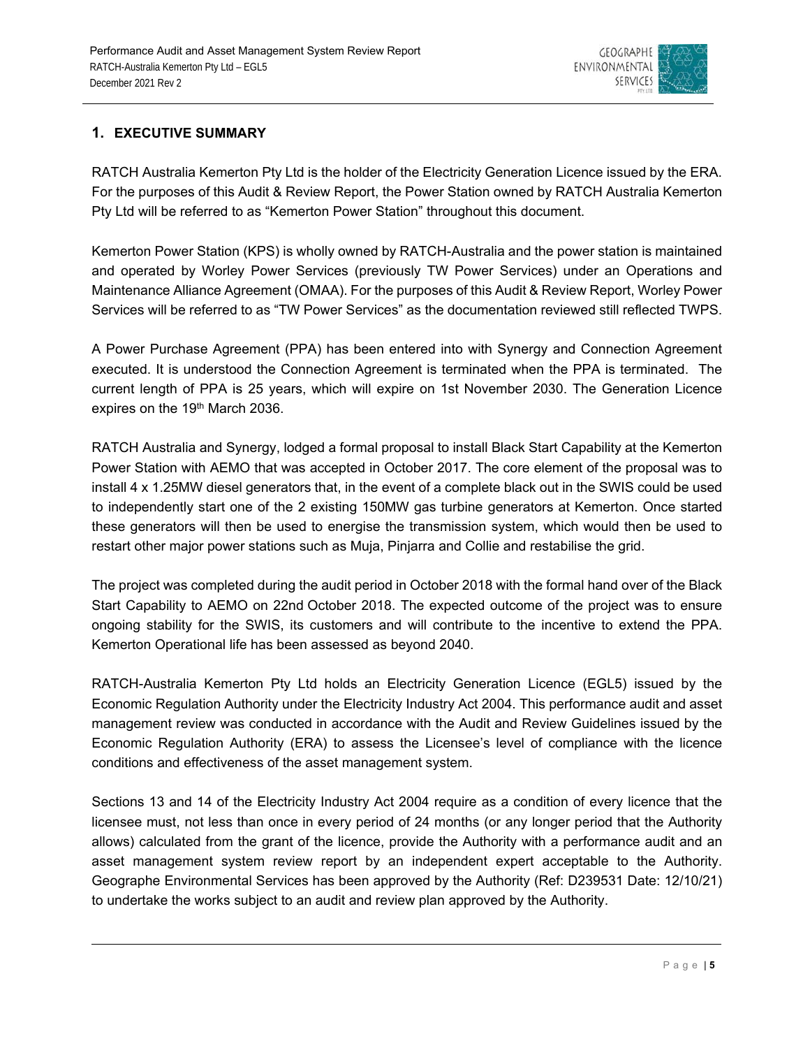## 1. EXECUTIVE SUMMARY

RATCH Australia Kemerton Pty Ltd is the holder of the Electricity Generation Licence issued by the ERA. For the purposes of this Audit & Review Report, the Power Station owned by RATCH Australia Kemerton Pty Ltd will be referred to as "Kemerton Power Station" throughout this document.

Kemerton Power Station (KPS) is wholly owned by RATCH-Australia and the power station is maintained and operated by Worley Power Services (previously TW Power Services) under an Operations and Maintenance Alliance Agreement (OMAA). For the purposes of this Audit & Review Report, Worley Power Services will be referred to as "TW Power Services" as the documentation reviewed still reflected TWPS.

A Power Purchase Agreement (PPA) has been entered into with Synergy and Connection Agreement executed. It is understood the Connection Agreement is terminated when the PPA is terminated. The current length of PPA is 25 years, which will expire on 1st November 2030. The Generation Licence expires on the 19th March 2036.

RATCH Australia and Synergy, lodged a formal proposal to install Black Start Capability at the Kemerton Power Station with AEMO that was accepted in October 2017. The core element of the proposal was to install 4 x 1.25MW diesel generators that, in the event of a complete black out in the SWIS could be used to independently start one of the 2 existing 150MW gas turbine generators at Kemerton. Once started these generators will then be used to energise the transmission system, which would then be used to restart other major power stations such as Muja, Pinjarra and Collie and restabilise the grid.

The project was completed during the audit period in October 2018 with the formal hand over of the Black Start Capability to AEMO on 22nd October 2018. The expected outcome of the project was to ensure ongoing stability for the SWIS, its customers and will contribute to the incentive to extend the PPA. Kemerton Operational life has been assessed as beyond 2040.

RATCH-Australia Kemerton Pty Ltd holds an Electricity Generation Licence (EGL5) issued by the Economic Regulation Authority under the Electricity Industry Act 2004. This performance audit and asset management review was conducted in accordance with the Audit and Review Guidelines issued by the Economic Regulation Authority (ERA) to assess the Licensee's level of compliance with the licence conditions and effectiveness of the asset management system.

Sections 13 and 14 of the Electricity Industry Act 2004 require as a condition of every licence that the licensee must, not less than once in every period of 24 months (or any longer period that the Authority allows) calculated from the grant of the licence, provide the Authority with a performance audit and an asset management system review report by an independent expert acceptable to the Authority. Geographe Environmental Services has been approved by the Authority (Ref: D239531 Date: 12/10/21) to undertake the works subject to an audit and review plan approved by the Authority.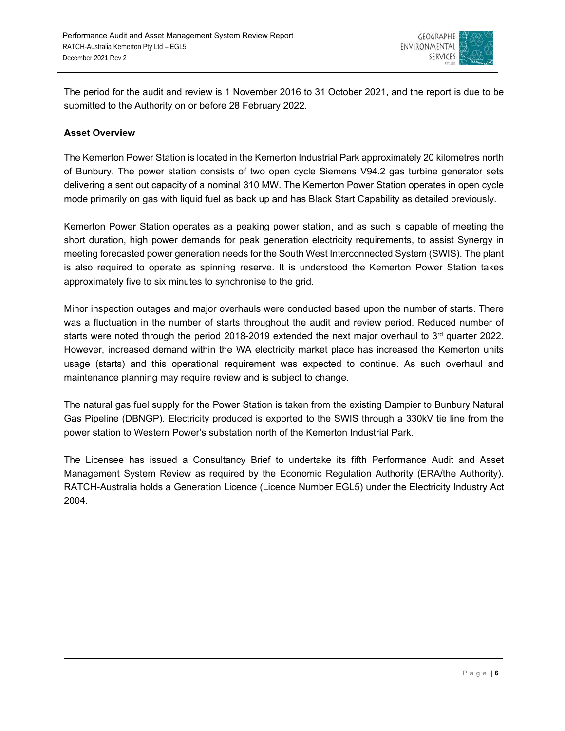The period for the audit and review is 1 November 2016 to 31 October 2021, and the report is due to be submitted to the Authority on or before 28 February 2022.

**Asset Overview**

The Kemerton Power Station is located in the Kemerton Industrial Park approximately 20 kilometres north of Bunbury. The power station consists of two open cycle Siemens V94.2 gas turbine generator sets delivering a sent out capacity of a nominal 310 MW. The Kemerton Power Station operates in open cycle mode primarily on gas with liquid fuel as back up and has Black Start Capability as detailed previously.

Kemerton Power Station operates as a peaking power station, and as such is capable of meeting the short duration, high power demands for peak generation electricity requirements, to assist Synergy in meeting forecasted power generation needs for the South West Interconnected System (SWIS). The plant is also required to operate as spinning reserve. It is understood the Kemerton Power Station takes approximately five to six minutes to synchronise to the grid.

Minor inspection outages and major overhauls were conducted based upon the number of starts. There was a fluctuation in the number of starts throughout the audit and review period. Reduced number of starts were noted through the period 2018-2019 extended the next major overhaul to 3rd quarter 2022. However, increased demand within the WA electricity market place has increased the Kemerton units usage (starts) and this operational requirement was expected to continue. As such overhaul and maintenance planning may require review and is subject to change.

The natural gas fuel supply for the Power Station is taken from the existing Dampier to Bunbury Natural Gas Pipeline (DBNGP). Electricity produced is exported to the SWIS through a 330kV tie line from the power station to Western Power's substation north of the Kemerton Industrial Park.

The Licensee has issued a Consultancy Brief to undertake its fifth Performance Audit and Asset Management System Review as required by the Economic Regulation Authority (ERA/the Authority). RATCH-Australia holds a Generation Licence (Licence Number EGL5) under the Electricity Industry Act 2004.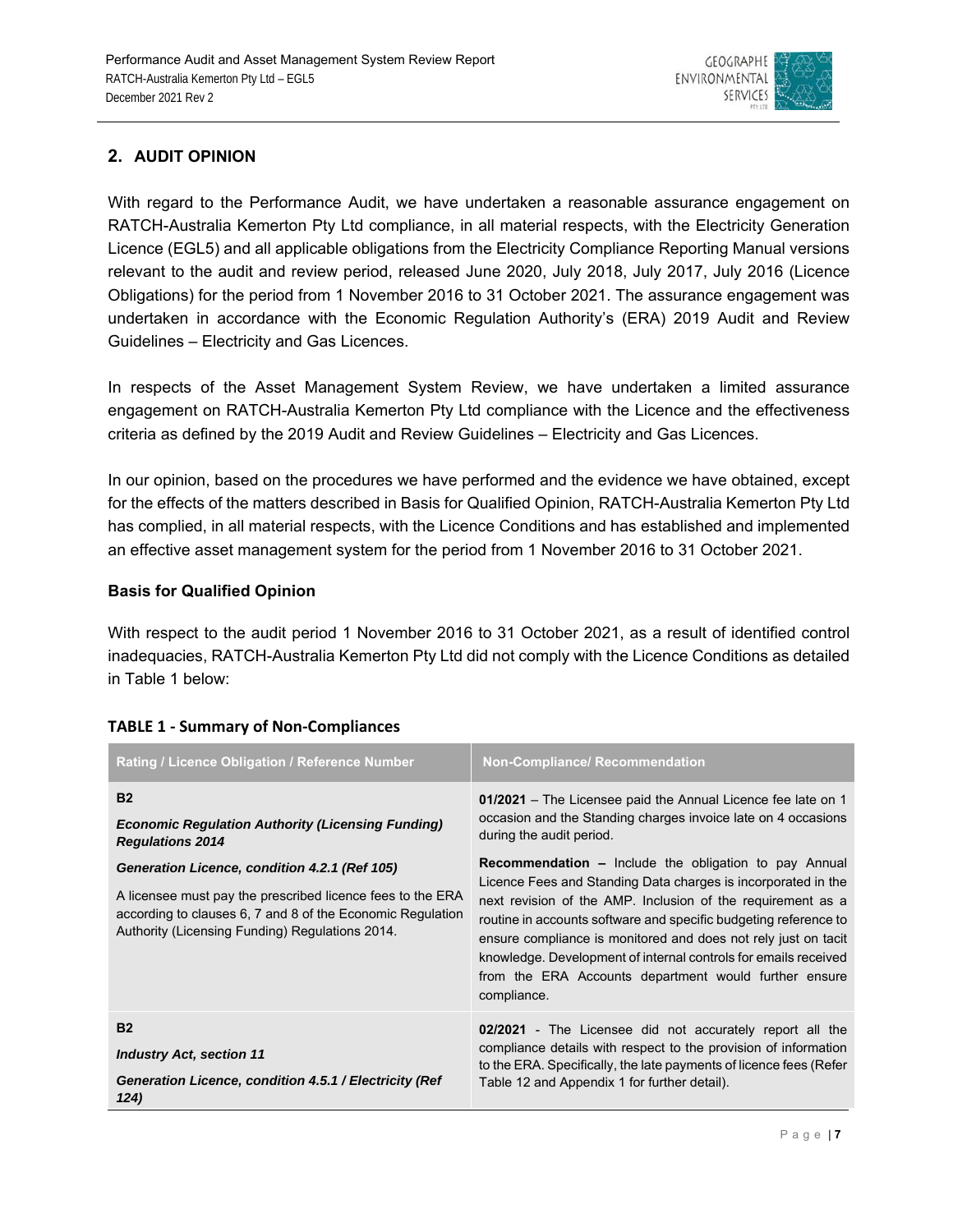## 2. AUDIT OPINION

With regard to the Performance Audit, we have undertaken a reasonable assurance engagement on RATCH-Australia Kemerton Pty Ltd compliance, in all material respects, with the Electricity Generation Licence (EGL5) and all applicable obligations from the Electricity Compliance Reporting Manual versions relevant to the audit and review period, released June 2020, July 2018, July 2017, July 2016 (Licence Obligations) for the period from 1 November 2016 to 31 October 2021. The assurance engagement was undertaken in accordance with the Economic Regulation Authority's (ERA) 2019 Audit and Review Guidelines – Electricity and Gas Licences.

In respects of the Asset Management System Review, we have undertaken a limited assurance engagement on RATCH-Australia Kemerton Pty Ltd compliance with the Licence and the effectiveness criteria as defined by the 2019 Audit and Review Guidelines – Electricity and Gas Licences.

In our opinion, based on the procedures we have performed and the evidence we have obtained, except for the effects of the matters described in Basis for Qualified Opinion, RATCH-Australia Kemerton Pty Ltd has complied, in all material respects, with the Licence Conditions and has established and implemented an effective asset management system for the period from 1 November 2016 to 31 October 2021.

**Basis for Qualified Opinion**

With respect to the audit period 1 November 2016 to 31 October 2021, as a result of identified control inadequacies, RATCH-Australia Kemerton Pty Ltd did not comply with the Licence Conditions as detailed in Table 1 below:

**TABLE 1 - Summary of Non-Compliances**

| Rating / Licence Obligation / Reference Number | Non-Compliance/ Recommendation |
|---|---|
| **B2**<br>***Economic Regulation Authority (Licensing Funding) Regulations 2014***<br>***Generation Licence, condition 4.2.1 (Ref 105)***<br>A licensee must pay the prescribed licence fees to the ERA according to clauses 6, 7 and 8 of the Economic Regulation Authority (Licensing Funding) Regulations 2014. | **01/2021** – The Licensee paid the Annual Licence fee late on 1 occasion and the Standing charges invoice late on 4 occasions during the audit period.<br>**Recommendation –** Include the obligation to pay Annual Licence Fees and Standing Data charges is incorporated in the next revision of the AMP. Inclusion of the requirement as a routine in accounts software and specific budgeting reference to ensure compliance is monitored and does not rely just on tacit knowledge. Development of internal controls for emails received from the ERA Accounts department would further ensure compliance. |
| **B2**<br>***Industry Act, section 11***<br>***Generation Licence, condition 4.5.1 / Electricity (Ref 124)*** | **02/2021** - The Licensee did not accurately report all the compliance details with respect to the provision of information to the ERA. Specifically, the late payments of licence fees (Refer Table 12 and Appendix 1 for further detail). |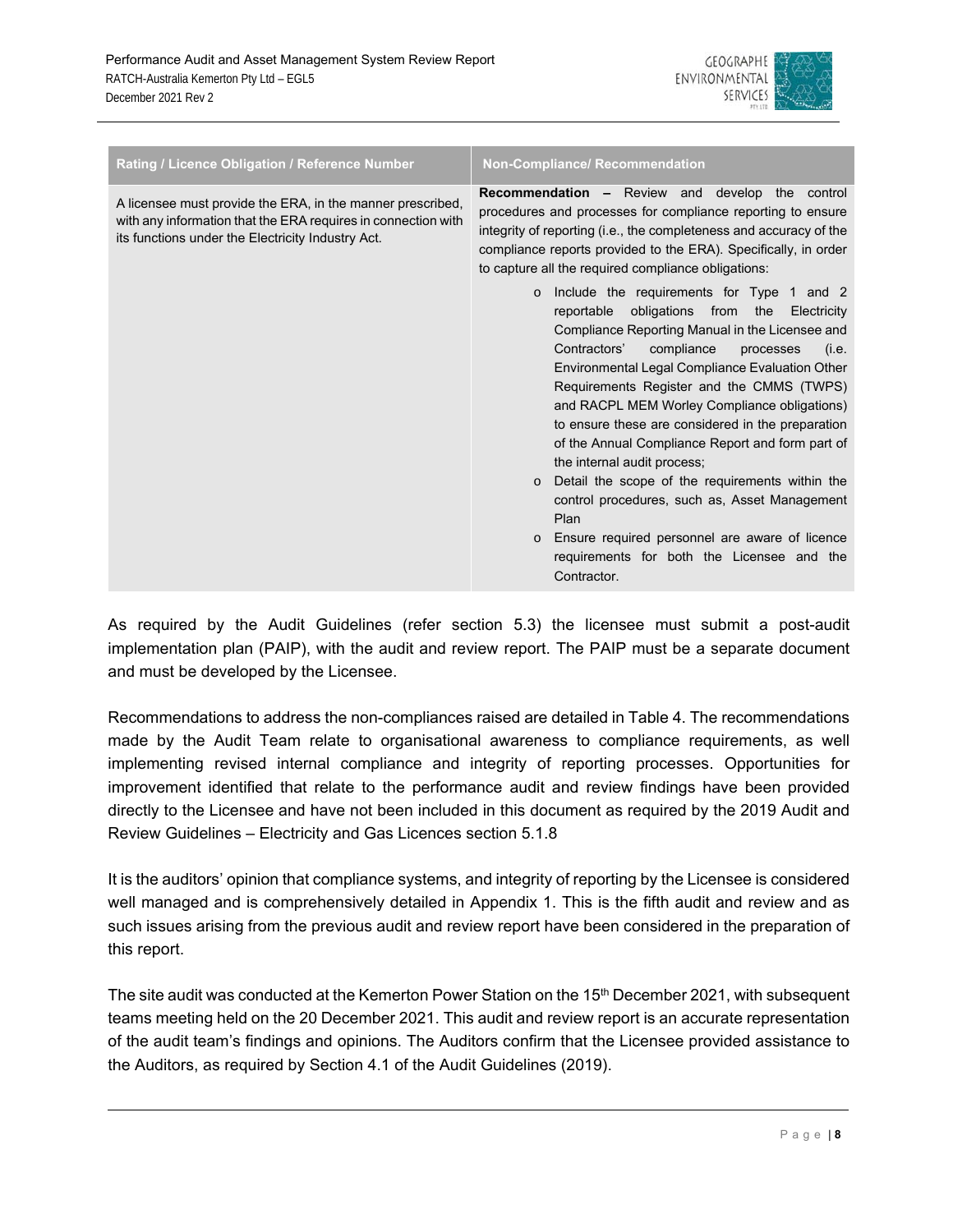| Rating / Licence Obligation / Reference Number | Non-Compliance/ Recommendation |
|---|---|
| A licensee must provide the ERA, in the manner prescribed, with any information that the ERA requires in connection with its functions under the Electricity Industry Act. | **Recommendation** – Review and develop the control procedures and processes for compliance reporting to ensure integrity of reporting (i.e., the completeness and accuracy of the compliance reports provided to the ERA). Specifically, in order to capture all the required compliance obligations:<br>o Include the requirements for Type 1 and 2 reportable obligations from the Electricity Compliance Reporting Manual in the Licensee and Contractors' compliance processes (i.e. Environmental Legal Compliance Evaluation Other Requirements Register and the CMMS (TWPS) and RACPL MEM Worley Compliance obligations) to ensure these are considered in the preparation of the Annual Compliance Report and form part of the internal audit process;<br>o Detail the scope of the requirements within the control procedures, such as, Asset Management Plan<br>o Ensure required personnel are aware of licence requirements for both the Licensee and the Contractor. |

As required by the Audit Guidelines (refer section 5.3) the licensee must submit a post-audit implementation plan (PAIP), with the audit and review report. The PAIP must be a separate document and must be developed by the Licensee.

Recommendations to address the non-compliances raised are detailed in Table 4. The recommendations made by the Audit Team relate to organisational awareness to compliance requirements, as well implementing revised internal compliance and integrity of reporting processes. Opportunities for improvement identified that relate to the performance audit and review findings have been provided directly to the Licensee and have not been included in this document as required by the 2019 Audit and Review Guidelines – Electricity and Gas Licences section 5.1.8

It is the auditors' opinion that compliance systems, and integrity of reporting by the Licensee is considered well managed and is comprehensively detailed in Appendix 1. This is the fifth audit and review and as such issues arising from the previous audit and review report have been considered in the preparation of this report.

The site audit was conducted at the Kemerton Power Station on the 15th December 2021, with subsequent teams meeting held on the 20 December 2021. This audit and review report is an accurate representation of the audit team's findings and opinions. The Auditors confirm that the Licensee provided assistance to the Auditors, as required by Section 4.1 of the Audit Guidelines (2019).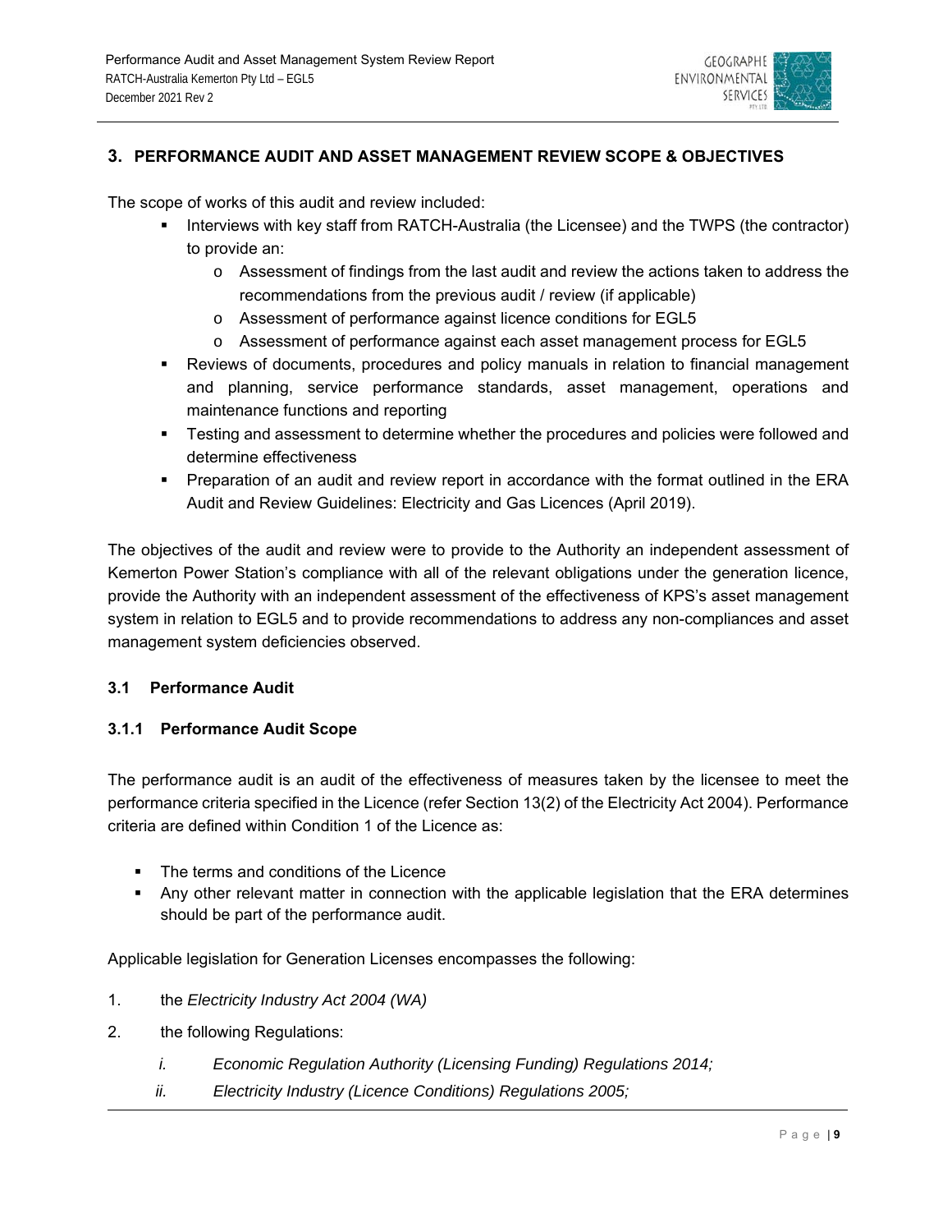## 3. PERFORMANCE AUDIT AND ASSET MANAGEMENT REVIEW SCOPE & OBJECTIVES

The scope of works of this audit and review included:

- Interviews with key staff from RATCH-Australia (the Licensee) and the TWPS (the contractor) to provide an:
  - Assessment of findings from the last audit and review the actions taken to address the recommendations from the previous audit / review (if applicable)
  - Assessment of performance against licence conditions for EGL5
  - Assessment of performance against each asset management process for EGL5
- Reviews of documents, procedures and policy manuals in relation to financial management and planning, service performance standards, asset management, operations and maintenance functions and reporting
- Testing and assessment to determine whether the procedures and policies were followed and determine effectiveness
- Preparation of an audit and review report in accordance with the format outlined in the ERA Audit and Review Guidelines: Electricity and Gas Licences (April 2019).

The objectives of the audit and review were to provide to the Authority an independent assessment of Kemerton Power Station's compliance with all of the relevant obligations under the generation licence, provide the Authority with an independent assessment of the effectiveness of KPS's asset management system in relation to EGL5 and to provide recommendations to address any non-compliances and asset management system deficiencies observed.

### 3.1 Performance Audit

#### 3.1.1 Performance Audit Scope

The performance audit is an audit of the effectiveness of measures taken by the licensee to meet the performance criteria specified in the Licence (refer Section 13(2) of the Electricity Act 2004). Performance criteria are defined within Condition 1 of the Licence as:

- The terms and conditions of the Licence
- Any other relevant matter in connection with the applicable legislation that the ERA determines should be part of the performance audit.

Applicable legislation for Generation Licenses encompasses the following:

1. the *Electricity Industry Act 2004 (WA)*
2. the following Regulations:
   - *i.* *Economic Regulation Authority (Licensing Funding) Regulations 2014;*
   - *ii.* *Electricity Industry (Licence Conditions) Regulations 2005;*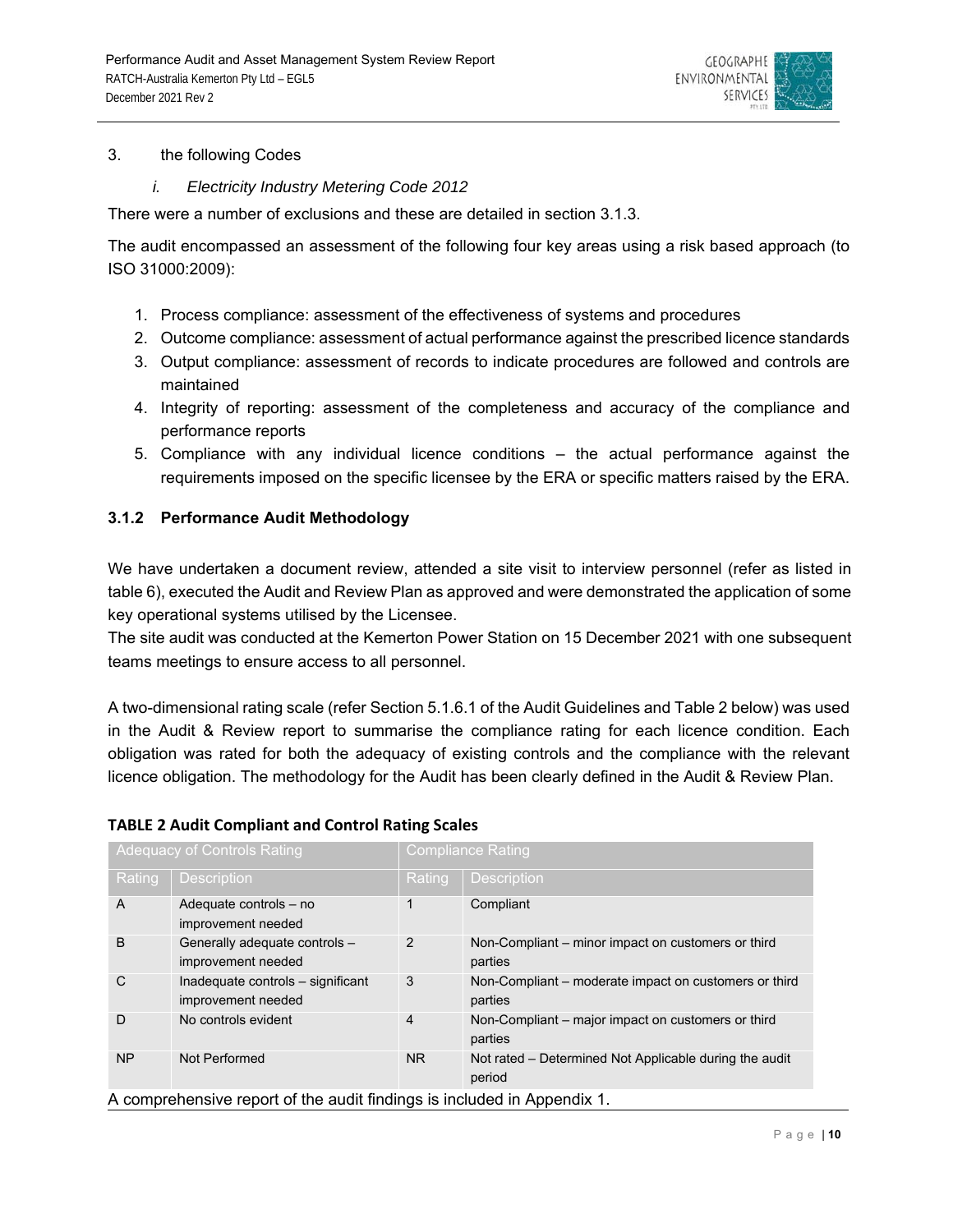3. the following Codes

   i. *Electricity Industry Metering Code 2012*

There were a number of exclusions and these are detailed in section 3.1.3.

The audit encompassed an assessment of the following four key areas using a risk based approach (to ISO 31000:2009):

1. Process compliance: assessment of the effectiveness of systems and procedures
2. Outcome compliance: assessment of actual performance against the prescribed licence standards
3. Output compliance: assessment of records to indicate procedures are followed and controls are maintained
4. Integrity of reporting: assessment of the completeness and accuracy of the compliance and performance reports
5. Compliance with any individual licence conditions – the actual performance against the requirements imposed on the specific licensee by the ERA or specific matters raised by the ERA.

### 3.1.2 Performance Audit Methodology

We have undertaken a document review, attended a site visit to interview personnel (refer as listed in table 6), executed the Audit and Review Plan as approved and were demonstrated the application of some key operational systems utilised by the Licensee.

The site audit was conducted at the Kemerton Power Station on 15 December 2021 with one subsequent teams meetings to ensure access to all personnel.

A two-dimensional rating scale (refer Section 5.1.6.1 of the Audit Guidelines and Table 2 below) was used in the Audit & Review report to summarise the compliance rating for each licence condition. Each obligation was rated for both the adequacy of existing controls and the compliance with the relevant licence obligation. The methodology for the Audit has been clearly defined in the Audit & Review Plan.

**TABLE 2 Audit Compliant and Control Rating Scales**

| Adequacy of Controls Rating | | Compliance Rating | |
|---|---|---|---|
| Rating | Description | Rating | Description |
| A | Adequate controls – no improvement needed | 1 | Compliant |
| B | Generally adequate controls – improvement needed | 2 | Non-Compliant – minor impact on customers or third parties |
| C | Inadequate controls – significant improvement needed | 3 | Non-Compliant – moderate impact on customers or third parties |
| D | No controls evident | 4 | Non-Compliant – major impact on customers or third parties |
| NP | Not Performed | NR | Not rated – Determined Not Applicable during the audit period |

A comprehensive report of the audit findings is included in Appendix 1.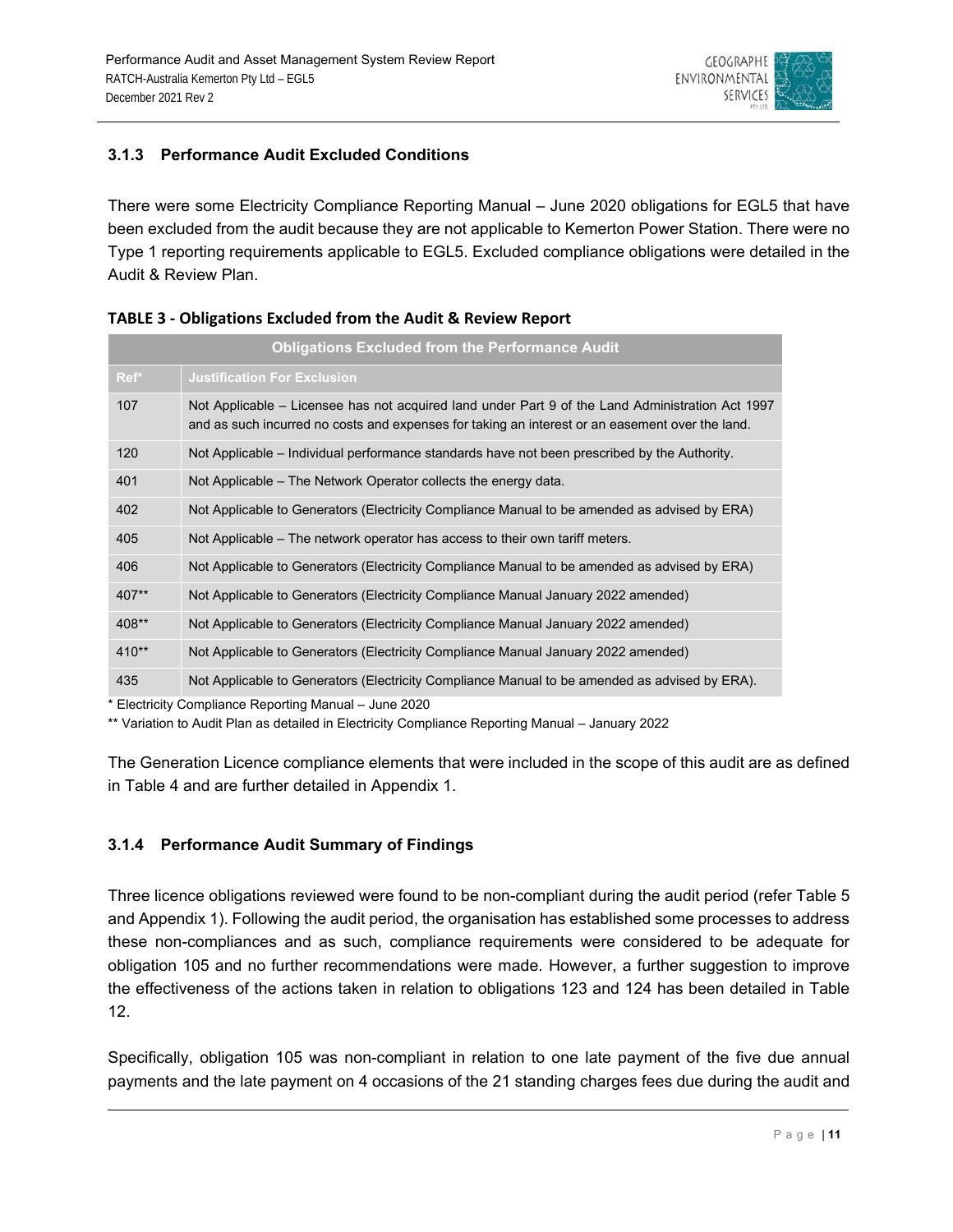### 3.1.3 Performance Audit Excluded Conditions

There were some Electricity Compliance Reporting Manual – June 2020 obligations for EGL5 that have been excluded from the audit because they are not applicable to Kemerton Power Station. There were no Type 1 reporting requirements applicable to EGL5. Excluded compliance obligations were detailed in the Audit & Review Plan.

**TABLE 3 - Obligations Excluded from the Audit & Review Report**

| Obligations Excluded from the Performance Audit | |
|---|---|
| **Ref*** | **Justification For Exclusion** |
| 107 | Not Applicable – Licensee has not acquired land under Part 9 of the Land Administration Act 1997 and as such incurred no costs and expenses for taking an interest or an easement over the land. |
| 120 | Not Applicable – Individual performance standards have not been prescribed by the Authority. |
| 401 | Not Applicable – The Network Operator collects the energy data. |
| 402 | Not Applicable to Generators (Electricity Compliance Manual to be amended as advised by ERA) |
| 405 | Not Applicable – The network operator has access to their own tariff meters. |
| 406 | Not Applicable to Generators (Electricity Compliance Manual to be amended as advised by ERA) |
| 407** | Not Applicable to Generators (Electricity Compliance Manual January 2022 amended) |
| 408** | Not Applicable to Generators (Electricity Compliance Manual January 2022 amended) |
| 410** | Not Applicable to Generators (Electricity Compliance Manual January 2022 amended) |
| 435 | Not Applicable to Generators (Electricity Compliance Manual to be amended as advised by ERA). |

\* Electricity Compliance Reporting Manual – June 2020

** Variation to Audit Plan as detailed in Electricity Compliance Reporting Manual – January 2022

The Generation Licence compliance elements that were included in the scope of this audit are as defined in Table 4 and are further detailed in Appendix 1.

### 3.1.4 Performance Audit Summary of Findings

Three licence obligations reviewed were found to be non-compliant during the audit period (refer Table 5 and Appendix 1). Following the audit period, the organisation has established some processes to address these non-compliances and as such, compliance requirements were considered to be adequate for obligation 105 and no further recommendations were made. However, a further suggestion to improve the effectiveness of the actions taken in relation to obligations 123 and 124 has been detailed in Table 12.

Specifically, obligation 105 was non-compliant in relation to one late payment of the five due annual payments and the late payment on 4 occasions of the 21 standing charges fees due during the audit and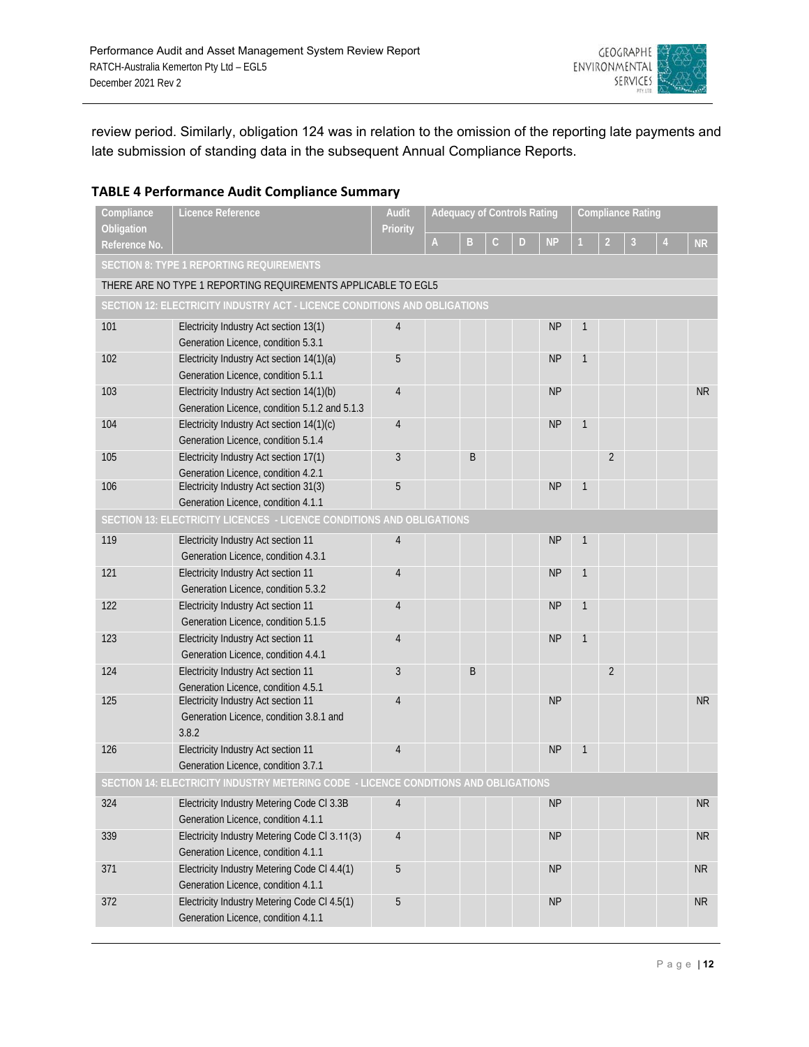review period. Similarly, obligation 124 was in relation to the omission of the reporting late payments and late submission of standing data in the subsequent Annual Compliance Reports.

**TABLE 4 Performance Audit Compliance Summary**

| Compliance Obligation Reference No. | Licence Reference | Audit Priority | Adequacy of Controls Rating | | | | | Compliance Rating | | | | |
|---|---|---|---|---|---|---|---|---|---|---|---|---|
| | | | A | B | C | D | NP | 1 | 2 | 3 | 4 | NR |
| **SECTION 8: TYPE 1 REPORTING REQUIREMENTS** | | | | | | | | | | | | |
| THERE ARE NO TYPE 1 REPORTING REQUIREMENTS APPLICABLE TO EGL5 | | | | | | | | | | | | |
| **SECTION 12: ELECTRICITY INDUSTRY ACT - LICENCE CONDITIONS AND OBLIGATIONS** | | | | | | | | | | | | |
| 101 | Electricity Industry Act section 13(1)<br>Generation Licence, condition 5.3.1 | 4 | | | | | NP | 1 | | | | |
| 102 | Electricity Industry Act section 14(1)(a)<br>Generation Licence, condition 5.1.1 | 5 | | | | | NP | 1 | | | | |
| 103 | Electricity Industry Act section 14(1)(b)<br>Generation Licence, condition 5.1.2 and 5.1.3 | 4 | | | | | NP | | | | | NR |
| 104 | Electricity Industry Act section 14(1)(c)<br>Generation Licence, condition 5.1.4 | 4 | | | | | NP | 1 | | | | |
| 105 | Electricity Industry Act section 17(1)<br>Generation Licence, condition 4.2.1 | 3 | | B | | | | | 2 | | | |
| 106 | Electricity Industry Act section 31(3)<br>Generation Licence, condition 4.1.1 | 5 | | | | | NP | 1 | | | | |
| **SECTION 13: ELECTRICITY LICENCES - LICENCE CONDITIONS AND OBLIGATIONS** | | | | | | | | | | | | |
| 119 | Electricity Industry Act section 11<br>Generation Licence, condition 4.3.1 | 4 | | | | | NP | 1 | | | | |
| 121 | Electricity Industry Act section 11<br>Generation Licence, condition 5.3.2 | 4 | | | | | NP | 1 | | | | |
| 122 | Electricity Industry Act section 11<br>Generation Licence, condition 5.1.5 | 4 | | | | | NP | 1 | | | | |
| 123 | Electricity Industry Act section 11<br>Generation Licence, condition 4.4.1 | 4 | | | | | NP | 1 | | | | |
| 124 | Electricity Industry Act section 11<br>Generation Licence, condition 4.5.1 | 3 | | B | | | | | 2 | | | |
| 125 | Electricity Industry Act section 11<br>Generation Licence, condition 3.8.1 and 3.8.2 | 4 | | | | | NP | | | | | NR |
| 126 | Electricity Industry Act section 11<br>Generation Licence, condition 3.7.1 | 4 | | | | | NP | 1 | | | | |
| **SECTION 14: ELECTRICITY INDUSTRY METERING CODE - LICENCE CONDITIONS AND OBLIGATIONS** | | | | | | | | | | | | |
| 324 | Electricity Industry Metering Code Cl 3.3B<br>Generation Licence, condition 4.1.1 | 4 | | | | | NP | | | | | NR |
| 339 | Electricity Industry Metering Code Cl 3.11(3)<br>Generation Licence, condition 4.1.1 | 4 | | | | | NP | | | | | NR |
| 371 | Electricity Industry Metering Code Cl 4.4(1)<br>Generation Licence, condition 4.1.1 | 5 | | | | | NP | | | | | NR |
| 372 | Electricity Industry Metering Code Cl 4.5(1)<br>Generation Licence, condition 4.1.1 | 5 | | | | | NP | | | | | NR |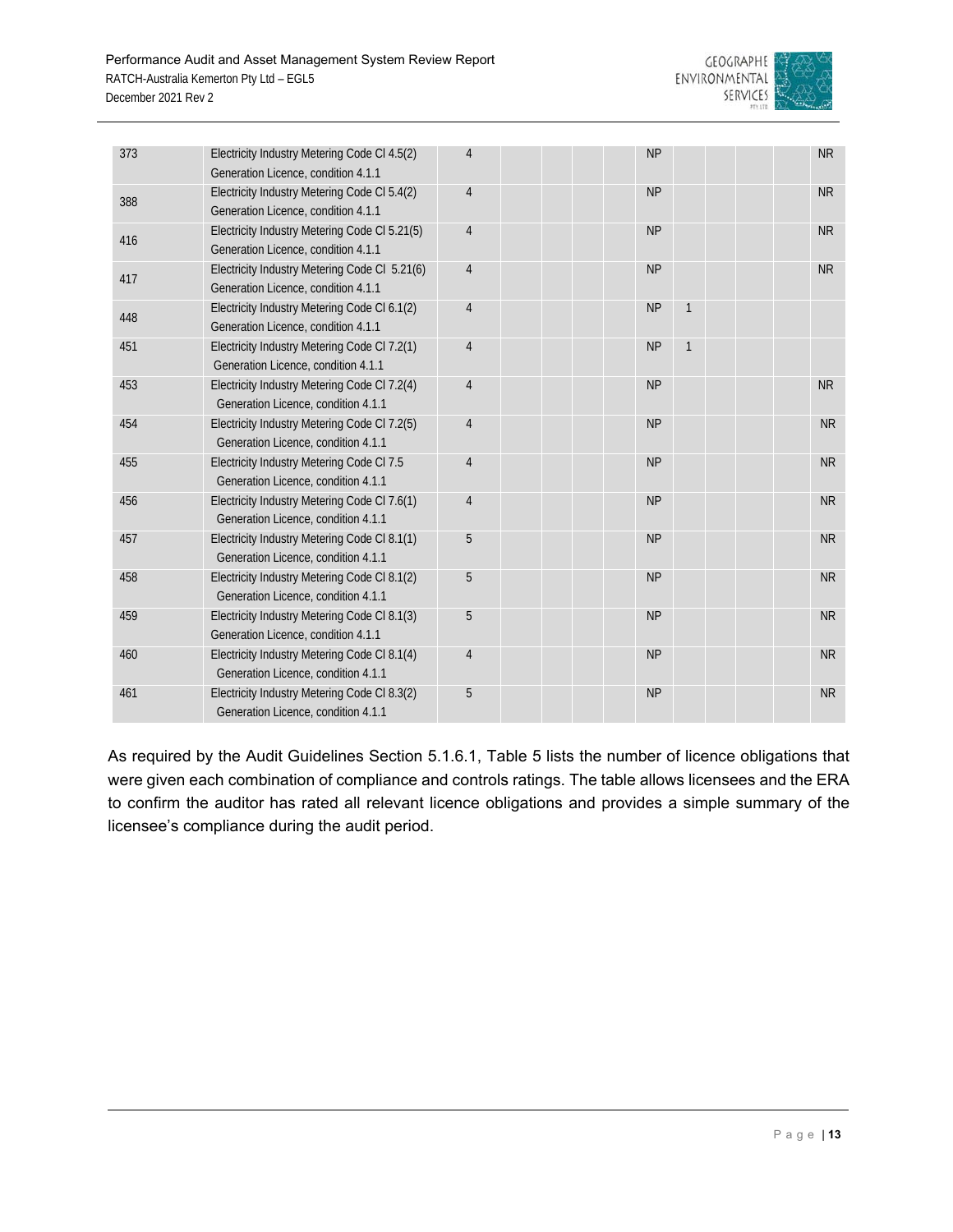| | | | | | | | | | | | | |
|---|---|---|---|---|---|---|---|---|---|---|---|---|
| 373 | Electricity Industry Metering Code Cl 4.5(2) Generation Licence, condition 4.1.1 | 4 | | | | | NP | | | | | NR |
| 388 | Electricity Industry Metering Code Cl 5.4(2) Generation Licence, condition 4.1.1 | 4 | | | | | NP | | | | | NR |
| 416 | Electricity Industry Metering Code Cl 5.21(5) Generation Licence, condition 4.1.1 | 4 | | | | | NP | | | | | NR |
| 417 | Electricity Industry Metering Code Cl 5.21(6) Generation Licence, condition 4.1.1 | 4 | | | | | NP | | | | | NR |
| 448 | Electricity Industry Metering Code Cl 6.1(2) Generation Licence, condition 4.1.1 | 4 | | | | | NP | 1 | | | | |
| 451 | Electricity Industry Metering Code Cl 7.2(1) Generation Licence, condition 4.1.1 | 4 | | | | | NP | 1 | | | | |
| 453 | Electricity Industry Metering Code Cl 7.2(4) Generation Licence, condition 4.1.1 | 4 | | | | | NP | | | | | NR |
| 454 | Electricity Industry Metering Code Cl 7.2(5) Generation Licence, condition 4.1.1 | 4 | | | | | NP | | | | | NR |
| 455 | Electricity Industry Metering Code Cl 7.5 Generation Licence, condition 4.1.1 | 4 | | | | | NP | | | | | NR |
| 456 | Electricity Industry Metering Code Cl 7.6(1) Generation Licence, condition 4.1.1 | 4 | | | | | NP | | | | | NR |
| 457 | Electricity Industry Metering Code Cl 8.1(1) Generation Licence, condition 4.1.1 | 5 | | | | | NP | | | | | NR |
| 458 | Electricity Industry Metering Code Cl 8.1(2) Generation Licence, condition 4.1.1 | 5 | | | | | NP | | | | | NR |
| 459 | Electricity Industry Metering Code Cl 8.1(3) Generation Licence, condition 4.1.1 | 5 | | | | | NP | | | | | NR |
| 460 | Electricity Industry Metering Code Cl 8.1(4) Generation Licence, condition 4.1.1 | 4 | | | | | NP | | | | | NR |
| 461 | Electricity Industry Metering Code Cl 8.3(2) Generation Licence, condition 4.1.1 | 5 | | | | | NP | | | | | NR |

As required by the Audit Guidelines Section 5.1.6.1, Table 5 lists the number of licence obligations that were given each combination of compliance and controls ratings. The table allows licensees and the ERA to confirm the auditor has rated all relevant licence obligations and provides a simple summary of the licensee's compliance during the audit period.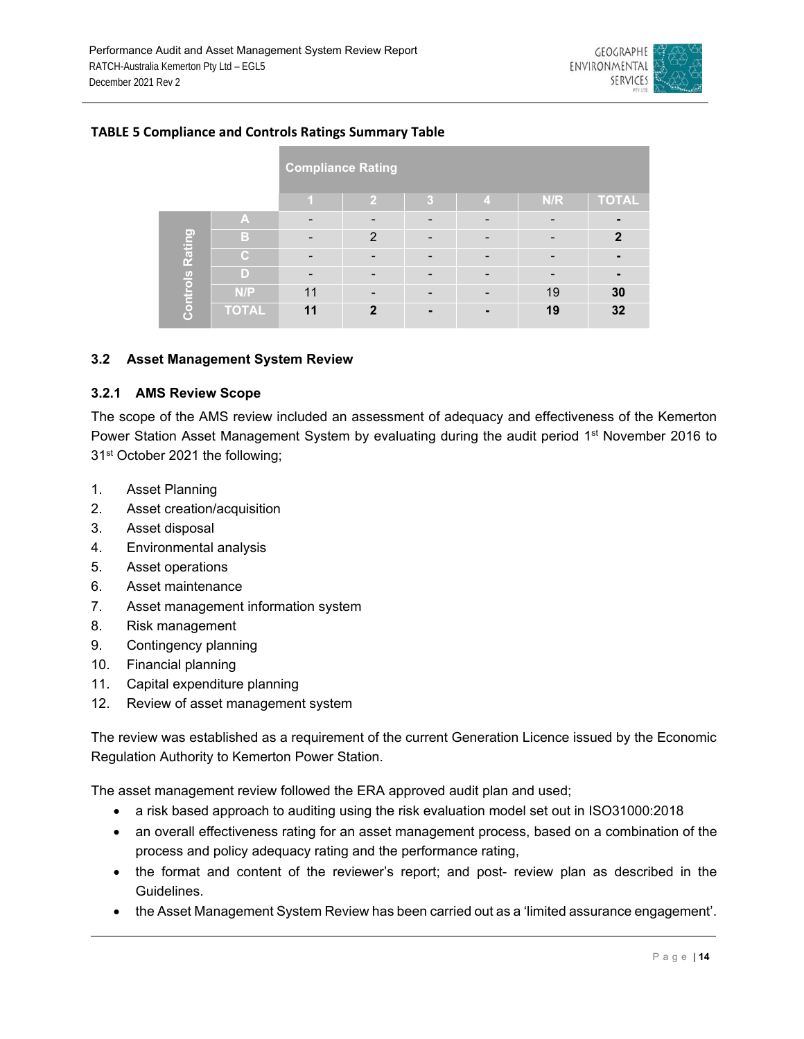**TABLE 5 Compliance and Controls Ratings Summary Table**

| | | Compliance Rating | | | | | |
|---|---|---|---|---|---|---|---|
| | | 1 | 2 | 3 | 4 | N/R | TOTAL |
| Controls Rating | A | - | - | - | - | - | - |
| | B | - | 2 | - | - | - | 2 |
| | C | - | - | - | - | - | - |
| | D | - | - | - | - | - | - |
| | N/P | 11 | - | - | - | 19 | 30 |
| | TOTAL | 11 | 2 | - | - | 19 | 32 |

### 3.2 Asset Management System Review

#### 3.2.1 AMS Review Scope

The scope of the AMS review included an assessment of adequacy and effectiveness of the Kemerton Power Station Asset Management System by evaluating during the audit period 1st November 2016 to 31st October 2021 the following;

1. Asset Planning
2. Asset creation/acquisition
3. Asset disposal
4. Environmental analysis
5. Asset operations
6. Asset maintenance
7. Asset management information system
8. Risk management
9. Contingency planning
10. Financial planning
11. Capital expenditure planning
12. Review of asset management system

The review was established as a requirement of the current Generation Licence issued by the Economic Regulation Authority to Kemerton Power Station.

The asset management review followed the ERA approved audit plan and used;

- a risk based approach to auditing using the risk evaluation model set out in ISO31000:2018
- an overall effectiveness rating for an asset management process, based on a combination of the process and policy adequacy rating and the performance rating,
- the format and content of the reviewer's report; and post- review plan as described in the Guidelines.
- the Asset Management System Review has been carried out as a 'limited assurance engagement'.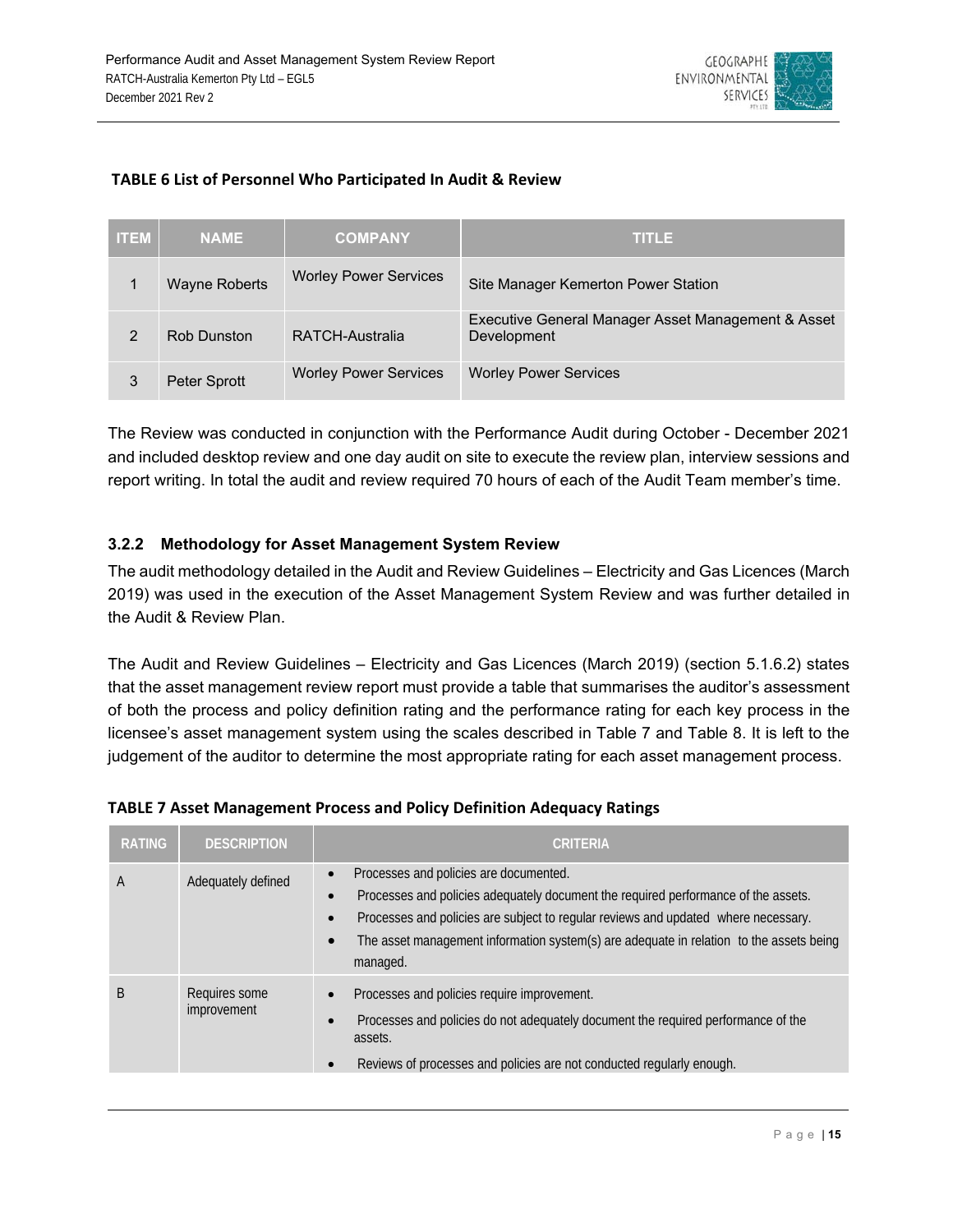**TABLE 6 List of Personnel Who Participated In Audit & Review**

| ITEM | NAME | COMPANY | TITLE |
|---|---|---|---|
| 1 | Wayne Roberts | Worley Power Services | Site Manager Kemerton Power Station |
| 2 | Rob Dunston | RATCH-Australia | Executive General Manager Asset Management & Asset Development |
| 3 | Peter Sprott | Worley Power Services | Worley Power Services |

The Review was conducted in conjunction with the Performance Audit during October - December 2021 and included desktop review and one day audit on site to execute the review plan, interview sessions and report writing. In total the audit and review required 70 hours of each of the Audit Team member's time.

### 3.2.2 Methodology for Asset Management System Review

The audit methodology detailed in the Audit and Review Guidelines – Electricity and Gas Licences (March 2019) was used in the execution of the Asset Management System Review and was further detailed in the Audit & Review Plan.

The Audit and Review Guidelines – Electricity and Gas Licences (March 2019) (section 5.1.6.2) states that the asset management review report must provide a table that summarises the auditor's assessment of both the process and policy definition rating and the performance rating for each key process in the licensee's asset management system using the scales described in Table 7 and Table 8. It is left to the judgement of the auditor to determine the most appropriate rating for each asset management process.

**TABLE 7 Asset Management Process and Policy Definition Adequacy Ratings**

| RATING | DESCRIPTION | CRITERIA |
|---|---|---|
| A | Adequately defined | • Processes and policies are documented.<br>• Processes and policies adequately document the required performance of the assets.<br>• Processes and policies are subject to regular reviews and updated where necessary.<br>• The asset management information system(s) are adequate in relation to the assets being managed. |
| B | Requires some improvement | • Processes and policies require improvement.<br>• Processes and policies do not adequately document the required performance of the assets.<br>• Reviews of processes and policies are not conducted regularly enough. |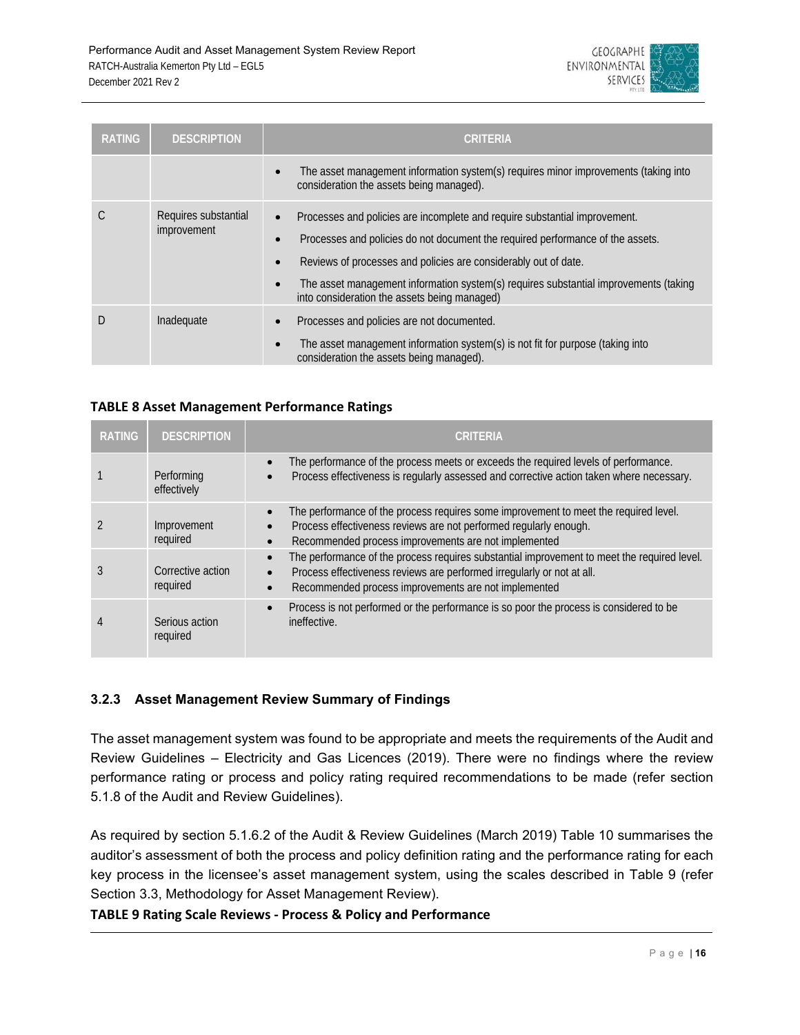| RATING | DESCRIPTION | CRITERIA |
|---|---|---|
| | | • The asset management information system(s) requires minor improvements (taking into consideration the assets being managed). |
| C | Requires substantial improvement | • Processes and policies are incomplete and require substantial improvement.<br>• Processes and policies do not document the required performance of the assets.<br>• Reviews of processes and policies are considerably out of date.<br>• The asset management information system(s) requires substantial improvements (taking into consideration the assets being managed) |
| D | Inadequate | • Processes and policies are not documented.<br>• The asset management information system(s) is not fit for purpose (taking into consideration the assets being managed). |

**TABLE 8 Asset Management Performance Ratings**

| RATING | DESCRIPTION | CRITERIA |
|---|---|---|
| 1 | Performing effectively | • The performance of the process meets or exceeds the required levels of performance.<br>• Process effectiveness is regularly assessed and corrective action taken where necessary. |
| 2 | Improvement required | • The performance of the process requires some improvement to meet the required level.<br>• Process effectiveness reviews are not performed regularly enough.<br>• Recommended process improvements are not implemented |
| 3 | Corrective action required | • The performance of the process requires substantial improvement to meet the required level.<br>• Process effectiveness reviews are performed irregularly or not at all.<br>• Recommended process improvements are not implemented |
| 4 | Serious action required | • Process is not performed or the performance is so poor the process is considered to be ineffective. |

### 3.2.3 Asset Management Review Summary of Findings

The asset management system was found to be appropriate and meets the requirements of the Audit and Review Guidelines – Electricity and Gas Licences (2019). There were no findings where the review performance rating or process and policy rating required recommendations to be made (refer section 5.1.8 of the Audit and Review Guidelines).

As required by section 5.1.6.2 of the Audit & Review Guidelines (March 2019) Table 10 summarises the auditor's assessment of both the process and policy definition rating and the performance rating for each key process in the licensee's asset management system, using the scales described in Table 9 (refer Section 3.3, Methodology for Asset Management Review).

**TABLE 9 Rating Scale Reviews - Process & Policy and Performance**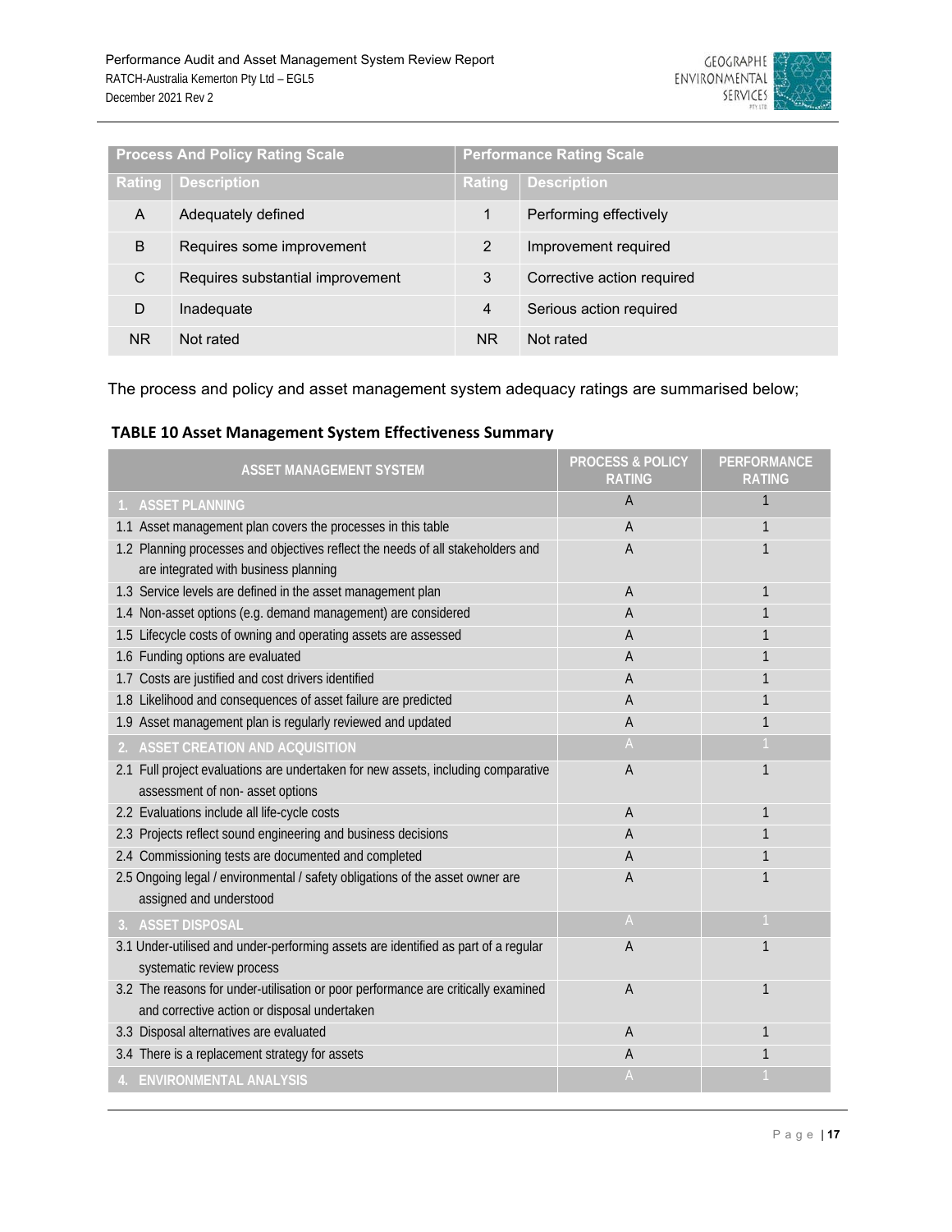| Process And Policy Rating Scale | | Performance Rating Scale | |
|---|---|---|---|
| **Rating** | **Description** | **Rating** | **Description** |
| A | Adequately defined | 1 | Performing effectively |
| B | Requires some improvement | 2 | Improvement required |
| C | Requires substantial improvement | 3 | Corrective action required |
| D | Inadequate | 4 | Serious action required |
| NR | Not rated | NR | Not rated |

The process and policy and asset management system adequacy ratings are summarised below;

**TABLE 10 Asset Management System Effectiveness Summary**

| ASSET MANAGEMENT SYSTEM | PROCESS & POLICY RATING | PERFORMANCE RATING |
|---|---|---|
| **1. ASSET PLANNING** | A | 1 |
| 1.1 Asset management plan covers the processes in this table | A | 1 |
| 1.2 Planning processes and objectives reflect the needs of all stakeholders and are integrated with business planning | A | 1 |
| 1.3 Service levels are defined in the asset management plan | A | 1 |
| 1.4 Non-asset options (e.g. demand management) are considered | A | 1 |
| 1.5 Lifecycle costs of owning and operating assets are assessed | A | 1 |
| 1.6 Funding options are evaluated | A | 1 |
| 1.7 Costs are justified and cost drivers identified | A | 1 |
| 1.8 Likelihood and consequences of asset failure are predicted | A | 1 |
| 1.9 Asset management plan is regularly reviewed and updated | A | 1 |
| **2. ASSET CREATION AND ACQUISITION** | A | 1 |
| 2.1 Full project evaluations are undertaken for new assets, including comparative assessment of non- asset options | A | 1 |
| 2.2 Evaluations include all life-cycle costs | A | 1 |
| 2.3 Projects reflect sound engineering and business decisions | A | 1 |
| 2.4 Commissioning tests are documented and completed | A | 1 |
| 2.5 Ongoing legal / environmental / safety obligations of the asset owner are assigned and understood | A | 1 |
| **3. ASSET DISPOSAL** | A | 1 |
| 3.1 Under-utilised and under-performing assets are identified as part of a regular systematic review process | A | 1 |
| 3.2 The reasons for under-utilisation or poor performance are critically examined and corrective action or disposal undertaken | A | 1 |
| 3.3 Disposal alternatives are evaluated | A | 1 |
| 3.4 There is a replacement strategy for assets | A | 1 |
| **4. ENVIRONMENTAL ANALYSIS** | A | 1 |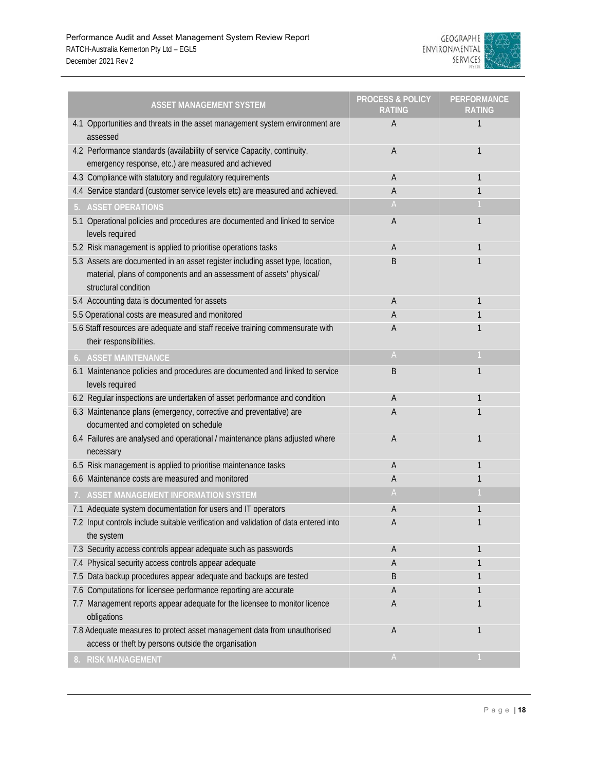| ASSET MANAGEMENT SYSTEM | PROCESS & POLICY RATING | PERFORMANCE RATING |
|---|---|---|
| 4.1 Opportunities and threats in the asset management system environment are assessed | A | 1 |
| 4.2 Performance standards (availability of service Capacity, continuity, emergency response, etc.) are measured and achieved | A | 1 |
| 4.3 Compliance with statutory and regulatory requirements | A | 1 |
| 4.4 Service standard (customer service levels etc) are measured and achieved. | A | 1 |
| **5. ASSET OPERATIONS** | A | 1 |
| 5.1 Operational policies and procedures are documented and linked to service levels required | A | 1 |
| 5.2 Risk management is applied to prioritise operations tasks | A | 1 |
| 5.3 Assets are documented in an asset register including asset type, location, material, plans of components and an assessment of assets' physical/ structural condition | B | 1 |
| 5.4 Accounting data is documented for assets | A | 1 |
| 5.5 Operational costs are measured and monitored | A | 1 |
| 5.6 Staff resources are adequate and staff receive training commensurate with their responsibilities. | A | 1 |
| **6. ASSET MAINTENANCE** | A | 1 |
| 6.1 Maintenance policies and procedures are documented and linked to service levels required | B | 1 |
| 6.2 Regular inspections are undertaken of asset performance and condition | A | 1 |
| 6.3 Maintenance plans (emergency, corrective and preventative) are documented and completed on schedule | A | 1 |
| 6.4 Failures are analysed and operational / maintenance plans adjusted where necessary | A | 1 |
| 6.5 Risk management is applied to prioritise maintenance tasks | A | 1 |
| 6.6 Maintenance costs are measured and monitored | A | 1 |
| **7. ASSET MANAGEMENT INFORMATION SYSTEM** | A | 1 |
| 7.1 Adequate system documentation for users and IT operators | A | 1 |
| 7.2 Input controls include suitable verification and validation of data entered into the system | A | 1 |
| 7.3 Security access controls appear adequate such as passwords | A | 1 |
| 7.4 Physical security access controls appear adequate | A | 1 |
| 7.5 Data backup procedures appear adequate and backups are tested | B | 1 |
| 7.6 Computations for licensee performance reporting are accurate | A | 1 |
| 7.7 Management reports appear adequate for the licensee to monitor licence obligations | A | 1 |
| 7.8 Adequate measures to protect asset management data from unauthorised access or theft by persons outside the organisation | A | 1 |
| **8. RISK MANAGEMENT** | A | 1 |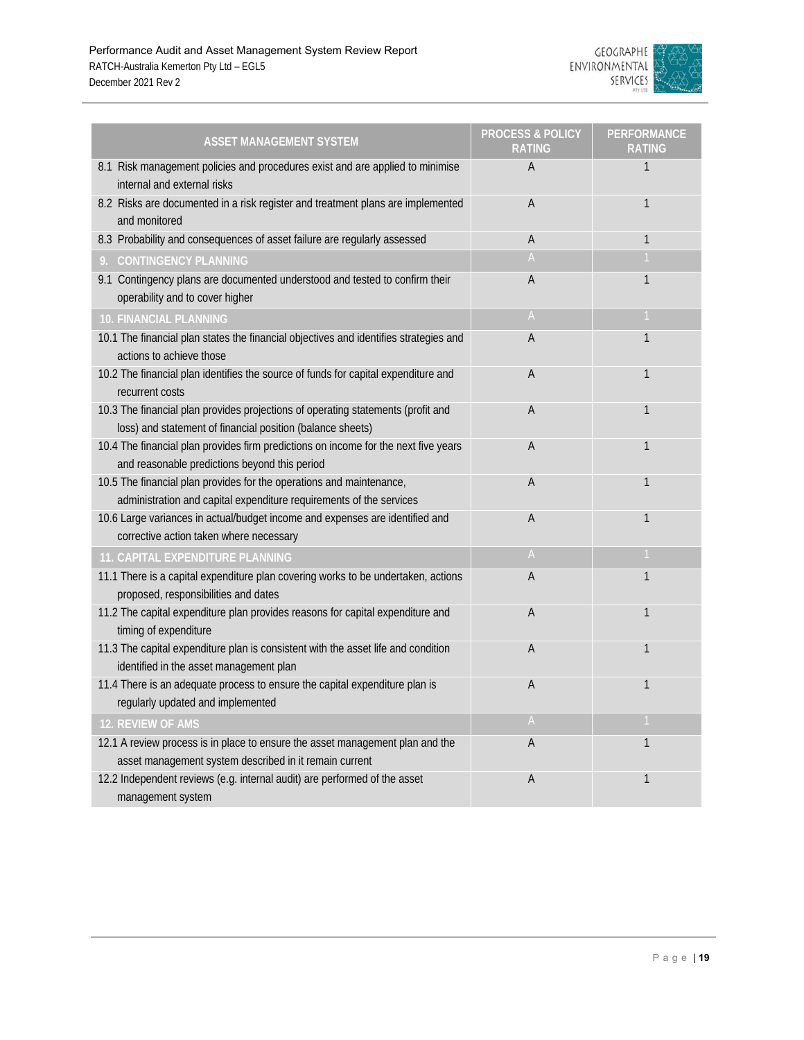| ASSET MANAGEMENT SYSTEM | PROCESS & POLICY RATING | PERFORMANCE RATING |
|---|---|---|
| 8.1 Risk management policies and procedures exist and are applied to minimise internal and external risks | A | 1 |
| 8.2 Risks are documented in a risk register and treatment plans are implemented and monitored | A | 1 |
| 8.3 Probability and consequences of asset failure are regularly assessed | A | 1 |
| **9. CONTINGENCY PLANNING** | A | 1 |
| 9.1 Contingency plans are documented understood and tested to confirm their operability and to cover higher | A | 1 |
| **10. FINANCIAL PLANNING** | A | 1 |
| 10.1 The financial plan states the financial objectives and identifies strategies and actions to achieve those | A | 1 |
| 10.2 The financial plan identifies the source of funds for capital expenditure and recurrent costs | A | 1 |
| 10.3 The financial plan provides projections of operating statements (profit and loss) and statement of financial position (balance sheets) | A | 1 |
| 10.4 The financial plan provides firm predictions on income for the next five years and reasonable predictions beyond this period | A | 1 |
| 10.5 The financial plan provides for the operations and maintenance, administration and capital expenditure requirements of the services | A | 1 |
| 10.6 Large variances in actual/budget income and expenses are identified and corrective action taken where necessary | A | 1 |
| **11. CAPITAL EXPENDITURE PLANNING** | A | 1 |
| 11.1 There is a capital expenditure plan covering works to be undertaken, actions proposed, responsibilities and dates | A | 1 |
| 11.2 The capital expenditure plan provides reasons for capital expenditure and timing of expenditure | A | 1 |
| 11.3 The capital expenditure plan is consistent with the asset life and condition identified in the asset management plan | A | 1 |
| 11.4 There is an adequate process to ensure the capital expenditure plan is regularly updated and implemented | A | 1 |
| **12. REVIEW OF AMS** | A | 1 |
| 12.1 A review process is in place to ensure the asset management plan and the asset management system described in it remain current | A | 1 |
| 12.2 Independent reviews (e.g. internal audit) are performed of the asset management system | A | 1 |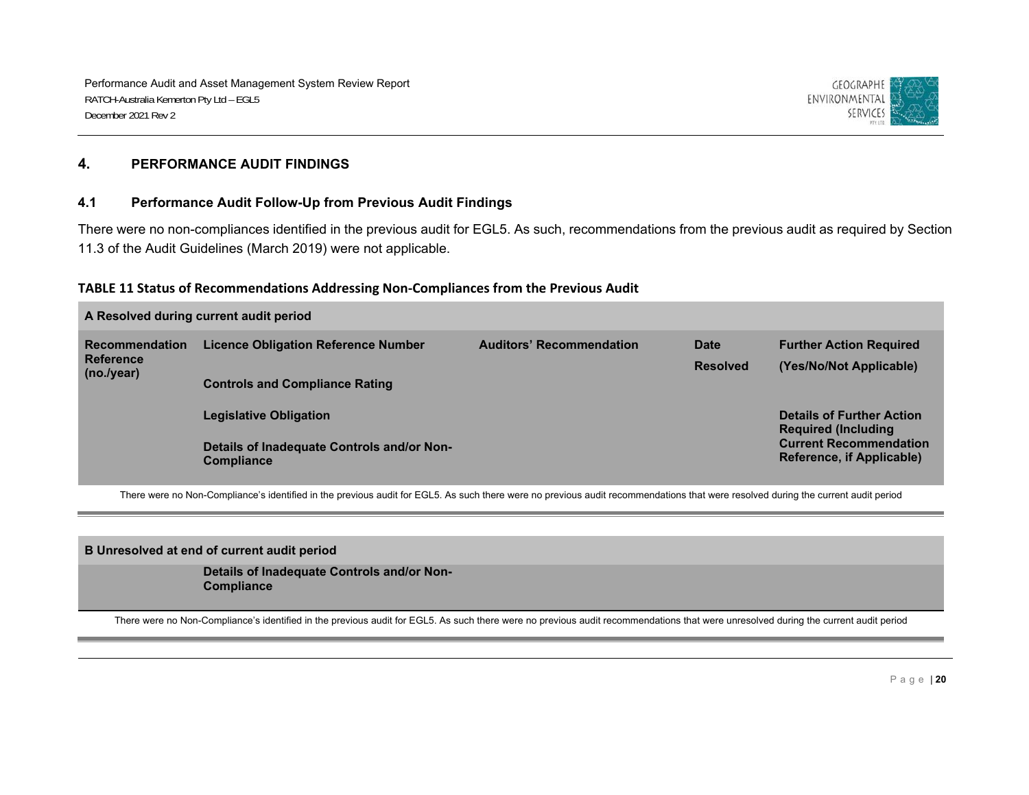## 4. PERFORMANCE AUDIT FINDINGS

### 4.1 Performance Audit Follow-Up from Previous Audit Findings

There were no non-compliances identified in the previous audit for EGL5. As such, recommendations from the previous audit as required by Section 11.3 of the Audit Guidelines (March 2019) were not applicable.

**TABLE 11 Status of Recommendations Addressing Non-Compliances from the Previous Audit**

| **A Resolved during current audit period** | | | | |
|---|---|---|---|---|
| **Recommendation Reference (no./year)** | **Licence Obligation Reference Number**<br><br>**Controls and Compliance Rating**<br><br>**Legislative Obligation**<br><br>**Details of Inadequate Controls and/or Non-Compliance** | **Auditors' Recommendation** | **Date Resolved** | **Further Action Required (Yes/No/Not Applicable)**<br><br>**Details of Further Action Required (Including Current Recommendation Reference, if Applicable)** |
| There were no Non-Compliance's identified in the previous audit for EGL5. As such there were no previous audit recommendations that were resolved during the current audit period | | | | |

| **B Unresolved at end of current audit period** | | | | |
|---|---|---|---|---|
| | **Details of Inadequate Controls and/or Non-Compliance** | | | |
| There were no Non-Compliance's identified in the previous audit for EGL5. As such there were no previous audit recommendations that were unresolved during the current audit period | | | | |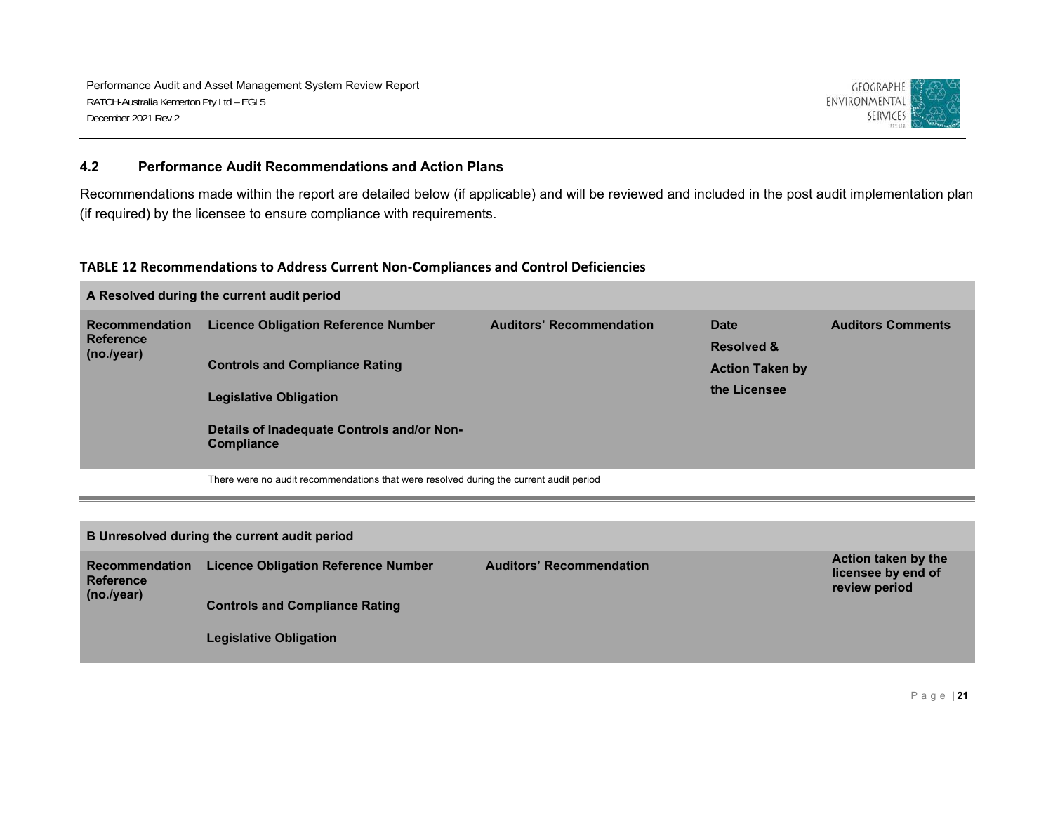## 4.2 Performance Audit Recommendations and Action Plans

Recommendations made within the report are detailed below (if applicable) and will be reviewed and included in the post audit implementation plan (if required) by the licensee to ensure compliance with requirements.

**TABLE 12 Recommendations to Address Current Non-Compliances and Control Deficiencies**

| **A Resolved during the current audit period** | | | | |
|---|---|---|---|---|
| **Recommendation Reference (no./year)** | **Licence Obligation Reference Number**<br><br>**Controls and Compliance Rating**<br><br>**Legislative Obligation**<br><br>**Details of Inadequate Controls and/or Non-Compliance** | **Auditors' Recommendation** | **Date Resolved & Action Taken by the Licensee** | **Auditors Comments** |
| | There were no audit recommendations that were resolved during the current audit period | | | |

| **B Unresolved during the current audit period** | | | |
|---|---|---|---|
| **Recommendation Reference (no./year)** | **Licence Obligation Reference Number**<br><br>**Controls and Compliance Rating**<br><br>**Legislative Obligation** | **Auditors' Recommendation** | **Action taken by the licensee by end of review period** |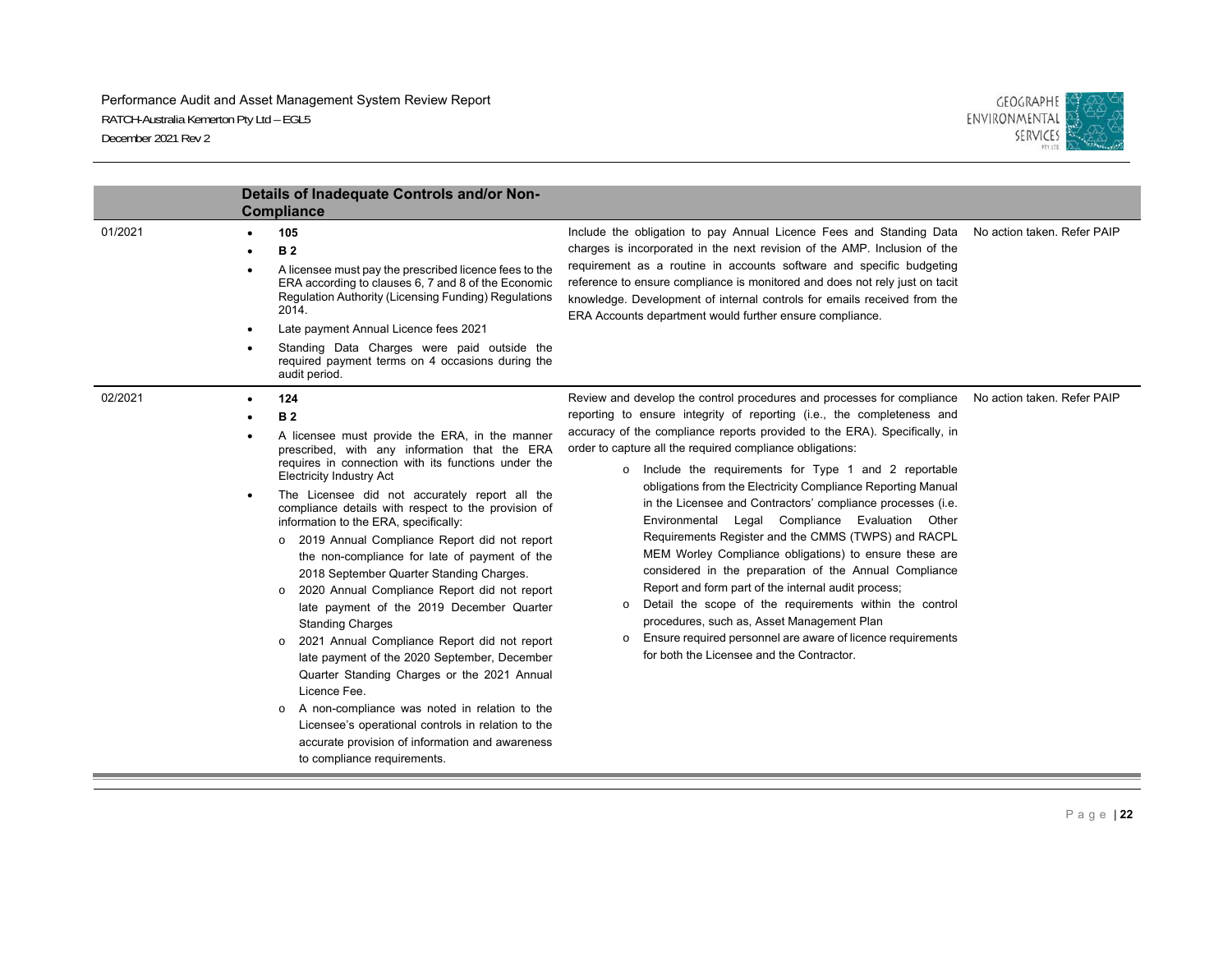| | Details of Inadequate Controls and/or Non-Compliance | | |
|---|---|---|---|
| 01/2021 | • **105**<br>• **B 2**<br>• A licensee must pay the prescribed licence fees to the ERA according to clauses 6, 7 and 8 of the Economic Regulation Authority (Licensing Funding) Regulations 2014.<br>• Late payment Annual Licence fees 2021<br>• Standing Data Charges were paid outside the required payment terms on 4 occasions during the audit period. | Include the obligation to pay Annual Licence Fees and Standing Data charges is incorporated in the next revision of the AMP. Inclusion of the requirement as a routine in accounts software and specific budgeting reference to ensure compliance is monitored and does not rely just on tacit knowledge. Development of internal controls for emails received from the ERA Accounts department would further ensure compliance. | No action taken. Refer PAIP |
| 02/2021 | • **124**<br>• **B 2**<br>• A licensee must provide the ERA, in the manner prescribed, with any information that the ERA requires in connection with its functions under the Electricity Industry Act<br>• The Licensee did not accurately report all the compliance details with respect to the provision of information to the ERA, specifically:<br>  o 2019 Annual Compliance Report did not report the non-compliance for late of payment of the 2018 September Quarter Standing Charges.<br>  o 2020 Annual Compliance Report did not report late payment of the 2019 December Quarter Standing Charges<br>  o 2021 Annual Compliance Report did not report late payment of the 2020 September, December Quarter Standing Charges or the 2021 Annual Licence Fee.<br>  o A non-compliance was noted in relation to the Licensee's operational controls in relation to the accurate provision of information and awareness to compliance requirements. | Review and develop the control procedures and processes for compliance reporting to ensure integrity of reporting (i.e., the completeness and accuracy of the compliance reports provided to the ERA). Specifically, in order to capture all the required compliance obligations:<br>  o Include the requirements for Type 1 and 2 reportable obligations from the Electricity Compliance Reporting Manual in the Licensee and Contractors' compliance processes (i.e. Environmental Legal Compliance Evaluation Other Requirements Register and the CMMS (TWPS) and RACPL MEM Worley Compliance obligations) to ensure these are considered in the preparation of the Annual Compliance Report and form part of the internal audit process;<br>  o Detail the scope of the requirements within the control procedures, such as, Asset Management Plan<br>  o Ensure required personnel are aware of licence requirements for both the Licensee and the Contractor. | No action taken. Refer PAIP |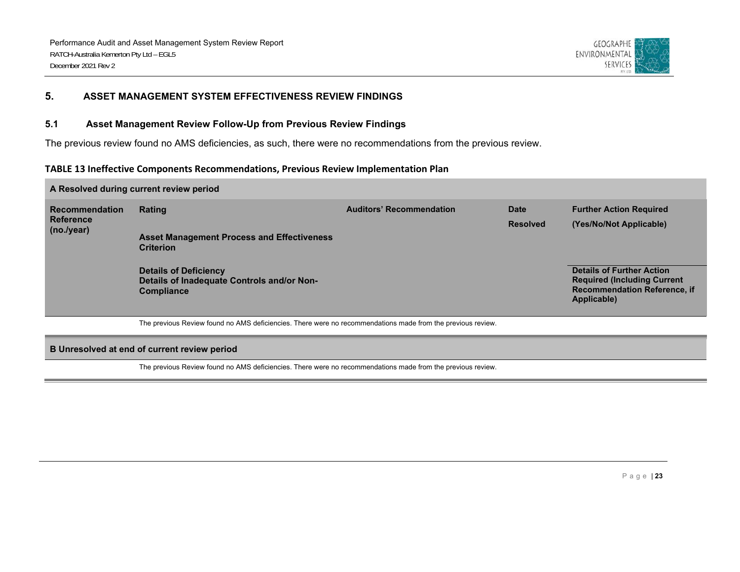## 5. ASSET MANAGEMENT SYSTEM EFFECTIVENESS REVIEW FINDINGS

### 5.1 Asset Management Review Follow-Up from Previous Review Findings

The previous review found no AMS deficiencies, as such, there were no recommendations from the previous review.

**TABLE 13 Ineffective Components Recommendations, Previous Review Implementation Plan**

| A Resolved during current review period | | | | |
|---|---|---|---|---|
| **Recommendation Reference (no./year)** | **Rating**<br><br>**Asset Management Process and Effectiveness Criterion**<br><br>**Details of Deficiency**<br>**Details of Inadequate Controls and/or Non-Compliance** | **Auditors' Recommendation** | **Date Resolved** | **Further Action Required (Yes/No/Not Applicable)**<br><br>**Details of Further Action Required (Including Current Recommendation Reference, if Applicable)** |
| | The previous Review found no AMS deficiencies. There were no recommendations made from the previous review. | | | |
| **B Unresolved at end of current review period** | | | | |
| | The previous Review found no AMS deficiencies. There were no recommendations made from the previous review. | | | |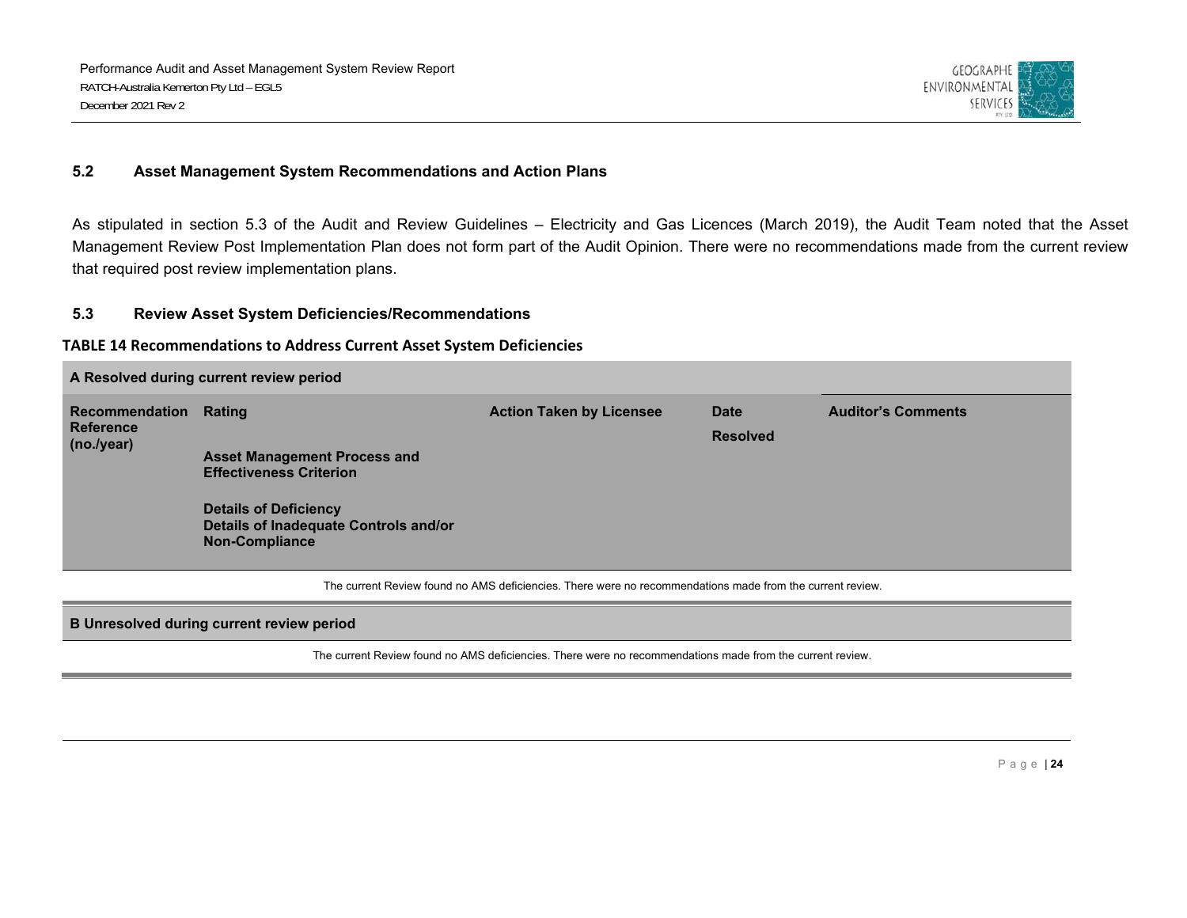### 5.2 Asset Management System Recommendations and Action Plans

As stipulated in section 5.3 of the Audit and Review Guidelines – Electricity and Gas Licences (March 2019), the Audit Team noted that the Asset Management Review Post Implementation Plan does not form part of the Audit Opinion. There were no recommendations made from the current review that required post review implementation plans.

### 5.3 Review Asset System Deficiencies/Recommendations

**TABLE 14 Recommendations to Address Current Asset System Deficiencies**

| **A Resolved during current review period** | | | | |
|---|---|---|---|---|
| **Recommendation Reference (no./year)** | **Rating**<br><br>**Asset Management Process and Effectiveness Criterion**<br><br>**Details of Deficiency**<br>**Details of Inadequate Controls and/or Non-Compliance** | **Action Taken by Licensee** | **Date Resolved** | **Auditor's Comments** |
| The current Review found no AMS deficiencies. There were no recommendations made from the current review. | | | | |
| **B Unresolved during current review period** | | | | |
| The current Review found no AMS deficiencies. There were no recommendations made from the current review. | | | | |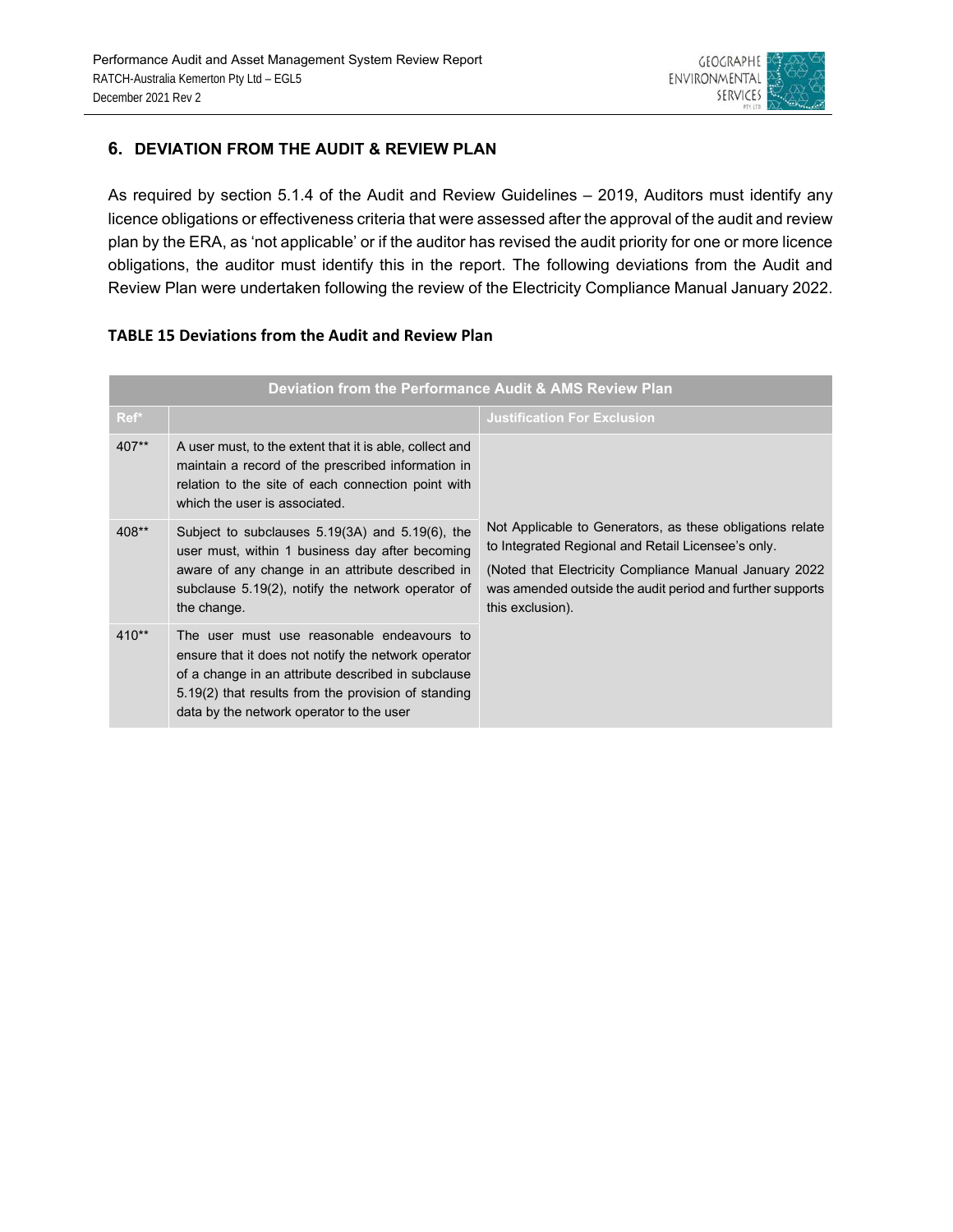## 6. DEVIATION FROM THE AUDIT & REVIEW PLAN

As required by section 5.1.4 of the Audit and Review Guidelines – 2019, Auditors must identify any licence obligations or effectiveness criteria that were assessed after the approval of the audit and review plan by the ERA, as 'not applicable' or if the auditor has revised the audit priority for one or more licence obligations, the auditor must identify this in the report. The following deviations from the Audit and Review Plan were undertaken following the review of the Electricity Compliance Manual January 2022.

**TABLE 15 Deviations from the Audit and Review Plan**

| Deviation from the Performance Audit & AMS Review Plan | | |
|---|---|---|
| Ref* | | Justification For Exclusion |
| 407** | A user must, to the extent that it is able, collect and maintain a record of the prescribed information in relation to the site of each connection point with which the user is associated. | Not Applicable to Generators, as these obligations relate to Integrated Regional and Retail Licensee's only. (Noted that Electricity Compliance Manual January 2022 was amended outside the audit period and further supports this exclusion). |
| 408** | Subject to subclauses 5.19(3A) and 5.19(6), the user must, within 1 business day after becoming aware of any change in an attribute described in subclause 5.19(2), notify the network operator of the change. | |
| 410** | The user must use reasonable endeavours to ensure that it does not notify the network operator of a change in an attribute described in subclause 5.19(2) that results from the provision of standing data by the network operator to the user | |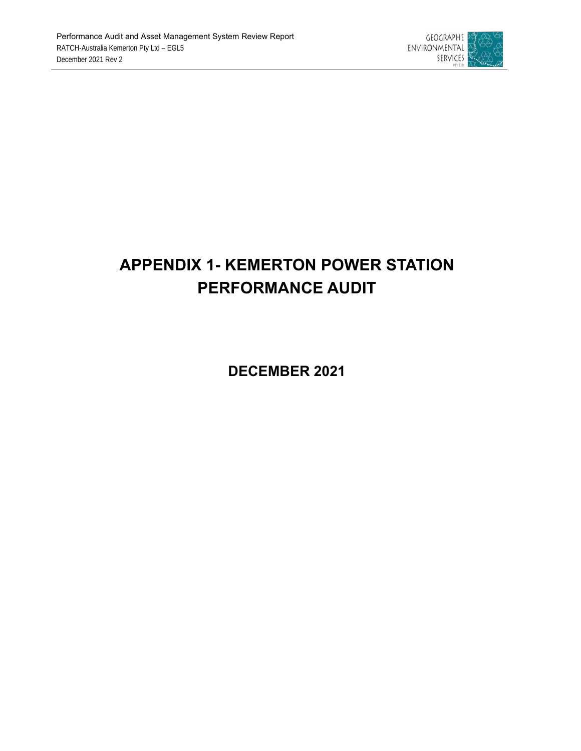# APPENDIX 1- KEMERTON POWER STATION PERFORMANCE AUDIT

## DECEMBER 2021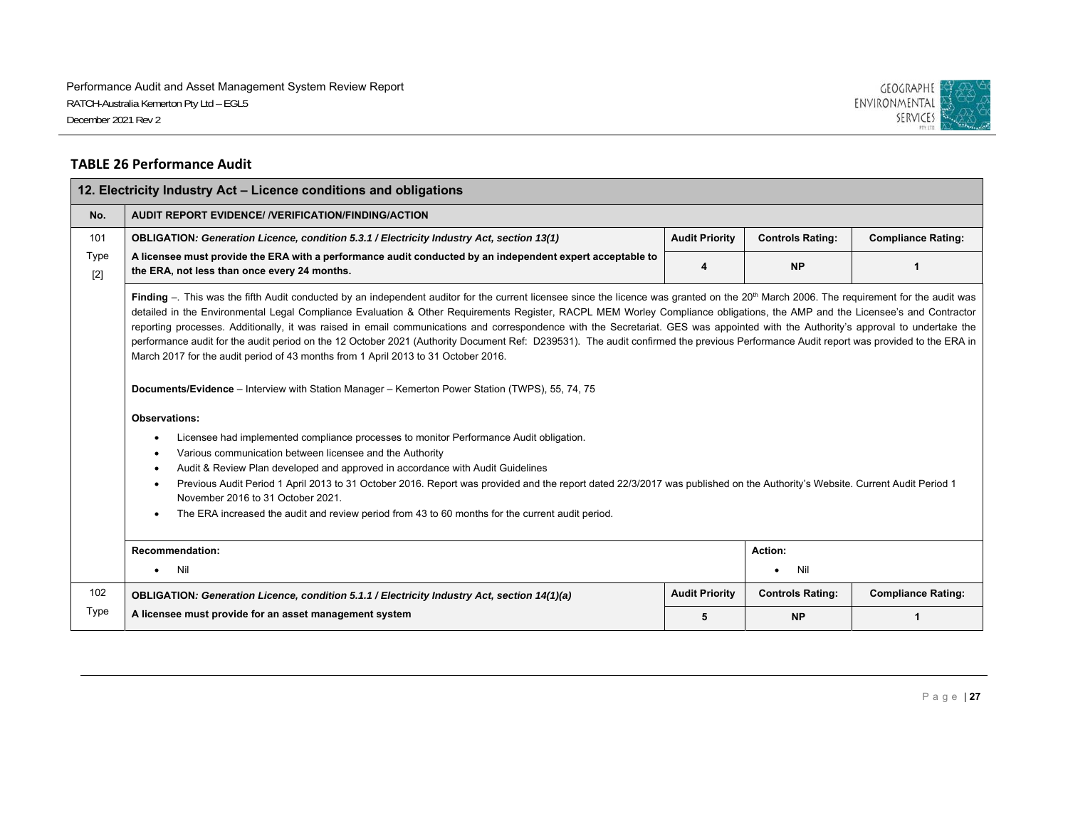**TABLE 26 Performance Audit**

| 12. Electricity Industry Act – Licence conditions and obligations | | | | |
|---|---|---|---|---|
| **No.** | **AUDIT REPORT EVIDENCE/ /VERIFICATION/FINDING/ACTION** | | | |
| 101<br>Type<br>[2] | **OBLIGATION*: Generation Licence, condition 5.3.1 / Electricity Industry Act, section 13(1)*** | **Audit Priority** | **Controls Rating:** | **Compliance Rating:** |
| | **A licensee must provide the ERA with a performance audit conducted by an independent expert acceptable to the ERA, not less than once every 24 months.** | **4** | **NP** | **1** |
| | **Finding** –. This was the fifth Audit conducted by an independent auditor for the current licensee since the licence was granted on the 20th March 2006. The requirement for the audit was detailed in the Environmental Legal Compliance Evaluation & Other Requirements Register, RACPL MEM Worley Compliance obligations, the AMP and the Licensee's and Contractor reporting processes. Additionally, it was raised in email communications and correspondence with the Secretariat. GES was appointed with the Authority's approval to undertake the performance audit for the audit period on the 12 October 2021 (Authority Document Ref: D239531). The audit confirmed the previous Performance Audit report was provided to the ERA in March 2017 for the audit period of 43 months from 1 April 2013 to 31 October 2016.<br><br>**Documents/Evidence** – Interview with Station Manager – Kemerton Power Station (TWPS), 55, 74, 75<br><br>**Observations:**<br>• Licensee had implemented compliance processes to monitor Performance Audit obligation.<br>• Various communication between licensee and the Authority<br>• Audit & Review Plan developed and approved in accordance with Audit Guidelines<br>• Previous Audit Period 1 April 2013 to 31 October 2016. Report was provided and the report dated 22/3/2017 was published on the Authority's Website. Current Audit Period 1 November 2016 to 31 October 2021.<br>• The ERA increased the audit and review period from 43 to 60 months for the current audit period. | | | |
| | **Recommendation:**<br>• Nil | | **Action:**<br>• Nil | |
| 102<br>Type | **OBLIGATION*: Generation Licence, condition 5.1.1 / Electricity Industry Act, section 14(1)(a)*** | **Audit Priority** | **Controls Rating:** | **Compliance Rating:** |
| | **A licensee must provide for an asset management system** | **5** | **NP** | **1** |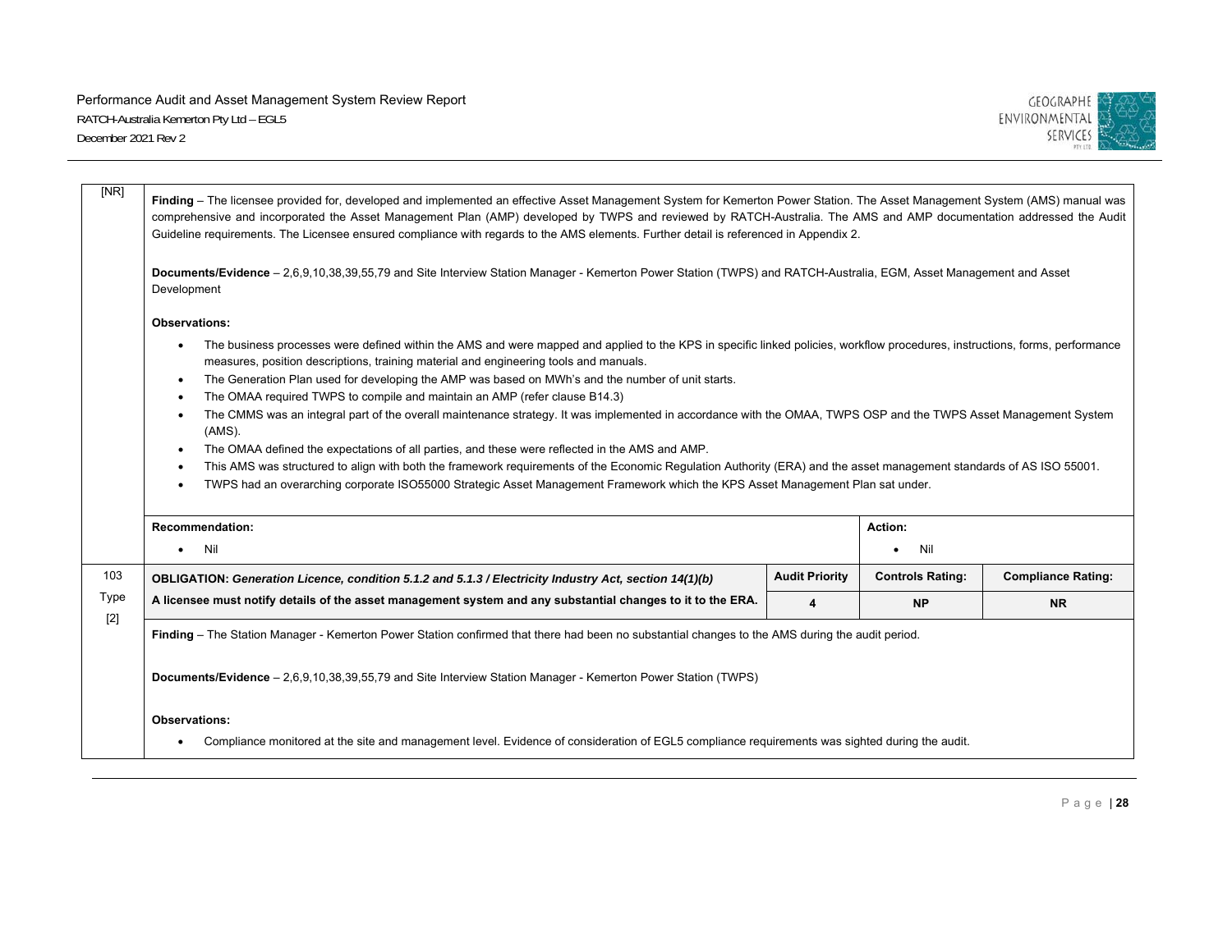| [NR] | **Finding** – The licensee provided for, developed and implemented an effective Asset Management System for Kemerton Power Station. The Asset Management System (AMS) manual was comprehensive and incorporated the Asset Management Plan (AMP) developed by TWPS and reviewed by RATCH-Australia. The AMS and AMP documentation addressed the Audit Guideline requirements. The Licensee ensured compliance with regards to the AMS elements. Further detail is referenced in Appendix 2.<br><br>**Documents/Evidence** – 2,6,9,10,38,39,55,79 and Site Interview Station Manager - Kemerton Power Station (TWPS) and RATCH-Australia, EGM, Asset Management and Asset Development<br><br>**Observations:**<br>• The business processes were defined within the AMS and were mapped and applied to the KPS in specific linked policies, workflow procedures, instructions, forms, performance measures, position descriptions, training material and engineering tools and manuals.<br>• The Generation Plan used for developing the AMP was based on MWh's and the number of unit starts.<br>• The OMAA required TWPS to compile and maintain an AMP (refer clause B14.3)<br>• The CMMS was an integral part of the overall maintenance strategy. It was implemented in accordance with the OMAA, TWPS OSP and the TWPS Asset Management System (AMS).<br>• The OMAA defined the expectations of all parties, and these were reflected in the AMS and AMP.<br>• This AMS was structured to align with both the framework requirements of the Economic Regulation Authority (ERA) and the asset management standards of AS ISO 55001.<br>• TWPS had an overarching corporate ISO55000 Strategic Asset Management Framework which the KPS Asset Management Plan sat under. | | | |
|---|---|---|---|---|
| | **Recommendation:**<br>• Nil | | **Action:**<br>• Nil | |
| 103<br>Type<br>[2] | **OBLIGATION:** ***Generation Licence, condition 5.1.2 and 5.1.3 / Electricity Industry Act, section 14(1)(b)***<br>**A licensee must notify details of the asset management system and any substantial changes to it to the ERA.** | **Audit Priority**<br>**4** | **Controls Rating:**<br>**NP** | **Compliance Rating:**<br>**NR** |
| | **Finding** – The Station Manager - Kemerton Power Station confirmed that there had been no substantial changes to the AMS during the audit period.<br><br>**Documents/Evidence** – 2,6,9,10,38,39,55,79 and Site Interview Station Manager - Kemerton Power Station (TWPS)<br><br>**Observations:**<br>• Compliance monitored at the site and management level. Evidence of consideration of EGL5 compliance requirements was sighted during the audit. | | | |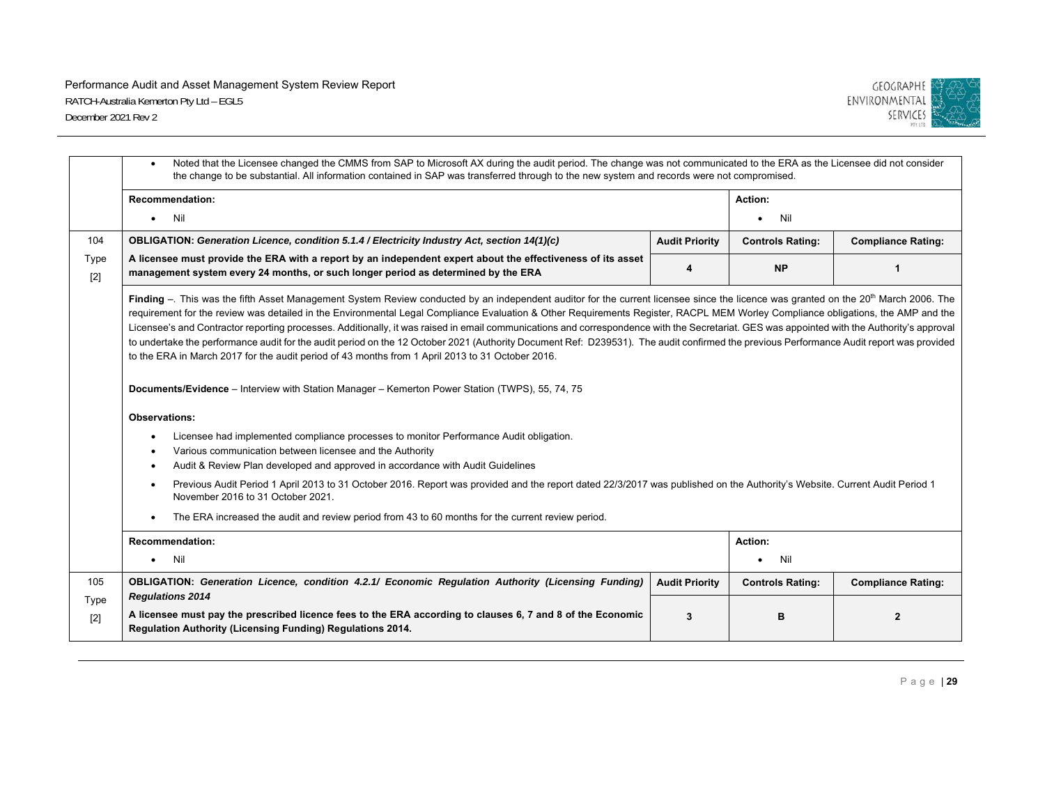| | | | | |
|---|---|---|---|---|
| | • Noted that the Licensee changed the CMMS from SAP to Microsoft AX during the audit period. The change was not communicated to the ERA as the Licensee did not consider the change to be substantial. All information contained in SAP was transferred through to the new system and records were not compromised. | | | |
| | **Recommendation:**<br>• Nil | | **Action:**<br>• Nil | |
| 104<br>Type [2] | **OBLIGATION:** ***Generation Licence, condition 5.1.4 / Electricity Industry Act, section 14(1)(c)*** | **Audit Priority** | **Controls Rating:** | **Compliance Rating:** |
| | **A licensee must provide the ERA with a report by an independent expert about the effectiveness of its asset management system every 24 months, or such longer period as determined by the ERA** | **4** | **NP** | **1** |
| | **Finding** –. This was the fifth Asset Management System Review conducted by an independent auditor for the current licensee since the licence was granted on the 20th March 2006. The requirement for the review was detailed in the Environmental Legal Compliance Evaluation & Other Requirements Register, RACPL MEM Worley Compliance obligations, the AMP and the Licensee's and Contractor reporting processes. Additionally, it was raised in email communications and correspondence with the Secretariat. GES was appointed with the Authority's approval to undertake the performance audit for the audit period on the 12 October 2021 (Authority Document Ref: D239531). The audit confirmed the previous Performance Audit report was provided to the ERA in March 2017 for the audit period of 43 months from 1 April 2013 to 31 October 2016.<br><br>**Documents/Evidence** – Interview with Station Manager – Kemerton Power Station (TWPS), 55, 74, 75<br><br>**Observations:**<br>• Licensee had implemented compliance processes to monitor Performance Audit obligation.<br>• Various communication between licensee and the Authority<br>• Audit & Review Plan developed and approved in accordance with Audit Guidelines<br>• Previous Audit Period 1 April 2013 to 31 October 2016. Report was provided and the report dated 22/3/2017 was published on the Authority's Website. Current Audit Period 1 November 2016 to 31 October 2021.<br>• The ERA increased the audit and review period from 43 to 60 months for the current review period. | | | |
| | **Recommendation:**<br>• Nil | | **Action:**<br>• Nil | |
| 105<br>Type [2] | **OBLIGATION:** ***Generation Licence, condition 4.2.1/ Economic Regulation Authority (Licensing Funding) Regulations 2014*** | **Audit Priority** | **Controls Rating:** | **Compliance Rating:** |
| | **A licensee must pay the prescribed licence fees to the ERA according to clauses 6, 7 and 8 of the Economic Regulation Authority (Licensing Funding) Regulations 2014.** | **3** | **B** | **2** |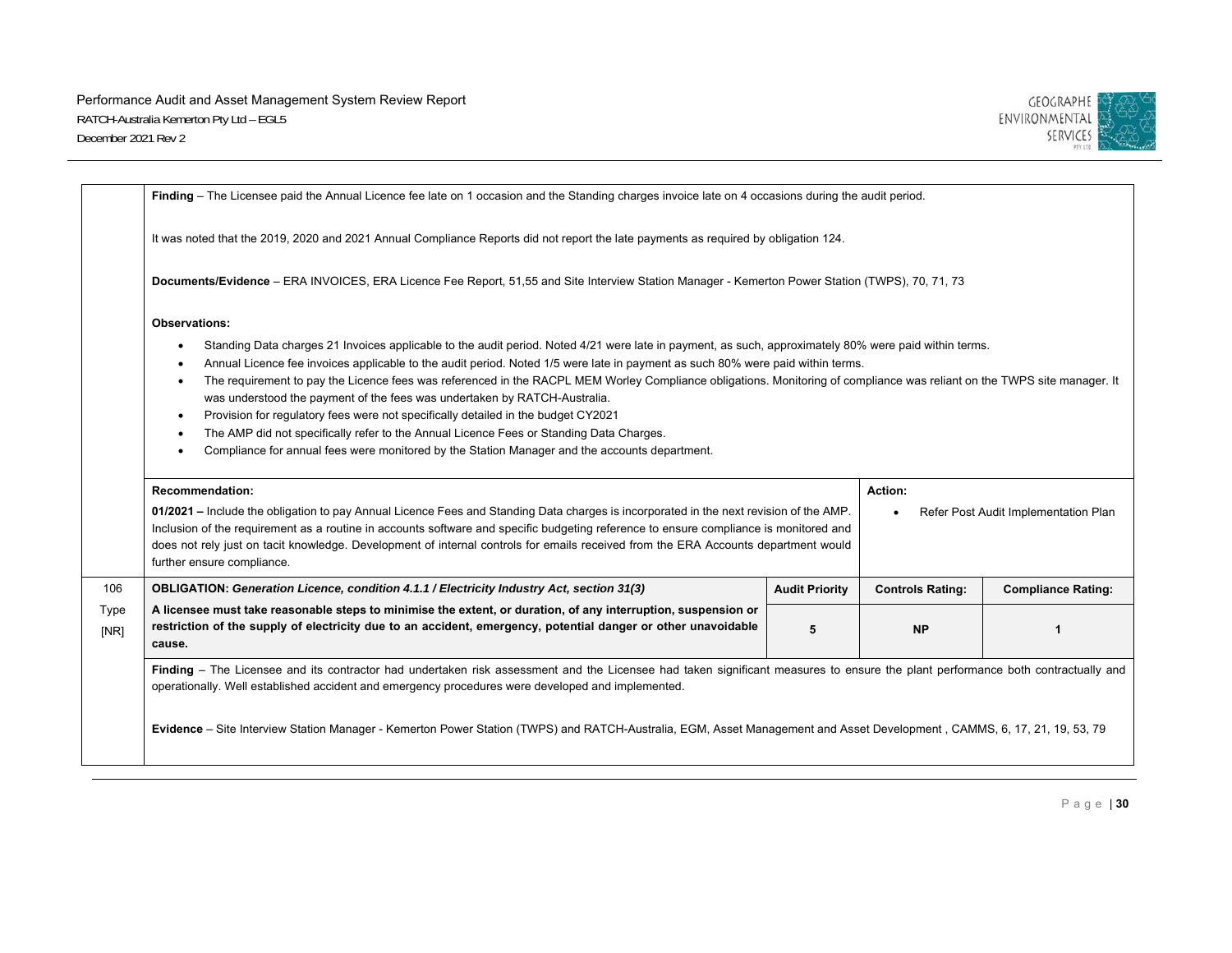| | | | | |
|---|---|---|---|---|
| | **Finding** – The Licensee paid the Annual Licence fee late on 1 occasion and the Standing charges invoice late on 4 occasions during the audit period.<br><br>It was noted that the 2019, 2020 and 2021 Annual Compliance Reports did not report the late payments as required by obligation 124.<br><br>**Documents/Evidence** – ERA INVOICES, ERA Licence Fee Report, 51,55 and Site Interview Station Manager - Kemerton Power Station (TWPS), 70, 71, 73<br><br>**Observations:**<br>• Standing Data charges 21 Invoices applicable to the audit period. Noted 4/21 were late in payment, as such, approximately 80% were paid within terms.<br>• Annual Licence fee invoices applicable to the audit period. Noted 1/5 were late in payment as such 80% were paid within terms.<br>• The requirement to pay the Licence fees was referenced in the RACPL MEM Worley Compliance obligations. Monitoring of compliance was reliant on the TWPS site manager. It was understood the payment of the fees was undertaken by RATCH-Australia.<br>• Provision for regulatory fees were not specifically detailed in the budget CY2021<br>• The AMP did not specifically refer to the Annual Licence Fees or Standing Data Charges.<br>• Compliance for annual fees were monitored by the Station Manager and the accounts department. | | | |
| | **Recommendation:**<br>**01/2021 –** Include the obligation to pay Annual Licence Fees and Standing Data charges is incorporated in the next revision of the AMP. Inclusion of the requirement as a routine in accounts software and specific budgeting reference to ensure compliance is monitored and does not rely just on tacit knowledge. Development of internal controls for emails received from the ERA Accounts department would further ensure compliance. | | **Action:**<br>• Refer Post Audit Implementation Plan | |
| 106 | **OBLIGATION:** ***Generation Licence, condition 4.1.1 / Electricity Industry Act, section 31(3)*** | **Audit Priority** | **Controls Rating:** | **Compliance Rating:** |
| Type [NR] | **A licensee must take reasonable steps to minimise the extent, or duration, of any interruption, suspension or restriction of the supply of electricity due to an accident, emergency, potential danger or other unavoidable cause.** | **5** | **NP** | **1** |
| | **Finding** – The Licensee and its contractor had undertaken risk assessment and the Licensee had taken significant measures to ensure the plant performance both contractually and operationally. Well established accident and emergency procedures were developed and implemented.<br><br>**Evidence** – Site Interview Station Manager - Kemerton Power Station (TWPS) and RATCH-Australia, EGM, Asset Management and Asset Development , CAMMS, 6, 17, 21, 19, 53, 79 | | | |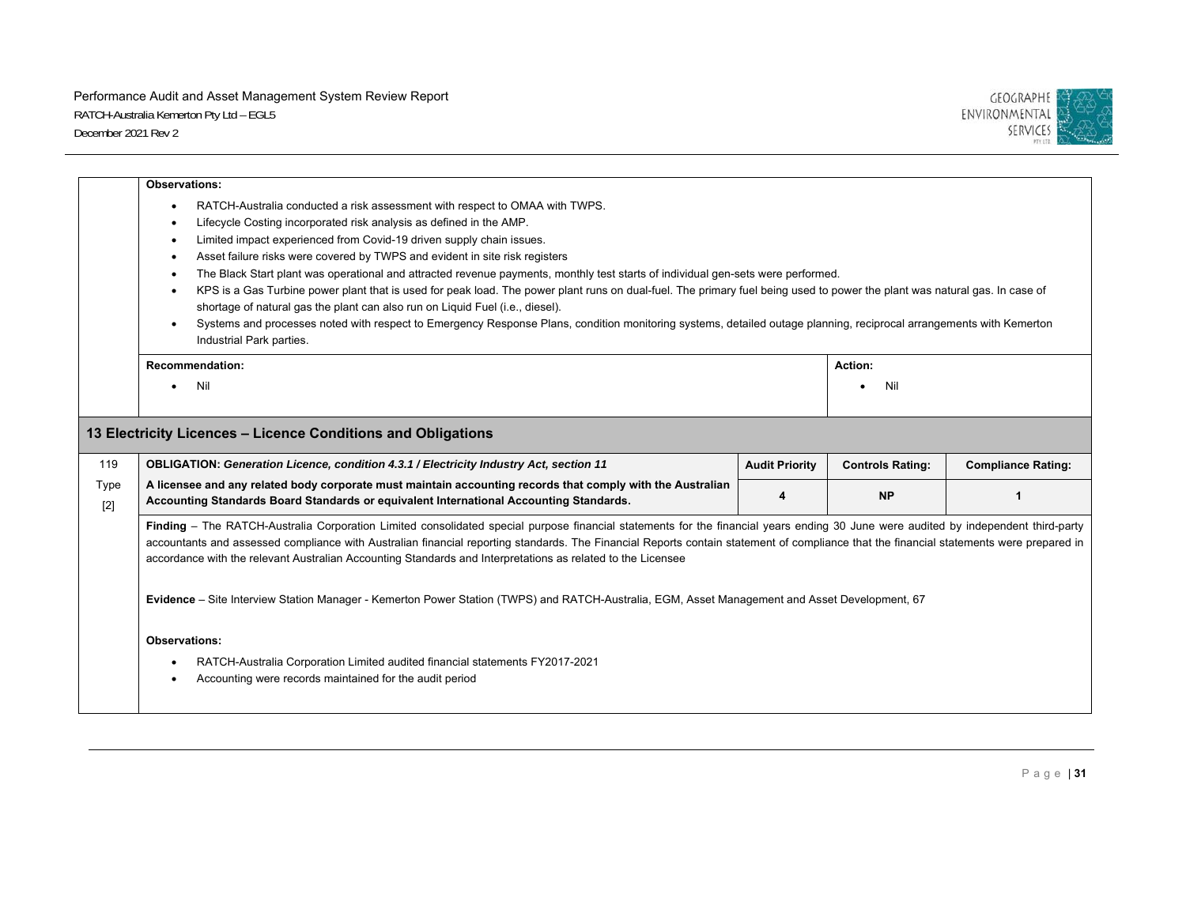**Observations:**

- RATCH-Australia conducted a risk assessment with respect to OMAA with TWPS.
- Lifecycle Costing incorporated risk analysis as defined in the AMP.
- Limited impact experienced from Covid-19 driven supply chain issues.
- Asset failure risks were covered by TWPS and evident in site risk registers
- The Black Start plant was operational and attracted revenue payments, monthly test starts of individual gen-sets were performed.
- KPS is a Gas Turbine power plant that is used for peak load. The power plant runs on dual-fuel. The primary fuel being used to power the plant was natural gas. In case of shortage of natural gas the plant can also run on Liquid Fuel (i.e., diesel).
- Systems and processes noted with respect to Emergency Response Plans, condition monitoring systems, detailed outage planning, reciprocal arrangements with Kemerton Industrial Park parties.

| Recommendation: | Action: |
|---|---|
| • Nil | • Nil |

## 13 Electricity Licences – Licence Conditions and Obligations

| 119<br>Type [2] | **OBLIGATION:** ***Generation Licence, condition 4.3.1 / Electricity Industry Act, section 11*** | **Audit Priority** | **Controls Rating:** | **Compliance Rating:** |
|---|---|---|---|---|
| | **A licensee and any related body corporate must maintain accounting records that comply with the Australian Accounting Standards Board Standards or equivalent International Accounting Standards.** | **4** | **NP** | **1** |

**Finding** – The RATCH-Australia Corporation Limited consolidated special purpose financial statements for the financial years ending 30 June were audited by independent third-party accountants and assessed compliance with Australian financial reporting standards. The Financial Reports contain statement of compliance that the financial statements were prepared in accordance with the relevant Australian Accounting Standards and Interpretations as related to the Licensee

**Evidence** – Site Interview Station Manager - Kemerton Power Station (TWPS) and RATCH-Australia, EGM, Asset Management and Asset Development, 67

**Observations:**

- RATCH-Australia Corporation Limited audited financial statements FY2017-2021
- Accounting were records maintained for the audit period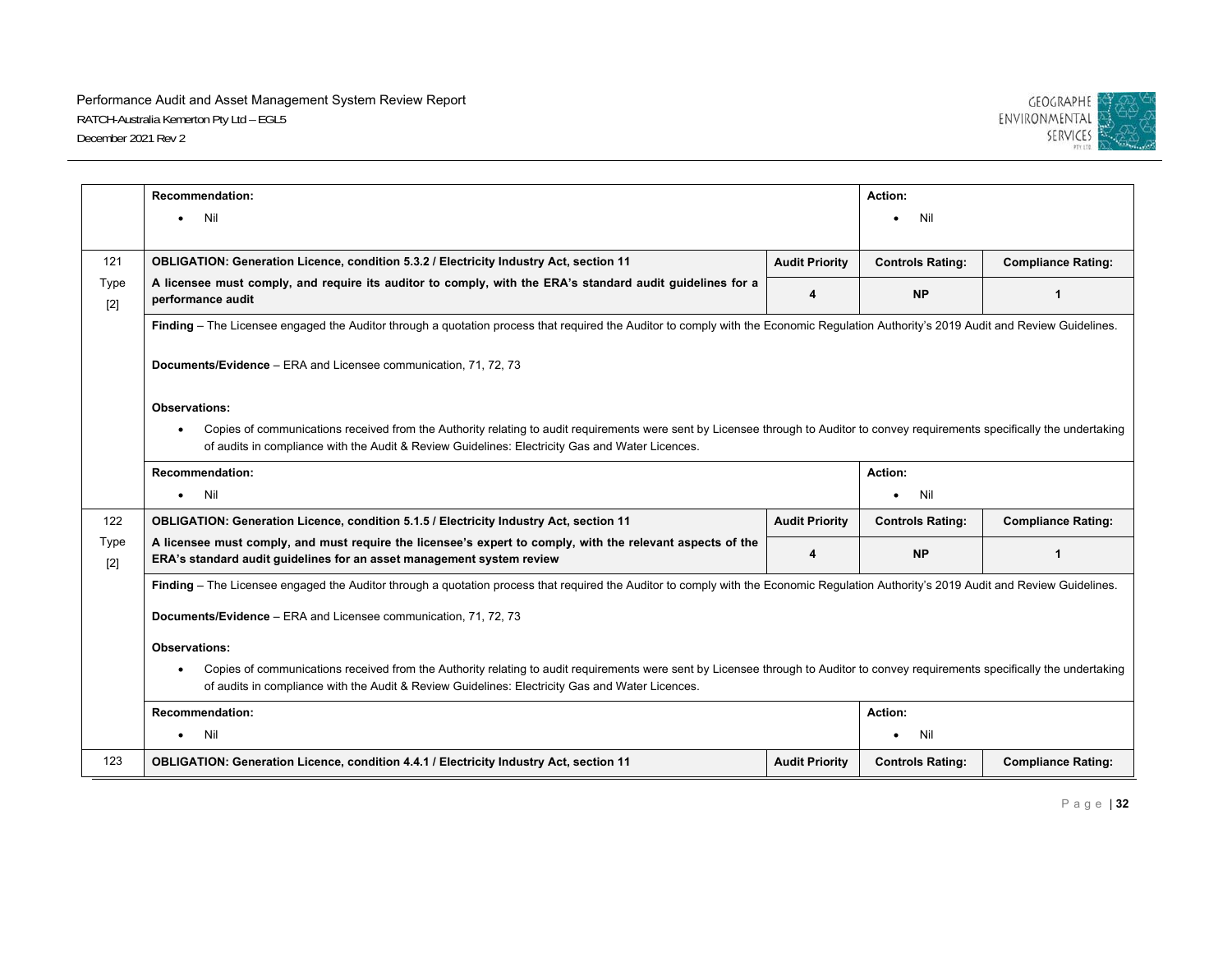| | | | | |
|---|---|---|---|---|
| | **Recommendation:**<br>• Nil | | **Action:**<br>• Nil | |
| 121<br>Type [2] | **OBLIGATION: Generation Licence, condition 5.3.2 / Electricity Industry Act, section 11** | **Audit Priority** | **Controls Rating:** | **Compliance Rating:** |
| | **A licensee must comply, and require its auditor to comply, with the ERA's standard audit guidelines for a performance audit** | **4** | **NP** | **1** |
| | **Finding** – The Licensee engaged the Auditor through a quotation process that required the Auditor to comply with the Economic Regulation Authority's 2019 Audit and Review Guidelines.<br><br>**Documents/Evidence** – ERA and Licensee communication, 71, 72, 73<br><br>**Observations:**<br>• Copies of communications received from the Authority relating to audit requirements were sent by Licensee through to Auditor to convey requirements specifically the undertaking of audits in compliance with the Audit & Review Guidelines: Electricity Gas and Water Licences. | | | |
| | **Recommendation:**<br>• Nil | | **Action:**<br>• Nil | |
| 122<br>Type [2] | **OBLIGATION: Generation Licence, condition 5.1.5 / Electricity Industry Act, section 11** | **Audit Priority** | **Controls Rating:** | **Compliance Rating:** |
| | **A licensee must comply, and must require the licensee's expert to comply, with the relevant aspects of the ERA's standard audit guidelines for an asset management system review** | **4** | **NP** | **1** |
| | **Finding** – The Licensee engaged the Auditor through a quotation process that required the Auditor to comply with the Economic Regulation Authority's 2019 Audit and Review Guidelines.<br><br>**Documents/Evidence** – ERA and Licensee communication, 71, 72, 73<br><br>**Observations:**<br>• Copies of communications received from the Authority relating to audit requirements were sent by Licensee through to Auditor to convey requirements specifically the undertaking of audits in compliance with the Audit & Review Guidelines: Electricity Gas and Water Licences. | | | |
| | **Recommendation:**<br>• Nil | | **Action:**<br>• Nil | |
| 123 | **OBLIGATION: Generation Licence, condition 4.4.1 / Electricity Industry Act, section 11** | **Audit Priority** | **Controls Rating:** | **Compliance Rating:** |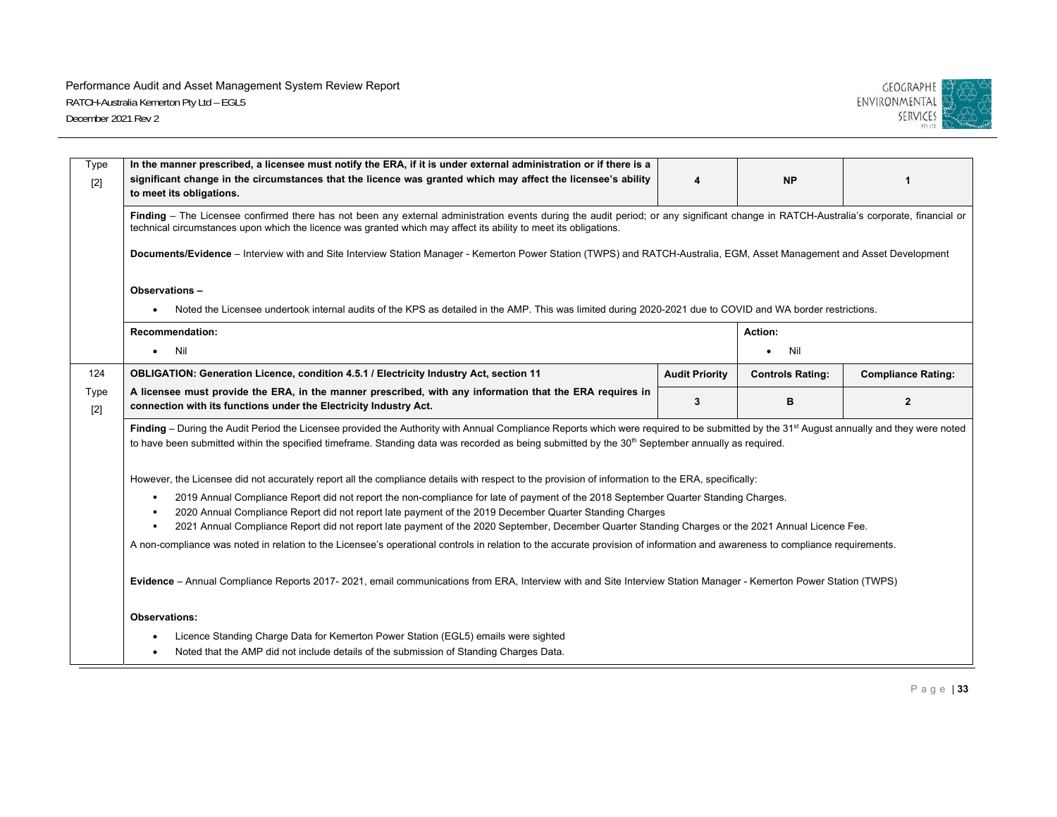| Type [2] | In the manner prescribed, a licensee must notify the ERA, if it is under external administration or if there is a significant change in the circumstances that the licence was granted which may affect the licensee's ability to meet its obligations. | 4 | NP | 1 |
|---|---|---|---|---|

**Finding** – The Licensee confirmed there has not been any external administration events during the audit period; or any significant change in RATCH-Australia's corporate, financial or technical circumstances upon which the licence was granted which may affect its ability to meet its obligations.

**Documents/Evidence** – Interview with and Site Interview Station Manager - Kemerton Power Station (TWPS) and RATCH-Australia, EGM, Asset Management and Asset Development

**Observations –**

- Noted the Licensee undertook internal audits of the KPS as detailed in the AMP. This was limited during 2020-2021 due to COVID and WA border restrictions.

**Recommendation:**

- Nil

**Action:**

- Nil

| 124 Type [2] | OBLIGATION: Generation Licence, condition 4.5.1 / Electricity Industry Act, section 11 | Audit Priority | Controls Rating: | Compliance Rating: |
|---|---|---|---|---|
| | A licensee must provide the ERA, in the manner prescribed, with any information that the ERA requires in connection with its functions under the Electricity Industry Act. | 3 | B | 2 |

**Finding** – During the Audit Period the Licensee provided the Authority with Annual Compliance Reports which were required to be submitted by the 31st August annually and they were noted to have been submitted within the specified timeframe. Standing data was recorded as being submitted by the 30th September annually as required.

However, the Licensee did not accurately report all the compliance details with respect to the provision of information to the ERA, specifically:

- 2019 Annual Compliance Report did not report the non-compliance for late of payment of the 2018 September Quarter Standing Charges.
- 2020 Annual Compliance Report did not report late payment of the 2019 December Quarter Standing Charges
- 2021 Annual Compliance Report did not report late payment of the 2020 September, December Quarter Standing Charges or the 2021 Annual Licence Fee.

A non-compliance was noted in relation to the Licensee's operational controls in relation to the accurate provision of information and awareness to compliance requirements.

**Evidence** – Annual Compliance Reports 2017- 2021, email communications from ERA, Interview with and Site Interview Station Manager - Kemerton Power Station (TWPS)

**Observations:**

- Licence Standing Charge Data for Kemerton Power Station (EGL5) emails were sighted
- Noted that the AMP did not include details of the submission of Standing Charges Data.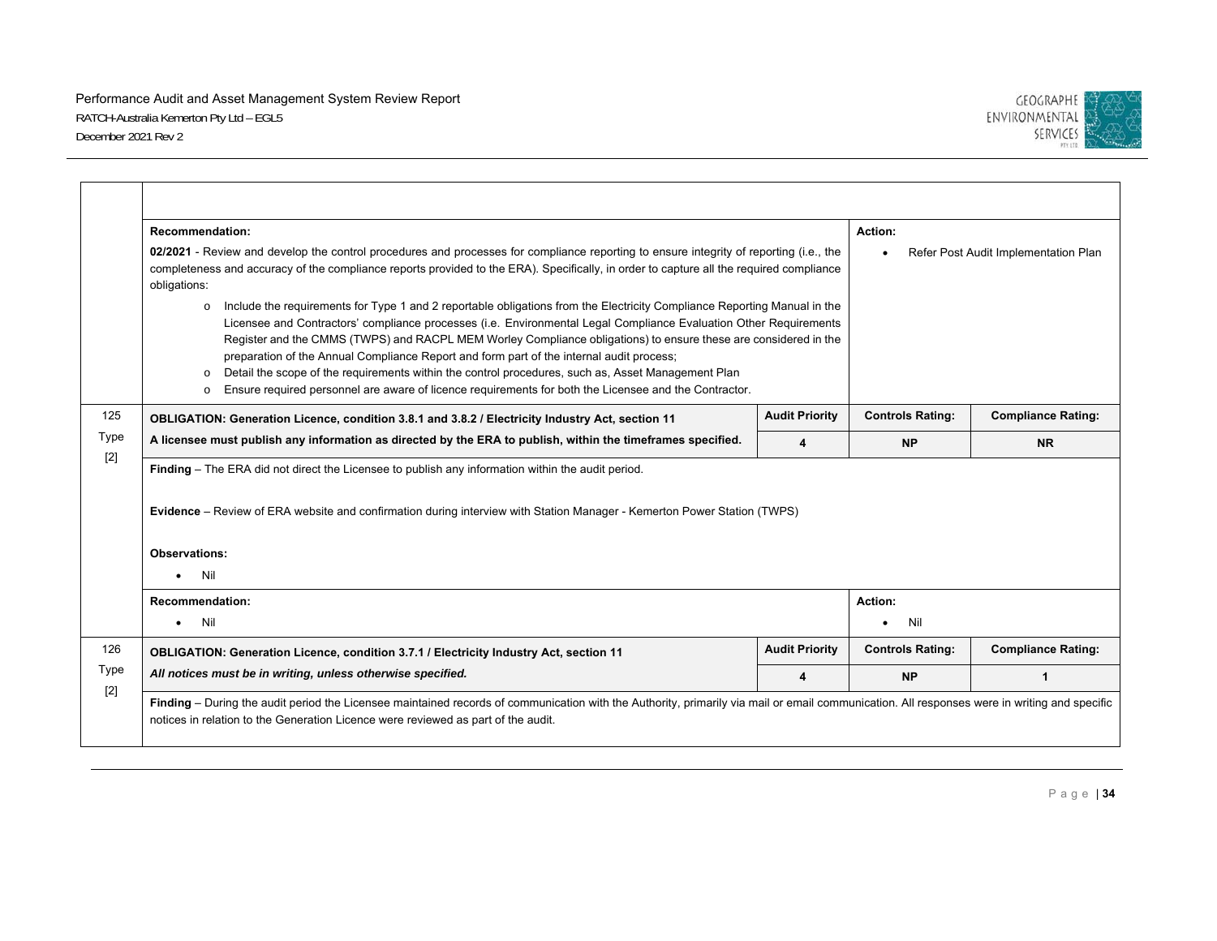**Recommendation:**

**02/2021** - Review and develop the control procedures and processes for compliance reporting to ensure integrity of reporting (i.e., the completeness and accuracy of the compliance reports provided to the ERA). Specifically, in order to capture all the required compliance obligations:

- Include the requirements for Type 1 and 2 reportable obligations from the Electricity Compliance Reporting Manual in the Licensee and Contractors' compliance processes (i.e. Environmental Legal Compliance Evaluation Other Requirements Register and the CMMS (TWPS) and RACPL MEM Worley Compliance obligations) to ensure these are considered in the preparation of the Annual Compliance Report and form part of the internal audit process;
- Detail the scope of the requirements within the control procedures, such as, Asset Management Plan
- Ensure required personnel are aware of licence requirements for both the Licensee and the Contractor.

**Action:**

- Refer Post Audit Implementation Plan

| 125 Type [2] | **OBLIGATION: Generation Licence, condition 3.8.1 and 3.8.2 / Electricity Industry Act, section 11** | **Audit Priority** | **Controls Rating:** | **Compliance Rating:** |
|---|---|---|---|---|
| | **A licensee must publish any information as directed by the ERA to publish, within the timeframes specified.** | **4** | **NP** | **NR** |

**Finding** – The ERA did not direct the Licensee to publish any information within the audit period.

**Evidence** – Review of ERA website and confirmation during interview with Station Manager - Kemerton Power Station (TWPS)

**Observations:**

- Nil

**Recommendation:**

- Nil

**Action:**

- Nil

| 126 Type [2] | **OBLIGATION: Generation Licence, condition 3.7.1 / Electricity Industry Act, section 11** | **Audit Priority** | **Controls Rating:** | **Compliance Rating:** |
|---|---|---|---|---|
| | ***All notices must be in writing, unless otherwise specified.*** | **4** | **NP** | **1** |

**Finding** – During the audit period the Licensee maintained records of communication with the Authority, primarily via mail or email communication. All responses were in writing and specific notices in relation to the Generation Licence were reviewed as part of the audit.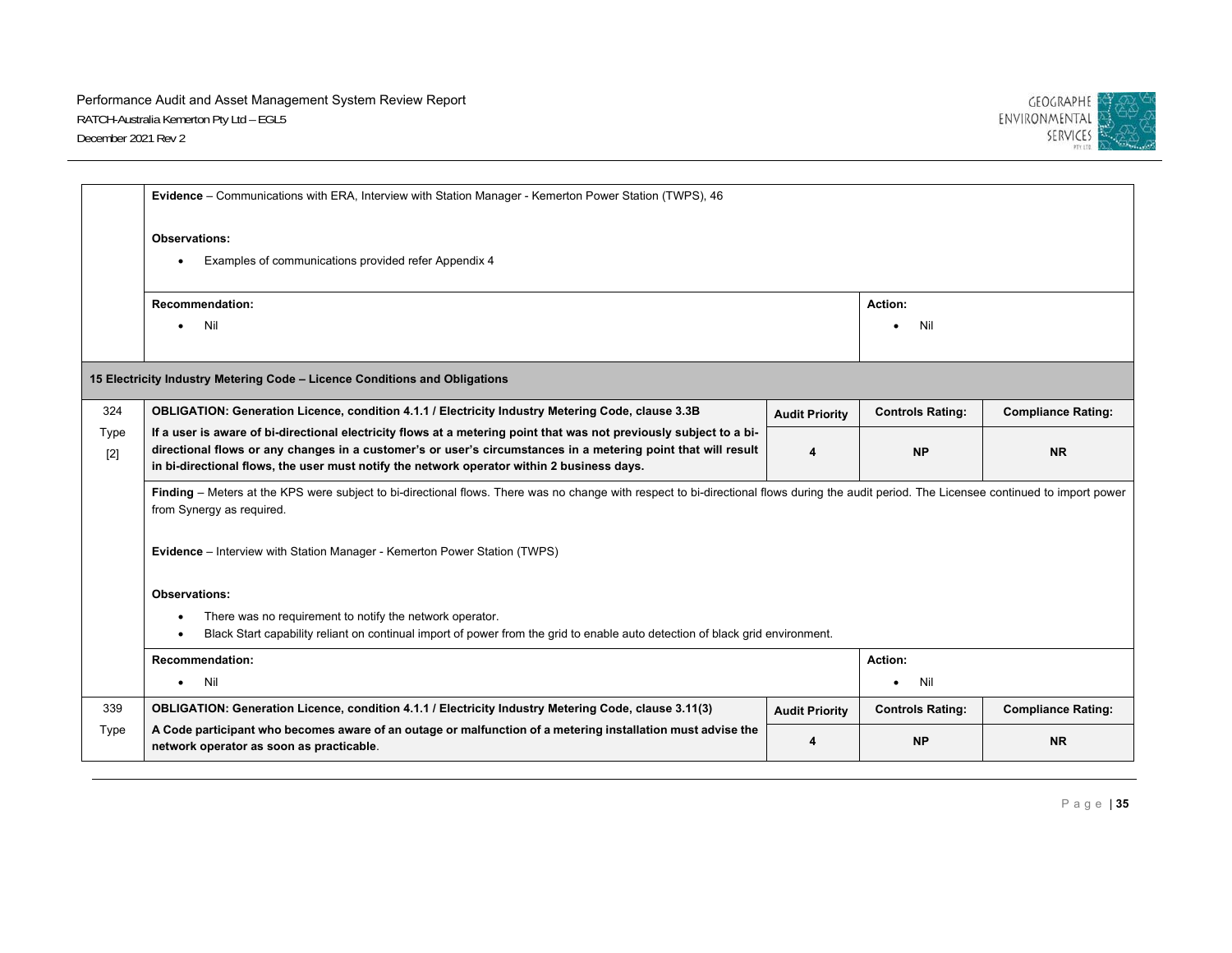| | | | | |
|---|---|---|---|---|
| | **Evidence** – Communications with ERA, Interview with Station Manager - Kemerton Power Station (TWPS), 46<br><br>**Observations:**<br>• Examples of communications provided refer Appendix 4 | | | |
| | **Recommendation:**<br>• Nil | | **Action:**<br>• Nil | |
| **15 Electricity Industry Metering Code – Licence Conditions and Obligations** | | | | |
| 324<br>Type<br>[2] | **OBLIGATION: Generation Licence, condition 4.1.1 / Electricity Industry Metering Code, clause 3.3B** | **Audit Priority** | **Controls Rating:** | **Compliance Rating:** |
| | **If a user is aware of bi-directional electricity flows at a metering point that was not previously subject to a bi-directional flows or any changes in a customer's or user's circumstances in a metering point that will result in bi-directional flows, the user must notify the network operator within 2 business days.** | **4** | **NP** | **NR** |
| | **Finding** – Meters at the KPS were subject to bi-directional flows. There was no change with respect to bi-directional flows during the audit period. The Licensee continued to import power from Synergy as required.<br><br>**Evidence** – Interview with Station Manager - Kemerton Power Station (TWPS)<br><br>**Observations:**<br>• There was no requirement to notify the network operator.<br>• Black Start capability reliant on continual import of power from the grid to enable auto detection of black grid environment. | | | |
| | **Recommendation:**<br>• Nil | | **Action:**<br>• Nil | |
| 339<br>Type | **OBLIGATION: Generation Licence, condition 4.1.1 / Electricity Industry Metering Code, clause 3.11(3)** | **Audit Priority** | **Controls Rating:** | **Compliance Rating:** |
| | **A Code participant who becomes aware of an outage or malfunction of a metering installation must advise the network operator as soon as practicable**. | **4** | **NP** | **NR** |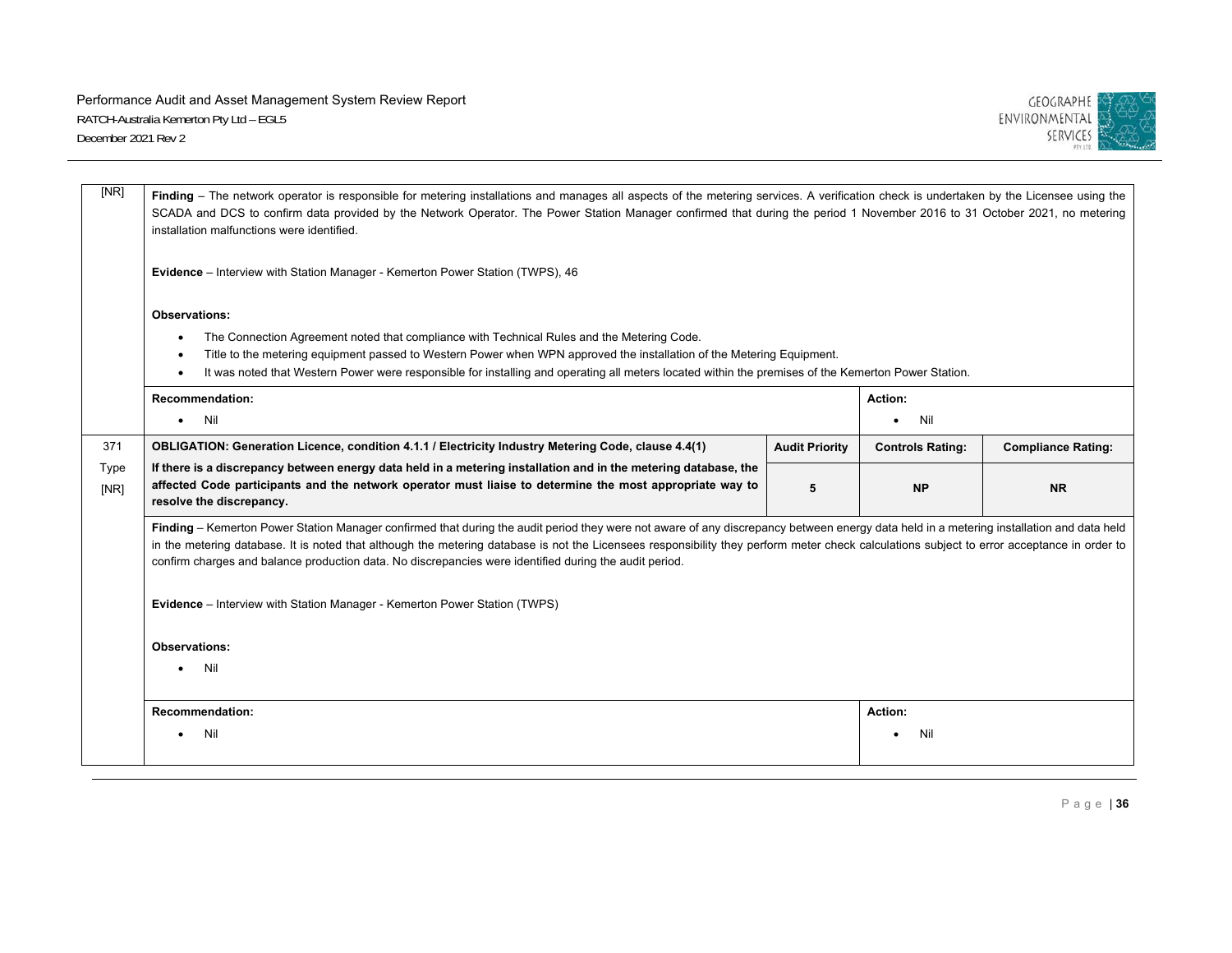| | | | | |
|---|---|---|---|---|
| [NR] | **Finding** – The network operator is responsible for metering installations and manages all aspects of the metering services. A verification check is undertaken by the Licensee using the SCADA and DCS to confirm data provided by the Network Operator. The Power Station Manager confirmed that during the period 1 November 2016 to 31 October 2021, no metering installation malfunctions were identified.<br><br>**Evidence** – Interview with Station Manager - Kemerton Power Station (TWPS), 46<br><br>**Observations:**<br>• The Connection Agreement noted that compliance with Technical Rules and the Metering Code.<br>• Title to the metering equipment passed to Western Power when WPN approved the installation of the Metering Equipment.<br>• It was noted that Western Power were responsible for installing and operating all meters located within the premises of the Kemerton Power Station. | | | |
| | **Recommendation:**<br>• Nil | | **Action:**<br>• Nil | |
| 371<br>Type<br>[NR] | **OBLIGATION: Generation Licence, condition 4.1.1 / Electricity Industry Metering Code, clause 4.4(1)**<br>**If there is a discrepancy between energy data held in a metering installation and in the metering database, the affected Code participants and the network operator must liaise to determine the most appropriate way to resolve the discrepancy.** | **Audit Priority**<br>5 | **Controls Rating:**<br>NP | **Compliance Rating:**<br>NR |
| | **Finding** – Kemerton Power Station Manager confirmed that during the audit period they were not aware of any discrepancy between energy data held in a metering installation and data held in the metering database. It is noted that although the metering database is not the Licensees responsibility they perform meter check calculations subject to error acceptance in order to confirm charges and balance production data. No discrepancies were identified during the audit period.<br><br>**Evidence** – Interview with Station Manager - Kemerton Power Station (TWPS)<br><br>**Observations:**<br>• Nil | | | |
| | **Recommendation:**<br>• Nil | | **Action:**<br>• Nil | |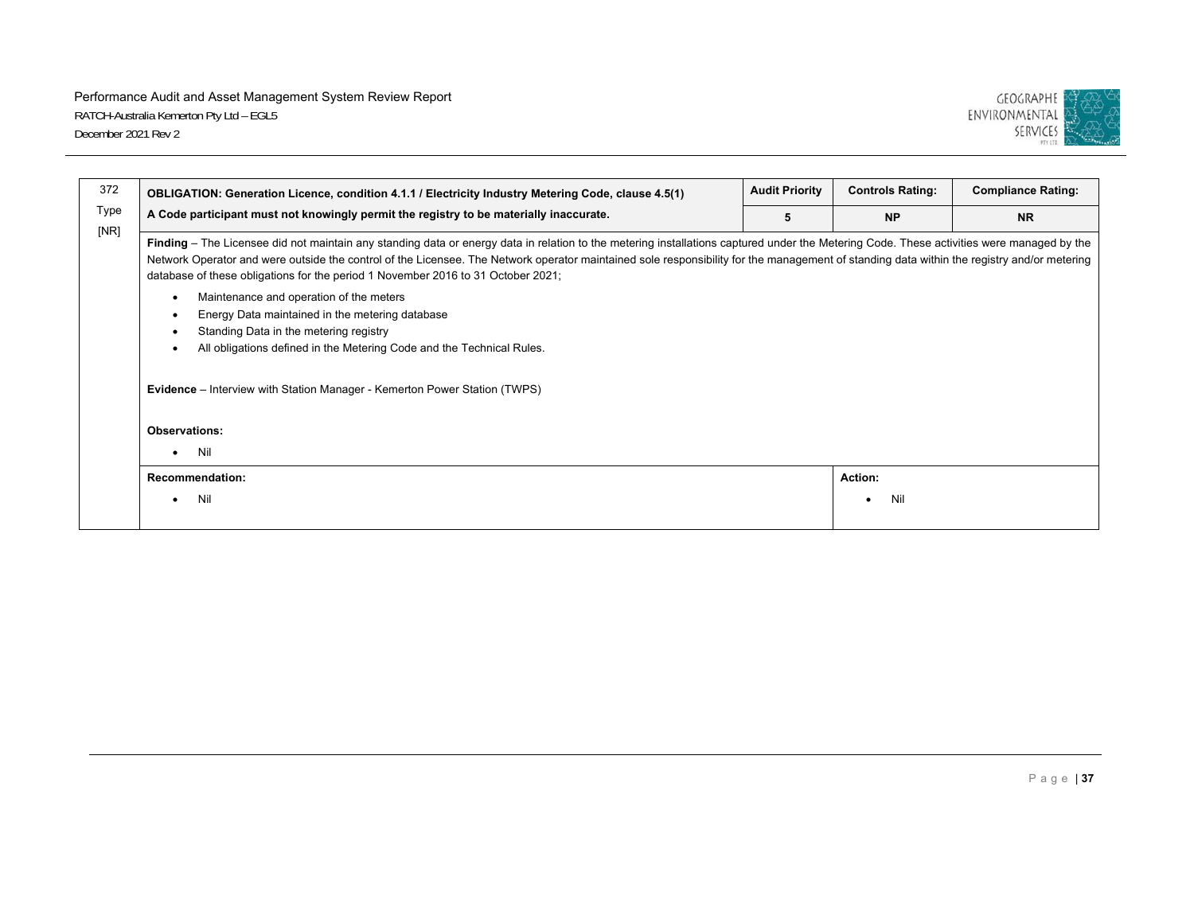| 372<br>Type<br>[NR] | **OBLIGATION: Generation Licence, condition 4.1.1 / Electricity Industry Metering Code, clause 4.5(1)**<br>**A Code participant must not knowingly permit the registry to be materially inaccurate.** | **Audit Priority**<br>5 | **Controls Rating:**<br>**NP** | **Compliance Rating:**<br>**NR** |
|---|---|---|---|---|
| | **Finding** – The Licensee did not maintain any standing data or energy data in relation to the metering installations captured under the Metering Code. These activities were managed by the Network Operator and were outside the control of the Licensee. The Network operator maintained sole responsibility for the management of standing data within the registry and/or metering database of these obligations for the period 1 November 2016 to 31 October 2021;<br>• Maintenance and operation of the meters<br>• Energy Data maintained in the metering database<br>• Standing Data in the metering registry<br>• All obligations defined in the Metering Code and the Technical Rules.<br><br>**Evidence** – Interview with Station Manager - Kemerton Power Station (TWPS)<br><br>**Observations:**<br>• Nil | | | |
| | **Recommendation:**<br>• Nil | | **Action:**<br>• Nil | |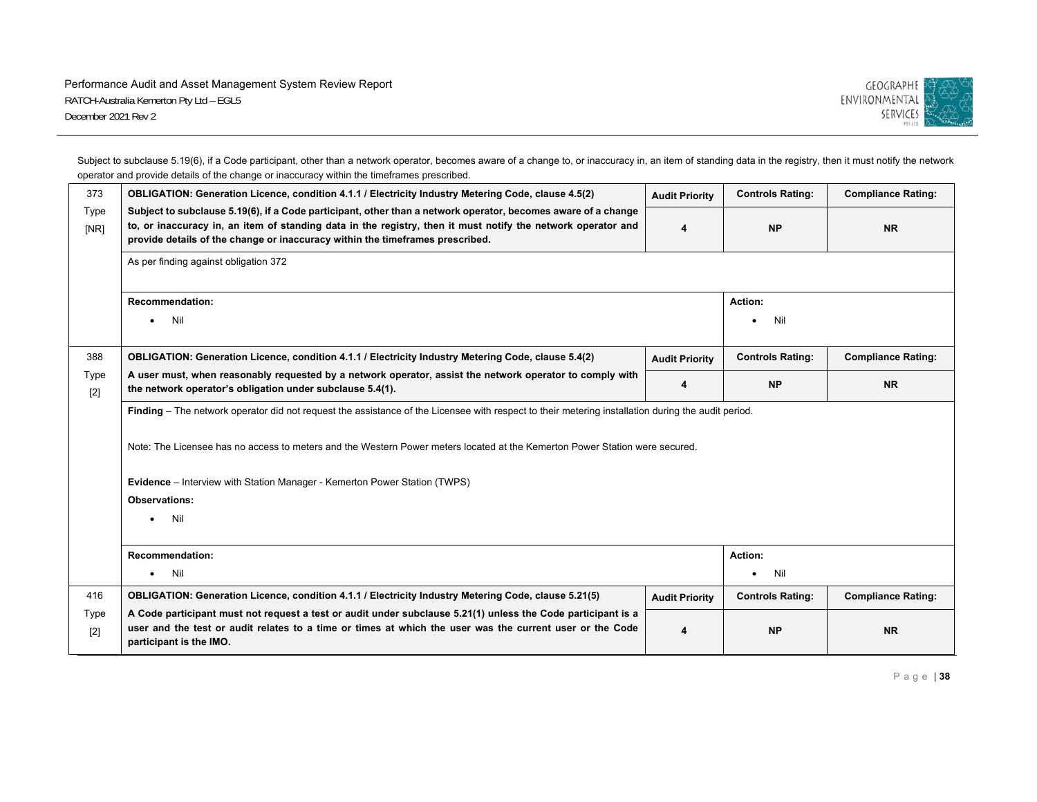Subject to subclause 5.19(6), if a Code participant, other than a network operator, becomes aware of a change to, or inaccuracy in, an item of standing data in the registry, then it must notify the network operator and provide details of the change or inaccuracy within the timeframes prescribed.

| | | | | |
|---|---|---|---|---|
| 373<br>Type<br>[NR] | **OBLIGATION: Generation Licence, condition 4.1.1 / Electricity Industry Metering Code, clause 4.5(2)** | **Audit Priority** | **Controls Rating:** | **Compliance Rating:** |
| | **Subject to subclause 5.19(6), if a Code participant, other than a network operator, becomes aware of a change to, or inaccuracy in, an item of standing data in the registry, then it must notify the network operator and provide details of the change or inaccuracy within the timeframes prescribed.** | **4** | **NP** | **NR** |
| | As per finding against obligation 372 | | | |
| | **Recommendation:**<br>• Nil | | **Action:**<br>• Nil | |
| 388<br>Type<br>[2] | **OBLIGATION: Generation Licence, condition 4.1.1 / Electricity Industry Metering Code, clause 5.4(2)** | **Audit Priority** | **Controls Rating:** | **Compliance Rating:** |
| | **A user must, when reasonably requested by a network operator, assist the network operator to comply with the network operator's obligation under subclause 5.4(1).** | **4** | **NP** | **NR** |
| | **Finding** – The network operator did not request the assistance of the Licensee with respect to their metering installation during the audit period.<br><br>Note: The Licensee has no access to meters and the Western Power meters located at the Kemerton Power Station were secured.<br><br>**Evidence** – Interview with Station Manager - Kemerton Power Station (TWPS)<br>**Observations:**<br>• Nil | | | |
| | **Recommendation:**<br>• Nil | | **Action:**<br>• Nil | |
| 416<br>Type<br>[2] | **OBLIGATION: Generation Licence, condition 4.1.1 / Electricity Industry Metering Code, clause 5.21(5)** | **Audit Priority** | **Controls Rating:** | **Compliance Rating:** |
| | **A Code participant must not request a test or audit under subclause 5.21(1) unless the Code participant is a user and the test or audit relates to a time or times at which the user was the current user or the Code participant is the IMO.** | **4** | **NP** | **NR** |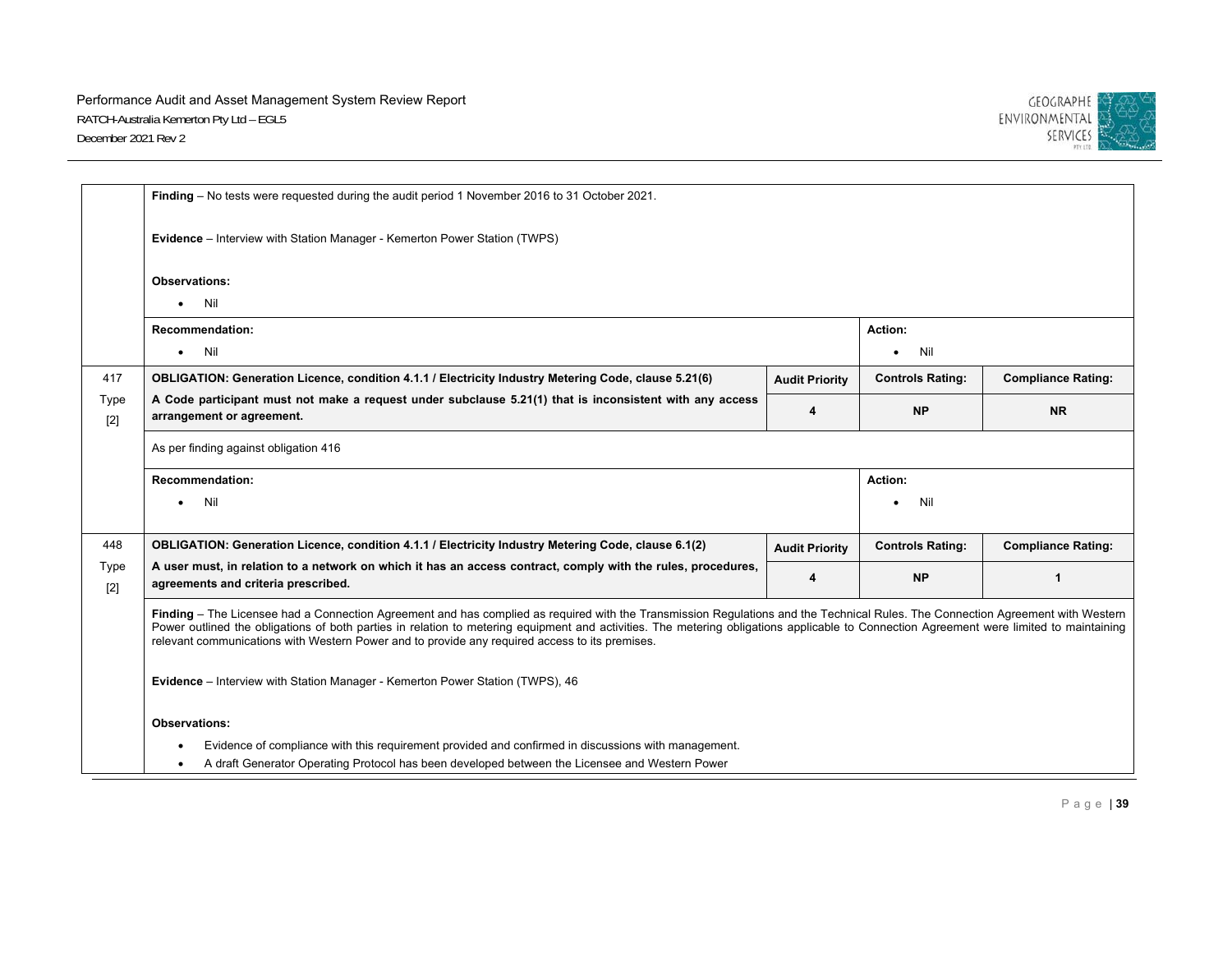| | | | | |
|---|---|---|---|---|
| | **Finding** – No tests were requested during the audit period 1 November 2016 to 31 October 2021.<br><br>**Evidence** – Interview with Station Manager - Kemerton Power Station (TWPS)<br><br>**Observations:**<br>• Nil | | | |
| | **Recommendation:**<br>• Nil | | **Action:**<br>• Nil | |
| 417<br>Type [2] | **OBLIGATION: Generation Licence, condition 4.1.1 / Electricity Industry Metering Code, clause 5.21(6)** | **Audit Priority** | **Controls Rating:** | **Compliance Rating:** |
| | **A Code participant must not make a request under subclause 5.21(1) that is inconsistent with any access arrangement or agreement.** | **4** | **NP** | **NR** |
| | As per finding against obligation 416 | | | |
| | **Recommendation:**<br>• Nil | | **Action:**<br>• Nil | |
| 448<br>Type [2] | **OBLIGATION: Generation Licence, condition 4.1.1 / Electricity Industry Metering Code, clause 6.1(2)** | **Audit Priority** | **Controls Rating:** | **Compliance Rating:** |
| | **A user must, in relation to a network on which it has an access contract, comply with the rules, procedures, agreements and criteria prescribed.** | **4** | **NP** | **1** |
| | **Finding** – The Licensee had a Connection Agreement and has complied as required with the Transmission Regulations and the Technical Rules. The Connection Agreement with Western Power outlined the obligations of both parties in relation to metering equipment and activities. The metering obligations applicable to Connection Agreement were limited to maintaining relevant communications with Western Power and to provide any required access to its premises.<br><br>**Evidence** – Interview with Station Manager - Kemerton Power Station (TWPS), 46<br><br>**Observations:**<br>• Evidence of compliance with this requirement provided and confirmed in discussions with management.<br>• A draft Generator Operating Protocol has been developed between the Licensee and Western Power | | | |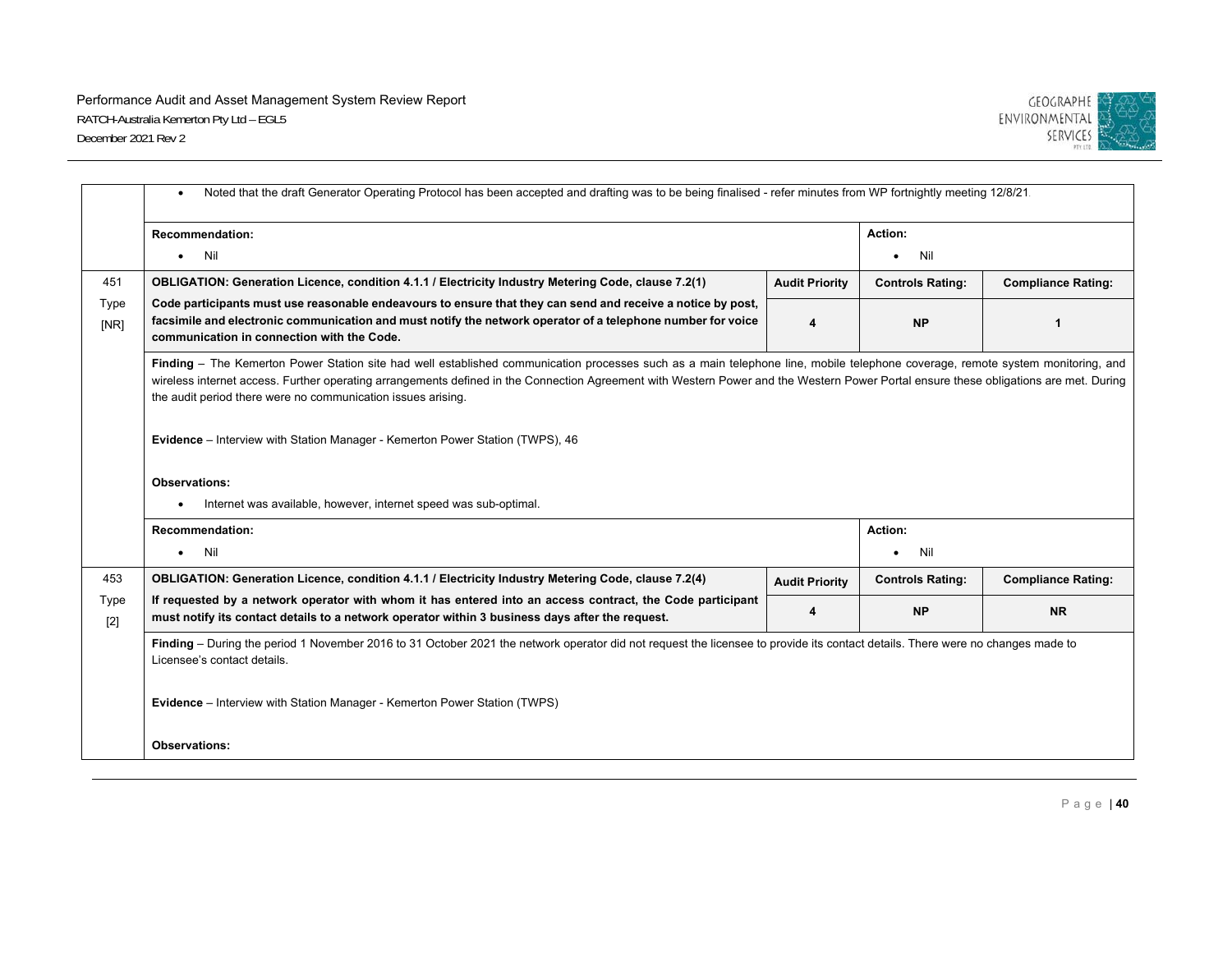| | | | | |
|---|---|---|---|---|
| | • Noted that the draft Generator Operating Protocol has been accepted and drafting was to be being finalised - refer minutes from WP fortnightly meeting 12/8/21. | | | |
| | **Recommendation:**<br>• Nil | | **Action:**<br>• Nil | |
| 451<br>Type<br>[NR] | **OBLIGATION: Generation Licence, condition 4.1.1 / Electricity Industry Metering Code, clause 7.2(1)** | **Audit Priority** | **Controls Rating:** | **Compliance Rating:** |
| | **Code participants must use reasonable endeavours to ensure that they can send and receive a notice by post, facsimile and electronic communication and must notify the network operator of a telephone number for voice communication in connection with the Code.** | **4** | **NP** | **1** |
| | **Finding** – The Kemerton Power Station site had well established communication processes such as a main telephone line, mobile telephone coverage, remote system monitoring, and wireless internet access. Further operating arrangements defined in the Connection Agreement with Western Power and the Western Power Portal ensure these obligations are met. During the audit period there were no communication issues arising.<br><br>**Evidence** – Interview with Station Manager - Kemerton Power Station (TWPS), 46<br><br>**Observations:**<br>• Internet was available, however, internet speed was sub-optimal. | | | |
| | **Recommendation:**<br>• Nil | | **Action:**<br>• Nil | |
| 453<br>Type<br>[2] | **OBLIGATION: Generation Licence, condition 4.1.1 / Electricity Industry Metering Code, clause 7.2(4)** | **Audit Priority** | **Controls Rating:** | **Compliance Rating:** |
| | **If requested by a network operator with whom it has entered into an access contract, the Code participant must notify its contact details to a network operator within 3 business days after the request.** | **4** | **NP** | **NR** |
| | **Finding** – During the period 1 November 2016 to 31 October 2021 the network operator did not request the licensee to provide its contact details. There were no changes made to Licensee's contact details.<br><br>**Evidence** – Interview with Station Manager - Kemerton Power Station (TWPS)<br><br>**Observations:** | | | |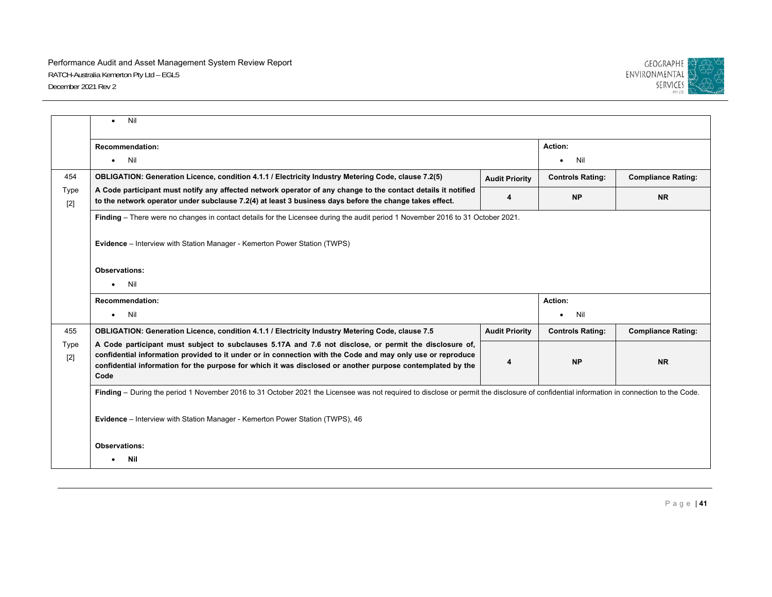| | | | | |
|---|---|---|---|---|
| | • Nil | | | |
| | **Recommendation:**<br>• Nil | | **Action:**<br>• Nil | |
| 454<br>Type<br>[2] | **OBLIGATION: Generation Licence, condition 4.1.1 / Electricity Industry Metering Code, clause 7.2(5)** | **Audit Priority** | **Controls Rating:** | **Compliance Rating:** |
| | **A Code participant must notify any affected network operator of any change to the contact details it notified to the network operator under subclause 7.2(4) at least 3 business days before the change takes effect.** | **4** | **NP** | **NR** |
| | **Finding** – There were no changes in contact details for the Licensee during the audit period 1 November 2016 to 31 October 2021.<br><br>**Evidence** – Interview with Station Manager - Kemerton Power Station (TWPS)<br><br>**Observations:**<br>• Nil | | | |
| | **Recommendation:**<br>• Nil | | **Action:**<br>• Nil | |
| 455<br>Type<br>[2] | **OBLIGATION: Generation Licence, condition 4.1.1 / Electricity Industry Metering Code, clause 7.5** | **Audit Priority** | **Controls Rating:** | **Compliance Rating:** |
| | **A Code participant must subject to subclauses 5.17A and 7.6 not disclose, or permit the disclosure of, confidential information provided to it under or in connection with the Code and may only use or reproduce confidential information for the purpose for which it was disclosed or another purpose contemplated by the Code** | **4** | **NP** | **NR** |
| | **Finding** – During the period 1 November 2016 to 31 October 2021 the Licensee was not required to disclose or permit the disclosure of confidential information in connection to the Code.<br><br>**Evidence** – Interview with Station Manager - Kemerton Power Station (TWPS), 46<br><br>**Observations:**<br>• **Nil** | | | |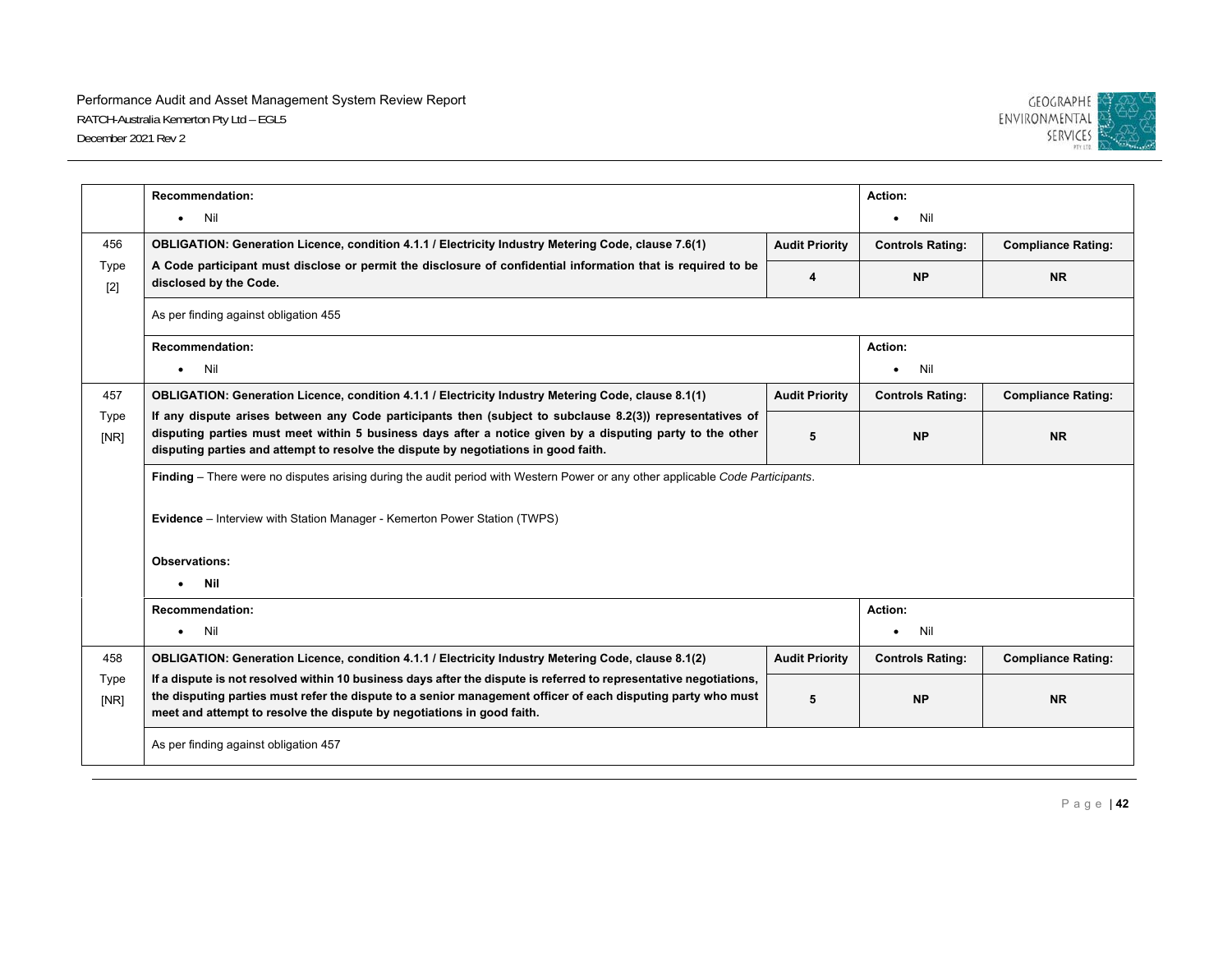| | | | | |
|---|---|---|---|---|
| | **Recommendation:**<br>• Nil | | **Action:**<br>• Nil | |
| 456<br>Type<br>[2] | **OBLIGATION: Generation Licence, condition 4.1.1 / Electricity Industry Metering Code, clause 7.6(1)** | **Audit Priority** | **Controls Rating:** | **Compliance Rating:** |
| | **A Code participant must disclose or permit the disclosure of confidential information that is required to be disclosed by the Code.** | **4** | **NP** | **NR** |
| | As per finding against obligation 455 | | | |
| | **Recommendation:**<br>• Nil | | **Action:**<br>• Nil | |
| 457<br>Type<br>[NR] | **OBLIGATION: Generation Licence, condition 4.1.1 / Electricity Industry Metering Code, clause 8.1(1)** | **Audit Priority** | **Controls Rating:** | **Compliance Rating:** |
| | **If any dispute arises between any Code participants then (subject to subclause 8.2(3)) representatives of disputing parties must meet within 5 business days after a notice given by a disputing party to the other disputing parties and attempt to resolve the dispute by negotiations in good faith.** | **5** | **NP** | **NR** |
| | **Finding** – There were no disputes arising during the audit period with Western Power or any other applicable *Code Participants*.<br><br>**Evidence** – Interview with Station Manager - Kemerton Power Station (TWPS)<br><br>**Observations:**<br>• **Nil** | | | |
| | **Recommendation:**<br>• Nil | | **Action:**<br>• Nil | |
| 458<br>Type<br>[NR] | **OBLIGATION: Generation Licence, condition 4.1.1 / Electricity Industry Metering Code, clause 8.1(2)** | **Audit Priority** | **Controls Rating:** | **Compliance Rating:** |
| | **If a dispute is not resolved within 10 business days after the dispute is referred to representative negotiations, the disputing parties must refer the dispute to a senior management officer of each disputing party who must meet and attempt to resolve the dispute by negotiations in good faith.** | **5** | **NP** | **NR** |
| | As per finding against obligation 457 | | | |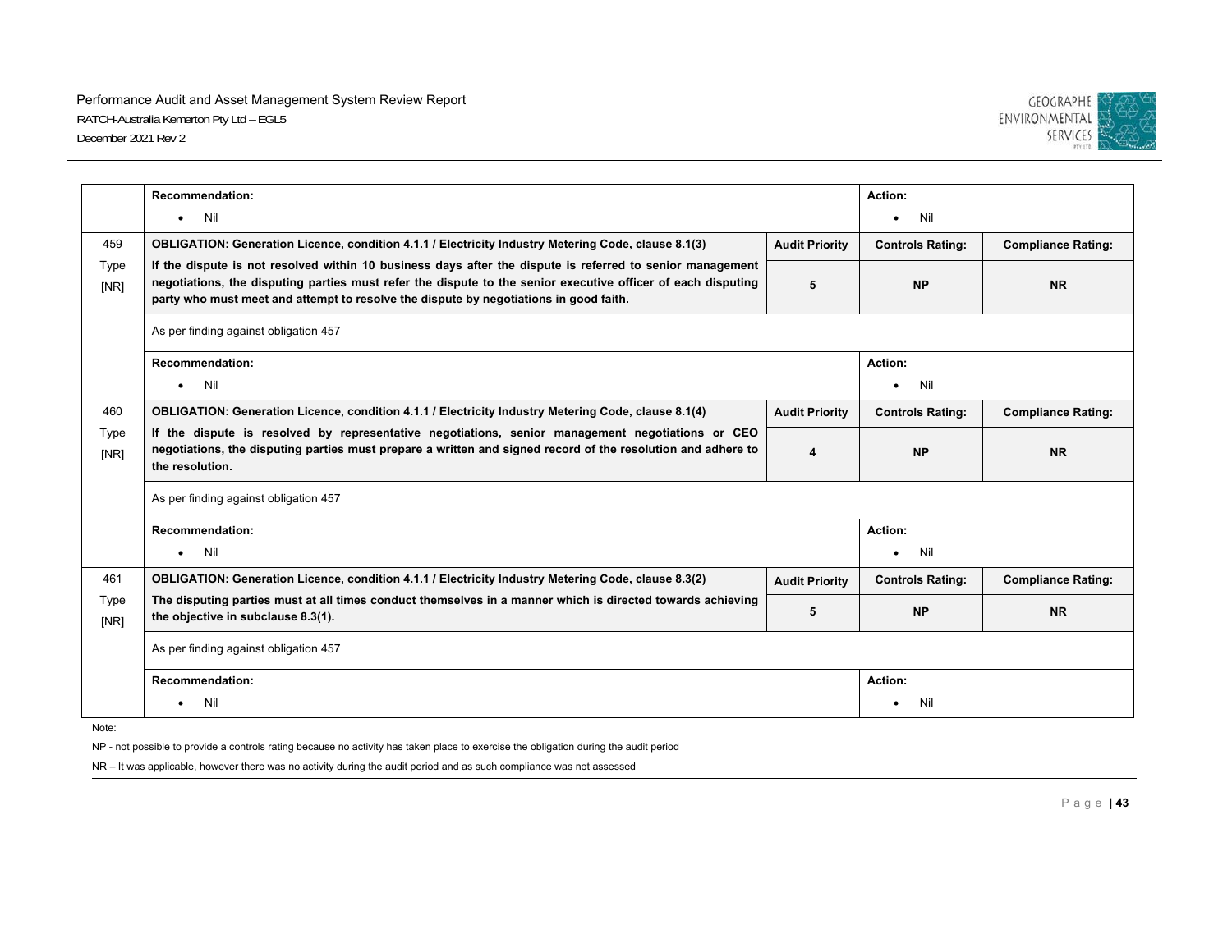| | | | | |
|---|---|---|---|---|
| | **Recommendation:**<br>• Nil | | **Action:**<br>• Nil | |
| 459<br>Type<br>[NR] | **OBLIGATION: Generation Licence, condition 4.1.1 / Electricity Industry Metering Code, clause 8.1(3)** | **Audit Priority** | **Controls Rating:** | **Compliance Rating:** |
| | **If the dispute is not resolved within 10 business days after the dispute is referred to senior management negotiations, the disputing parties must refer the dispute to the senior executive officer of each disputing party who must meet and attempt to resolve the dispute by negotiations in good faith.** | **5** | **NP** | **NR** |
| | As per finding against obligation 457 | | | |
| | **Recommendation:**<br>• Nil | | **Action:**<br>• Nil | |
| 460<br>Type<br>[NR] | **OBLIGATION: Generation Licence, condition 4.1.1 / Electricity Industry Metering Code, clause 8.1(4)** | **Audit Priority** | **Controls Rating:** | **Compliance Rating:** |
| | **If the dispute is resolved by representative negotiations, senior management negotiations or CEO negotiations, the disputing parties must prepare a written and signed record of the resolution and adhere to the resolution.** | **4** | **NP** | **NR** |
| | As per finding against obligation 457 | | | |
| | **Recommendation:**<br>• Nil | | **Action:**<br>• Nil | |
| 461<br>Type<br>[NR] | **OBLIGATION: Generation Licence, condition 4.1.1 / Electricity Industry Metering Code, clause 8.3(2)** | **Audit Priority** | **Controls Rating:** | **Compliance Rating:** |
| | **The disputing parties must at all times conduct themselves in a manner which is directed towards achieving the objective in subclause 8.3(1).** | **5** | **NP** | **NR** |
| | As per finding against obligation 457 | | | |
| | **Recommendation:**<br>• Nil | | **Action:**<br>• Nil | |

Note:

NP - not possible to provide a controls rating because no activity has taken place to exercise the obligation during the audit period

NR – It was applicable, however there was no activity during the audit period and as such compliance was not assessed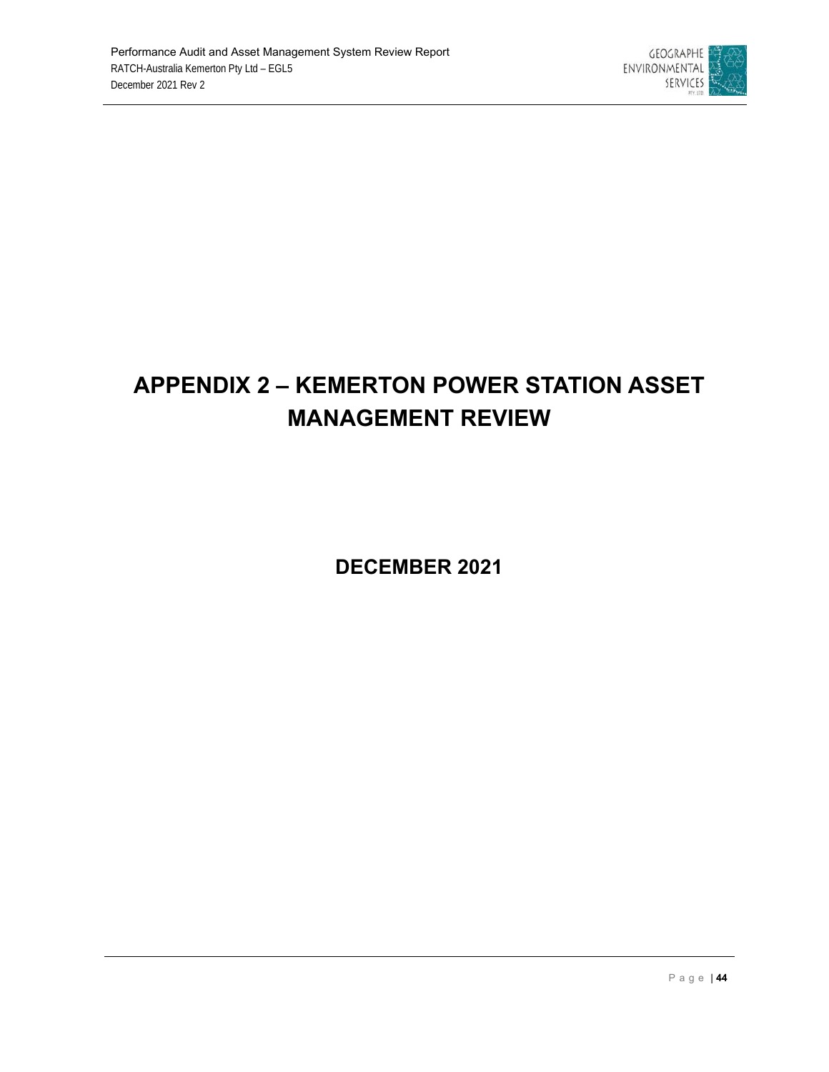# APPENDIX 2 – KEMERTON POWER STATION ASSET MANAGEMENT REVIEW

## DECEMBER 2021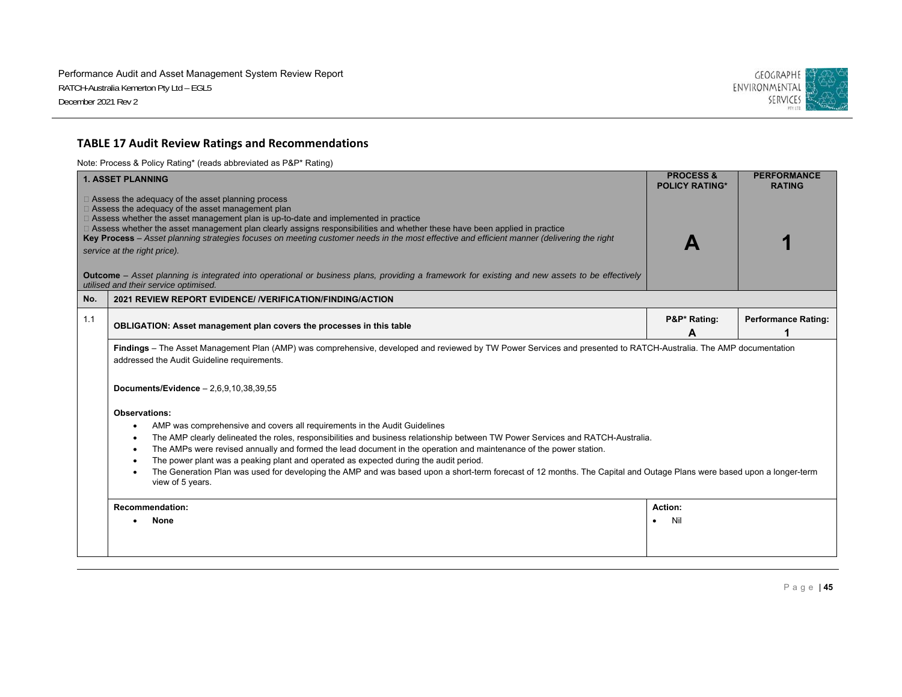## TABLE 17 Audit Review Ratings and Recommendations

Note: Process & Policy Rating* (reads abbreviated as P&P* Rating)

| No. | 1. ASSET PLANNING | PROCESS & POLICY RATING* | PERFORMANCE RATING |
|---|---|---|---|
| | Assess the adequacy of the asset planning process<br>Assess the adequacy of the asset management plan<br>Assess whether the asset management plan is up-to-date and implemented in practice<br>Assess whether the asset management plan clearly assigns responsibilities and whether these have been applied in practice<br>**Key Process** – *Asset planning strategies focuses on meeting customer needs in the most effective and efficient manner (delivering the right service at the right price).*<br><br>**Outcome** – *Asset planning is integrated into operational or business plans, providing a framework for existing and new assets to be effectively utilised and their service optimised.* | **A** | **1** |
| **No.** | **2021 REVIEW REPORT EVIDENCE/ /VERIFICATION/FINDING/ACTION** | | |
| 1.1 | **OBLIGATION: Asset management plan covers the processes in this table** | **P&P* Rating: A** | **Performance Rating: 1** |
| | **Findings** – The Asset Management Plan (AMP) was comprehensive, developed and reviewed by TW Power Services and presented to RATCH-Australia. The AMP documentation addressed the Audit Guideline requirements.<br><br>**Documents/Evidence** – 2,6,9,10,38,39,55<br><br>**Observations:**<br>• AMP was comprehensive and covers all requirements in the Audit Guidelines<br>• The AMP clearly delineated the roles, responsibilities and business relationship between TW Power Services and RATCH-Australia.<br>• The AMPs were revised annually and formed the lead document in the operation and maintenance of the power station.<br>• The power plant was a peaking plant and operated as expected during the audit period.<br>• The Generation Plan was used for developing the AMP and was based upon a short-term forecast of 12 months. The Capital and Outage Plans were based upon a longer-term view of 5 years. | | |
| | **Recommendation:**<br>• **None** | **Action:**<br>• Nil | |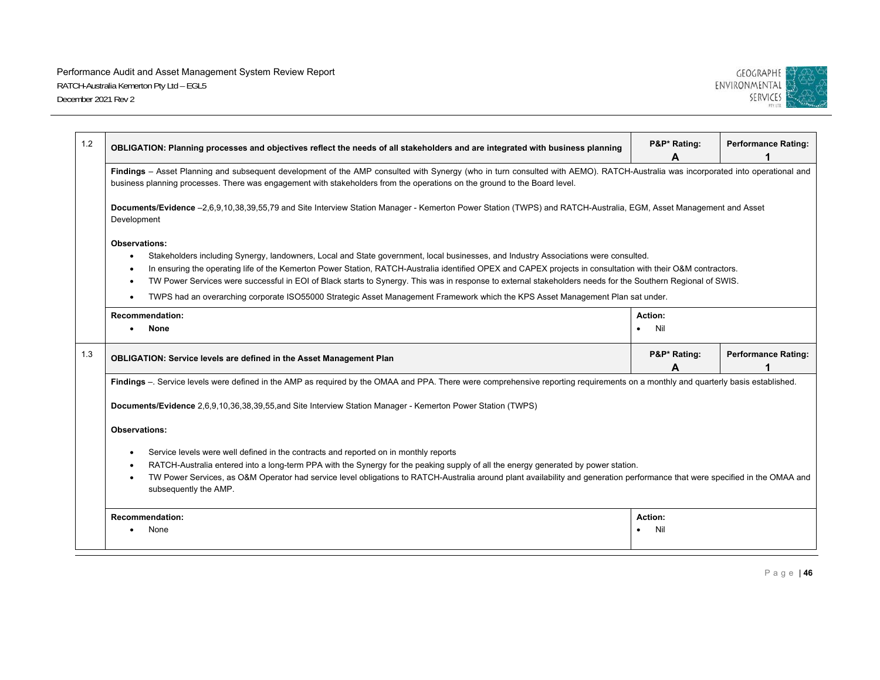| 1.2 | OBLIGATION: Planning processes and objectives reflect the needs of all stakeholders and are integrated with business planning | P&P* Rating: A | Performance Rating: 1 |
|---|---|---|---|
| | **Findings** – Asset Planning and subsequent development of the AMP consulted with Synergy (who in turn consulted with AEMO). RATCH-Australia was incorporated into operational and business planning processes. There was engagement with stakeholders from the operations on the ground to the Board level.<br><br>**Documents/Evidence** –2,6,9,10,38,39,55,79 and Site Interview Station Manager - Kemerton Power Station (TWPS) and RATCH-Australia, EGM, Asset Management and Asset Development<br><br>**Observations:**<br>• Stakeholders including Synergy, landowners, Local and State government, local businesses, and Industry Associations were consulted.<br>• In ensuring the operating life of the Kemerton Power Station, RATCH-Australia identified OPEX and CAPEX projects in consultation with their O&M contractors.<br>• TW Power Services were successful in EOI of Black starts to Synergy. This was in response to external stakeholders needs for the Southern Regional of SWIS.<br>• TWPS had an overarching corporate ISO55000 Strategic Asset Management Framework which the KPS Asset Management Plan sat under. | | |
| | **Recommendation:**<br>• **None** | **Action:**<br>• Nil | |
| 1.3 | **OBLIGATION: Service levels are defined in the Asset Management Plan** | **P&P* Rating: A** | **Performance Rating: 1** |
| | **Findings** –. Service levels were defined in the AMP as required by the OMAA and PPA. There were comprehensive reporting requirements on a monthly and quarterly basis established.<br><br>**Documents/Evidence** 2,6,9,10,36,38,39,55,and Site Interview Station Manager - Kemerton Power Station (TWPS)<br><br>**Observations:**<br>• Service levels were well defined in the contracts and reported on in monthly reports<br>• RATCH-Australia entered into a long-term PPA with the Synergy for the peaking supply of all the energy generated by power station.<br>• TW Power Services, as O&M Operator had service level obligations to RATCH-Australia around plant availability and generation performance that were specified in the OMAA and subsequently the AMP. | | |
| | **Recommendation:**<br>• None | **Action:**<br>• Nil | |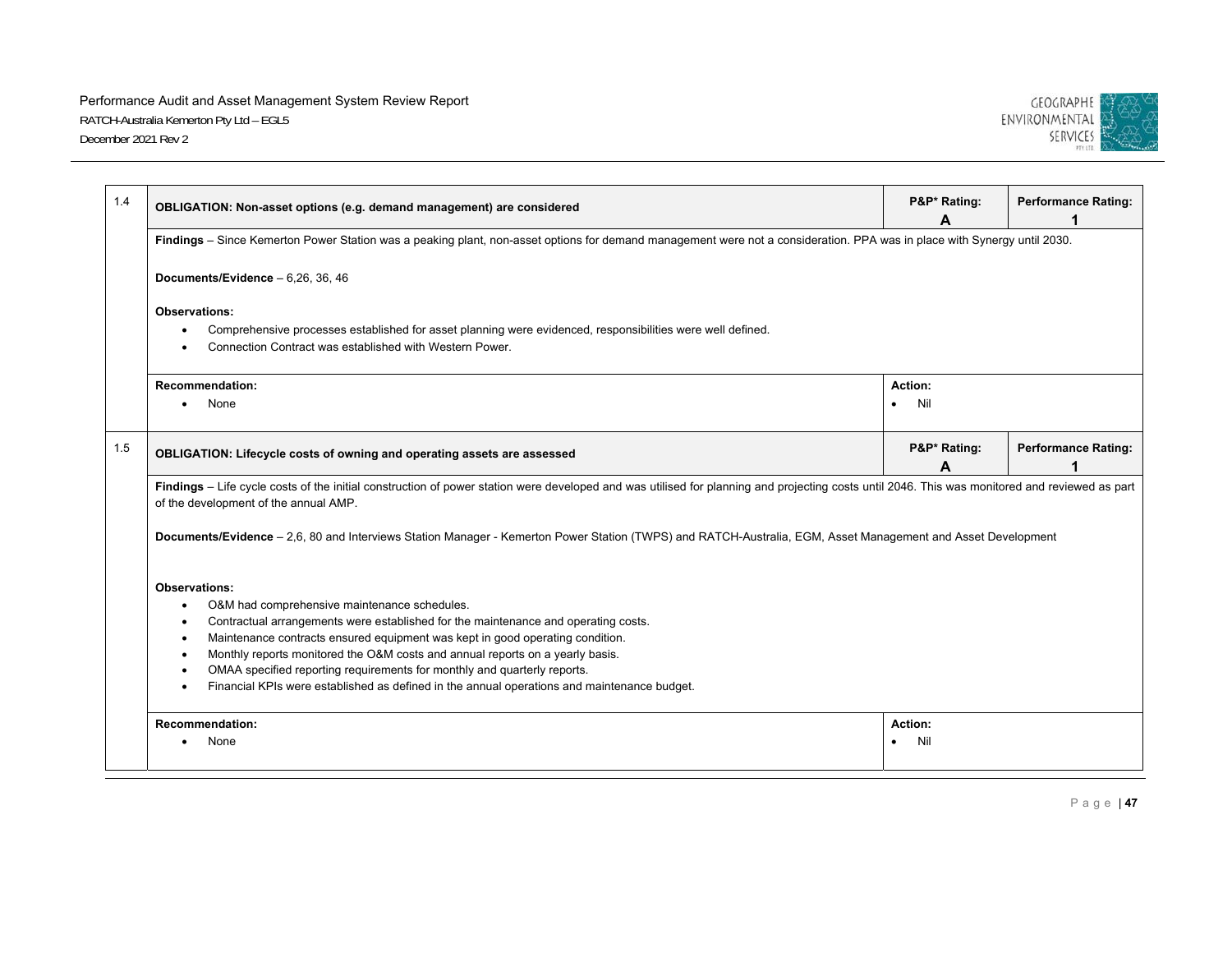| 1.4 | **OBLIGATION: Non-asset options (e.g. demand management) are considered** | **P&P* Rating:** **A** | **Performance Rating:** **1** |
|---|---|---|---|
| | **Findings** – Since Kemerton Power Station was a peaking plant, non-asset options for demand management were not a consideration. PPA was in place with Synergy until 2030.<br><br>**Documents/Evidence** – 6,26, 36, 46<br><br>**Observations:**<br>• Comprehensive processes established for asset planning were evidenced, responsibilities were well defined.<br>• Connection Contract was established with Western Power. | | |
| | **Recommendation:**<br>• None | **Action:**<br>• Nil | |
| 1.5 | **OBLIGATION: Lifecycle costs of owning and operating assets are assessed** | **P&P* Rating:** **A** | **Performance Rating:** **1** |
| | **Findings** – Life cycle costs of the initial construction of power station were developed and was utilised for planning and projecting costs until 2046. This was monitored and reviewed as part of the development of the annual AMP.<br><br>**Documents/Evidence** – 2,6, 80 and Interviews Station Manager - Kemerton Power Station (TWPS) and RATCH-Australia, EGM, Asset Management and Asset Development<br><br>**Observations:**<br>• O&M had comprehensive maintenance schedules.<br>• Contractual arrangements were established for the maintenance and operating costs.<br>• Maintenance contracts ensured equipment was kept in good operating condition.<br>• Monthly reports monitored the O&M costs and annual reports on a yearly basis.<br>• OMAA specified reporting requirements for monthly and quarterly reports.<br>• Financial KPIs were established as defined in the annual operations and maintenance budget. | | |
| | **Recommendation:**<br>• None | **Action:**<br>• Nil | |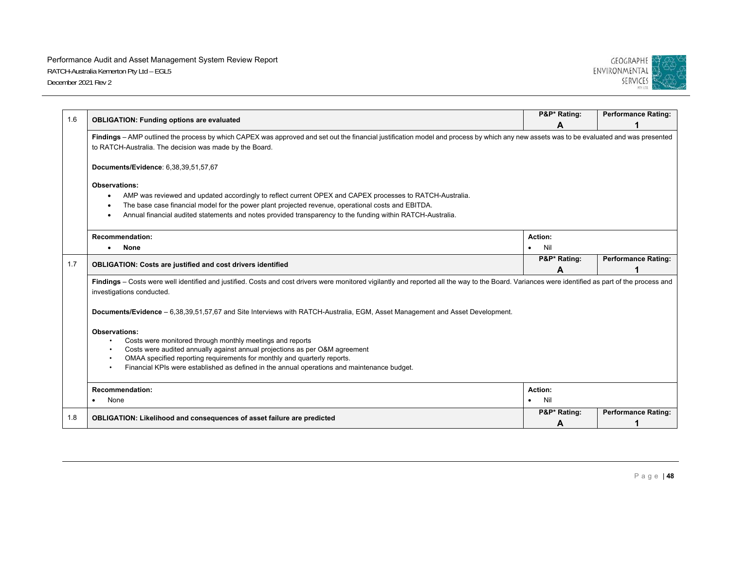| 1.6 | **OBLIGATION: Funding options are evaluated** | **P&P* Rating: A** | **Performance Rating: 1** |
|---|---|---|---|
| | **Findings** – AMP outlined the process by which CAPEX was approved and set out the financial justification model and process by which any new assets was to be evaluated and was presented to RATCH-Australia. The decision was made by the Board.<br><br>**Documents/Evidence**: 6,38,39,51,57,67<br><br>**Observations:**<br>• AMP was reviewed and updated accordingly to reflect current OPEX and CAPEX processes to RATCH-Australia.<br>• The base case financial model for the power plant projected revenue, operational costs and EBITDA.<br>• Annual financial audited statements and notes provided transparency to the funding within RATCH-Australia. | | |
| | **Recommendation:**<br>• **None** | **Action:**<br>• Nil | |
| 1.7 | **OBLIGATION: Costs are justified and cost drivers identified** | **P&P* Rating: A** | **Performance Rating: 1** |
| | **Findings** – Costs were well identified and justified. Costs and cost drivers were monitored vigilantly and reported all the way to the Board. Variances were identified as part of the process and investigations conducted.<br><br>**Documents/Evidence** – 6,38,39,51,57,67 and Site Interviews with RATCH-Australia, EGM, Asset Management and Asset Development.<br><br>**Observations:**<br>• Costs were monitored through monthly meetings and reports<br>• Costs were audited annually against annual projections as per O&M agreement<br>• OMAA specified reporting requirements for monthly and quarterly reports.<br>• Financial KPIs were established as defined in the annual operations and maintenance budget. | | |
| | **Recommendation:**<br>• None | **Action:**<br>• Nil | |
| 1.8 | **OBLIGATION: Likelihood and consequences of asset failure are predicted** | **P&P* Rating: A** | **Performance Rating: 1** |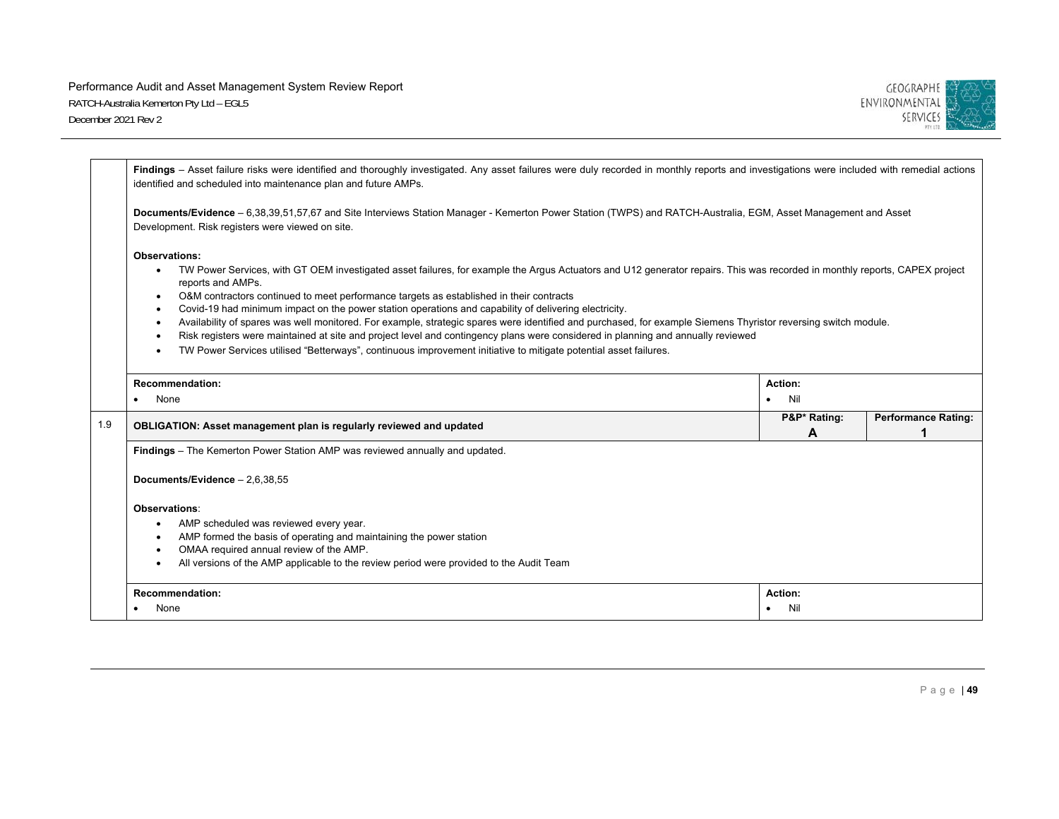| | | | |
|---|---|---|---|
| | **Findings** – Asset failure risks were identified and thoroughly investigated. Any asset failures were duly recorded in monthly reports and investigations were included with remedial actions identified and scheduled into maintenance plan and future AMPs.<br><br>**Documents/Evidence** – 6,38,39,51,57,67 and Site Interviews Station Manager - Kemerton Power Station (TWPS) and RATCH-Australia, EGM, Asset Management and Asset Development. Risk registers were viewed on site.<br><br>**Observations:**<br>• TW Power Services, with GT OEM investigated asset failures, for example the Argus Actuators and U12 generator repairs. This was recorded in monthly reports, CAPEX project reports and AMPs.<br>• O&M contractors continued to meet performance targets as established in their contracts<br>• Covid-19 had minimum impact on the power station operations and capability of delivering electricity.<br>• Availability of spares was well monitored. For example, strategic spares were identified and purchased, for example Siemens Thyristor reversing switch module.<br>• Risk registers were maintained at site and project level and contingency plans were considered in planning and annually reviewed<br>• TW Power Services utilised "Betterways", continuous improvement initiative to mitigate potential asset failures. | | |
| | **Recommendation:**<br>• None | **Action:**<br>• Nil | |
| 1.9 | **OBLIGATION: Asset management plan is regularly reviewed and updated** | **P&P\* Rating:**<br>**A** | **Performance Rating:**<br>**1** |
| | **Findings** – The Kemerton Power Station AMP was reviewed annually and updated.<br><br>**Documents/Evidence** – 2,6,38,55<br><br>**Observations**:<br>• AMP scheduled was reviewed every year.<br>• AMP formed the basis of operating and maintaining the power station<br>• OMAA required annual review of the AMP.<br>• All versions of the AMP applicable to the review period were provided to the Audit Team | | |
| | **Recommendation:**<br>• None | **Action:**<br>• Nil | |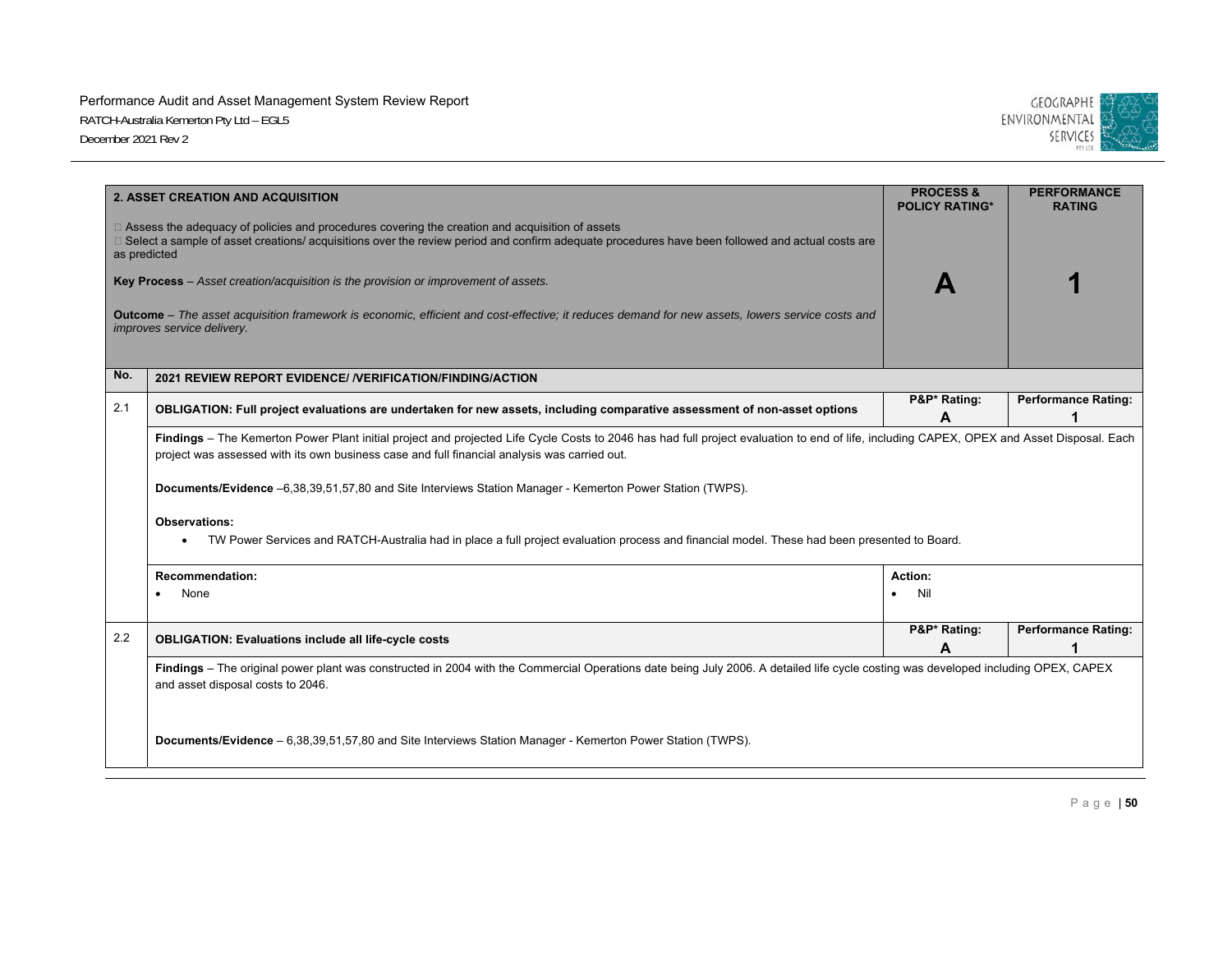| 2. ASSET CREATION AND ACQUISITION | | PROCESS & POLICY RATING* | PERFORMANCE RATING |
|---|---|---|---|
| □ Assess the adequacy of policies and procedures covering the creation and acquisition of assets<br>□ Select a sample of asset creations/ acquisitions over the review period and confirm adequate procedures have been followed and actual costs are as predicted<br><br>**Key Process** – *Asset creation/acquisition is the provision or improvement of assets.*<br><br>**Outcome** – *The asset acquisition framework is economic, efficient and cost-effective; it reduces demand for new assets, lowers service costs and improves service delivery.* | | **A** | **1** |
| **No.** | **2021 REVIEW REPORT EVIDENCE/ /VERIFICATION/FINDING/ACTION** | | |
| 2.1 | **OBLIGATION: Full project evaluations are undertaken for new assets, including comparative assessment of non-asset options** | **P&P* Rating: A** | **Performance Rating: 1** |
| | **Findings** – The Kemerton Power Plant initial project and projected Life Cycle Costs to 2046 has had full project evaluation to end of life, including CAPEX, OPEX and Asset Disposal. Each project was assessed with its own business case and full financial analysis was carried out.<br><br>**Documents/Evidence** –6,38,39,51,57,80 and Site Interviews Station Manager - Kemerton Power Station (TWPS).<br><br>**Observations:**<br>• TW Power Services and RATCH-Australia had in place a full project evaluation process and financial model. These had been presented to Board. | | |
| | **Recommendation:**<br>• None | **Action:**<br>• Nil | |
| 2.2 | **OBLIGATION: Evaluations include all life-cycle costs** | **P&P* Rating: A** | **Performance Rating: 1** |
| | **Findings** – The original power plant was constructed in 2004 with the Commercial Operations date being July 2006. A detailed life cycle costing was developed including OPEX, CAPEX and asset disposal costs to 2046.<br><br>**Documents/Evidence** – 6,38,39,51,57,80 and Site Interviews Station Manager - Kemerton Power Station (TWPS). | | |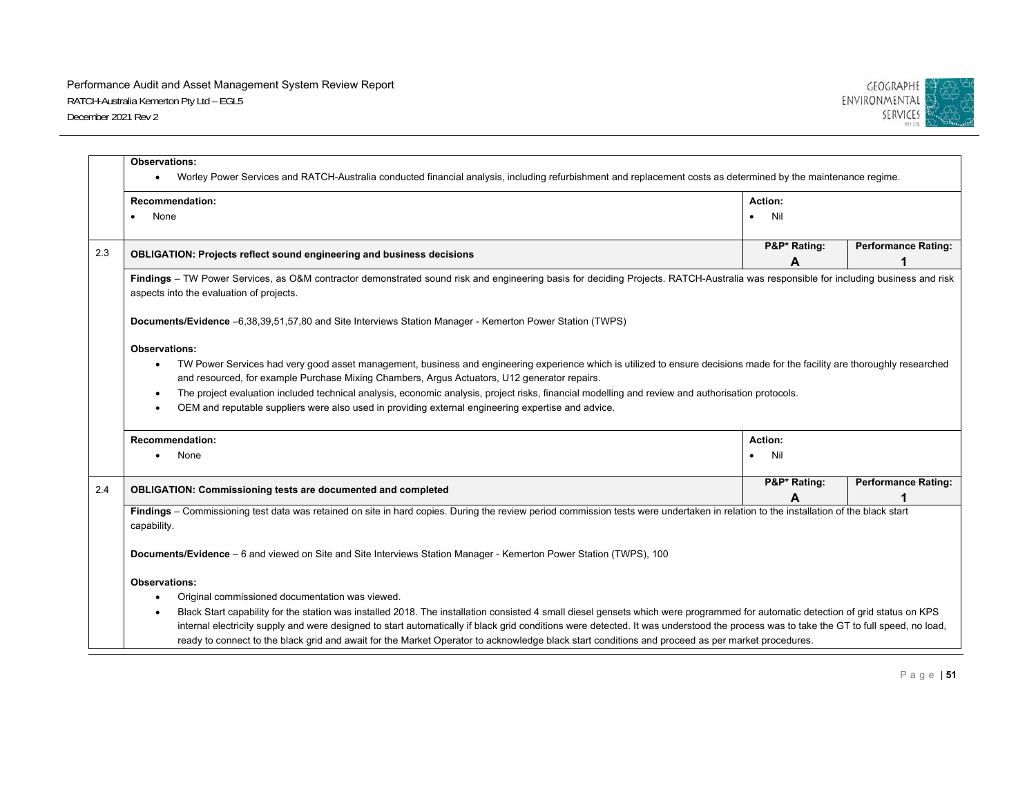| | | | |
|---|---|---|---|
| | **Observations:**<br>• Worley Power Services and RATCH-Australia conducted financial analysis, including refurbishment and replacement costs as determined by the maintenance regime. | | |
| | **Recommendation:**<br>• None | **Action:**<br>• Nil | |
| 2.3 | **OBLIGATION: Projects reflect sound engineering and business decisions** | **P&P\* Rating:**<br>**A** | **Performance Rating:**<br>**1** |
| | **Findings** – TW Power Services, as O&M contractor demonstrated sound risk and engineering basis for deciding Projects. RATCH-Australia was responsible for including business and risk aspects into the evaluation of projects.<br><br>**Documents/Evidence** –6,38,39,51,57,80 and Site Interviews Station Manager - Kemerton Power Station (TWPS)<br><br>**Observations:**<br>• TW Power Services had very good asset management, business and engineering experience which is utilized to ensure decisions made for the facility are thoroughly researched and resourced, for example Purchase Mixing Chambers, Argus Actuators, U12 generator repairs.<br>• The project evaluation included technical analysis, economic analysis, project risks, financial modelling and review and authorisation protocols.<br>• OEM and reputable suppliers were also used in providing external engineering expertise and advice. | | |
| | **Recommendation:**<br>• None | **Action:**<br>• Nil | |
| 2.4 | **OBLIGATION: Commissioning tests are documented and completed** | **P&P\* Rating:**<br>**A** | **Performance Rating:**<br>**1** |
| | **Findings** – Commissioning test data was retained on site in hard copies. During the review period commission tests were undertaken in relation to the installation of the black start capability.<br><br>**Documents/Evidence** – 6 and viewed on Site and Site Interviews Station Manager - Kemerton Power Station (TWPS), 100<br><br>**Observations:**<br>• Original commissioned documentation was viewed.<br>• Black Start capability for the station was installed 2018. The installation consisted 4 small diesel gensets which were programmed for automatic detection of grid status on KPS internal electricity supply and were designed to start automatically if black grid conditions were detected. It was understood the process was to take the GT to full speed, no load, ready to connect to the black grid and await for the Market Operator to acknowledge black start conditions and proceed as per market procedures. | | |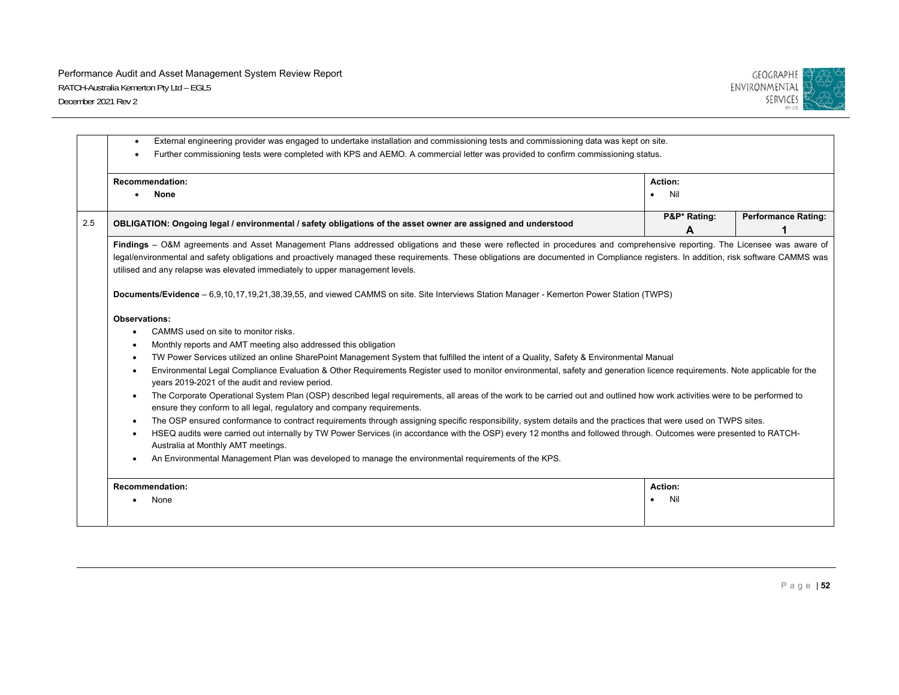| | | | |
|---|---|---|---|
| | • External engineering provider was engaged to undertake installation and commissioning tests and commissioning data was kept on site.<br>• Further commissioning tests were completed with KPS and AEMO. A commercial letter was provided to confirm commissioning status. | | |
| | **Recommendation:**<br>• **None** | **Action:**<br>• Nil | |
| 2.5 | **OBLIGATION: Ongoing legal / environmental / safety obligations of the asset owner are assigned and understood** | **P&P\* Rating:**<br>**A** | **Performance Rating:**<br>**1** |
| | **Findings** – O&M agreements and Asset Management Plans addressed obligations and these were reflected in procedures and comprehensive reporting. The Licensee was aware of legal/environmental and safety obligations and proactively managed these requirements. These obligations are documented in Compliance registers. In addition, risk software CAMMS was utilised and any relapse was elevated immediately to upper management levels.<br><br>**Documents/Evidence** – 6,9,10,17,19,21,38,39,55, and viewed CAMMS on site. Site Interviews Station Manager - Kemerton Power Station (TWPS)<br><br>**Observations:**<br>• CAMMS used on site to monitor risks.<br>• Monthly reports and AMT meeting also addressed this obligation<br>• TW Power Services utilized an online SharePoint Management System that fulfilled the intent of a Quality, Safety & Environmental Manual<br>• Environmental Legal Compliance Evaluation & Other Requirements Register used to monitor environmental, safety and generation licence requirements. Note applicable for the years 2019-2021 of the audit and review period.<br>• The Corporate Operational System Plan (OSP) described legal requirements, all areas of the work to be carried out and outlined how work activities were to be performed to ensure they conform to all legal, regulatory and company requirements.<br>• The OSP ensured conformance to contract requirements through assigning specific responsibility, system details and the practices that were used on TWPS sites.<br>• HSEQ audits were carried out internally by TW Power Services (in accordance with the OSP) every 12 months and followed through. Outcomes were presented to RATCH-Australia at Monthly AMT meetings.<br>• An Environmental Management Plan was developed to manage the environmental requirements of the KPS. | | |
| | **Recommendation:**<br>• None | **Action:**<br>• Nil | |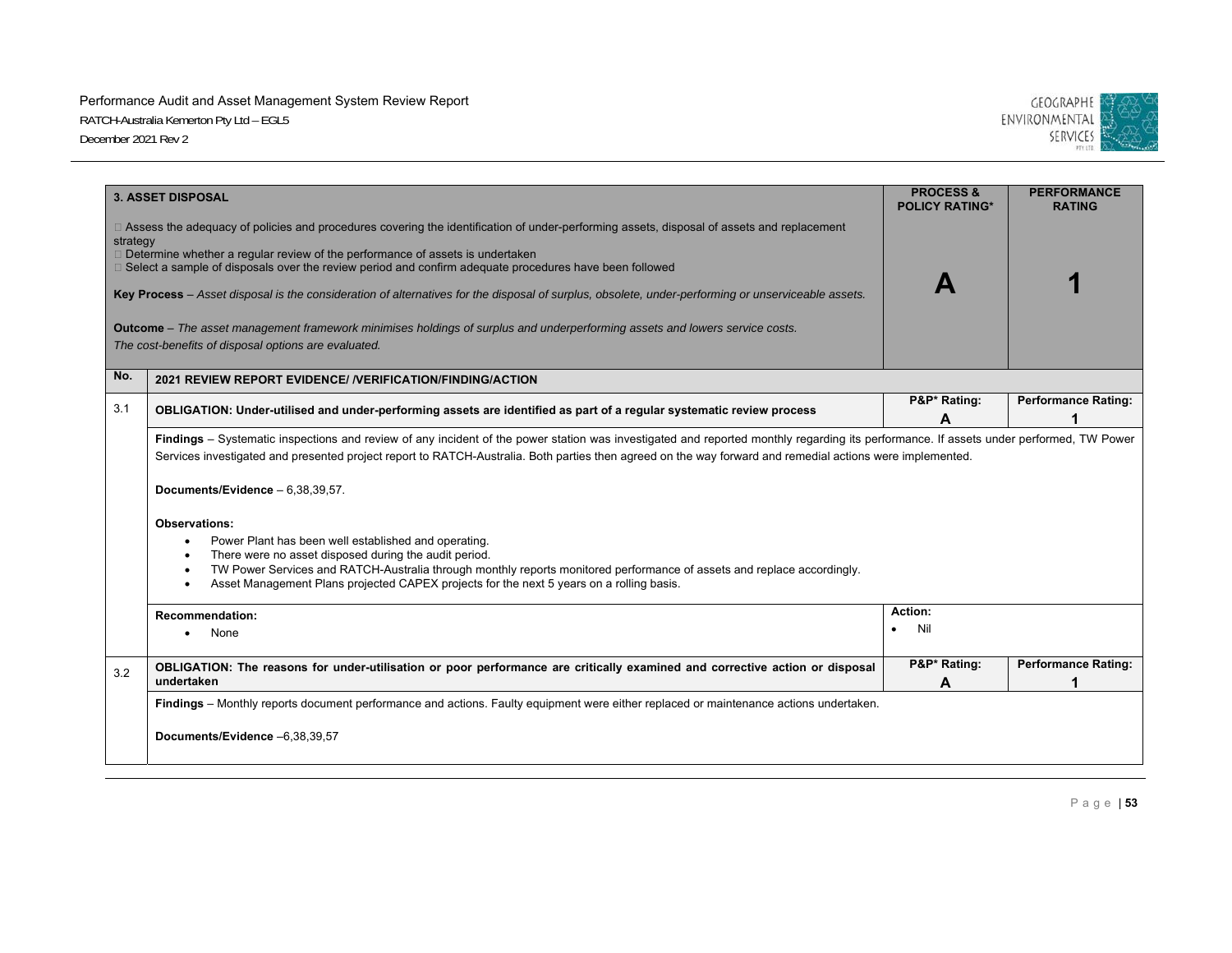| 3. ASSET DISPOSAL | | PROCESS & POLICY RATING* | PERFORMANCE RATING |
|---|---|---|---|
| Assess the adequacy of policies and procedures covering the identification of under-performing assets, disposal of assets and replacement strategy<br>Determine whether a regular review of the performance of assets is undertaken<br>Select a sample of disposals over the review period and confirm adequate procedures have been followed<br><br>**Key Process** – *Asset disposal is the consideration of alternatives for the disposal of surplus, obsolete, under-performing or unserviceable assets.*<br><br>**Outcome** – *The asset management framework minimises holdings of surplus and underperforming assets and lowers service costs. The cost-benefits of disposal options are evaluated.* | | **A** | **1** |
| **No.** | **2021 REVIEW REPORT EVIDENCE/ /VERIFICATION/FINDING/ACTION** | | |
| 3.1 | **OBLIGATION: Under-utilised and under-performing assets are identified as part of a regular systematic review process** | **P&P* Rating: A** | **Performance Rating: 1** |
| | **Findings** – Systematic inspections and review of any incident of the power station was investigated and reported monthly regarding its performance. If assets under performed, TW Power Services investigated and presented project report to RATCH-Australia. Both parties then agreed on the way forward and remedial actions were implemented.<br><br>**Documents/Evidence** – 6,38,39,57.<br><br>**Observations:**<br>• Power Plant has been well established and operating.<br>• There were no asset disposed during the audit period.<br>• TW Power Services and RATCH-Australia through monthly reports monitored performance of assets and replace accordingly.<br>• Asset Management Plans projected CAPEX projects for the next 5 years on a rolling basis. | | |
| | **Recommendation:**<br>• None | **Action:**<br>• Nil | |
| 3.2 | **OBLIGATION: The reasons for under-utilisation or poor performance are critically examined and corrective action or disposal undertaken** | **P&P* Rating: A** | **Performance Rating: 1** |
| | **Findings** – Monthly reports document performance and actions. Faulty equipment were either replaced or maintenance actions undertaken.<br><br>**Documents/Evidence** –6,38,39,57 | | |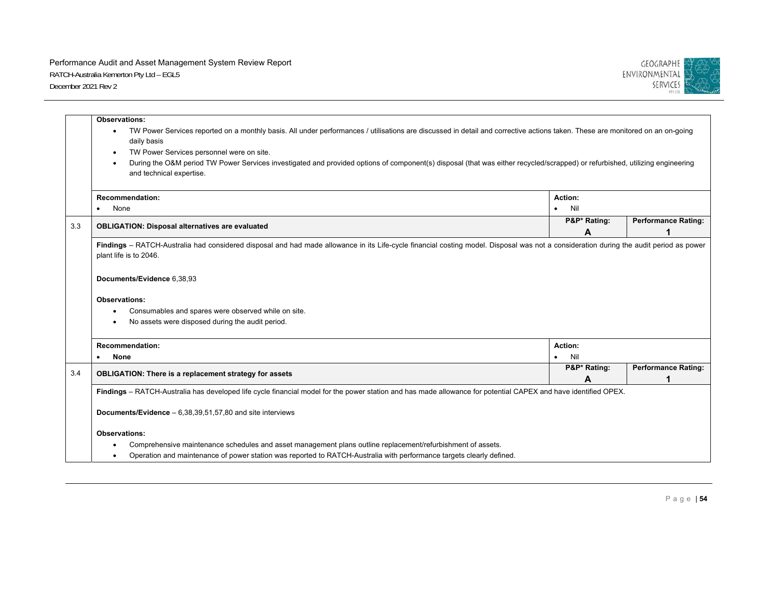| | | | |
|---|---|---|---|
| | **Observations:**<br>• TW Power Services reported on a monthly basis. All under performances / utilisations are discussed in detail and corrective actions taken. These are monitored on an on-going daily basis<br>• TW Power Services personnel were on site.<br>• During the O&M period TW Power Services investigated and provided options of component(s) disposal (that was either recycled/scrapped) or refurbished, utilizing engineering and technical expertise. | | |
| | **Recommendation:**<br>• None | **Action:**<br>• Nil | |
| 3.3 | **OBLIGATION: Disposal alternatives are evaluated** | **P&P* Rating:**<br>**A** | **Performance Rating:**<br>**1** |
| | **Findings** – RATCH-Australia had considered disposal and had made allowance in its Life-cycle financial costing model. Disposal was not a consideration during the audit period as power plant life is to 2046.<br><br>**Documents/Evidence** 6,38,93<br><br>**Observations:**<br>• Consumables and spares were observed while on site.<br>• No assets were disposed during the audit period. | | |
| | **Recommendation:**<br>• **None** | **Action:**<br>• Nil | |
| 3.4 | **OBLIGATION: There is a replacement strategy for assets** | **P&P* Rating:**<br>**A** | **Performance Rating:**<br>**1** |
| | **Findings** – RATCH-Australia has developed life cycle financial model for the power station and has made allowance for potential CAPEX and have identified OPEX.<br><br>**Documents/Evidence** – 6,38,39,51,57,80 and site interviews<br><br>**Observations:**<br>• Comprehensive maintenance schedules and asset management plans outline replacement/refurbishment of assets.<br>• Operation and maintenance of power station was reported to RATCH-Australia with performance targets clearly defined. | | |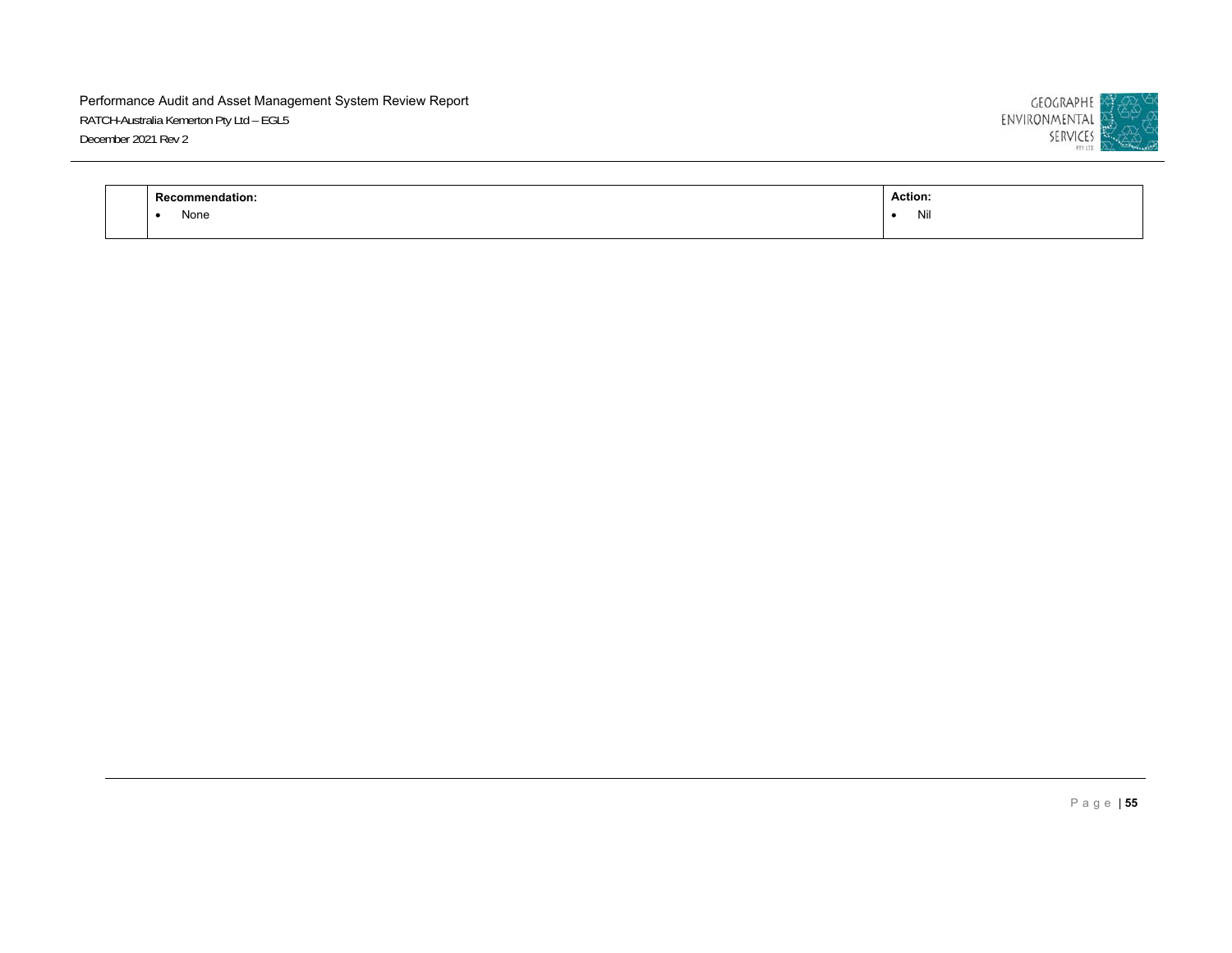|  | **Recommendation:**<br>• None | **Action:**<br>• Nil |
|---|---|---|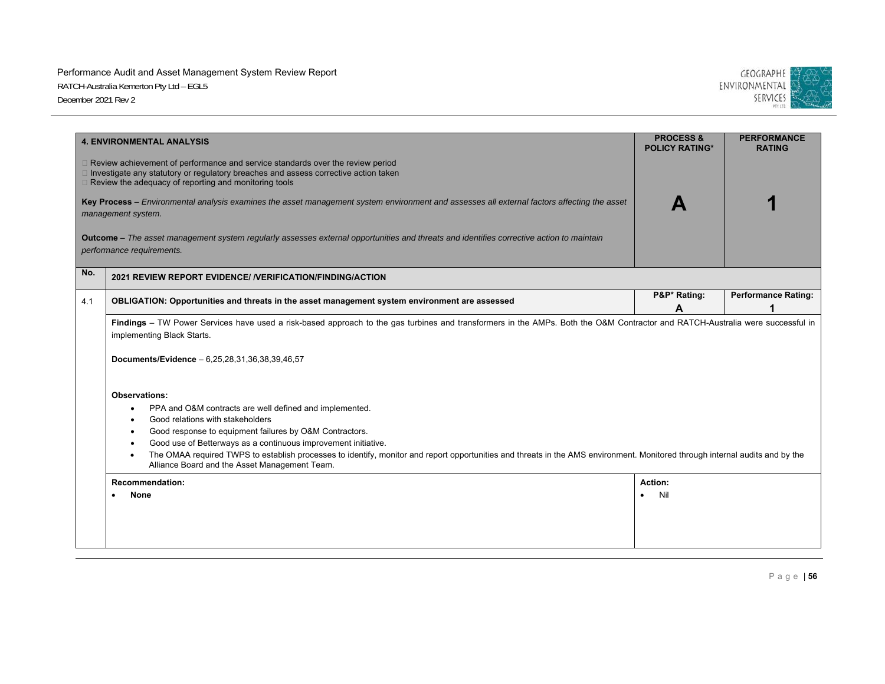| 4. ENVIRONMENTAL ANALYSIS | | PROCESS & POLICY RATING* | PERFORMANCE RATING |
|---|---|---|---|
| □ Review achievement of performance and service standards over the review period<br>□ Investigate any statutory or regulatory breaches and assess corrective action taken<br>□ Review the adequacy of reporting and monitoring tools<br><br>**Key Process** – *Environmental analysis examines the asset management system environment and assesses all external factors affecting the asset management system.*<br><br>**Outcome** – *The asset management system regularly assesses external opportunities and threats and identifies corrective action to maintain performance requirements.* | | **A** | **1** |
| **No.** | **2021 REVIEW REPORT EVIDENCE/ /VERIFICATION/FINDING/ACTION** | | |
| 4.1 | **OBLIGATION: Opportunities and threats in the asset management system environment are assessed** | **P&P* Rating: A** | **Performance Rating: 1** |
| | **Findings** – TW Power Services have used a risk-based approach to the gas turbines and transformers in the AMPs. Both the O&M Contractor and RATCH-Australia were successful in implementing Black Starts.<br><br>**Documents/Evidence** – 6,25,28,31,36,38,39,46,57<br><br>**Observations:**<br>• PPA and O&M contracts are well defined and implemented.<br>• Good relations with stakeholders<br>• Good response to equipment failures by O&M Contractors.<br>• Good use of Betterways as a continuous improvement initiative.<br>• The OMAA required TWPS to establish processes to identify, monitor and report opportunities and threats in the AMS environment. Monitored through internal audits and by the Alliance Board and the Asset Management Team. | | |
| | **Recommendation:**<br>• **None** | **Action:**<br>• Nil | |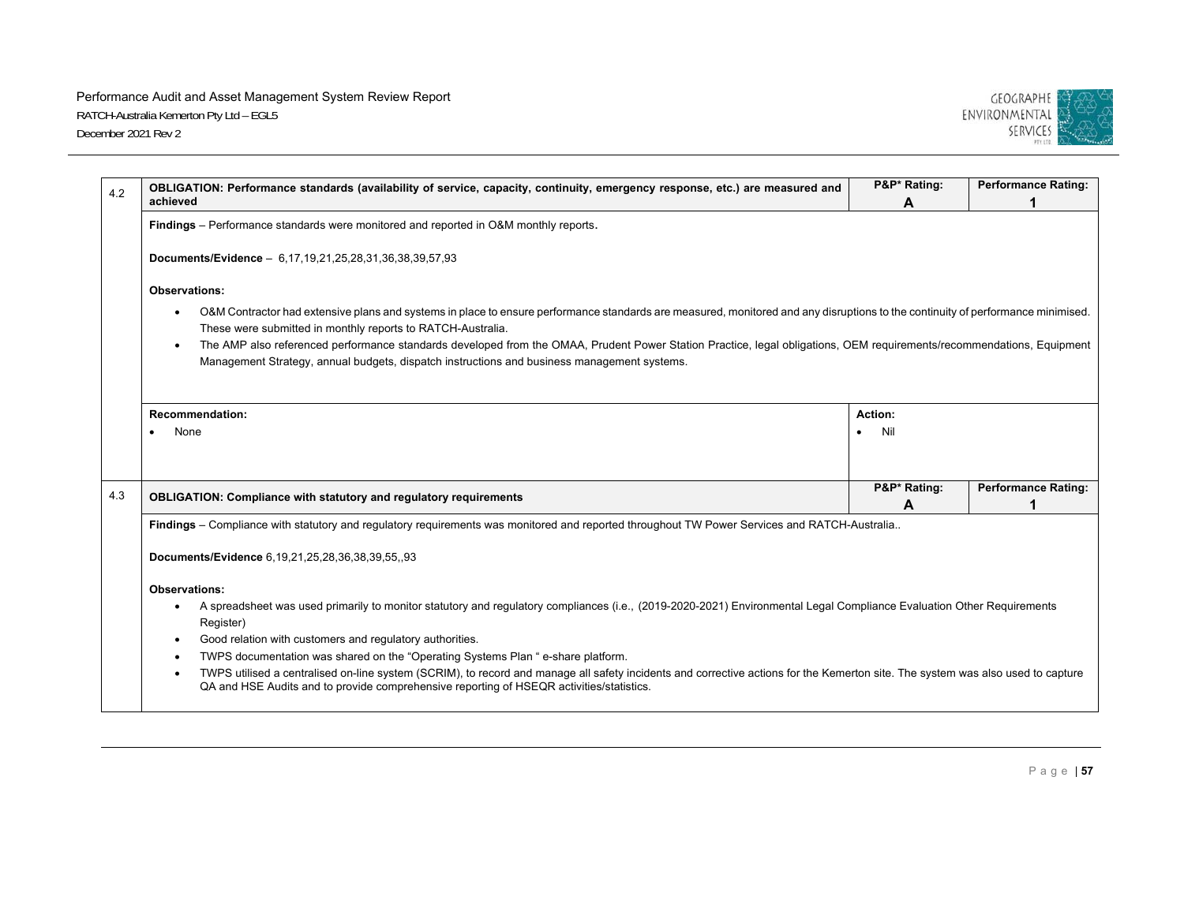| 4.2 | **OBLIGATION: Performance standards (availability of service, capacity, continuity, emergency response, etc.) are measured and achieved** | **P&P* Rating: A** | **Performance Rating: 1** |
|---|---|---|---|
| | **Findings** – Performance standards were monitored and reported in O&M monthly reports.<br><br>**Documents/Evidence** – 6,17,19,21,25,28,31,36,38,39,57,93<br><br>**Observations:**<br>• O&M Contractor had extensive plans and systems in place to ensure performance standards are measured, monitored and any disruptions to the continuity of performance minimised. These were submitted in monthly reports to RATCH-Australia.<br>• The AMP also referenced performance standards developed from the OMAA, Prudent Power Station Practice, legal obligations, OEM requirements/recommendations, Equipment Management Strategy, annual budgets, dispatch instructions and business management systems. | | |
| | **Recommendation:**<br>• None | **Action:**<br>• Nil | |

| 4.3 | **OBLIGATION: Compliance with statutory and regulatory requirements** | **P&P* Rating: A** | **Performance Rating: 1** |
|---|---|---|---|
| | **Findings** – Compliance with statutory and regulatory requirements was monitored and reported throughout TW Power Services and RATCH-Australia..<br><br>**Documents/Evidence** 6,19,21,25,28,36,38,39,55,,93<br><br>**Observations:**<br>• A spreadsheet was used primarily to monitor statutory and regulatory compliances (i.e., (2019-2020-2021) Environmental Legal Compliance Evaluation Other Requirements Register)<br>• Good relation with customers and regulatory authorities.<br>• TWPS documentation was shared on the "Operating Systems Plan " e-share platform.<br>• TWPS utilised a centralised on-line system (SCRIM), to record and manage all safety incidents and corrective actions for the Kemerton site. The system was also used to capture QA and HSE Audits and to provide comprehensive reporting of HSEQR activities/statistics. | | |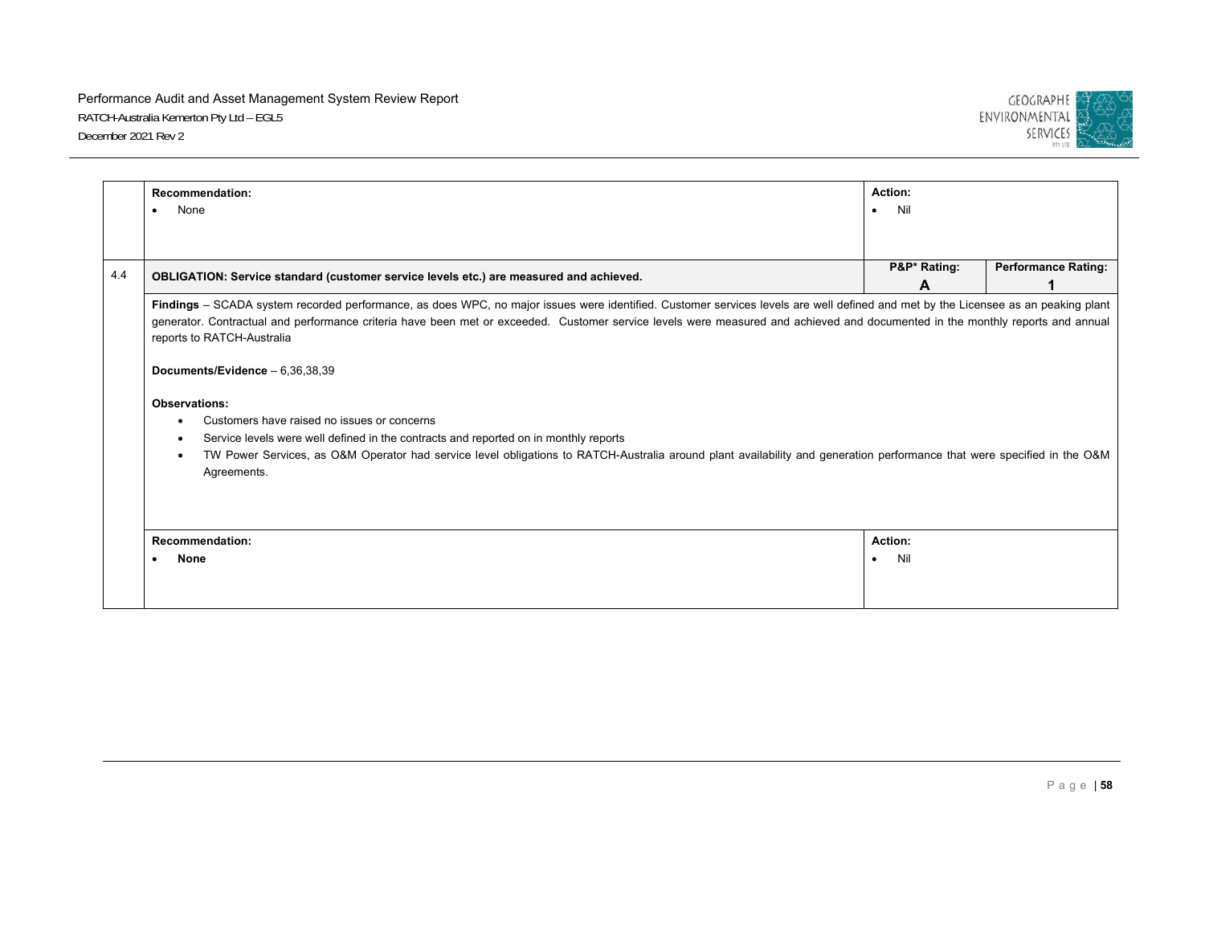| | Recommendation: | Action: | |
|---|---|---|---|
| | • None | • Nil | |
| 4.4 | **OBLIGATION: Service standard (customer service levels etc.) are measured and achieved.** | **P&P* Rating:** **A** | **Performance Rating:** **1** |
| | **Findings** – SCADA system recorded performance, as does WPC, no major issues were identified. Customer services levels are well defined and met by the Licensee as an peaking plant generator. Contractual and performance criteria have been met or exceeded. Customer service levels were measured and achieved and documented in the monthly reports and annual reports to RATCH-Australia<br><br>**Documents/Evidence** – 6,36,38,39<br><br>**Observations:**<br>• Customers have raised no issues or concerns<br>• Service levels were well defined in the contracts and reported on in monthly reports<br>• TW Power Services, as O&M Operator had service level obligations to RATCH-Australia around plant availability and generation performance that were specified in the O&M Agreements. | | |
| | **Recommendation:**<br>• **None** | **Action:**<br>• Nil | |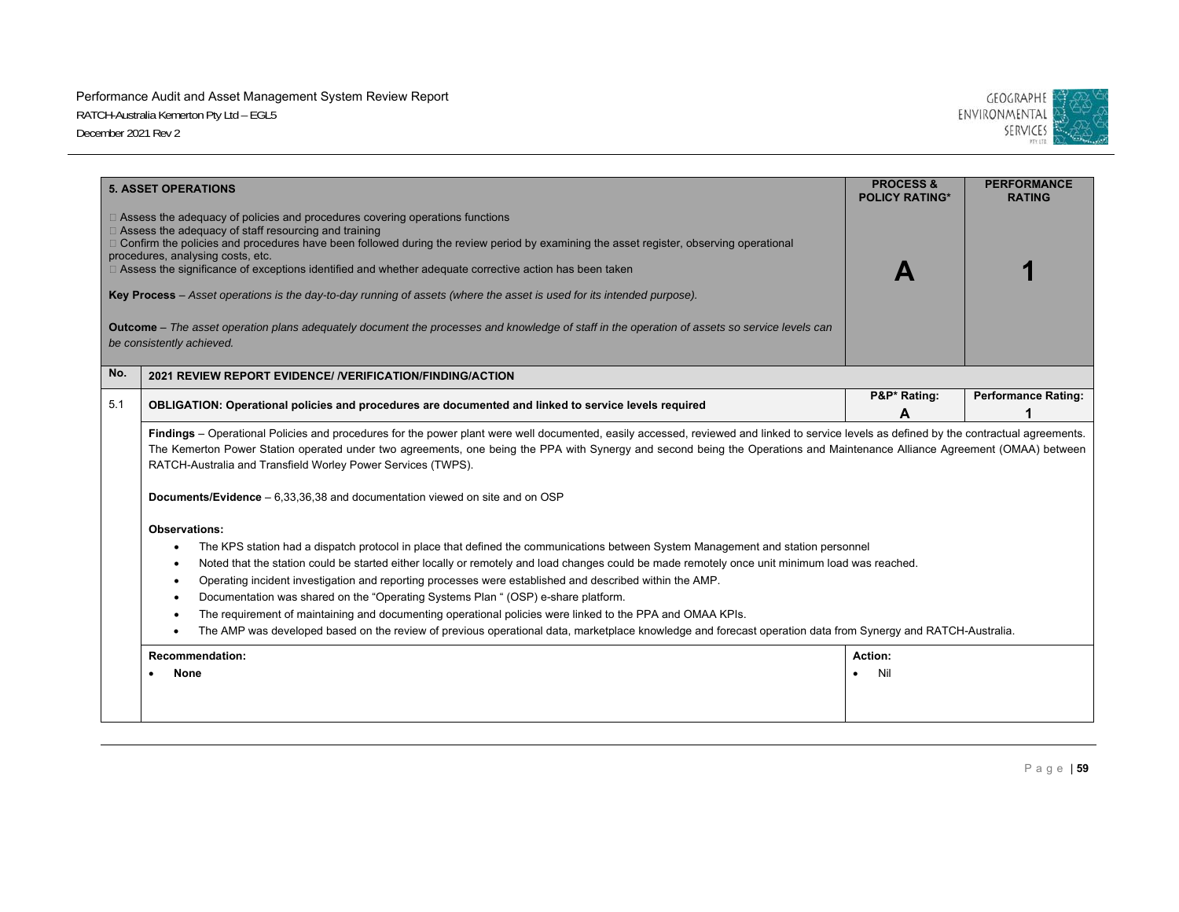| 5. ASSET OPERATIONS | PROCESS & POLICY RATING* | PERFORMANCE RATING |
|---|---|---|
| Assess the adequacy of policies and procedures covering operations functions<br>Assess the adequacy of staff resourcing and training<br>Confirm the policies and procedures have been followed during the review period by examining the asset register, observing operational procedures, analysing costs, etc.<br>Assess the significance of exceptions identified and whether adequate corrective action has been taken<br><br>**Key Process** – *Asset operations is the day-to-day running of assets (where the asset is used for its intended purpose).*<br><br>**Outcome** – *The asset operation plans adequately document the processes and knowledge of staff in the operation of assets so service levels can be consistently achieved.* | **A** | **1** |

| No. | 2021 REVIEW REPORT EVIDENCE/ /VERIFICATION/FINDING/ACTION | | |
|---|---|---|---|
| 5.1 | **OBLIGATION: Operational policies and procedures are documented and linked to service levels required** | **P&P* Rating: A** | **Performance Rating: 1** |

**Findings** – Operational Policies and procedures for the power plant were well documented, easily accessed, reviewed and linked to service levels as defined by the contractual agreements. The Kemerton Power Station operated under two agreements, one being the PPA with Synergy and second being the Operations and Maintenance Alliance Agreement (OMAA) between RATCH-Australia and Transfield Worley Power Services (TWPS).

**Documents/Evidence** – 6,33,36,38 and documentation viewed on site and on OSP

**Observations:**

- The KPS station had a dispatch protocol in place that defined the communications between System Management and station personnel
- Noted that the station could be started either locally or remotely and load changes could be made remotely once unit minimum load was reached.
- Operating incident investigation and reporting processes were established and described within the AMP.
- Documentation was shared on the "Operating Systems Plan " (OSP) e-share platform.
- The requirement of maintaining and documenting operational policies were linked to the PPA and OMAA KPIs.
- The AMP was developed based on the review of previous operational data, marketplace knowledge and forecast operation data from Synergy and RATCH-Australia.

| Recommendation: | Action: |
|---|---|
| • **None** | • Nil |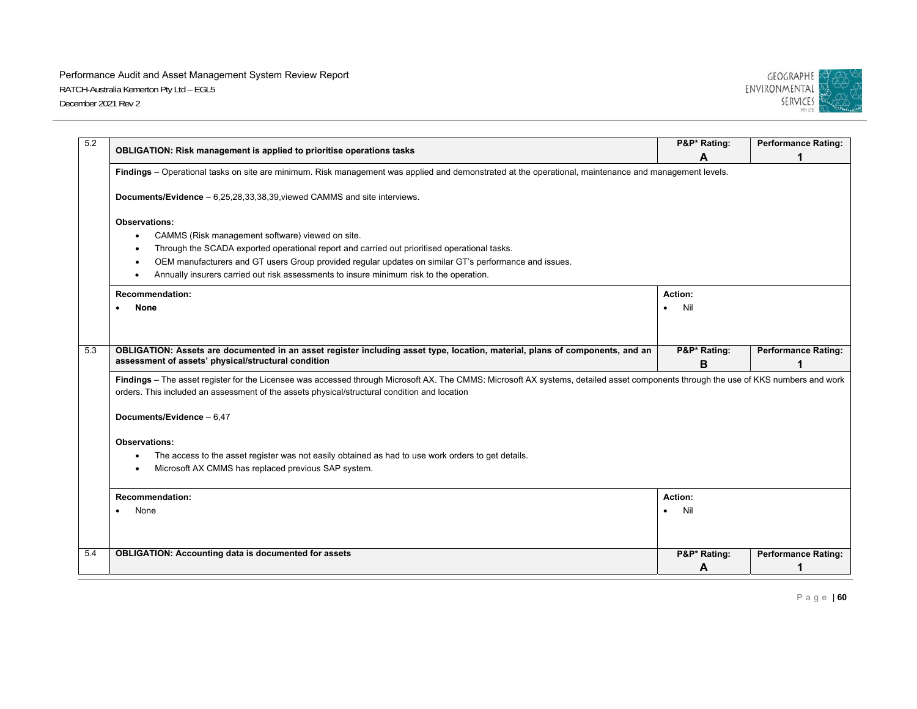| 5.2 | **OBLIGATION: Risk management is applied to prioritise operations tasks** | **P&P* Rating: A** | **Performance Rating: 1** |
|---|---|---|---|
| | **Findings** – Operational tasks on site are minimum. Risk management was applied and demonstrated at the operational, maintenance and management levels.<br><br>**Documents/Evidence** – 6,25,28,33,38,39,viewed CAMMS and site interviews.<br><br>**Observations:**<br>• CAMMS (Risk management software) viewed on site.<br>• Through the SCADA exported operational report and carried out prioritised operational tasks.<br>• OEM manufacturers and GT users Group provided regular updates on similar GT's performance and issues.<br>• Annually insurers carried out risk assessments to insure minimum risk to the operation. | | |
| | **Recommendation:**<br>• **None** | **Action:**<br>• Nil | |
| 5.3 | **OBLIGATION: Assets are documented in an asset register including asset type, location, material, plans of components, and an assessment of assets' physical/structural condition** | **P&P* Rating: B** | **Performance Rating: 1** |
| | **Findings** – The asset register for the Licensee was accessed through Microsoft AX. The CMMS: Microsoft AX systems, detailed asset components through the use of KKS numbers and work orders. This included an assessment of the assets physical/structural condition and location<br><br>**Documents/Evidence** – 6,47<br><br>**Observations:**<br>• The access to the asset register was not easily obtained as had to use work orders to get details.<br>• Microsoft AX CMMS has replaced previous SAP system. | | |
| | **Recommendation:**<br>• None | **Action:**<br>• Nil | |
| 5.4 | **OBLIGATION: Accounting data is documented for assets** | **P&P* Rating: A** | **Performance Rating: 1** |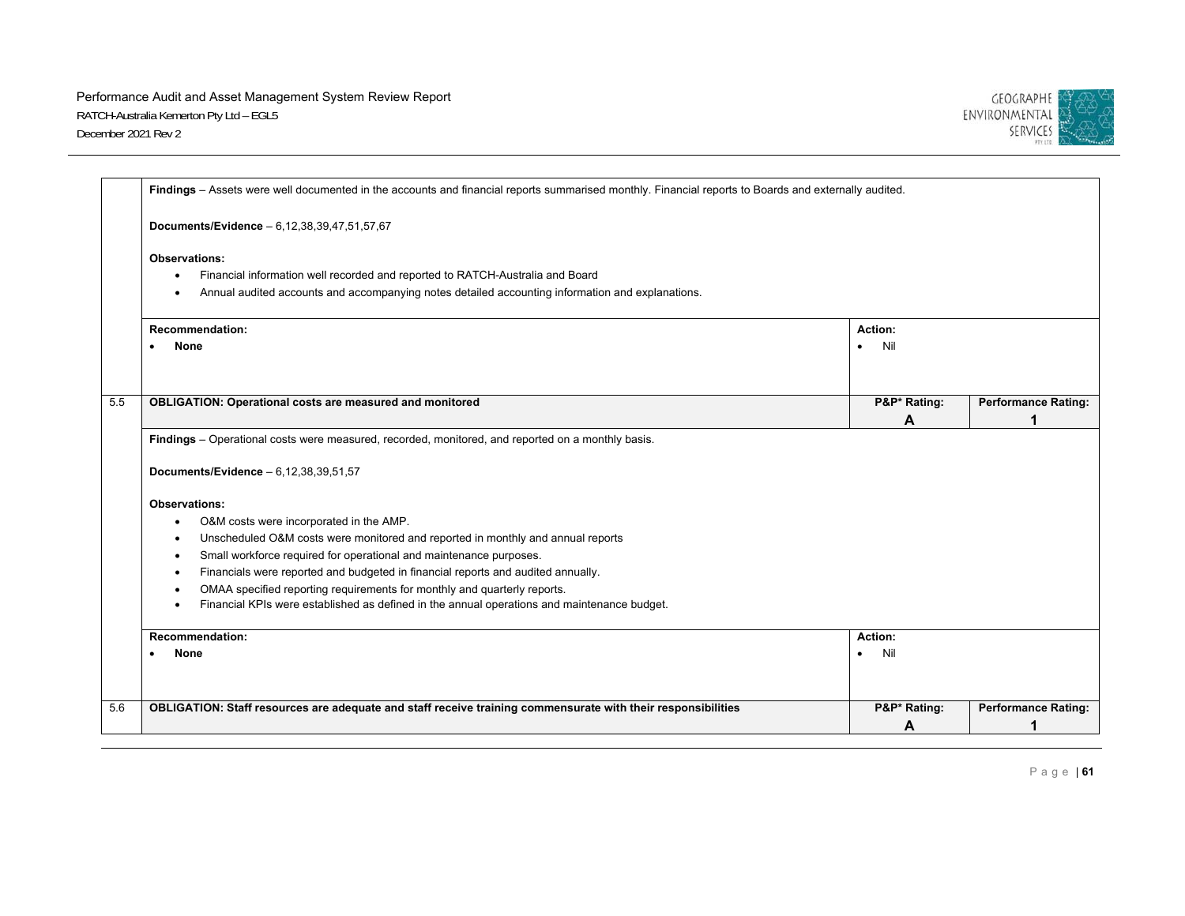| | | | |
|---|---|---|---|
| | **Findings** – Assets were well documented in the accounts and financial reports summarised monthly. Financial reports to Boards and externally audited.<br><br>**Documents/Evidence** – 6,12,38,39,47,51,57,67<br><br>**Observations:**<br>• Financial information well recorded and reported to RATCH-Australia and Board<br>• Annual audited accounts and accompanying notes detailed accounting information and explanations. | | |
| | **Recommendation:**<br>• **None** | **Action:**<br>• Nil | |
| 5.5 | **OBLIGATION: Operational costs are measured and monitored** | **P&P\* Rating:**<br>**A** | **Performance Rating:**<br>**1** |
| | **Findings** – Operational costs were measured, recorded, monitored, and reported on a monthly basis.<br><br>**Documents/Evidence** – 6,12,38,39,51,57<br><br>**Observations:**<br>• O&M costs were incorporated in the AMP.<br>• Unscheduled O&M costs were monitored and reported in monthly and annual reports<br>• Small workforce required for operational and maintenance purposes.<br>• Financials were reported and budgeted in financial reports and audited annually.<br>• OMAA specified reporting requirements for monthly and quarterly reports.<br>• Financial KPIs were established as defined in the annual operations and maintenance budget. | | |
| | **Recommendation:**<br>• **None** | **Action:**<br>• Nil | |
| 5.6 | **OBLIGATION: Staff resources are adequate and staff receive training commensurate with their responsibilities** | **P&P\* Rating:**<br>**A** | **Performance Rating:**<br>**1** |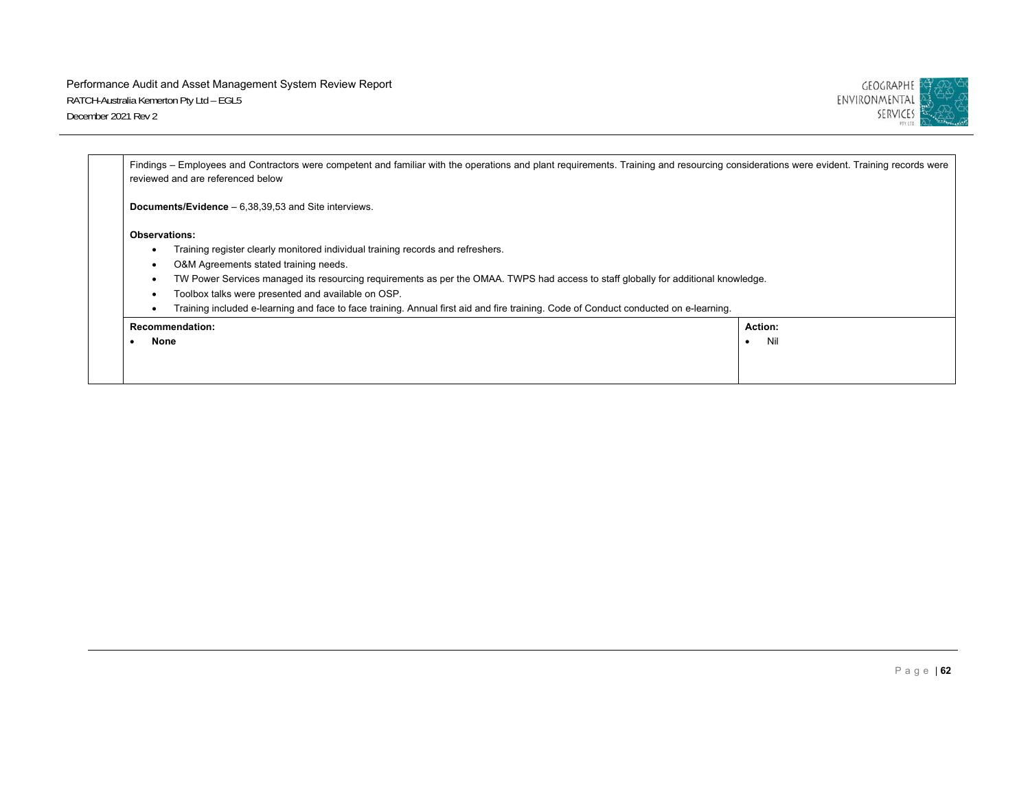| | | |
|---|---|---|
| | Findings – Employees and Contractors were competent and familiar with the operations and plant requirements. Training and resourcing considerations were evident. Training records were reviewed and are referenced below<br><br>**Documents/Evidence** – 6,38,39,53 and Site interviews.<br><br>**Observations:**<br>• Training register clearly monitored individual training records and refreshers.<br>• O&M Agreements stated training needs.<br>• TW Power Services managed its resourcing requirements as per the OMAA. TWPS had access to staff globally for additional knowledge.<br>• Toolbox talks were presented and available on OSP.<br>• Training included e-learning and face to face training. Annual first aid and fire training. Code of Conduct conducted on e-learning. | |
| | **Recommendation:**<br>• **None** | **Action:**<br>• Nil |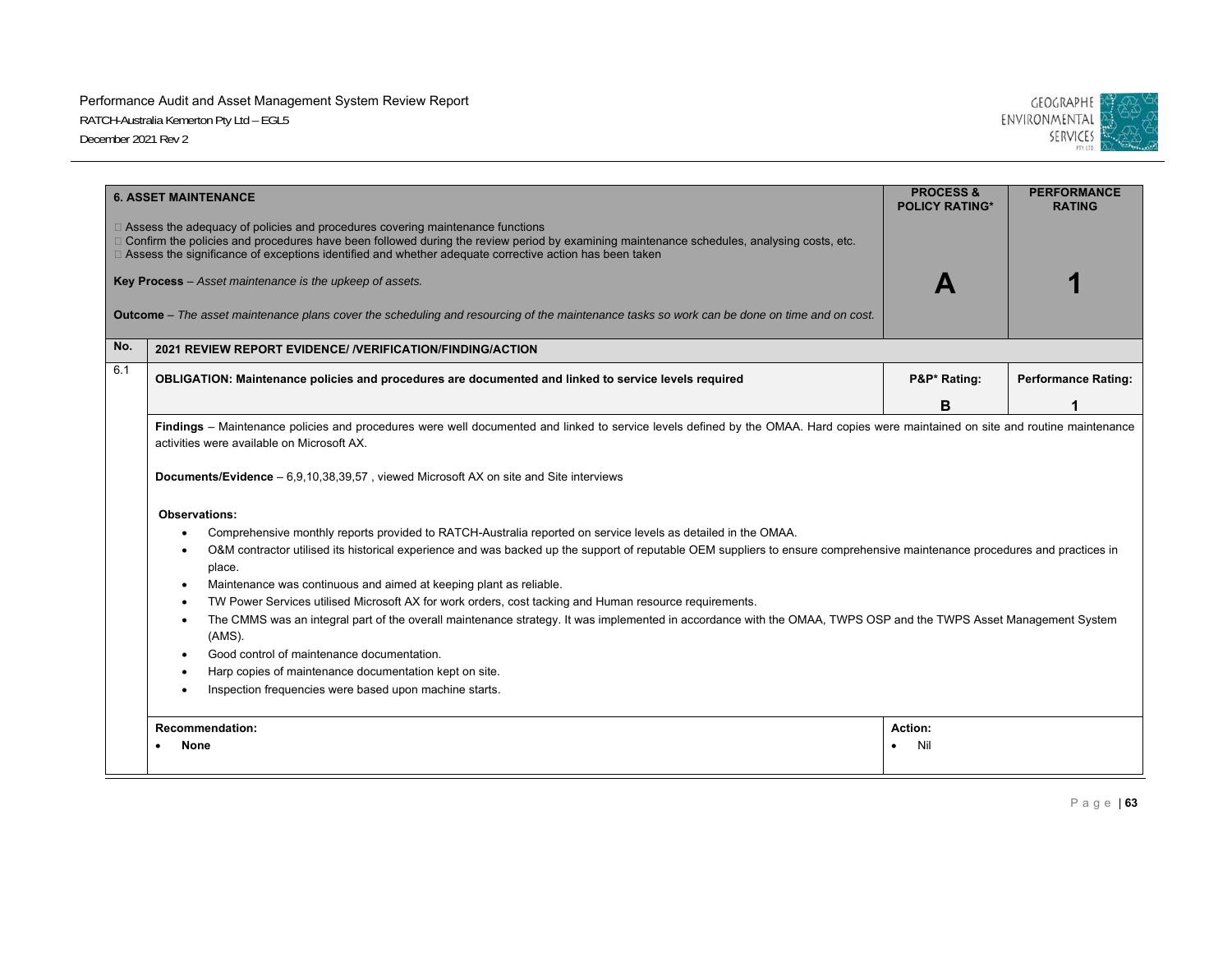| 6. ASSET MAINTENANCE | PROCESS & POLICY RATING* | PERFORMANCE RATING |
|---|---|---|
| Assess the adequacy of policies and procedures covering maintenance functions<br>Confirm the policies and procedures have been followed during the review period by examining maintenance schedules, analysing costs, etc.<br>Assess the significance of exceptions identified and whether adequate corrective action has been taken<br><br>**Key Process** – *Asset maintenance is the upkeep of assets.*<br><br>**Outcome** – *The asset maintenance plans cover the scheduling and resourcing of the maintenance tasks so work can be done on time and on cost.* | **A** | **1** |

| No. | 2021 REVIEW REPORT EVIDENCE/ /VERIFICATION/FINDING/ACTION | | |
|---|---|---|---|
| 6.1 | **OBLIGATION: Maintenance policies and procedures are documented and linked to service levels required** | **P&P* Rating:**<br>**B** | **Performance Rating:**<br>**1** |

**Findings** – Maintenance policies and procedures were well documented and linked to service levels defined by the OMAA. Hard copies were maintained on site and routine maintenance activities were available on Microsoft AX.

**Documents/Evidence** – 6,9,10,38,39,57 , viewed Microsoft AX on site and Site interviews

**Observations:**

- Comprehensive monthly reports provided to RATCH-Australia reported on service levels as detailed in the OMAA.
- O&M contractor utilised its historical experience and was backed up the support of reputable OEM suppliers to ensure comprehensive maintenance procedures and practices in place.
- Maintenance was continuous and aimed at keeping plant as reliable.
- TW Power Services utilised Microsoft AX for work orders, cost tacking and Human resource requirements.
- The CMMS was an integral part of the overall maintenance strategy. It was implemented in accordance with the OMAA, TWPS OSP and the TWPS Asset Management System (AMS).
- Good control of maintenance documentation.
- Harp copies of maintenance documentation kept on site.
- Inspection frequencies were based upon machine starts.

| Recommendation: | Action: |
|---|---|
| - **None** | - Nil |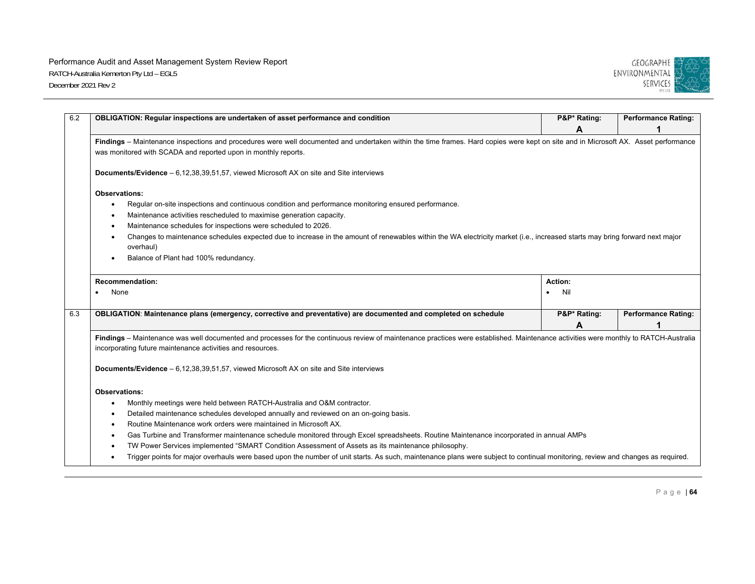| 6.2 | **OBLIGATION: Regular inspections are undertaken of asset performance and condition** | **P&P\* Rating: A** | **Performance Rating: 1** |
|---|---|---|---|
| | **Findings** – Maintenance inspections and procedures were well documented and undertaken within the time frames. Hard copies were kept on site and in Microsoft AX. Asset performance was monitored with SCADA and reported upon in monthly reports.<br><br>**Documents/Evidence** – 6,12,38,39,51,57, viewed Microsoft AX on site and Site interviews<br><br>**Observations:**<br>• Regular on-site inspections and continuous condition and performance monitoring ensured performance.<br>• Maintenance activities rescheduled to maximise generation capacity.<br>• Maintenance schedules for inspections were scheduled to 2026.<br>• Changes to maintenance schedules expected due to increase in the amount of renewables within the WA electricity market (i.e., increased starts may bring forward next major overhaul)<br>• Balance of Plant had 100% redundancy. | | |
| | **Recommendation:**<br>• None | **Action:**<br>• Nil | |
| 6.3 | **OBLIGATION**: **Maintenance plans (emergency, corrective and preventative) are documented and completed on schedule** | **P&P\* Rating: A** | **Performance Rating: 1** |
| | **Findings** – Maintenance was well documented and processes for the continuous review of maintenance practices were established. Maintenance activities were monthly to RATCH-Australia incorporating future maintenance activities and resources.<br><br>**Documents/Evidence** – 6,12,38,39,51,57, viewed Microsoft AX on site and Site interviews<br><br>**Observations:**<br>• Monthly meetings were held between RATCH-Australia and O&M contractor.<br>• Detailed maintenance schedules developed annually and reviewed on an on-going basis.<br>• Routine Maintenance work orders were maintained in Microsoft AX.<br>• Gas Turbine and Transformer maintenance schedule monitored through Excel spreadsheets. Routine Maintenance incorporated in annual AMPs<br>• TW Power Services implemented "SMART Condition Assessment of Assets as its maintenance philosophy.<br>• Trigger points for major overhauls were based upon the number of unit starts. As such, maintenance plans were subject to continual monitoring, review and changes as required. | | |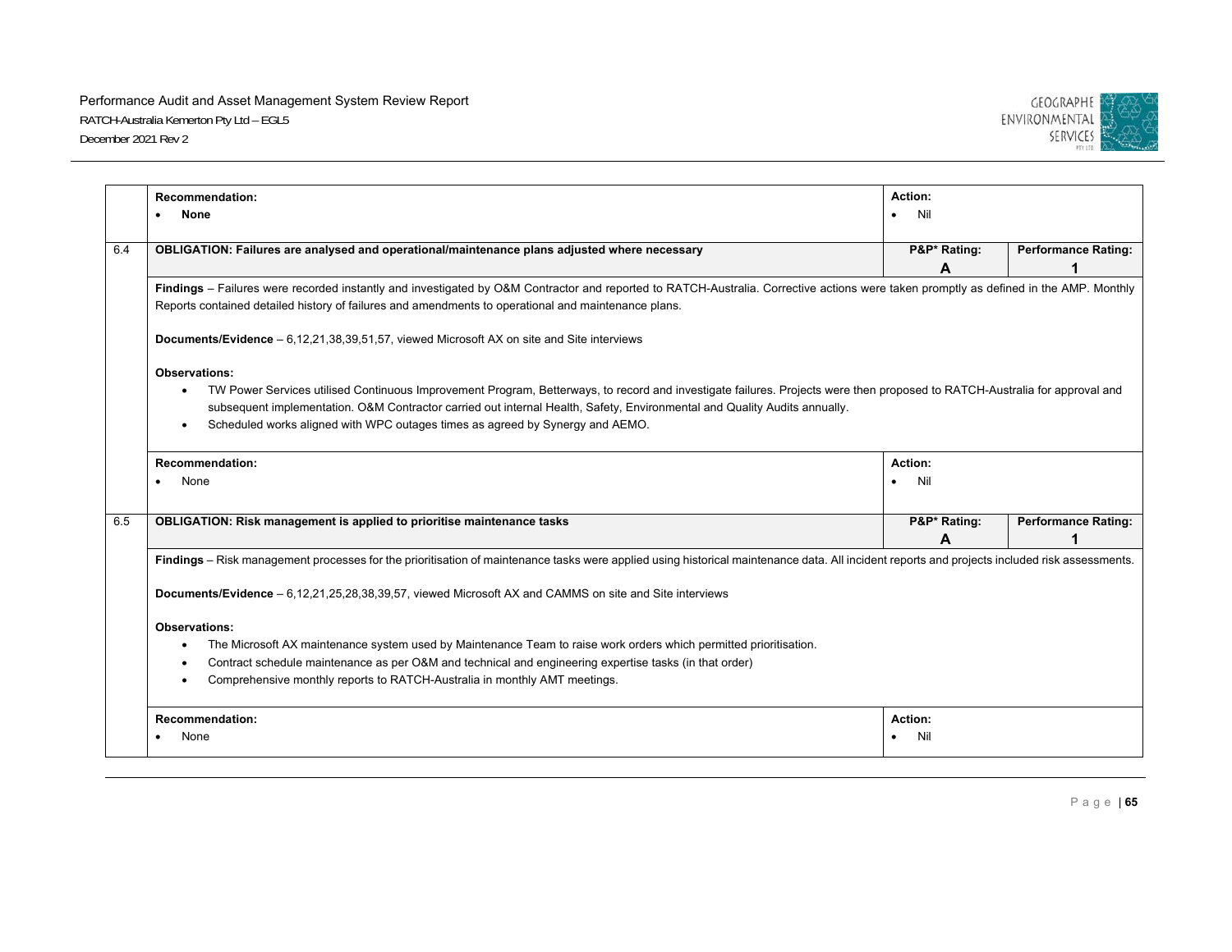| | | | |
|---|---|---|---|
| | **Recommendation:**<br>• **None** | **Action:**<br>• Nil | |
| 6.4 | **OBLIGATION: Failures are analysed and operational/maintenance plans adjusted where necessary** | **P&P* Rating:**<br>**A** | **Performance Rating:**<br>**1** |
| | **Findings** – Failures were recorded instantly and investigated by O&M Contractor and reported to RATCH-Australia. Corrective actions were taken promptly as defined in the AMP. Monthly Reports contained detailed history of failures and amendments to operational and maintenance plans.<br><br>**Documents/Evidence** – 6,12,21,38,39,51,57, viewed Microsoft AX on site and Site interviews<br><br>**Observations:**<br>• TW Power Services utilised Continuous Improvement Program, Betterways, to record and investigate failures. Projects were then proposed to RATCH-Australia for approval and subsequent implementation. O&M Contractor carried out internal Health, Safety, Environmental and Quality Audits annually.<br>• Scheduled works aligned with WPC outages times as agreed by Synergy and AEMO. | | |
| | **Recommendation:**<br>• None | **Action:**<br>• Nil | |
| 6.5 | **OBLIGATION: Risk management is applied to prioritise maintenance tasks** | **P&P* Rating:**<br>**A** | **Performance Rating:**<br>**1** |
| | **Findings** – Risk management processes for the prioritisation of maintenance tasks were applied using historical maintenance data. All incident reports and projects included risk assessments.<br><br>**Documents/Evidence** – 6,12,21,25,28,38,39,57, viewed Microsoft AX and CAMMS on site and Site interviews<br><br>**Observations:**<br>• The Microsoft AX maintenance system used by Maintenance Team to raise work orders which permitted prioritisation.<br>• Contract schedule maintenance as per O&M and technical and engineering expertise tasks (in that order)<br>• Comprehensive monthly reports to RATCH-Australia in monthly AMT meetings. | | |
| | **Recommendation:**<br>• None | **Action:**<br>• Nil | |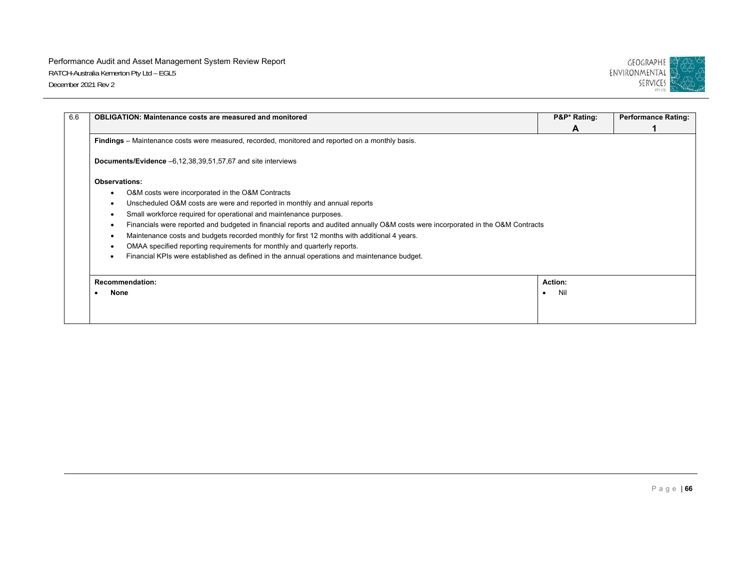| 6.6 | OBLIGATION: Maintenance costs are measured and monitored | P&P* Rating: A | Performance Rating: 1 |
|---|---|---|---|

**Findings** – Maintenance costs were measured, recorded, monitored and reported on a monthly basis.

**Documents/Evidence** –6,12,38,39,51,57,67 and site interviews

**Observations:**

- O&M costs were incorporated in the O&M Contracts
- Unscheduled O&M costs are were and reported in monthly and annual reports
- Small workforce required for operational and maintenance purposes.
- Financials were reported and budgeted in financial reports and audited annually O&M costs were incorporated in the O&M Contracts
- Maintenance costs and budgets recorded monthly for first 12 months with additional 4 years.
- OMAA specified reporting requirements for monthly and quarterly reports.
- Financial KPIs were established as defined in the annual operations and maintenance budget.

| Recommendation: | Action: |
|---|---|
| • **None** | • Nil |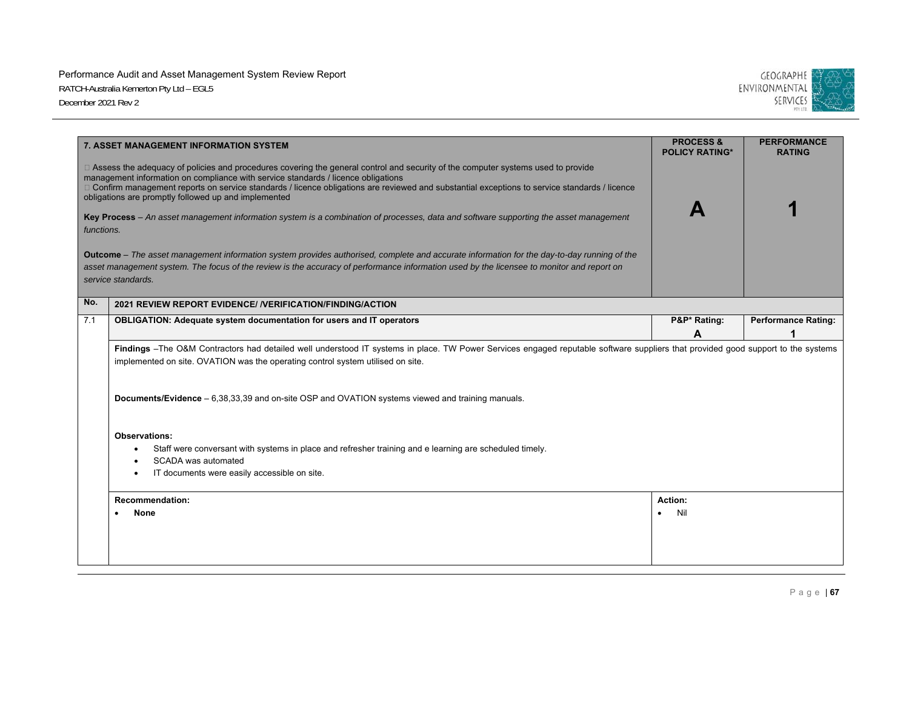| 7. ASSET MANAGEMENT INFORMATION SYSTEM | PROCESS & POLICY RATING* | PERFORMANCE RATING |
|---|---|---|
| □ Assess the adequacy of policies and procedures covering the general control and security of the computer systems used to provide management information on compliance with service standards / licence obligations<br>□ Confirm management reports on service standards / licence obligations are reviewed and substantial exceptions to service standards / licence obligations are promptly followed up and implemented<br><br>**Key Process** – *An asset management information system is a combination of processes, data and software supporting the asset management functions.*<br><br>**Outcome** – *The asset management information system provides authorised, complete and accurate information for the day-to-day running of the asset management system. The focus of the review is the accuracy of performance information used by the licensee to monitor and report on service standards.* | **A** | **1** |

| No. | 2021 REVIEW REPORT EVIDENCE/ /VERIFICATION/FINDING/ACTION | | |
|---|---|---|---|
| 7.1 | **OBLIGATION: Adequate system documentation for users and IT operators** | **P&P\* Rating: A** | **Performance Rating: 1** |

**Findings** –The O&M Contractors had detailed well understood IT systems in place. TW Power Services engaged reputable software suppliers that provided good support to the systems implemented on site. OVATION was the operating control system utilised on site.

**Documents/Evidence** – 6,38,33,39 and on-site OSP and OVATION systems viewed and training manuals.

**Observations:**

- Staff were conversant with systems in place and refresher training and e learning are scheduled timely.
- SCADA was automated
- IT documents were easily accessible on site.

| Recommendation: | Action: |
|---|---|
| • **None** | • Nil |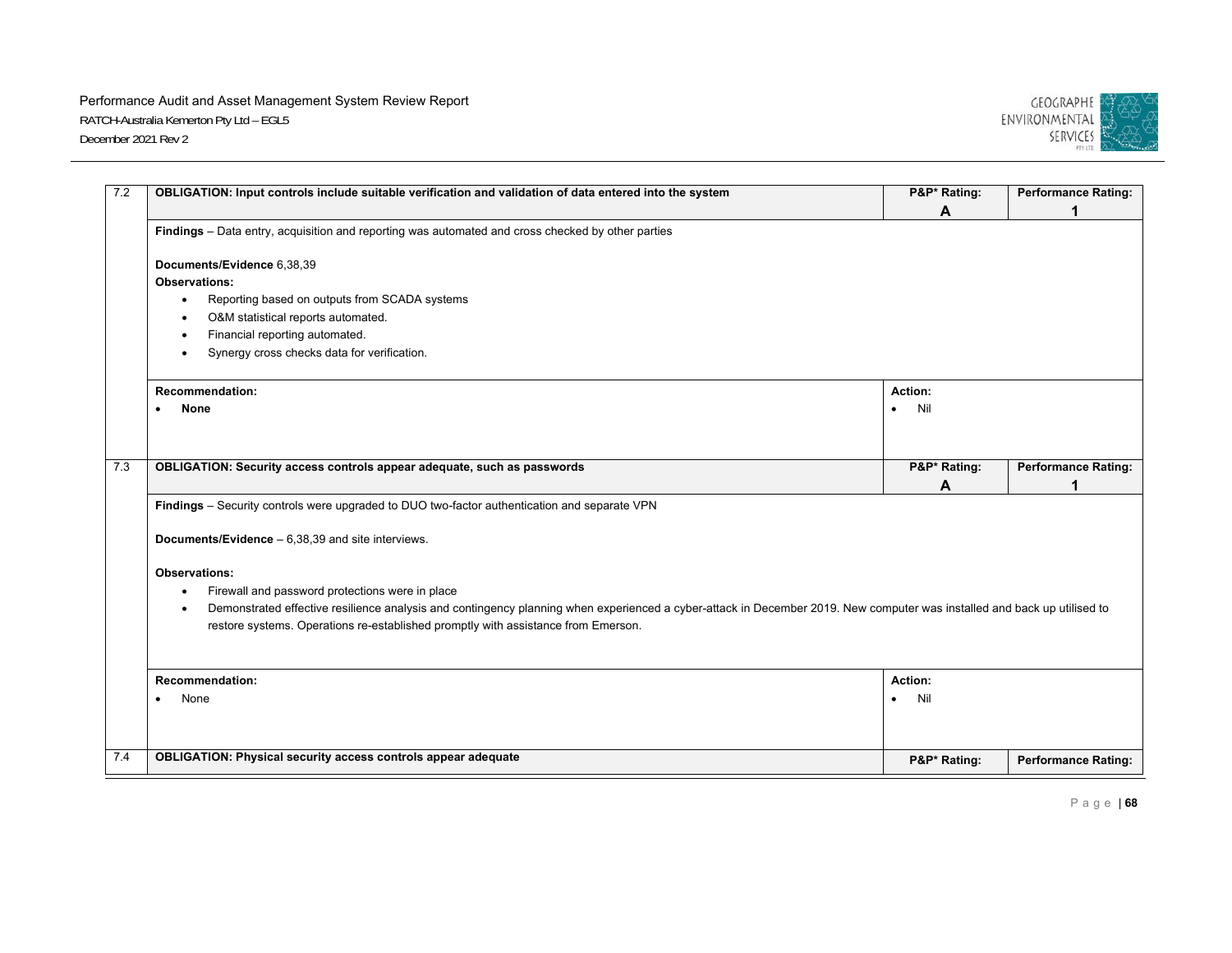| 7.2 | **OBLIGATION: Input controls include suitable verification and validation of data entered into the system** | **P&P* Rating: A** | **Performance Rating: 1** |
|---|---|---|---|
| | **Findings** – Data entry, acquisition and reporting was automated and cross checked by other parties<br><br>**Documents/Evidence** 6,38,39<br>**Observations:**<br>• Reporting based on outputs from SCADA systems<br>• O&M statistical reports automated.<br>• Financial reporting automated.<br>• Synergy cross checks data for verification. | | |
| | **Recommendation:**<br>• **None** | **Action:**<br>• Nil | |
| 7.3 | **OBLIGATION: Security access controls appear adequate, such as passwords** | **P&P* Rating: A** | **Performance Rating: 1** |
| | **Findings** – Security controls were upgraded to DUO two-factor authentication and separate VPN<br><br>**Documents/Evidence** – 6,38,39 and site interviews.<br><br>**Observations:**<br>• Firewall and password protections were in place<br>• Demonstrated effective resilience analysis and contingency planning when experienced a cyber-attack in December 2019. New computer was installed and back up utilised to restore systems. Operations re-established promptly with assistance from Emerson. | | |
| | **Recommendation:**<br>• None | **Action:**<br>• Nil | |
| 7.4 | **OBLIGATION: Physical security access controls appear adequate** | **P&P* Rating:** | **Performance Rating:** |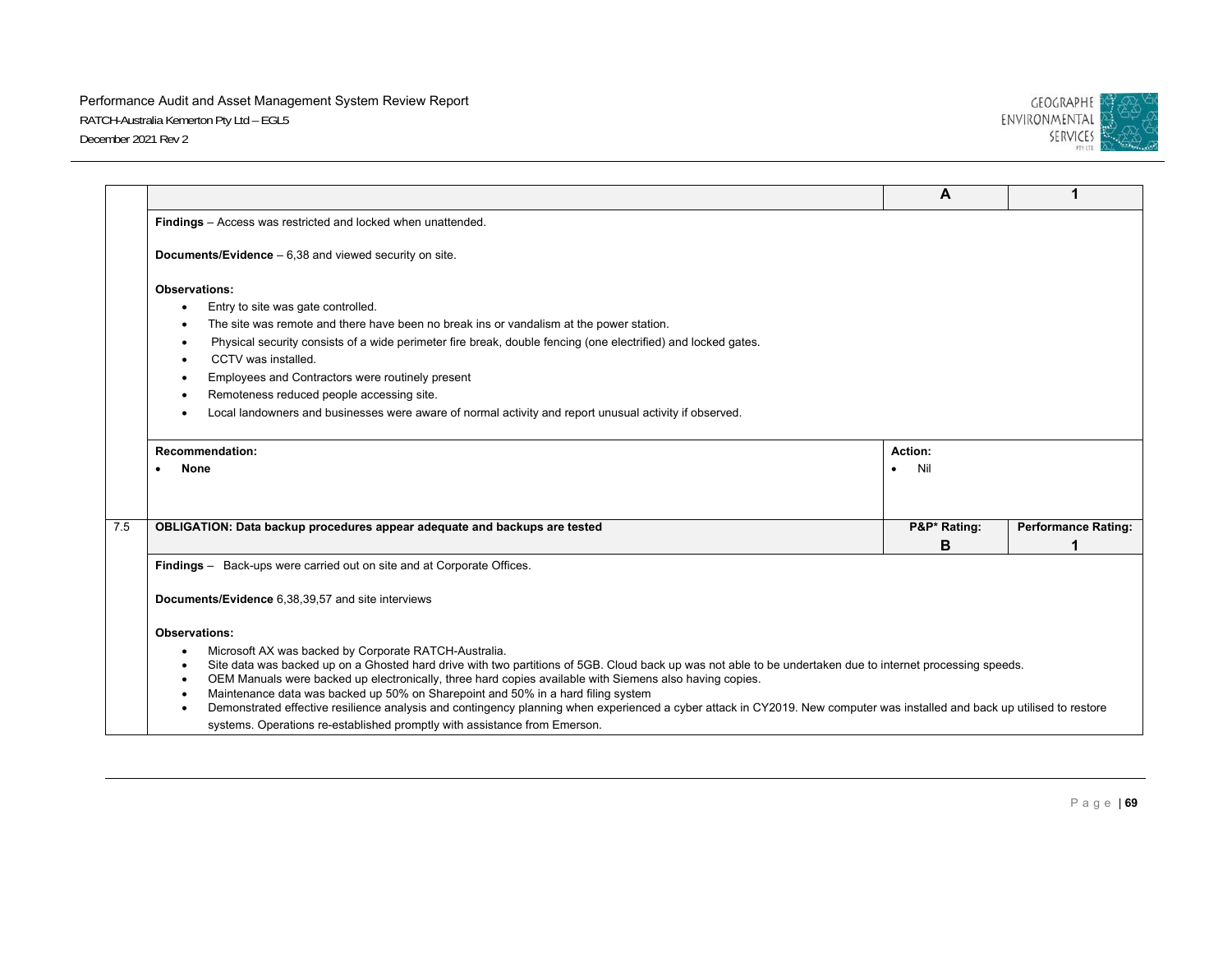| | | A | 1 |
|---|---|---|---|
| | **Findings** – Access was restricted and locked when unattended.<br><br>**Documents/Evidence** – 6,38 and viewed security on site.<br><br>**Observations:**<br>• Entry to site was gate controlled.<br>• The site was remote and there have been no break ins or vandalism at the power station.<br>• Physical security consists of a wide perimeter fire break, double fencing (one electrified) and locked gates.<br>• CCTV was installed.<br>• Employees and Contractors were routinely present<br>• Remoteness reduced people accessing site.<br>• Local landowners and businesses were aware of normal activity and report unusual activity if observed. | | |
| | **Recommendation:**<br>• **None** | **Action:**<br>• Nil | |
| 7.5 | **OBLIGATION: Data backup procedures appear adequate and backups are tested** | **P&P* Rating:**<br>**B** | **Performance Rating:**<br>**1** |
| | **Findings** – Back-ups were carried out on site and at Corporate Offices.<br><br>**Documents/Evidence** 6,38,39,57 and site interviews<br><br>**Observations:**<br>• Microsoft AX was backed by Corporate RATCH-Australia.<br>• Site data was backed up on a Ghosted hard drive with two partitions of 5GB. Cloud back up was not able to be undertaken due to internet processing speeds.<br>• OEM Manuals were backed up electronically, three hard copies available with Siemens also having copies.<br>• Maintenance data was backed up 50% on Sharepoint and 50% in a hard filing system<br>• Demonstrated effective resilience analysis and contingency planning when experienced a cyber attack in CY2019. New computer was installed and back up utilised to restore systems. Operations re-established promptly with assistance from Emerson. | | |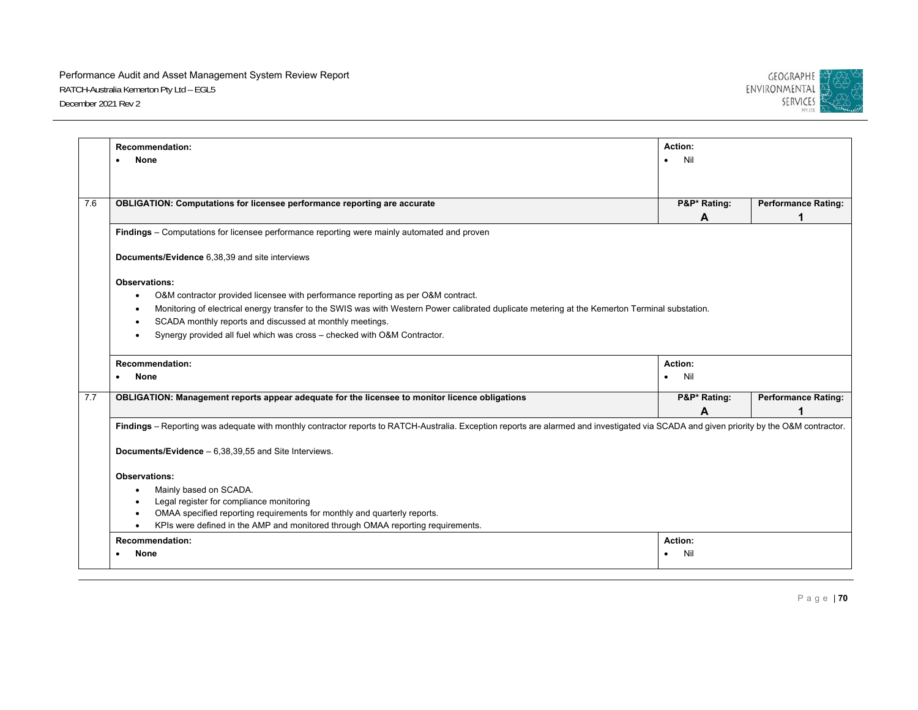| | | | |
|---|---|---|---|
| | **Recommendation:**<br>• **None** | **Action:**<br>• Nil | |
| 7.6 | **OBLIGATION: Computations for licensee performance reporting are accurate** | **P&P* Rating:**<br>**A** | **Performance Rating:**<br>**1** |
| | **Findings** – Computations for licensee performance reporting were mainly automated and proven<br><br>**Documents/Evidence** 6,38,39 and site interviews<br><br>**Observations:**<br>• O&M contractor provided licensee with performance reporting as per O&M contract.<br>• Monitoring of electrical energy transfer to the SWIS was with Western Power calibrated duplicate metering at the Kemerton Terminal substation.<br>• SCADA monthly reports and discussed at monthly meetings.<br>• Synergy provided all fuel which was cross – checked with O&M Contractor. | | |
| | **Recommendation:**<br>• **None** | **Action:**<br>• Nil | |
| 7.7 | **OBLIGATION: Management reports appear adequate for the licensee to monitor licence obligations** | **P&P* Rating:**<br>**A** | **Performance Rating:**<br>**1** |
| | **Findings** – Reporting was adequate with monthly contractor reports to RATCH-Australia. Exception reports are alarmed and investigated via SCADA and given priority by the O&M contractor.<br><br>**Documents/Evidence** – 6,38,39,55 and Site Interviews.<br><br>**Observations:**<br>• Mainly based on SCADA.<br>• Legal register for compliance monitoring<br>• OMAA specified reporting requirements for monthly and quarterly reports.<br>• KPIs were defined in the AMP and monitored through OMAA reporting requirements. | | |
| | **Recommendation:**<br>• **None** | **Action:**<br>• Nil | |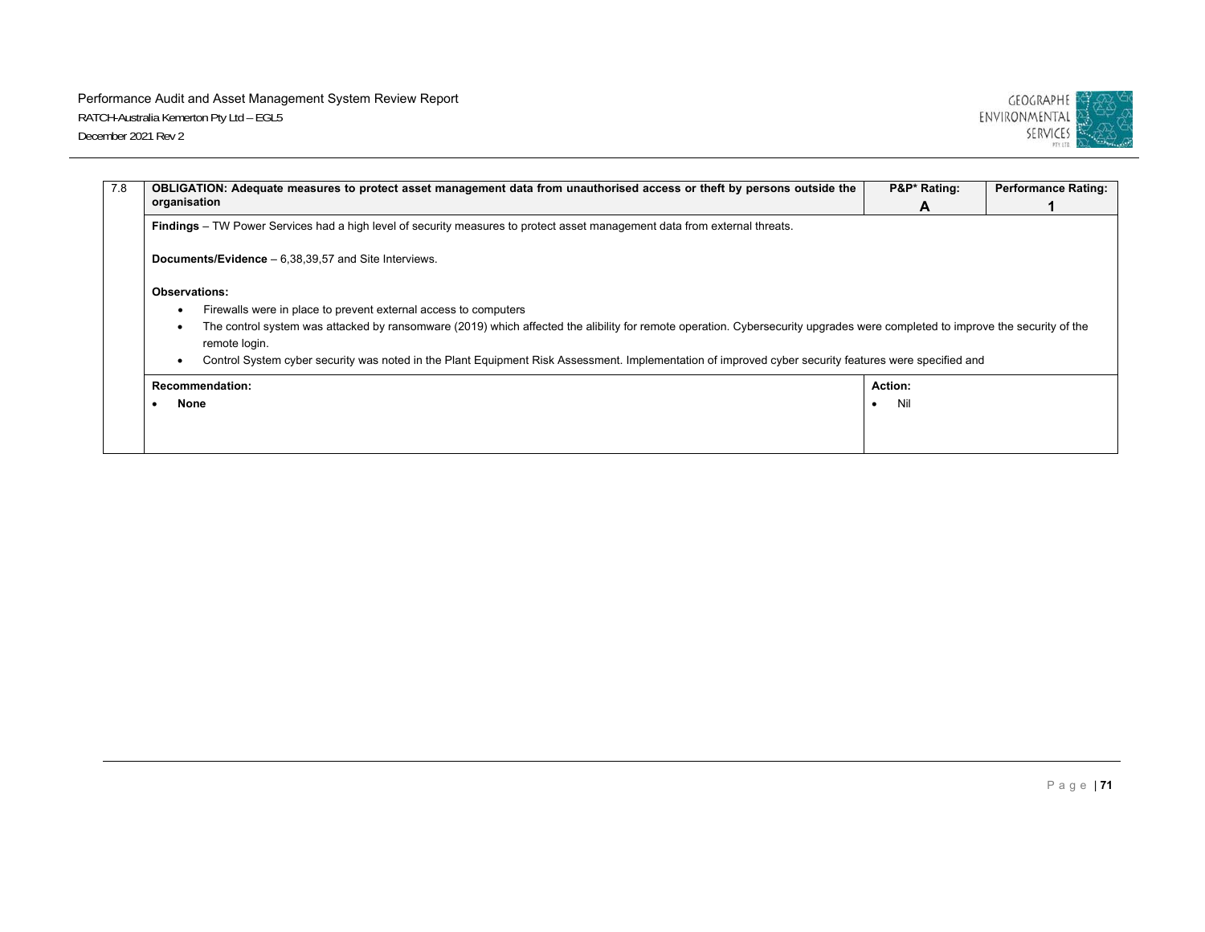| 7.8 | OBLIGATION: Adequate measures to protect asset management data from unauthorised access or theft by persons outside the organisation | P&P* Rating: A | Performance Rating: 1 |
|---|---|---|---|

**Findings** – TW Power Services had a high level of security measures to protect asset management data from external threats.

**Documents/Evidence** – 6,38,39,57 and Site Interviews.

**Observations:**

- Firewalls were in place to prevent external access to computers
- The control system was attacked by ransomware (2019) which affected the alibility for remote operation. Cybersecurity upgrades were completed to improve the security of the remote login.
- Control System cyber security was noted in the Plant Equipment Risk Assessment. Implementation of improved cyber security features were specified and

| Recommendation: | Action: |
|---|---|
| • **None** | • Nil |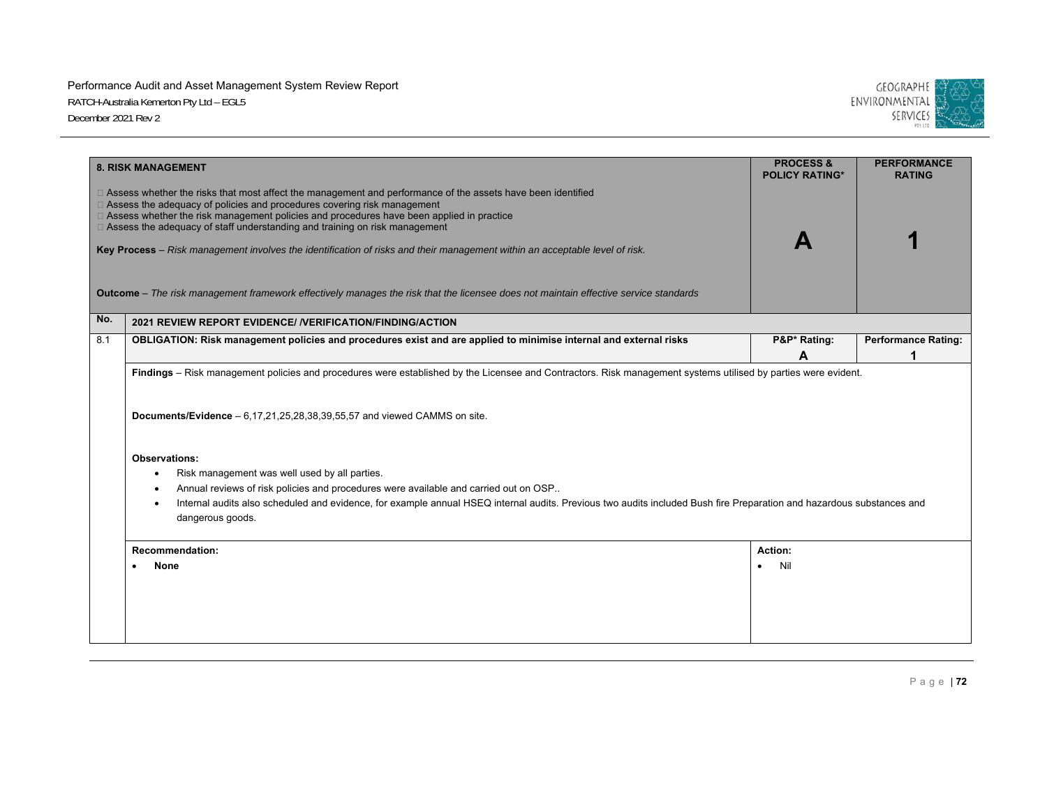| 8. RISK MANAGEMENT | PROCESS & POLICY RATING* | PERFORMANCE RATING |
|---|---|---|
| □ Assess whether the risks that most affect the management and performance of the assets have been identified<br>□ Assess the adequacy of policies and procedures covering risk management<br>□ Assess whether the risk management policies and procedures have been applied in practice<br>□ Assess the adequacy of staff understanding and training on risk management<br><br>**Key Process** – *Risk management involves the identification of risks and their management within an acceptable level of risk.*<br><br>**Outcome** – *The risk management framework effectively manages the risk that the licensee does not maintain effective service standards* | **A** | **1** |

| No. | 2021 REVIEW REPORT EVIDENCE/ /VERIFICATION/FINDING/ACTION | | |
|---|---|---|---|
| 8.1 | **OBLIGATION: Risk management policies and procedures exist and are applied to minimise internal and external risks** | **P&P* Rating: A** | **Performance Rating: 1** |
| | **Findings** – Risk management policies and procedures were established by the Licensee and Contractors. Risk management systems utilised by parties were evident.<br><br>**Documents/Evidence** – 6,17,21,25,28,38,39,55,57 and viewed CAMMS on site.<br><br>**Observations:**<br>• Risk management was well used by all parties.<br>• Annual reviews of risk policies and procedures were available and carried out on OSP..<br>• Internal audits also scheduled and evidence, for example annual HSEQ internal audits. Previous two audits included Bush fire Preparation and hazardous substances and dangerous goods. | | |
| | **Recommendation:**<br>• **None** | **Action:**<br>• Nil | |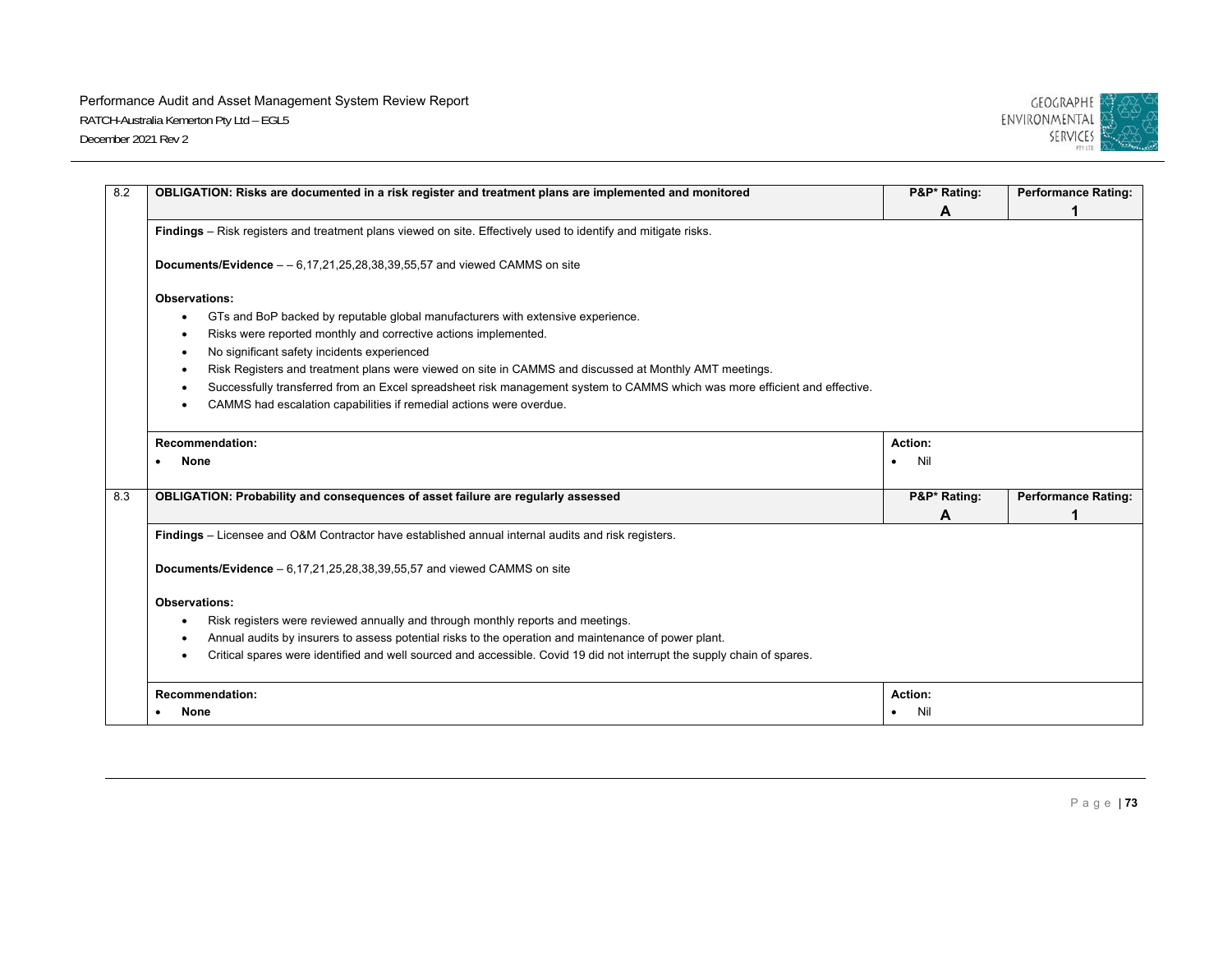| 8.2 | OBLIGATION: Risks are documented in a risk register and treatment plans are implemented and monitored | P&P* Rating: A | Performance Rating: 1 |
|---|---|---|---|
| | **Findings** – Risk registers and treatment plans viewed on site. Effectively used to identify and mitigate risks.<br><br>**Documents/Evidence** – – 6,17,21,25,28,38,39,55,57 and viewed CAMMS on site<br><br>**Observations:**<br>• GTs and BoP backed by reputable global manufacturers with extensive experience.<br>• Risks were reported monthly and corrective actions implemented.<br>• No significant safety incidents experienced<br>• Risk Registers and treatment plans were viewed on site in CAMMS and discussed at Monthly AMT meetings.<br>• Successfully transferred from an Excel spreadsheet risk management system to CAMMS which was more efficient and effective.<br>• CAMMS had escalation capabilities if remedial actions were overdue. | | |
| | **Recommendation:**<br>• **None** | **Action:**<br>• Nil | |
| **8.3** | **OBLIGATION: Probability and consequences of asset failure are regularly assessed** | **P&P* Rating: A** | **Performance Rating: 1** |
| | **Findings** – Licensee and O&M Contractor have established annual internal audits and risk registers.<br><br>**Documents/Evidence** – 6,17,21,25,28,38,39,55,57 and viewed CAMMS on site<br><br>**Observations:**<br>• Risk registers were reviewed annually and through monthly reports and meetings.<br>• Annual audits by insurers to assess potential risks to the operation and maintenance of power plant.<br>• Critical spares were identified and well sourced and accessible. Covid 19 did not interrupt the supply chain of spares. | | |
| | **Recommendation:**<br>• **None** | **Action:**<br>• Nil | |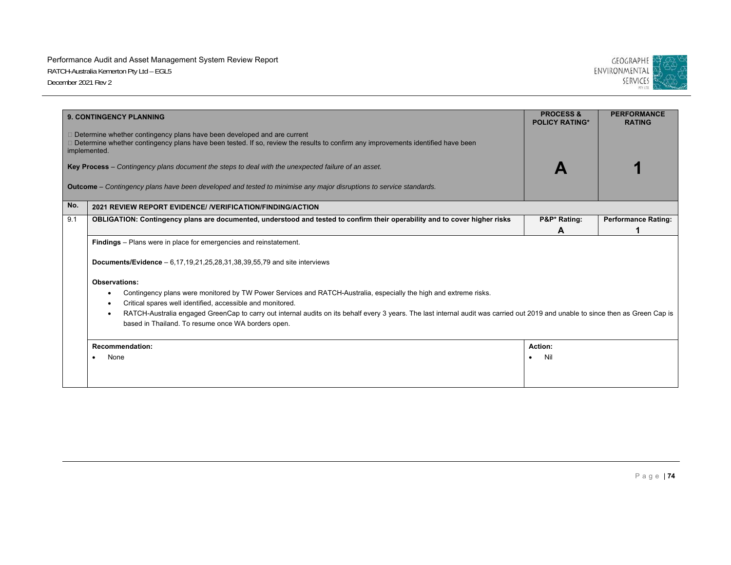| 9. CONTINGENCY PLANNING | | PROCESS & POLICY RATING* | PERFORMANCE RATING |
|---|---|---|---|
| Determine whether contingency plans have been developed and are current<br>Determine whether contingency plans have been tested. If so, review the results to confirm any improvements identified have been implemented.<br><br>**Key Process** – *Contingency plans document the steps to deal with the unexpected failure of an asset.*<br><br>**Outcome** – *Contingency plans have been developed and tested to minimise any major disruptions to service standards.* | | **A** | **1** |
| **No.** | **2021 REVIEW REPORT EVIDENCE/ /VERIFICATION/FINDING/ACTION** | | |
| 9.1 | **OBLIGATION: Contingency plans are documented, understood and tested to confirm their operability and to cover higher risks** | **P&P* Rating:**<br>**A** | **Performance Rating:**<br>**1** |
| | **Findings** – Plans were in place for emergencies and reinstatement.<br><br>**Documents/Evidence** – 6,17,19,21,25,28,31,38,39,55,79 and site interviews<br><br>**Observations:**<br>• Contingency plans were monitored by TW Power Services and RATCH-Australia, especially the high and extreme risks.<br>• Critical spares well identified, accessible and monitored.<br>• RATCH-Australia engaged GreenCap to carry out internal audits on its behalf every 3 years. The last internal audit was carried out 2019 and unable to since then as Green Cap is based in Thailand. To resume once WA borders open. | | |
| | **Recommendation:**<br>• None | **Action:**<br>• Nil | |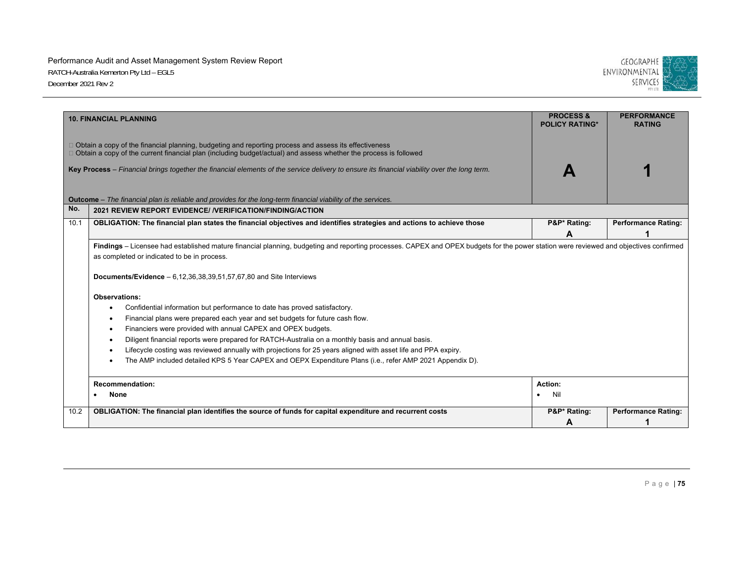| **10. FINANCIAL PLANNING**<br><br>□ Obtain a copy of the financial planning, budgeting and reporting process and assess its effectiveness<br>□ Obtain a copy of the current financial plan (including budget/actual) and assess whether the process is followed<br><br>**Key Process** – *Financial brings together the financial elements of the service delivery to ensure its financial viability over the long term.*<br><br>**Outcome** – *The financial plan is reliable and provides for the long-term financial viability of the services.* | | **PROCESS & POLICY RATING***<br><br>**A** | **PERFORMANCE RATING**<br><br>**1** |
|---|---|---|---|
| **No.** | **2021 REVIEW REPORT EVIDENCE/ /VERIFICATION/FINDING/ACTION** | | |
| 10.1 | **OBLIGATION: The financial plan states the financial objectives and identifies strategies and actions to achieve those** | **P&P* Rating:**<br>**A** | **Performance Rating:**<br>**1** |
| | **Findings** – Licensee had established mature financial planning, budgeting and reporting processes. CAPEX and OPEX budgets for the power station were reviewed and objectives confirmed as completed or indicated to be in process.<br><br>**Documents/Evidence** – 6,12,36,38,39,51,57,67,80 and Site Interviews<br><br>**Observations:**<br>• Confidential information but performance to date has proved satisfactory.<br>• Financial plans were prepared each year and set budgets for future cash flow.<br>• Financiers were provided with annual CAPEX and OPEX budgets.<br>• Diligent financial reports were prepared for RATCH-Australia on a monthly basis and annual basis.<br>• Lifecycle costing was reviewed annually with projections for 25 years aligned with asset life and PPA expiry.<br>• The AMP included detailed KPS 5 Year CAPEX and OEPX Expenditure Plans (i.e., refer AMP 2021 Appendix D). | | |
| | **Recommendation:**<br>• **None** | **Action:**<br>• Nil | |
| 10.2 | **OBLIGATION: The financial plan identifies the source of funds for capital expenditure and recurrent costs** | **P&P* Rating:**<br>**A** | **Performance Rating:**<br>**1** |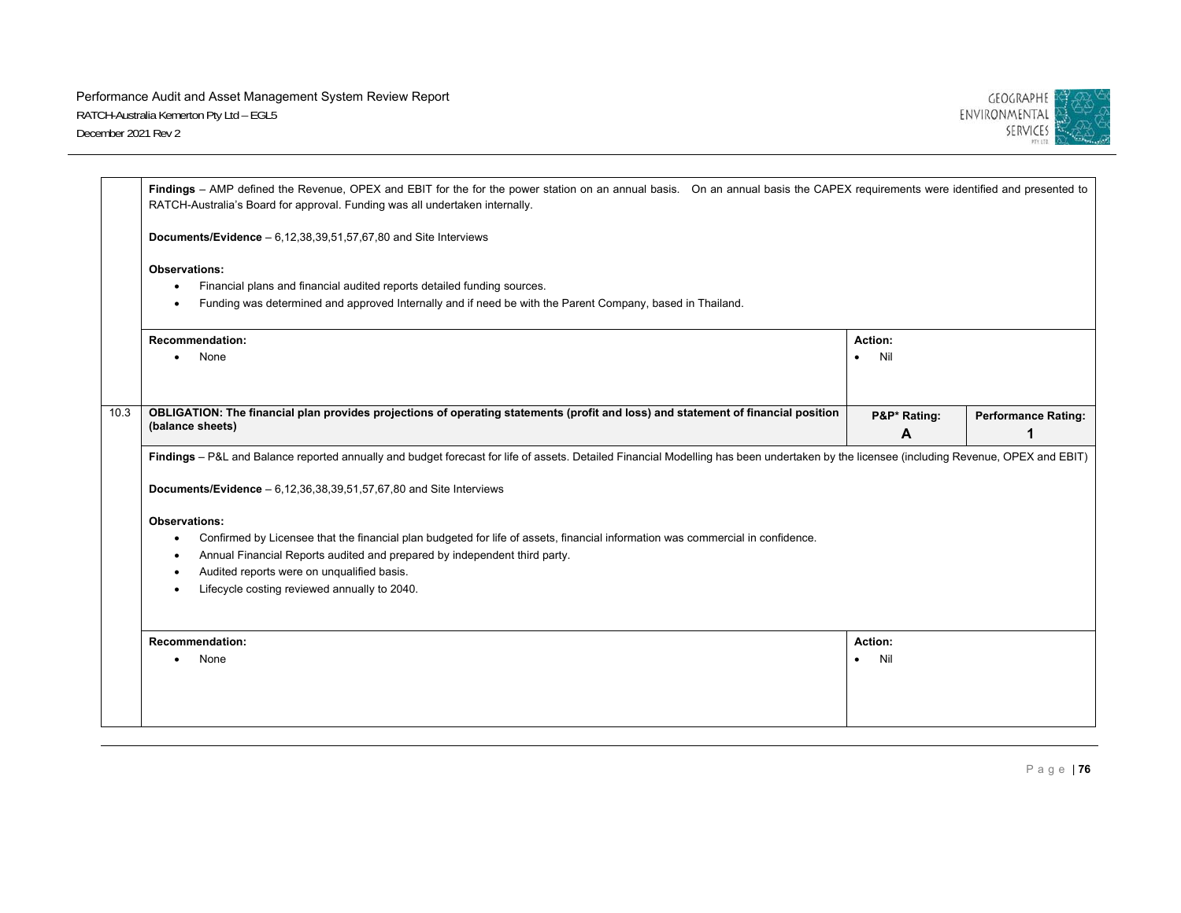**Findings** – AMP defined the Revenue, OPEX and EBIT for the for the power station on an annual basis. On an annual basis the CAPEX requirements were identified and presented to RATCH-Australia's Board for approval. Funding was all undertaken internally.

**Documents/Evidence** – 6,12,38,39,51,57,67,80 and Site Interviews

**Observations:**

- Financial plans and financial audited reports detailed funding sources.
- Funding was determined and approved Internally and if need be with the Parent Company, based in Thailand.

| Recommendation: | Action: |
|---|---|
| • None | • Nil |

| 10.3 | OBLIGATION: The financial plan provides projections of operating statements (profit and loss) and statement of financial position (balance sheets) | P&P* Rating: A | Performance Rating: 1 |
|---|---|---|---|

**Findings** – P&L and Balance reported annually and budget forecast for life of assets. Detailed Financial Modelling has been undertaken by the licensee (including Revenue, OPEX and EBIT)

**Documents/Evidence** – 6,12,36,38,39,51,57,67,80 and Site Interviews

**Observations:**

- Confirmed by Licensee that the financial plan budgeted for life of assets, financial information was commercial in confidence.
- Annual Financial Reports audited and prepared by independent third party.
- Audited reports were on unqualified basis.
- Lifecycle costing reviewed annually to 2040.

| Recommendation: | Action: |
|---|---|
| • None | • Nil |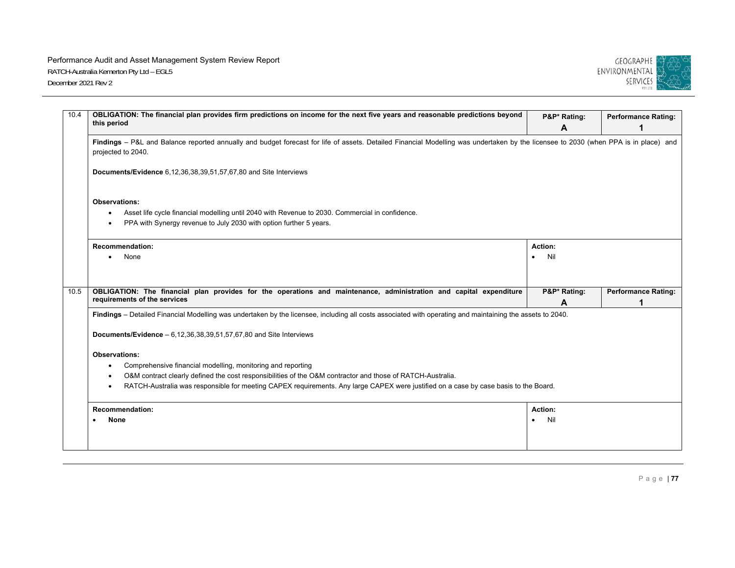| 10.4 | **OBLIGATION: The financial plan provides firm predictions on income for the next five years and reasonable predictions beyond this period** | **P&P* Rating: A** | **Performance Rating: 1** |
|---|---|---|---|
| | **Findings** – P&L and Balance reported annually and budget forecast for life of assets. Detailed Financial Modelling was undertaken by the licensee to 2030 (when PPA is in place) and projected to 2040.<br><br>**Documents/Evidence** 6,12,36,38,39,51,57,67,80 and Site Interviews<br><br>**Observations:**<br>• Asset life cycle financial modelling until 2040 with Revenue to 2030. Commercial in confidence.<br>• PPA with Synergy revenue to July 2030 with option further 5 years. | | |
| | **Recommendation:**<br>• None | **Action:**<br>• Nil | |
| 10.5 | **OBLIGATION: The financial plan provides for the operations and maintenance, administration and capital expenditure requirements of the services** | **P&P* Rating: A** | **Performance Rating: 1** |
| | **Findings** – Detailed Financial Modelling was undertaken by the licensee, including all costs associated with operating and maintaining the assets to 2040.<br><br>**Documents/Evidence** – 6,12,36,38,39,51,57,67,80 and Site Interviews<br><br>**Observations:**<br>• Comprehensive financial modelling, monitoring and reporting<br>• O&M contract clearly defined the cost responsibilities of the O&M contractor and those of RATCH-Australia.<br>• RATCH-Australia was responsible for meeting CAPEX requirements. Any large CAPEX were justified on a case by case basis to the Board. | | |
| | **Recommendation:**<br>• **None** | **Action:**<br>• Nil | |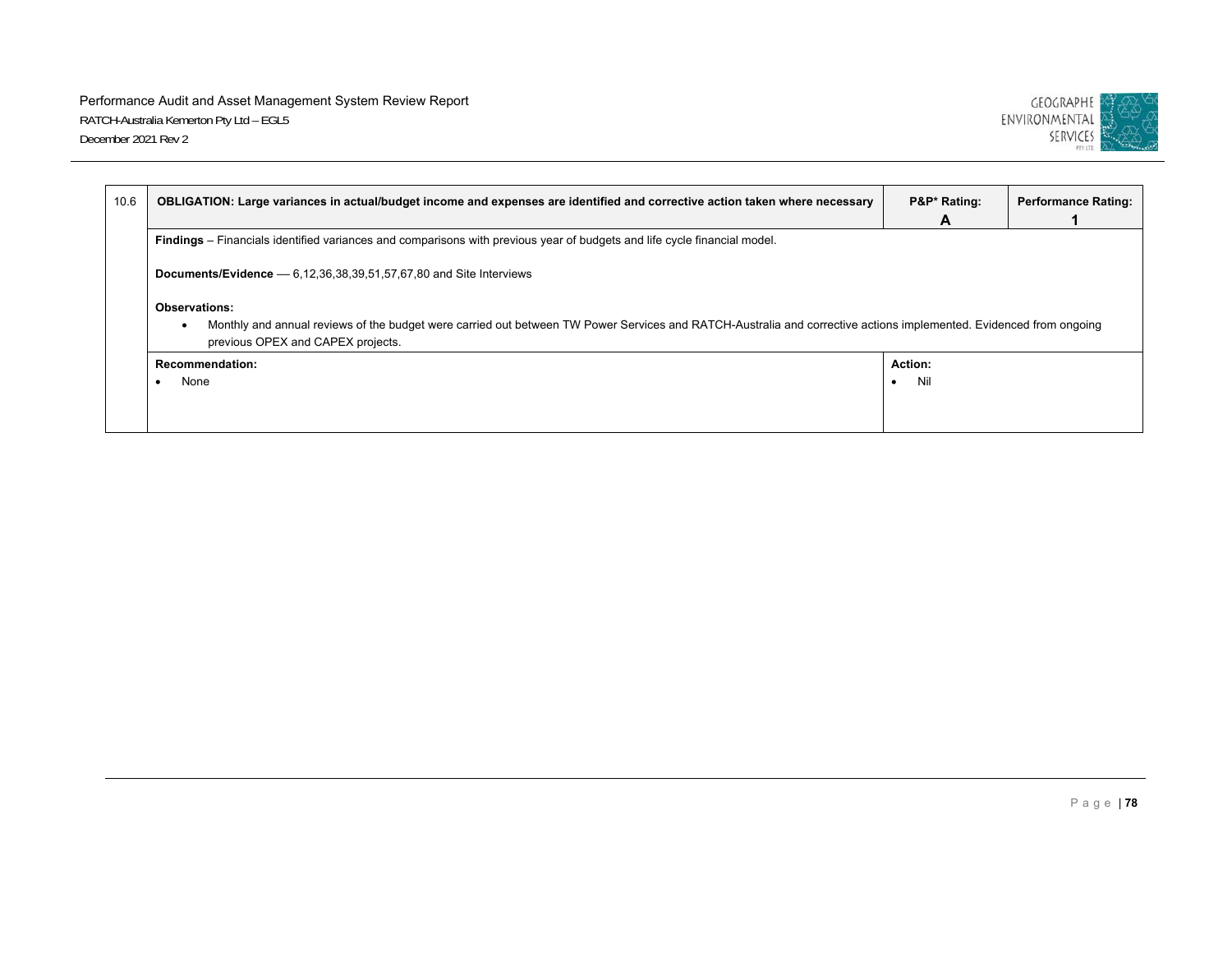| 10.6 | OBLIGATION: Large variances in actual/budget income and expenses are identified and corrective action taken where necessary | P&P* Rating: A | Performance Rating: 1 |
|---|---|---|---|
| | **Findings** – Financials identified variances and comparisons with previous year of budgets and life cycle financial model.<br><br>**Documents/Evidence** — 6,12,36,38,39,51,57,67,80 and Site Interviews<br><br>**Observations:**<br>• Monthly and annual reviews of the budget were carried out between TW Power Services and RATCH-Australia and corrective actions implemented. Evidenced from ongoing previous OPEX and CAPEX projects. | | |
| | **Recommendation:**<br>• None | **Action:**<br>• Nil | |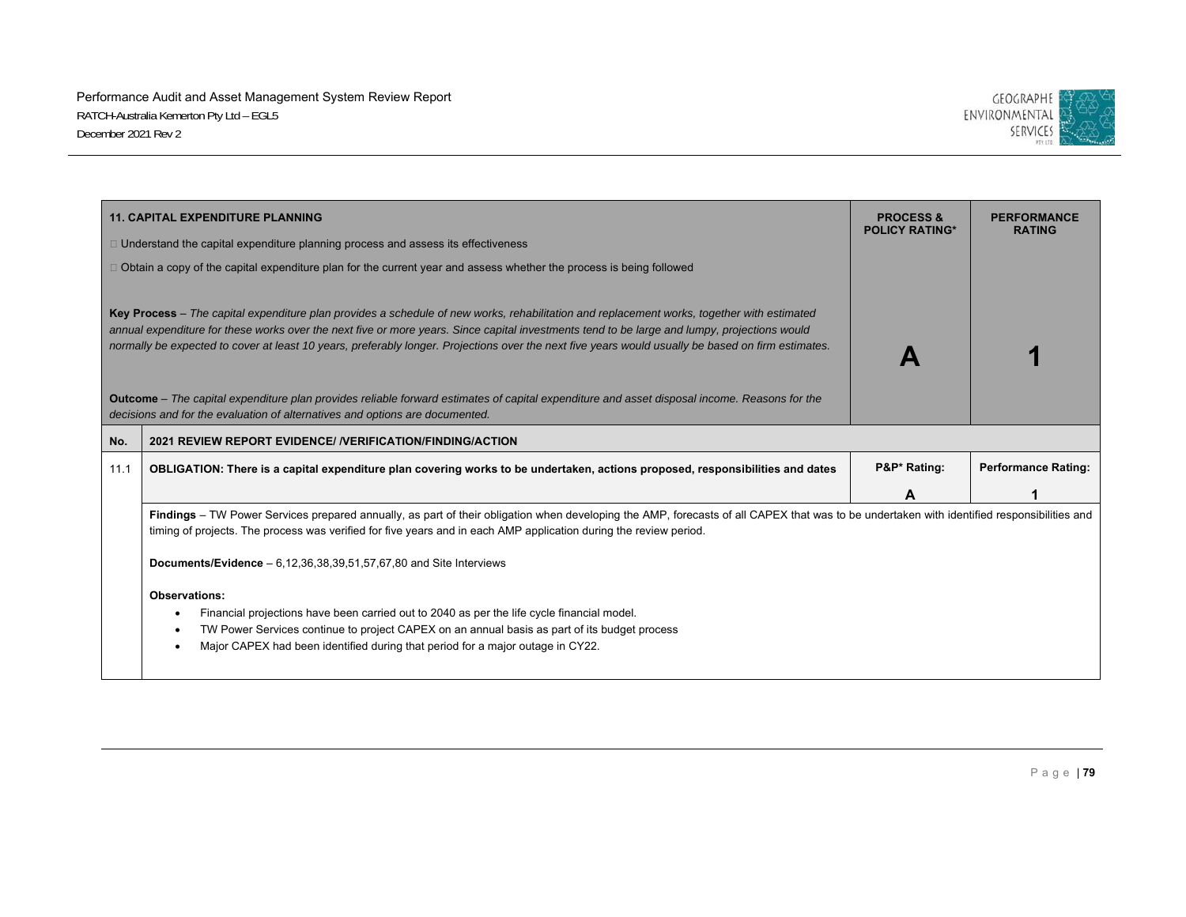| **11. CAPITAL EXPENDITURE PLANNING**<br>□ Understand the capital expenditure planning process and assess its effectiveness<br>□ Obtain a copy of the capital expenditure plan for the current year and assess whether the process is being followed<br><br>**Key Process** – *The capital expenditure plan provides a schedule of new works, rehabilitation and replacement works, together with estimated annual expenditure for these works over the next five or more years. Since capital investments tend to be large and lumpy, projections would normally be expected to cover at least 10 years, preferably longer. Projections over the next five years would usually be based on firm estimates.*<br><br>**Outcome** – *The capital expenditure plan provides reliable forward estimates of capital expenditure and asset disposal income. Reasons for the decisions and for the evaluation of alternatives and options are documented.* | | **PROCESS & POLICY RATING***<br><br>**A** | **PERFORMANCE RATING**<br><br>**1** |
|---|---|---|---|
| **No.** | **2021 REVIEW REPORT EVIDENCE/ /VERIFICATION/FINDING/ACTION** | | |
| 11.1 | **OBLIGATION: There is a capital expenditure plan covering works to be undertaken, actions proposed, responsibilities and dates** | **P&P* Rating:**<br>**A** | **Performance Rating:**<br>**1** |
| | **Findings** – TW Power Services prepared annually, as part of their obligation when developing the AMP, forecasts of all CAPEX that was to be undertaken with identified responsibilities and timing of projects. The process was verified for five years and in each AMP application during the review period.<br><br>**Documents/Evidence** – 6,12,36,38,39,51,57,67,80 and Site Interviews<br><br>**Observations:**<br>• Financial projections have been carried out to 2040 as per the life cycle financial model.<br>• TW Power Services continue to project CAPEX on an annual basis as part of its budget process<br>• Major CAPEX had been identified during that period for a major outage in CY22. | | |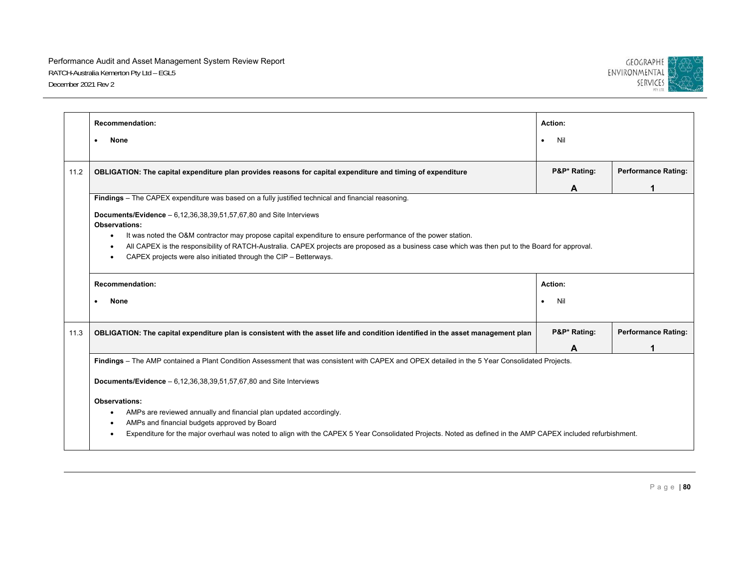| | | | |
|---|---|---|---|
| | **Recommendation:**<br>• **None** | **Action:**<br>• Nil | |
| 11.2 | **OBLIGATION: The capital expenditure plan provides reasons for capital expenditure and timing of expenditure** | **P&P* Rating:**<br>**A** | **Performance Rating:**<br>**1** |
| | **Findings** – The CAPEX expenditure was based on a fully justified technical and financial reasoning.<br><br>**Documents/Evidence** – 6,12,36,38,39,51,57,67,80 and Site Interviews<br>**Observations:**<br>• It was noted the O&M contractor may propose capital expenditure to ensure performance of the power station.<br>• All CAPEX is the responsibility of RATCH-Australia. CAPEX projects are proposed as a business case which was then put to the Board for approval.<br>• CAPEX projects were also initiated through the CIP – Betterways. | | |
| | **Recommendation:**<br>• **None** | **Action:**<br>• Nil | |
| 11.3 | **OBLIGATION: The capital expenditure plan is consistent with the asset life and condition identified in the asset management plan** | **P&P* Rating:**<br>**A** | **Performance Rating:**<br>**1** |
| | **Findings** – The AMP contained a Plant Condition Assessment that was consistent with CAPEX and OPEX detailed in the 5 Year Consolidated Projects.<br><br>**Documents/Evidence** – 6,12,36,38,39,51,57,67,80 and Site Interviews<br><br>**Observations:**<br>• AMPs are reviewed annually and financial plan updated accordingly.<br>• AMPs and financial budgets approved by Board<br>• Expenditure for the major overhaul was noted to align with the CAPEX 5 Year Consolidated Projects. Noted as defined in the AMP CAPEX included refurbishment. | | |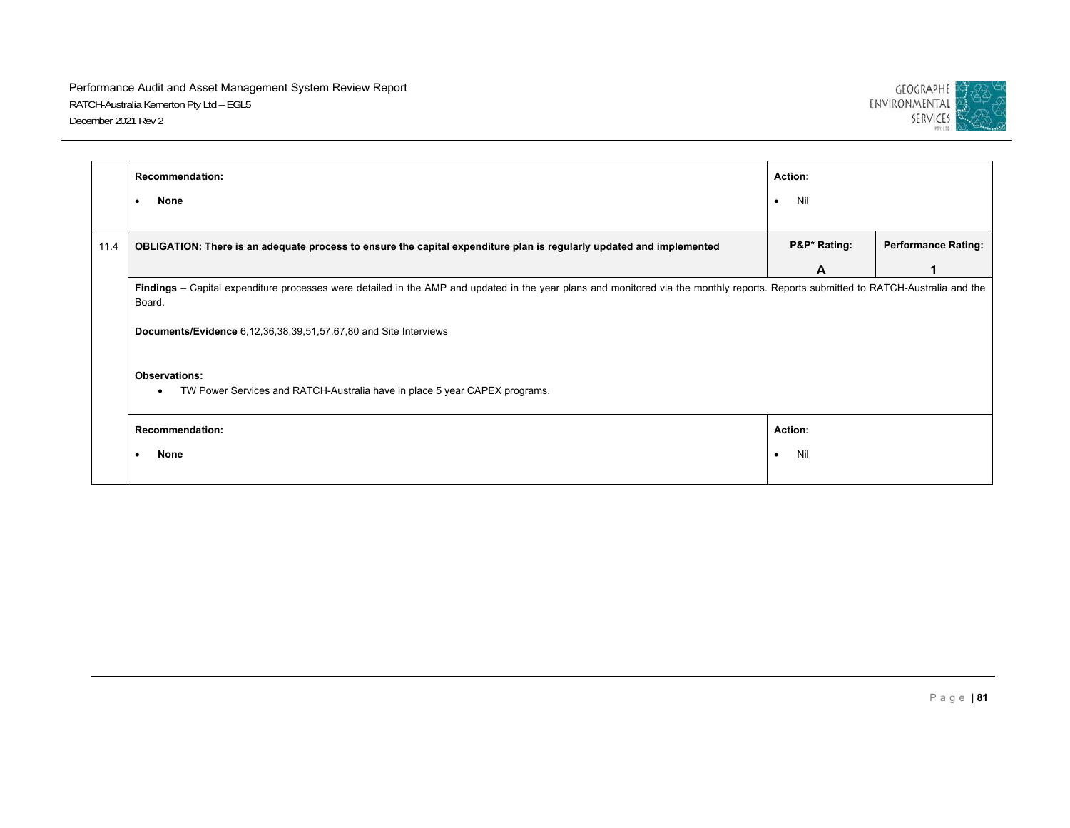| | Recommendation: | Action: | |
|---|---|---|---|
| | • **None** | • Nil | |
| 11.4 | **OBLIGATION: There is an adequate process to ensure the capital expenditure plan is regularly updated and implemented** | **P&P* Rating:** **A** | **Performance Rating:** **1** |
| | **Findings** – Capital expenditure processes were detailed in the AMP and updated in the year plans and monitored via the monthly reports. Reports submitted to RATCH-Australia and the Board.<br><br>**Documents/Evidence** 6,12,36,38,39,51,57,67,80 and Site Interviews<br><br>**Observations:**<br>• TW Power Services and RATCH-Australia have in place 5 year CAPEX programs. | | |
| | **Recommendation:**<br>• **None** | **Action:**<br>• Nil | |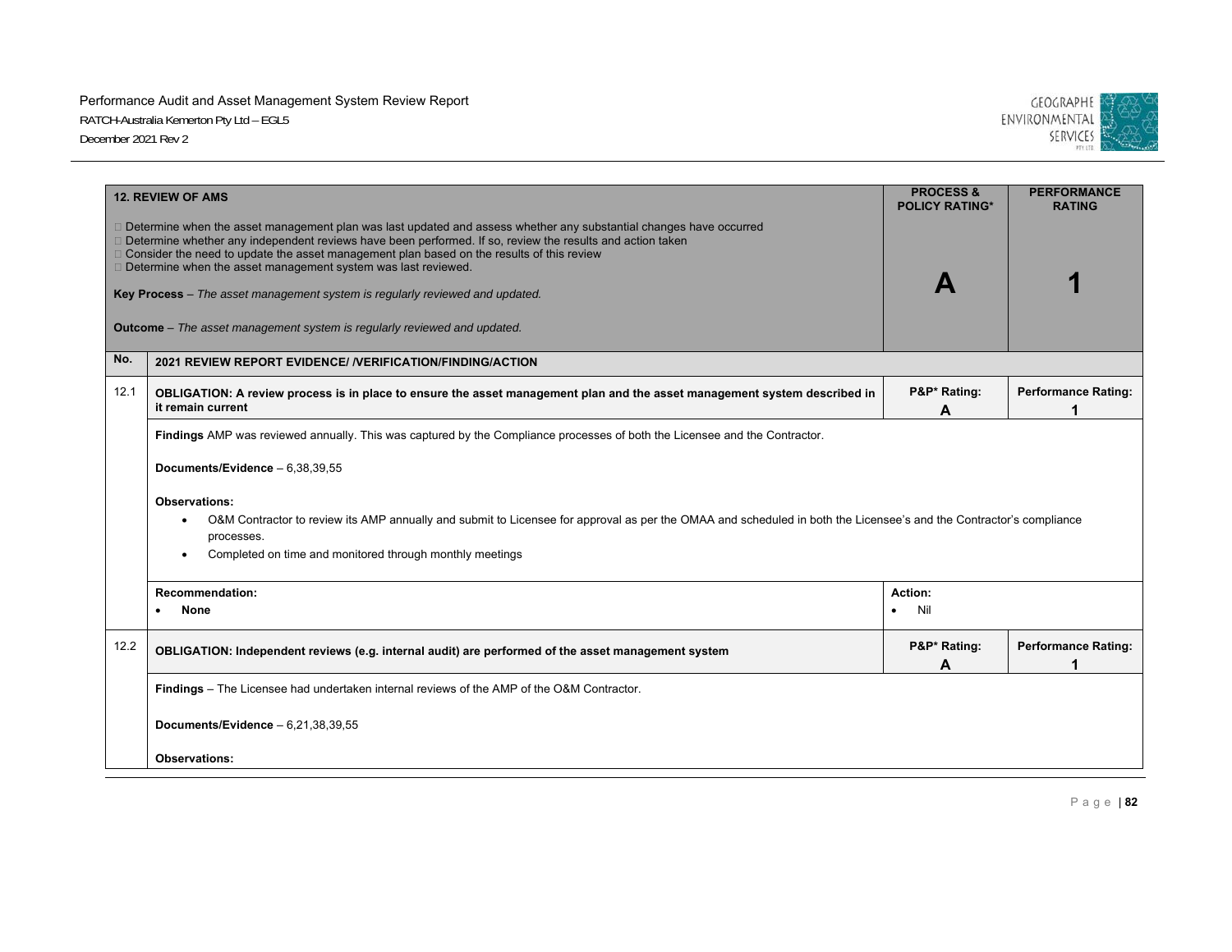| 12. REVIEW OF AMS | PROCESS & POLICY RATING* | PERFORMANCE RATING |
|---|---|---|
| □ Determine when the asset management plan was last updated and assess whether any substantial changes have occurred<br>□ Determine whether any independent reviews have been performed. If so, review the results and action taken<br>□ Consider the need to update the asset management plan based on the results of this review<br>□ Determine when the asset management system was last reviewed.<br><br>**Key Process** – *The asset management system is regularly reviewed and updated.*<br><br>**Outcome** – *The asset management system is regularly reviewed and updated.* | **A** | **1** |

| No. | 2021 REVIEW REPORT EVIDENCE/ /VERIFICATION/FINDING/ACTION | | |
|---|---|---|---|
| 12.1 | **OBLIGATION: A review process is in place to ensure the asset management plan and the asset management system described in it remain current** | **P&P* Rating: A** | **Performance Rating: 1** |
| | **Findings** AMP was reviewed annually. This was captured by the Compliance processes of both the Licensee and the Contractor.<br><br>**Documents/Evidence** – 6,38,39,55<br><br>**Observations:**<br>• O&M Contractor to review its AMP annually and submit to Licensee for approval as per the OMAA and scheduled in both the Licensee's and the Contractor's compliance processes.<br>• Completed on time and monitored through monthly meetings | | |
| | **Recommendation:**<br>• **None** | **Action:**<br>• Nil | |
| 12.2 | **OBLIGATION: Independent reviews (e.g. internal audit) are performed of the asset management system** | **P&P* Rating: A** | **Performance Rating: 1** |
| | **Findings** – The Licensee had undertaken internal reviews of the AMP of the O&M Contractor.<br><br>**Documents/Evidence** – 6,21,38,39,55<br><br>**Observations:** | | |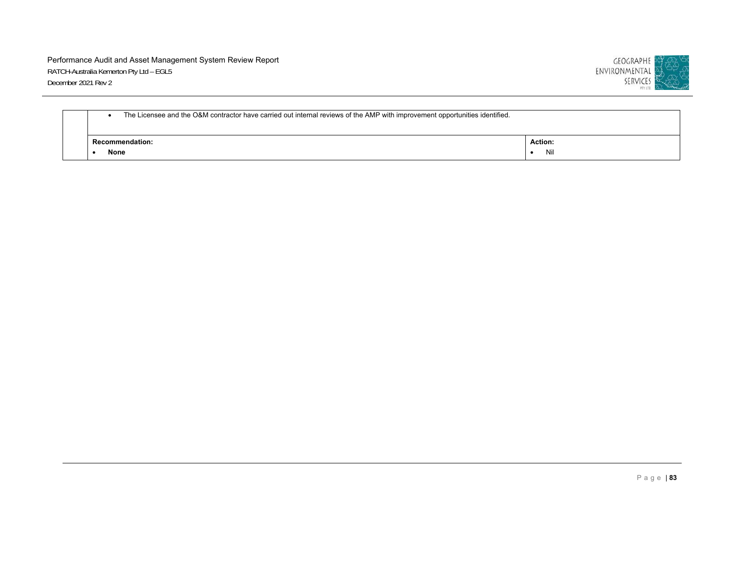|  | • The Licensee and the O&M contractor have carried out internal reviews of the AMP with improvement opportunities identified. | |
|---|---|---|
|  | **Recommendation:**<br>• **None** | **Action:**<br>• Nil |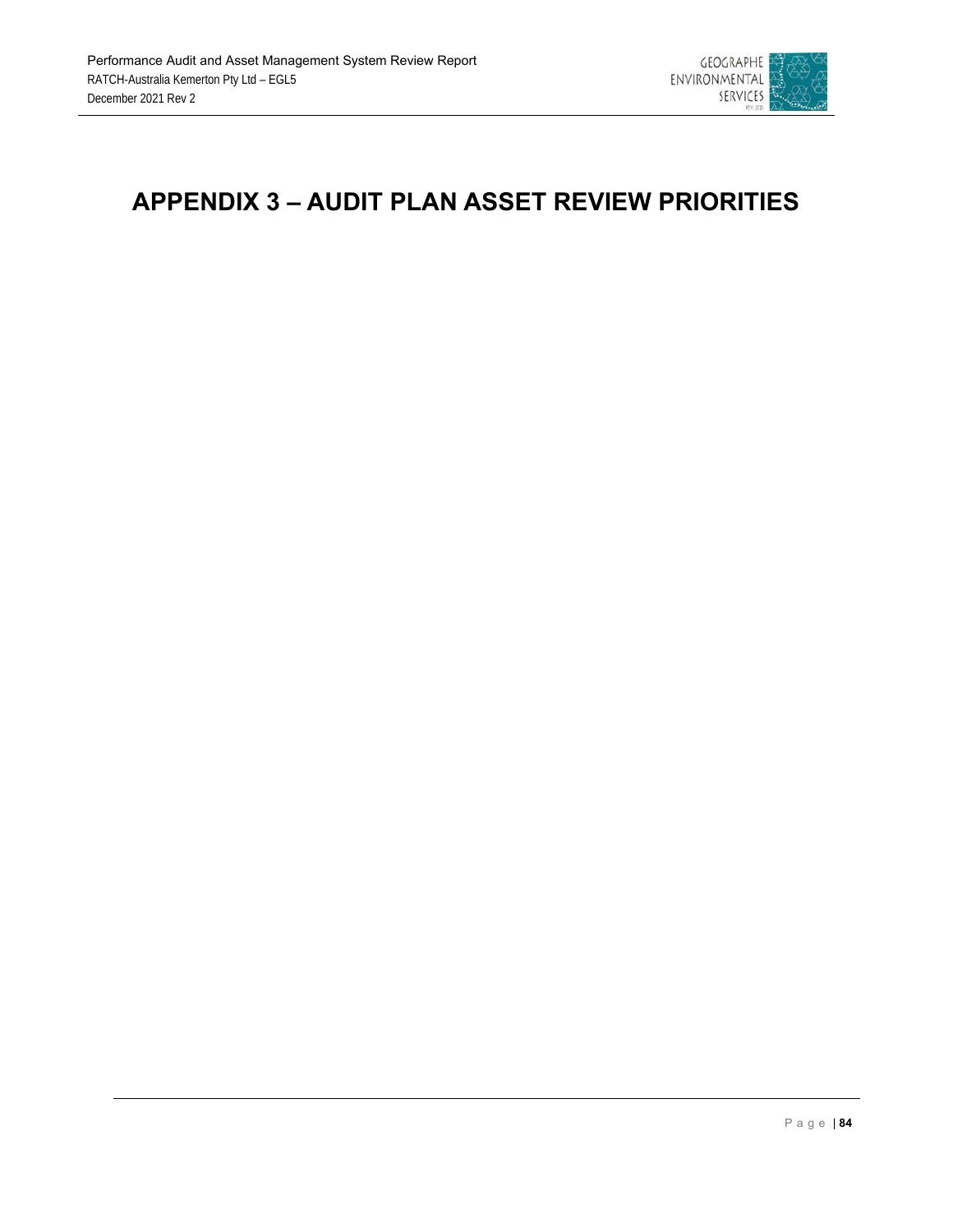# APPENDIX 3 – AUDIT PLAN ASSET REVIEW PRIORITIES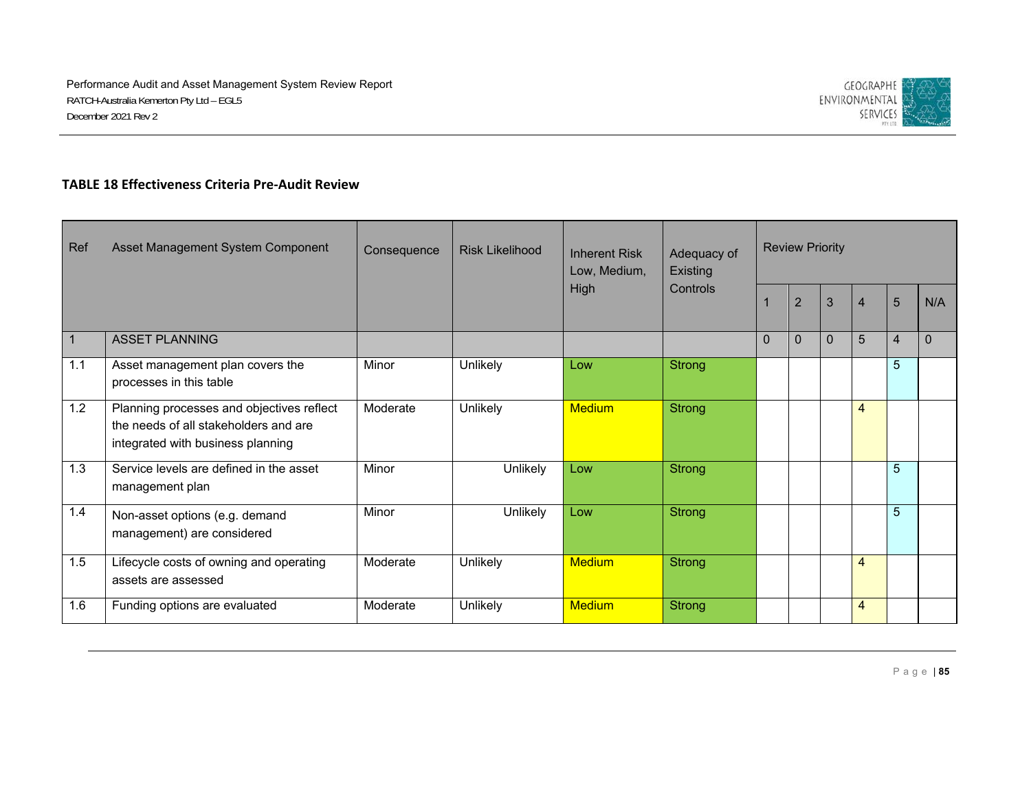## TABLE 18 Effectiveness Criteria Pre-Audit Review

| Ref | Asset Management System Component | Consequence | Risk Likelihood | Inherent Risk Low, Medium, High | Adequacy of Existing Controls | Review Priority | | | | | |
|---|---|---|---|---|---|---|---|---|---|---|---|
| | | | | | | 1 | 2 | 3 | 4 | 5 | N/A |
| 1 | ASSET PLANNING | | | | | 0 | 0 | 0 | 5 | 4 | 0 |
| 1.1 | Asset management plan covers the processes in this table | Minor | Unlikely | Low | Strong | | | | | 5 | |
| 1.2 | Planning processes and objectives reflect the needs of all stakeholders and are integrated with business planning | Moderate | Unlikely | Medium | Strong | | | | 4 | | |
| 1.3 | Service levels are defined in the asset management plan | Minor | Unlikely | Low | Strong | | | | | 5 | |
| 1.4 | Non-asset options (e.g. demand management) are considered | Minor | Unlikely | Low | Strong | | | | | 5 | |
| 1.5 | Lifecycle costs of owning and operating assets are assessed | Moderate | Unlikely | Medium | Strong | | | | 4 | | |
| 1.6 | Funding options are evaluated | Moderate | Unlikely | Medium | Strong | | | | 4 | | |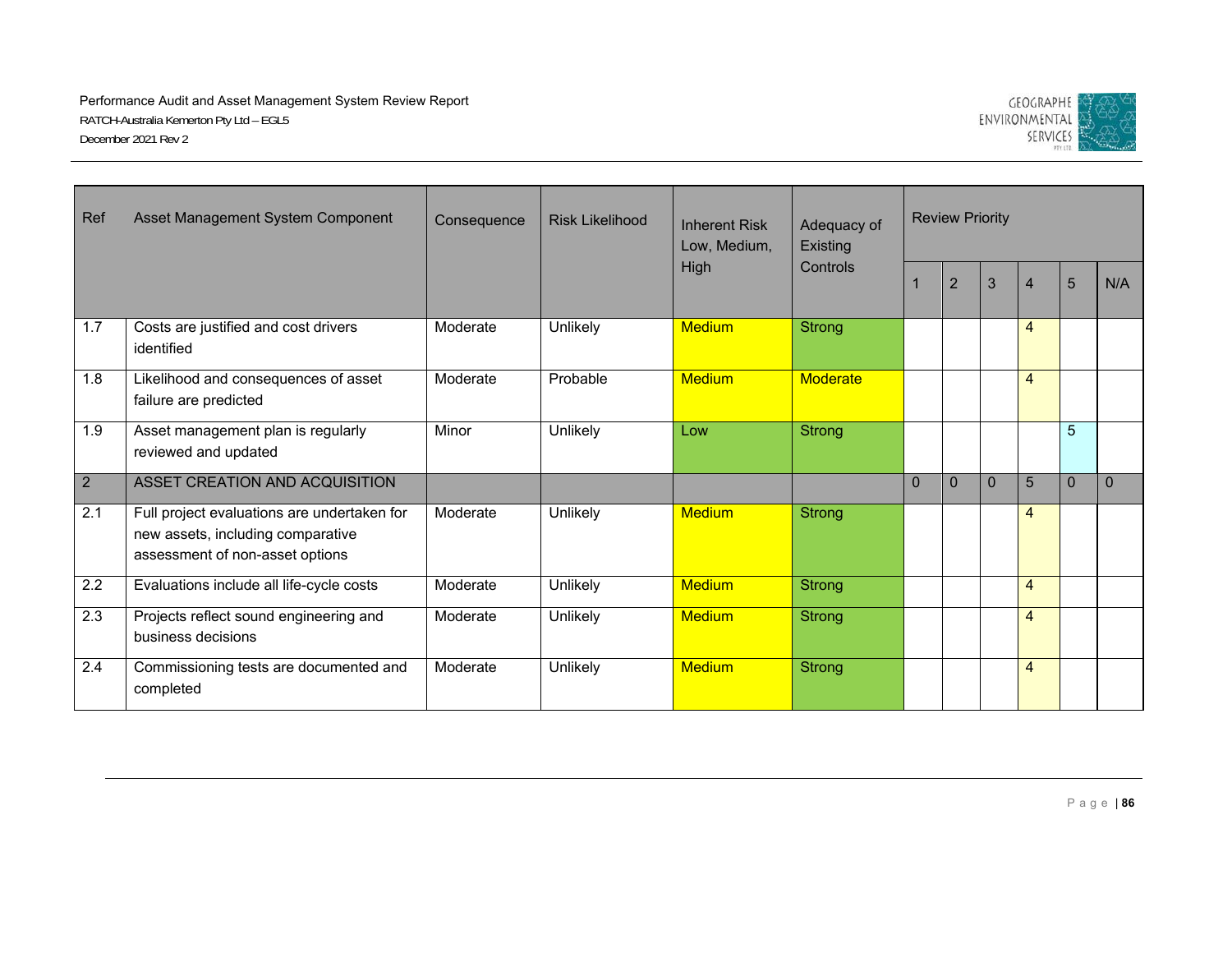| Ref | Asset Management System Component | Consequence | Risk Likelihood | Inherent Risk Low, Medium, High | Adequacy of Existing Controls | Review Priority | | | | | |
|---|---|---|---|---|---|---|---|---|---|---|---|
| | | | | | | 1 | 2 | 3 | 4 | 5 | N/A |
| 1.7 | Costs are justified and cost drivers identified | Moderate | Unlikely | Medium | Strong | | | | 4 | | |
| 1.8 | Likelihood and consequences of asset failure are predicted | Moderate | Probable | Medium | Moderate | | | | 4 | | |
| 1.9 | Asset management plan is regularly reviewed and updated | Minor | Unlikely | Low | Strong | | | | | 5 | |
| 2 | ASSET CREATION AND ACQUISITION | | | | | 0 | 0 | 0 | 5 | 0 | 0 |
| 2.1 | Full project evaluations are undertaken for new assets, including comparative assessment of non-asset options | Moderate | Unlikely | Medium | Strong | | | | 4 | | |
| 2.2 | Evaluations include all life-cycle costs | Moderate | Unlikely | Medium | Strong | | | | 4 | | |
| 2.3 | Projects reflect sound engineering and business decisions | Moderate | Unlikely | Medium | Strong | | | | 4 | | |
| 2.4 | Commissioning tests are documented and completed | Moderate | Unlikely | Medium | Strong | | | | 4 | | |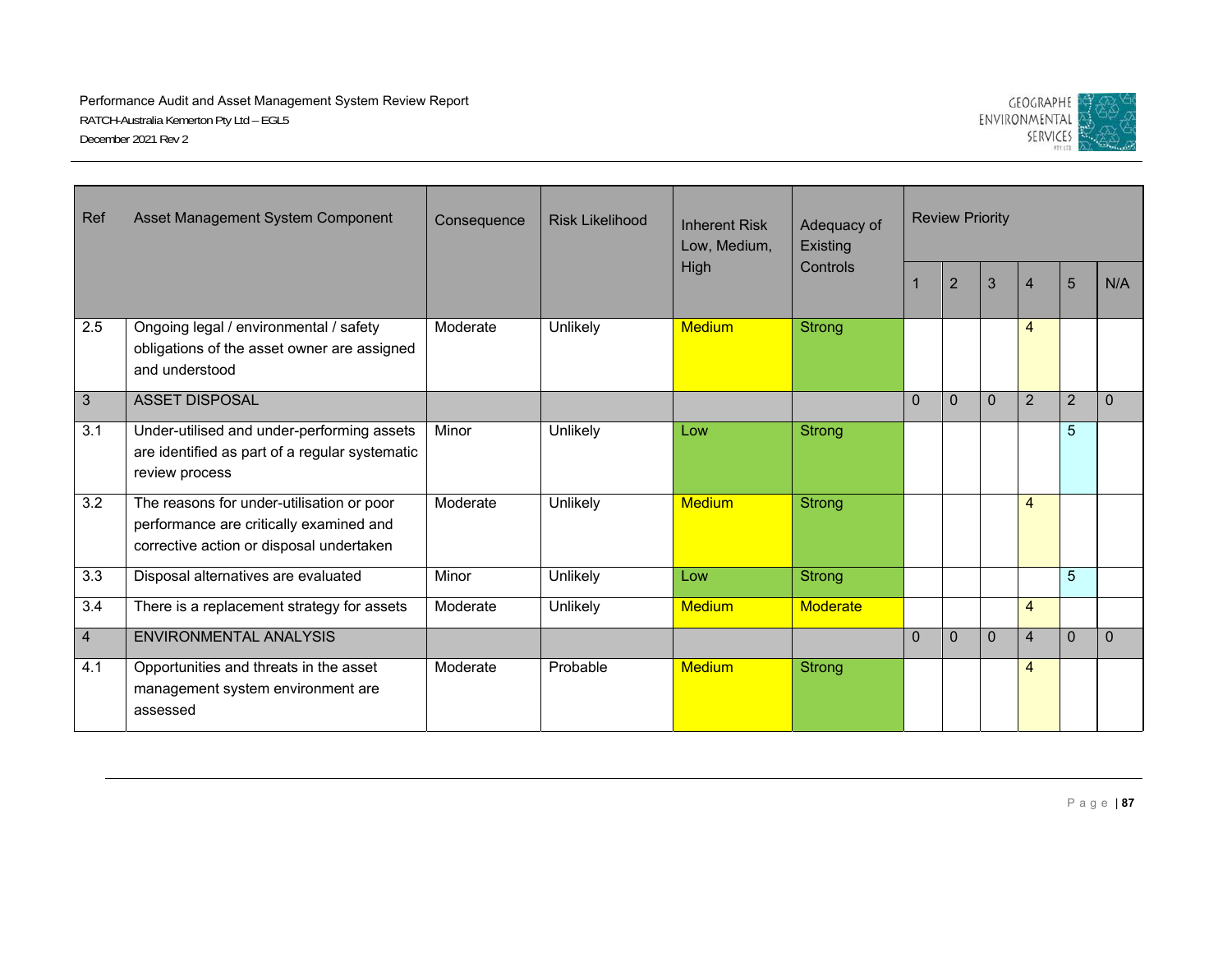| Ref | Asset Management System Component | Consequence | Risk Likelihood | Inherent Risk Low, Medium, High | Adequacy of Existing Controls | Review Priority | | | | | |
|---|---|---|---|---|---|---|---|---|---|---|---|
| | | | | | | 1 | 2 | 3 | 4 | 5 | N/A |
| 2.5 | Ongoing legal / environmental / safety obligations of the asset owner are assigned and understood | Moderate | Unlikely | Medium | Strong | | | | 4 | | |
| 3 | ASSET DISPOSAL | | | | | 0 | 0 | 0 | 2 | 2 | 0 |
| 3.1 | Under-utilised and under-performing assets are identified as part of a regular systematic review process | Minor | Unlikely | Low | Strong | | | | | 5 | |
| 3.2 | The reasons for under-utilisation or poor performance are critically examined and corrective action or disposal undertaken | Moderate | Unlikely | Medium | Strong | | | | 4 | | |
| 3.3 | Disposal alternatives are evaluated | Minor | Unlikely | Low | Strong | | | | | 5 | |
| 3.4 | There is a replacement strategy for assets | Moderate | Unlikely | Medium | Moderate | | | | 4 | | |
| 4 | ENVIRONMENTAL ANALYSIS | | | | | 0 | 0 | 0 | 4 | 0 | 0 |
| 4.1 | Opportunities and threats in the asset management system environment are assessed | Moderate | Probable | Medium | Strong | | | | 4 | | |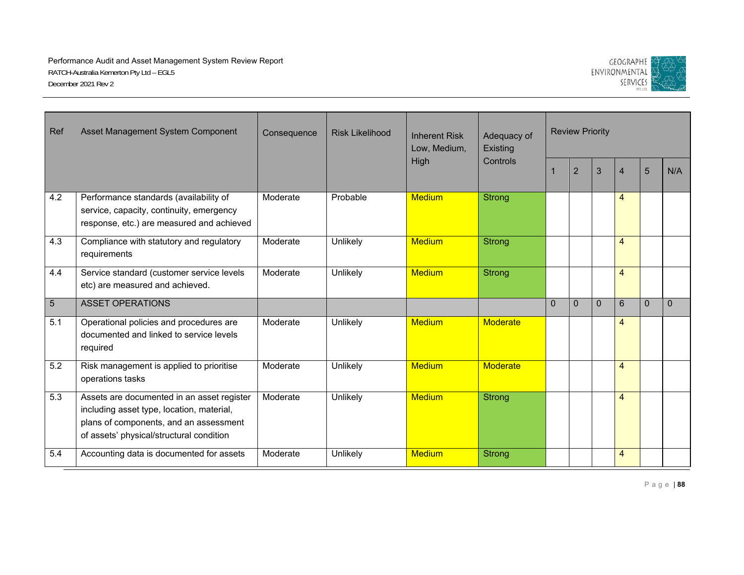| Ref | Asset Management System Component | Consequence | Risk Likelihood | Inherent Risk Low, Medium, High | Adequacy of Existing Controls | Review Priority | | | | | |
|---|---|---|---|---|---|---|---|---|---|---|---|
| | | | | | | 1 | 2 | 3 | 4 | 5 | N/A |
| 4.2 | Performance standards (availability of service, capacity, continuity, emergency response, etc.) are measured and achieved | Moderate | Probable | Medium | Strong | | | | 4 | | |
| 4.3 | Compliance with statutory and regulatory requirements | Moderate | Unlikely | Medium | Strong | | | | 4 | | |
| 4.4 | Service standard (customer service levels etc) are measured and achieved. | Moderate | Unlikely | Medium | Strong | | | | 4 | | |
| 5 | ASSET OPERATIONS | | | | | 0 | 0 | 0 | 6 | 0 | 0 |
| 5.1 | Operational policies and procedures are documented and linked to service levels required | Moderate | Unlikely | Medium | Moderate | | | | 4 | | |
| 5.2 | Risk management is applied to prioritise operations tasks | Moderate | Unlikely | Medium | Moderate | | | | 4 | | |
| 5.3 | Assets are documented in an asset register including asset type, location, material, plans of components, and an assessment of assets' physical/structural condition | Moderate | Unlikely | Medium | Strong | | | | 4 | | |
| 5.4 | Accounting data is documented for assets | Moderate | Unlikely | Medium | Strong | | | | 4 | | |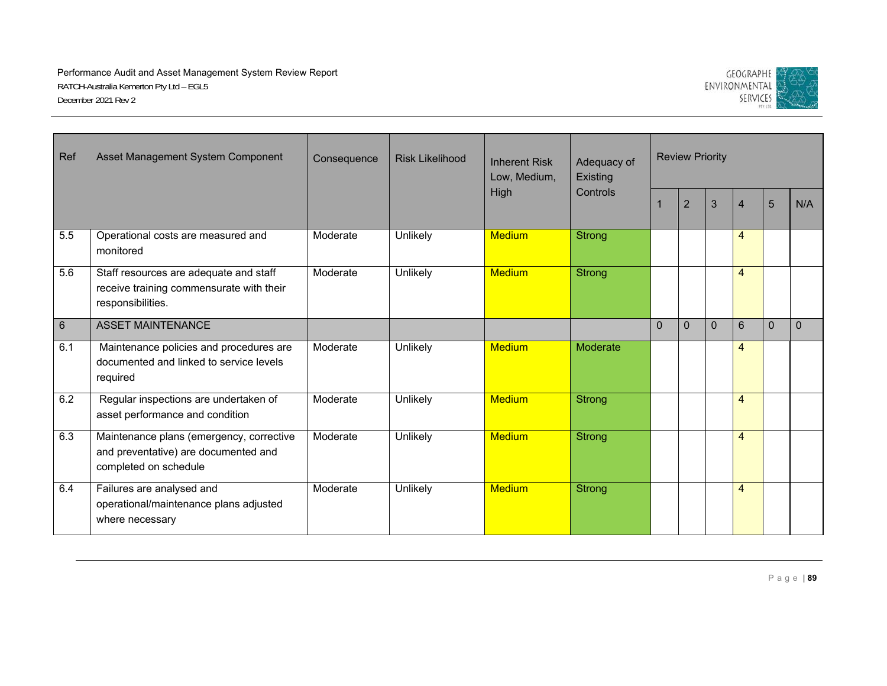| Ref | Asset Management System Component | Consequence | Risk Likelihood | Inherent Risk Low, Medium, High | Adequacy of Existing Controls | Review Priority | | | | | |
|---|---|---|---|---|---|---|---|---|---|---|---|
| | | | | | | 1 | 2 | 3 | 4 | 5 | N/A |
| 5.5 | Operational costs are measured and monitored | Moderate | Unlikely | Medium | Strong | | | | 4 | | |
| 5.6 | Staff resources are adequate and staff receive training commensurate with their responsibilities. | Moderate | Unlikely | Medium | Strong | | | | 4 | | |
| 6 | ASSET MAINTENANCE | | | | | 0 | 0 | 0 | 6 | 0 | 0 |
| 6.1 | Maintenance policies and procedures are documented and linked to service levels required | Moderate | Unlikely | Medium | Moderate | | | | 4 | | |
| 6.2 | Regular inspections are undertaken of asset performance and condition | Moderate | Unlikely | Medium | Strong | | | | 4 | | |
| 6.3 | Maintenance plans (emergency, corrective and preventative) are documented and completed on schedule | Moderate | Unlikely | Medium | Strong | | | | 4 | | |
| 6.4 | Failures are analysed and operational/maintenance plans adjusted where necessary | Moderate | Unlikely | Medium | Strong | | | | 4 | | |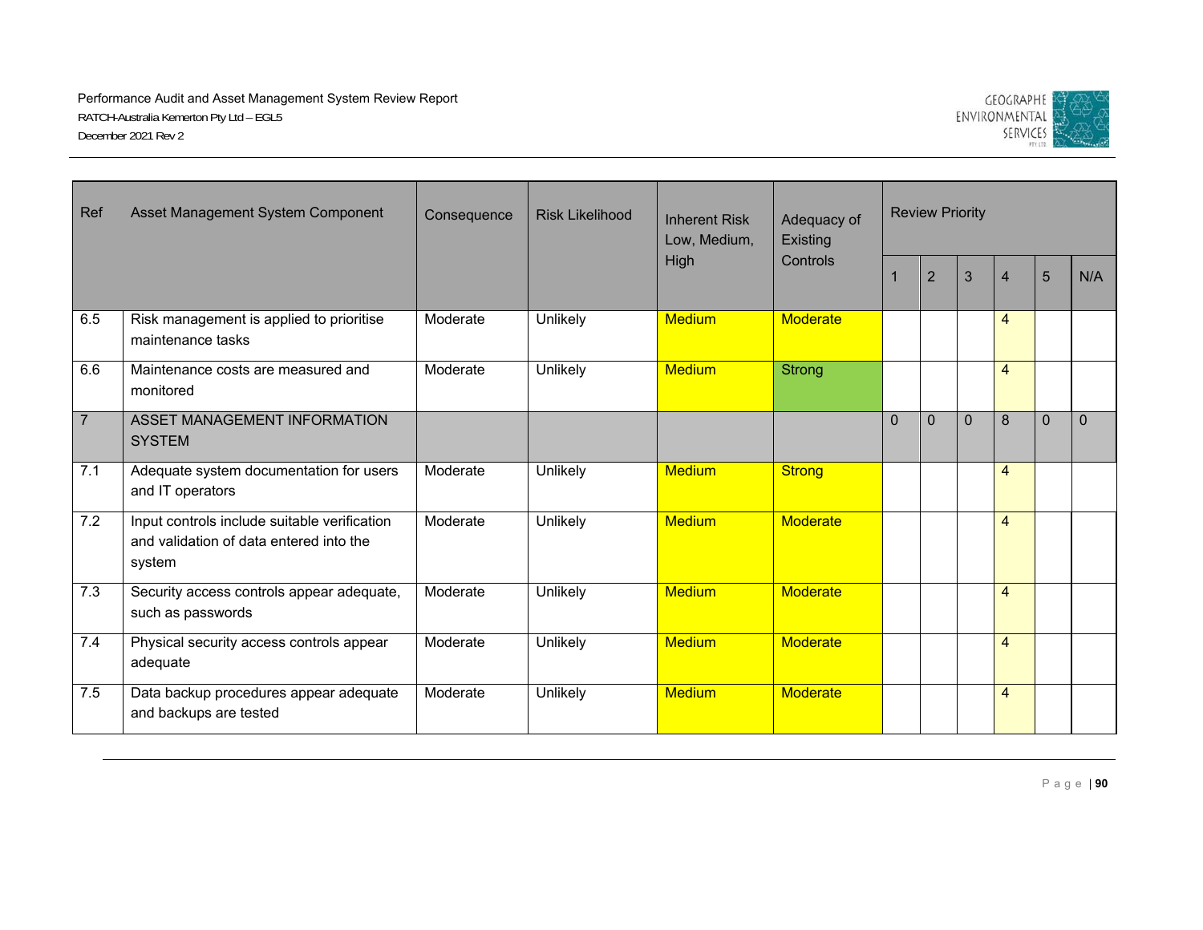| Ref | Asset Management System Component | Consequence | Risk Likelihood | Inherent Risk Low, Medium, High | Adequacy of Existing Controls | Review Priority | | | | | |
|---|---|---|---|---|---|---|---|---|---|---|---|
| | | | | | | 1 | 2 | 3 | 4 | 5 | N/A |
| 6.5 | Risk management is applied to prioritise maintenance tasks | Moderate | Unlikely | Medium | Moderate | | | | 4 | | |
| 6.6 | Maintenance costs are measured and monitored | Moderate | Unlikely | Medium | Strong | | | | 4 | | |
| 7 | ASSET MANAGEMENT INFORMATION SYSTEM | | | | | 0 | 0 | 0 | 8 | 0 | 0 |
| 7.1 | Adequate system documentation for users and IT operators | Moderate | Unlikely | Medium | Strong | | | | 4 | | |
| 7.2 | Input controls include suitable verification and validation of data entered into the system | Moderate | Unlikely | Medium | Moderate | | | | 4 | | |
| 7.3 | Security access controls appear adequate, such as passwords | Moderate | Unlikely | Medium | Moderate | | | | 4 | | |
| 7.4 | Physical security access controls appear adequate | Moderate | Unlikely | Medium | Moderate | | | | 4 | | |
| 7.5 | Data backup procedures appear adequate and backups are tested | Moderate | Unlikely | Medium | Moderate | | | | 4 | | |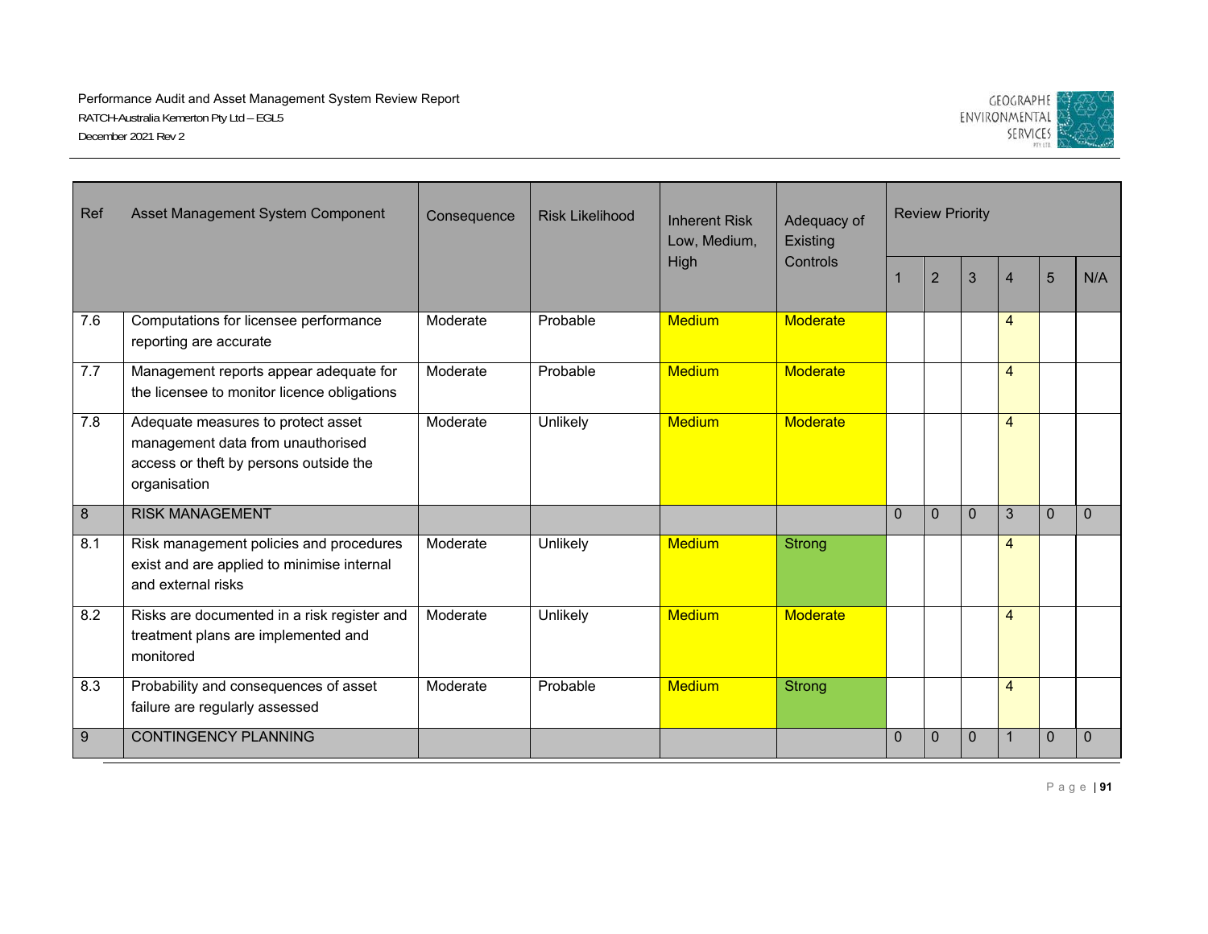| Ref | Asset Management System Component | Consequence | Risk Likelihood | Inherent Risk Low, Medium, High | Adequacy of Existing Controls | Review Priority | | | | | |
|---|---|---|---|---|---|---|---|---|---|---|---|
| | | | | | | 1 | 2 | 3 | 4 | 5 | N/A |
| 7.6 | Computations for licensee performance reporting are accurate | Moderate | Probable | Medium | Moderate | | | | 4 | | |
| 7.7 | Management reports appear adequate for the licensee to monitor licence obligations | Moderate | Probable | Medium | Moderate | | | | 4 | | |
| 7.8 | Adequate measures to protect asset management data from unauthorised access or theft by persons outside the organisation | Moderate | Unlikely | Medium | Moderate | | | | 4 | | |
| 8 | RISK MANAGEMENT | | | | | 0 | 0 | 0 | 3 | 0 | 0 |
| 8.1 | Risk management policies and procedures exist and are applied to minimise internal and external risks | Moderate | Unlikely | Medium | Strong | | | | 4 | | |
| 8.2 | Risks are documented in a risk register and treatment plans are implemented and monitored | Moderate | Unlikely | Medium | Moderate | | | | 4 | | |
| 8.3 | Probability and consequences of asset failure are regularly assessed | Moderate | Probable | Medium | Strong | | | | 4 | | |
| 9 | CONTINGENCY PLANNING | | | | | 0 | 0 | 0 | 1 | 0 | 0 |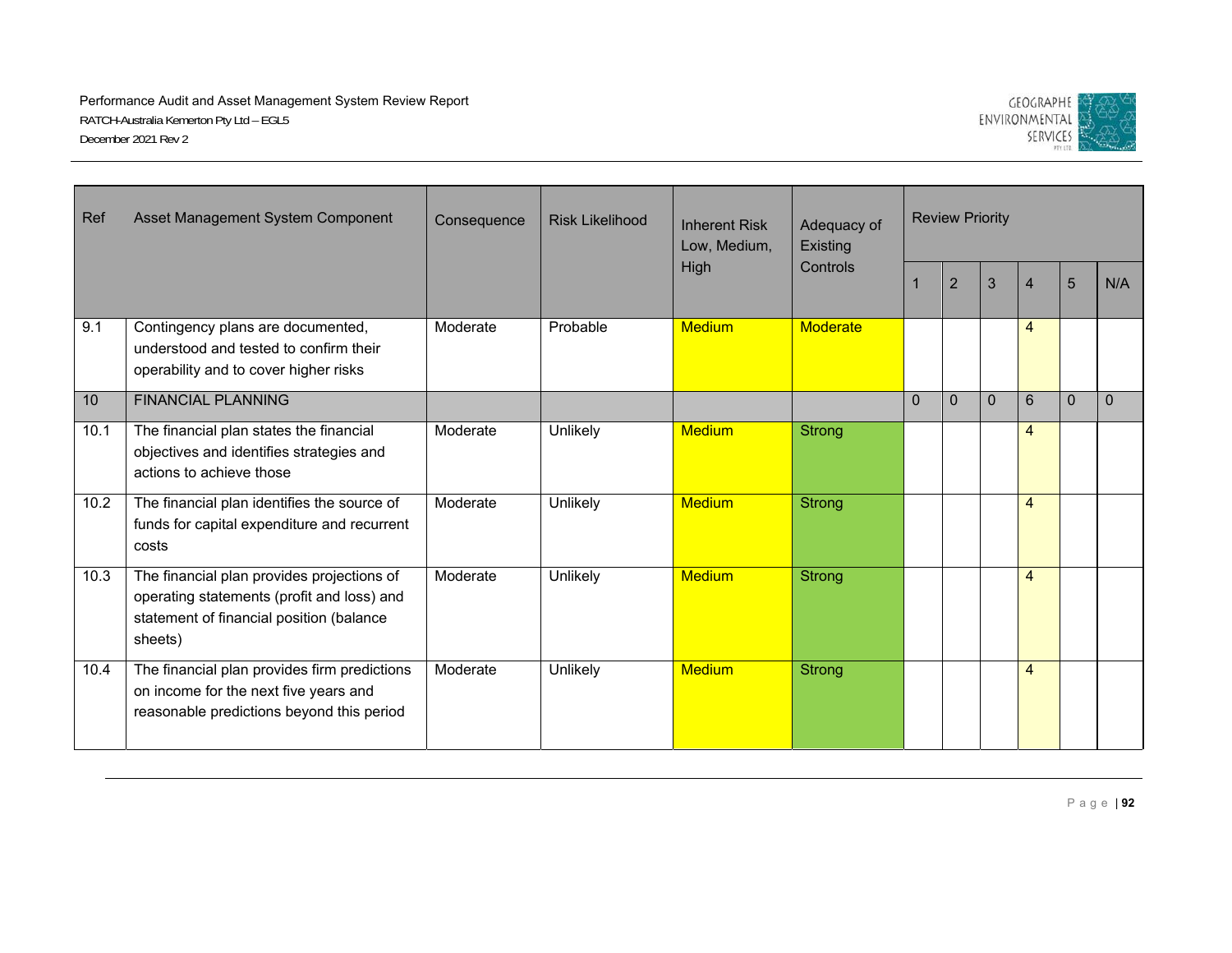| Ref | Asset Management System Component | Consequence | Risk Likelihood | Inherent Risk Low, Medium, High | Adequacy of Existing Controls | Review Priority | | | | | |
|---|---|---|---|---|---|---|---|---|---|---|---|
| | | | | | | 1 | 2 | 3 | 4 | 5 | N/A |
| 9.1 | Contingency plans are documented, understood and tested to confirm their operability and to cover higher risks | Moderate | Probable | Medium | Moderate | | | | 4 | | |
| 10 | FINANCIAL PLANNING | | | | | 0 | 0 | 0 | 6 | 0 | 0 |
| 10.1 | The financial plan states the financial objectives and identifies strategies and actions to achieve those | Moderate | Unlikely | Medium | Strong | | | | 4 | | |
| 10.2 | The financial plan identifies the source of funds for capital expenditure and recurrent costs | Moderate | Unlikely | Medium | Strong | | | | 4 | | |
| 10.3 | The financial plan provides projections of operating statements (profit and loss) and statement of financial position (balance sheets) | Moderate | Unlikely | Medium | Strong | | | | 4 | | |
| 10.4 | The financial plan provides firm predictions on income for the next five years and reasonable predictions beyond this period | Moderate | Unlikely | Medium | Strong | | | | 4 | | |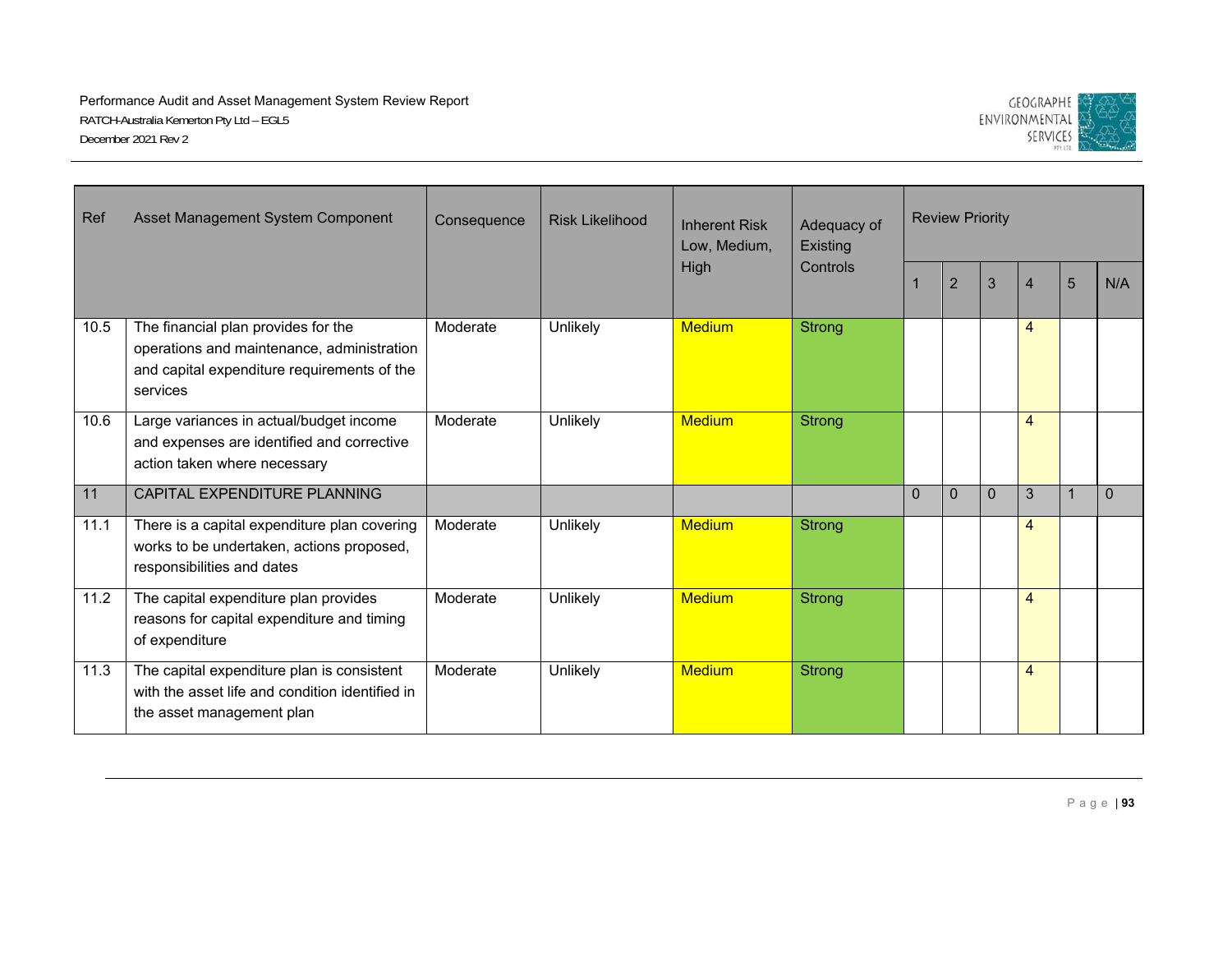| Ref | Asset Management System Component | Consequence | Risk Likelihood | Inherent Risk Low, Medium, High | Adequacy of Existing Controls | Review Priority | | | | | |
|---|---|---|---|---|---|---|---|---|---|---|---|
| | | | | | | 1 | 2 | 3 | 4 | 5 | N/A |
| 10.5 | The financial plan provides for the operations and maintenance, administration and capital expenditure requirements of the services | Moderate | Unlikely | Medium | Strong | | | | 4 | | |
| 10.6 | Large variances in actual/budget income and expenses are identified and corrective action taken where necessary | Moderate | Unlikely | Medium | Strong | | | | 4 | | |
| 11 | CAPITAL EXPENDITURE PLANNING | | | | | 0 | 0 | 0 | 3 | 1 | 0 |
| 11.1 | There is a capital expenditure plan covering works to be undertaken, actions proposed, responsibilities and dates | Moderate | Unlikely | Medium | Strong | | | | 4 | | |
| 11.2 | The capital expenditure plan provides reasons for capital expenditure and timing of expenditure | Moderate | Unlikely | Medium | Strong | | | | 4 | | |
| 11.3 | The capital expenditure plan is consistent with the asset life and condition identified in the asset management plan | Moderate | Unlikely | Medium | Strong | | | | 4 | | |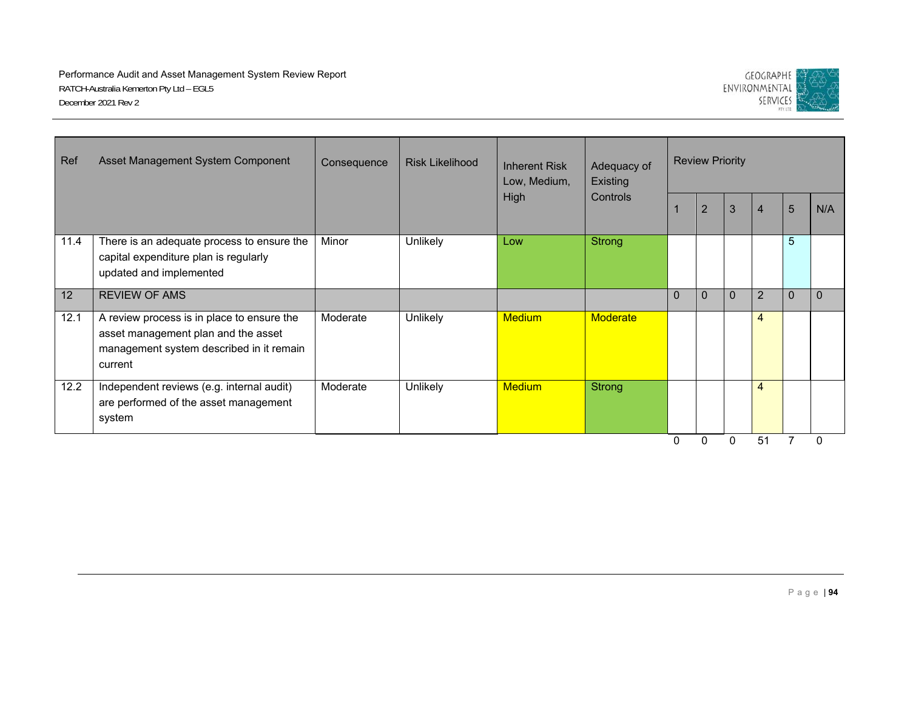| Ref | Asset Management System Component | Consequence | Risk Likelihood | Inherent Risk Low, Medium, High | Adequacy of Existing Controls | Review Priority | | | | | |
|---|---|---|---|---|---|---|---|---|---|---|---|
| | | | | | | 1 | 2 | 3 | 4 | 5 | N/A |
| 11.4 | There is an adequate process to ensure the capital expenditure plan is regularly updated and implemented | Minor | Unlikely | Low | Strong | | | | | 5 | |
| 12 | REVIEW OF AMS | | | | | 0 | 0 | 0 | 2 | 0 | 0 |
| 12.1 | A review process is in place to ensure the asset management plan and the asset management system described in it remain current | Moderate | Unlikely | Medium | Moderate | | | | 4 | | |
| 12.2 | Independent reviews (e.g. internal audit) are performed of the asset management system | Moderate | Unlikely | Medium | Strong | | | | 4 | | |
| | | | | | | 0 | 0 | 0 | 51 | 7 | 0 |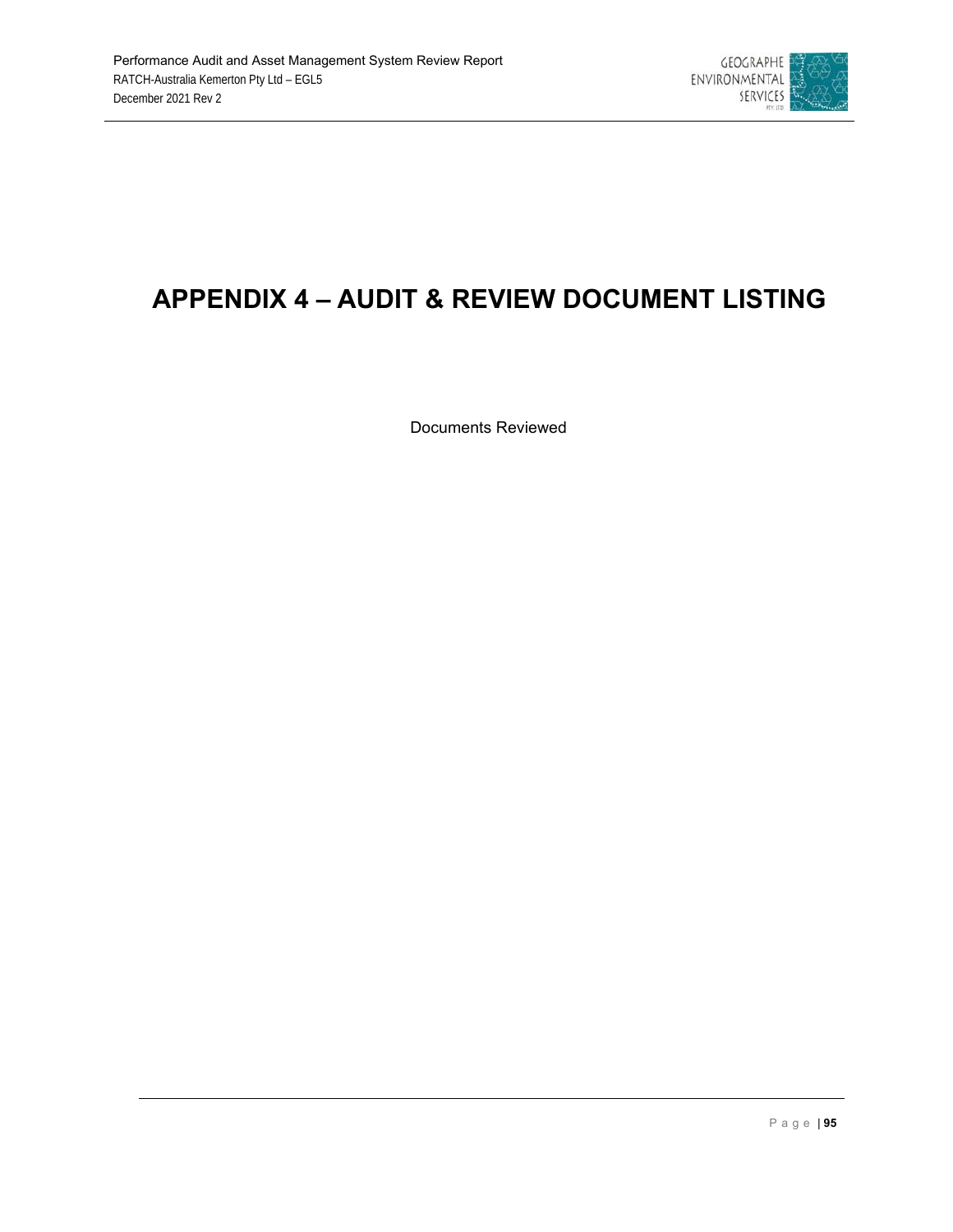# APPENDIX 4 – AUDIT & REVIEW DOCUMENT LISTING

Documents Reviewed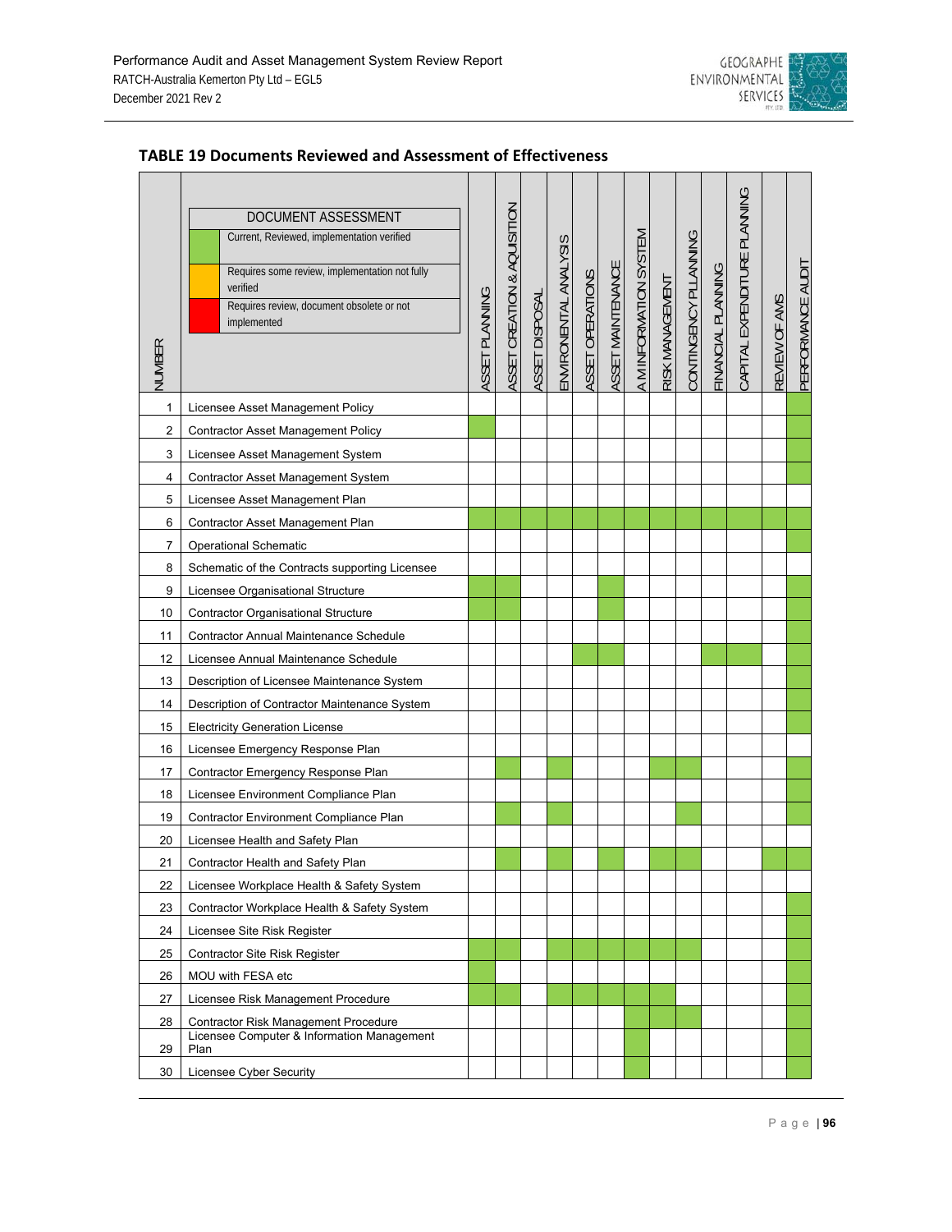## TABLE 19 Documents Reviewed and Assessment of Effectiveness

**DOCUMENT ASSESSMENT**

- Green: Current, Reviewed, implementation verified
- Amber: Requires some review, implementation not fully verified
- Red: Requires review, document obsolete or not implemented

| NUMBER | DOCUMENT | ASSET PLANNING | ASSET CREATION & AQUISITION | ASSET DISPOSAL | ENVIRONMENTAL ANALYSIS | ASSET OPERATIONS | ASSET MAINTENANCE | A M INFORMATION SYSTEM | RISK MANAGEMENT | CONTINGENCY PLLANNING | FINANCIAL PLANNING | CAPITAL EXPENDITURE PLANNING | REVIEW OF AMS | PERFORMANCE AUDIT |
|---|---|---|---|---|---|---|---|---|---|---|---|---|---|---|
| 1 | Licensee Asset Management Policy | | | | | | | | | | | | | Green |
| 2 | Contractor Asset Management Policy | Green | | | | | | | | | | | | Green |
| 3 | Licensee Asset Management System | | | | | | | | | | | | | Green |
| 4 | Contractor Asset Management System | | | | | | | | | | | | | Green |
| 5 | Licensee Asset Management Plan | | | | | | | | | | | | | |
| 6 | Contractor Asset Management Plan | Green | Green | Green | Green | Green | Green | Green | Green | Green | Green | Green | Green | Green |
| 7 | Operational Schematic | | | | | | | | | | | | | Green |
| 8 | Schematic of the Contracts supporting Licensee | | | | | | | | | | | | | |
| 9 | Licensee Organisational Structure | Green | Green | | | | Green | | | | | | | Green |
| 10 | Contractor Organisational Structure | Green | Green | | | | Green | | | | | | | Green |
| 11 | Contractor Annual Maintenance Schedule | | | | | | | | | | | | | Green |
| 12 | Licensee Annual Maintenance Schedule | | | | | Green | Green | | | | Green | Green | | Green |
| 13 | Description of Licensee Maintenance System | | | | | | | | | | | | | Green |
| 14 | Description of Contractor Maintenance System | | | | | | | | | | | | | Green |
| 15 | Electricity Generation License | | | | | | | | | | | | | Green |
| 16 | Licensee Emergency Response Plan | | | | | | | | | | | | | |
| 17 | Contractor Emergency Response Plan | | Green | | Green | | | | Green | Green | | | | Green |
| 18 | Licensee Environment Compliance Plan | | | | | | | | | | | | | Green |
| 19 | Contractor Environment Compliance Plan | | Green | | Green | | | | | Green | | | | Green |
| 20 | Licensee Health and Safety Plan | | | | | | | | | | | | | |
| 21 | Contractor Health and Safety Plan | | Green | | Green | | Green | | Green | Green | | | Green | Green |
| 22 | Licensee Workplace Health & Safety System | | | | | | | | | | | | | |
| 23 | Contractor Workplace Health & Safety System | | | | | | | | | | | | | Green |
| 24 | Licensee Site Risk Register | | | | | | | | | | | | | Green |
| 25 | Contractor Site Risk Register | Green | Green | | Green | Green | Green | Green | Green | Green | | | | Green |
| 26 | MOU with FESA etc | Green | | | | | | | | | | | | Green |
| 27 | Licensee Risk Management Procedure | Green | Green | | Green | Green | Green | Green | Green | | | | | Green |
| 28 | Contractor Risk Management Procedure | | | | | | | Green | Green | Green | | | | Green |
| 29 | Licensee Computer & Information Management Plan | | | | | | | Green | | | | | | Green |
| 30 | Licensee Cyber Security | | | | | | | Green | | | | | | Green |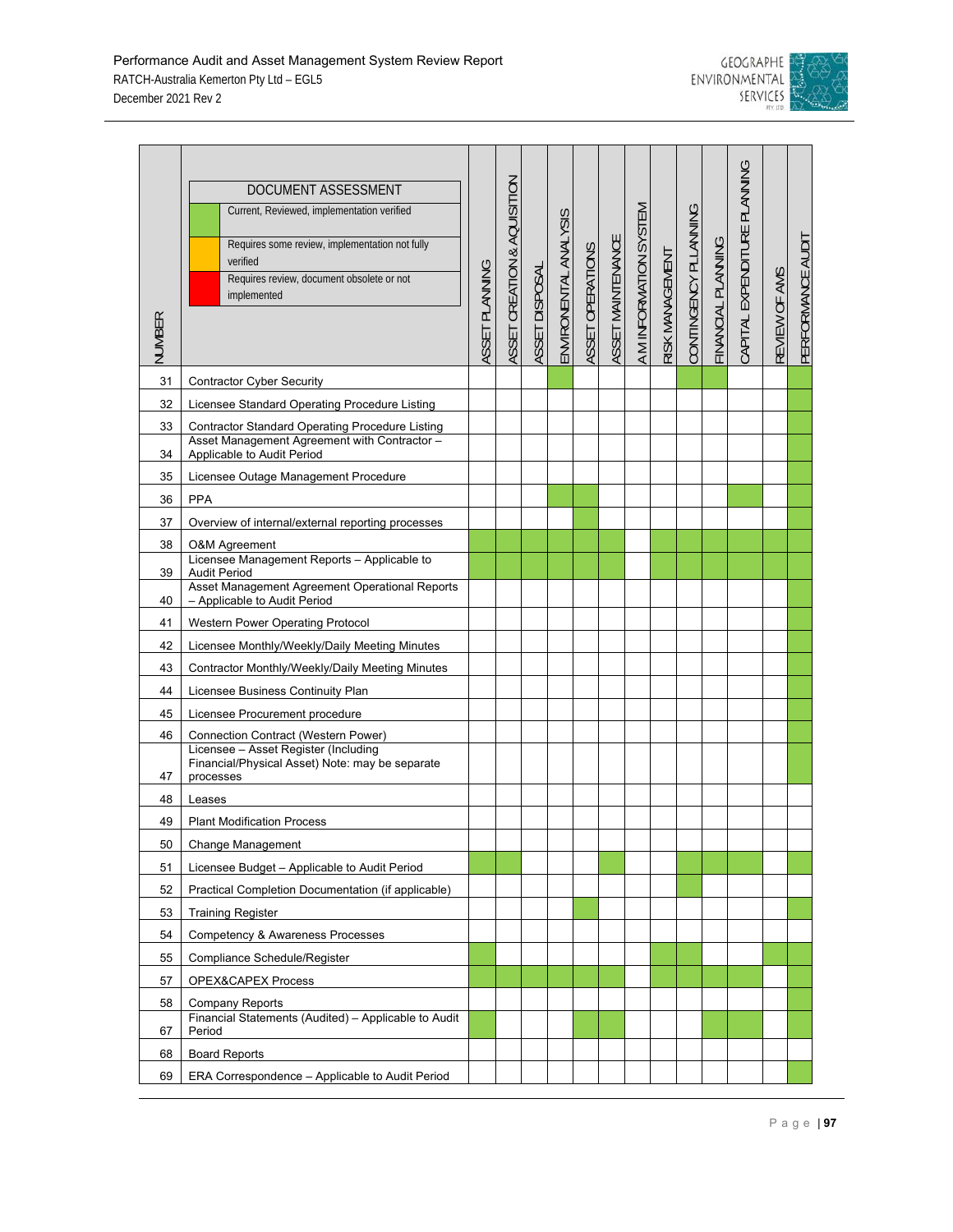**DOCUMENT ASSESSMENT**

- Green: Current, Reviewed, implementation verified
- Amber: Requires some review, implementation not fully verified
- Red: Requires review, document obsolete or not implemented

| NUMBER | DOCUMENT | ASSET PLANNING | ASSET CREATION & AQUISITION | ASSET DISPOSAL | ENVIRONMENTAL ANALYSIS | ASSET OPERATIONS | ASSET MAINTENANCE | AM INFORMATION SYSTEM | RISK MANAGEMENT | CONTINGENCY PLLANNING | FINANCIAL PLANNING | CAPITAL EXPENDITURE PLANNING | REVIEW OF AMS | PERFORMANCE AUDIT |
|---|---|---|---|---|---|---|---|---|---|---|---|---|---|---|
| 31 | Contractor Cyber Security | | | | Green | | | | | Green | Green | | | Green |
| 32 | Licensee Standard Operating Procedure Listing | | | | | | | | | | | | | Green |
| 33 | Contractor Standard Operating Procedure Listing | | | | | | | | | | | | | Green |
| 34 | Asset Management Agreement with Contractor – Applicable to Audit Period | | | | | | | | | | | | | Green |
| 35 | Licensee Outage Management Procedure | | | | | | | | | | | | | Green |
| 36 | PPA | | | | Green | Green | | | | | | Green | | Green |
| 37 | Overview of internal/external reporting processes | | | | | Green | | | | | | | | Green |
| 38 | O&M Agreement | Green | Green | Green | Green | Green | Green | | Green | Green | Green | Green | Green | Green |
| 39 | Licensee Management Reports – Applicable to Audit Period | Green | Green | Green | Green | Green | Green | | Green | Green | Green | Green | Green | Green |
| 40 | Asset Management Agreement Operational Reports – Applicable to Audit Period | | | | | | | | | | | | | Green |
| 41 | Western Power Operating Protocol | | | | | | | | | | | | | Green |
| 42 | Licensee Monthly/Weekly/Daily Meeting Minutes | | | | | | | | | | | | | Green |
| 43 | Contractor Monthly/Weekly/Daily Meeting Minutes | | | | | | | | | | | | | Green |
| 44 | Licensee Business Continuity Plan | | | | | | | | | | | | | Green |
| 45 | Licensee Procurement procedure | | | | | | | | | | | | | Green |
| 46 | Connection Contract (Western Power) | | | | | | | | | | | | | Green |
| 47 | Licensee – Asset Register (Including Financial/Physical Asset) Note: may be separate processes | | | | | | | | | | | | | Green |
| 48 | Leases | | | | | | | | | | | | | |
| 49 | Plant Modification Process | | | | | | | | | | | | | |
| 50 | Change Management | | | | | | | | | | | | | |
| 51 | Licensee Budget – Applicable to Audit Period | Green | Green | | | | Green | | | Green | Green | Green | | Green |
| 52 | Practical Completion Documentation (if applicable) | | | | | | | | | Green | | | | |
| 53 | Training Register | | | | | Green | | | | | | | | Green |
| 54 | Competency & Awareness Processes | | | | | | | | | | | | | |
| 55 | Compliance Schedule/Register | Green | | | | | | | Green | Green | | | Green | Green |
| 57 | OPEX&CAPEX Process | Green | Green | Green | Green | Green | Green | | Green | Green | Green | Green | | Green |
| 58 | Company Reports | | | | | | | | | | | | | Green |
| 67 | Financial Statements (Audited) – Applicable to Audit Period | Green | | | | Green | Green | | | | Green | Green | | Green |
| 68 | Board Reports | | | | | | | | | | | | | |
| 69 | ERA Correspondence – Applicable to Audit Period | | | | | | | | | | | | | Green |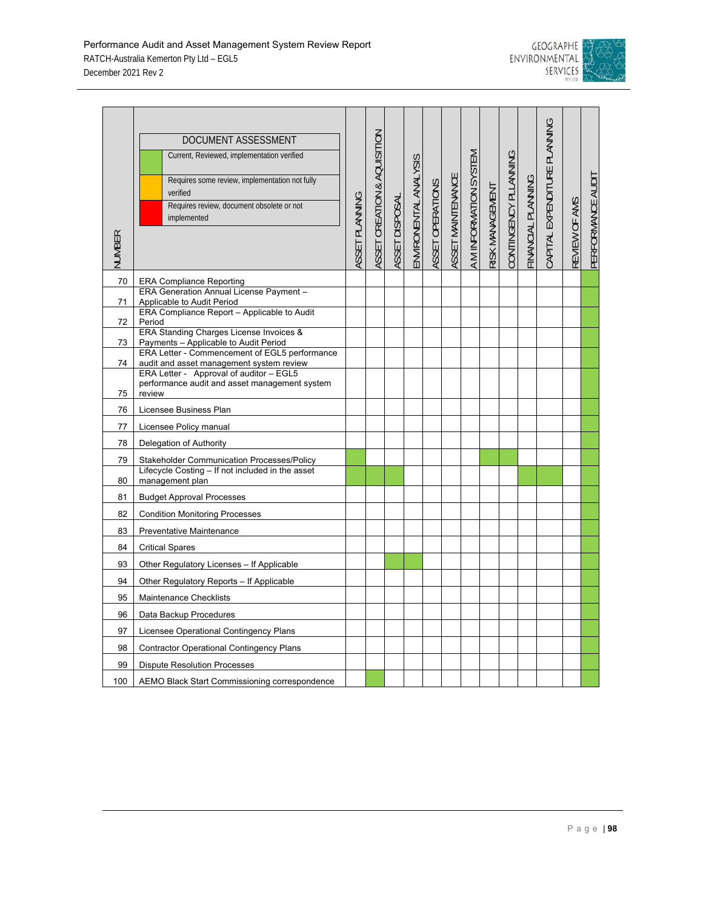**DOCUMENT ASSESSMENT**

| Colour | Meaning |
|---|---|
| Green | Current, Reviewed, implementation verified |
| Amber | Requires some review, implementation not fully verified |
| Red | Requires review, document obsolete or not implemented |

| NUMBER | DOCUMENT | ASSET PLANNING | ASSET CREATION & AQUISITION | ASSET DISPOSAL | ENVIRONMENTAL ANALYSIS | ASSET OPERATIONS | ASSET MAINTENANCE | AM INFORMATION SYSTEM | RISK MANAGEMENT | CONTINGENCY PLLANNING | FINANCIAL PLANNING | CAPITAL EXPENDITURE PLANNING | REVIEW OF AMS | PERFORMANCE AUDIT |
|---|---|---|---|---|---|---|---|---|---|---|---|---|---|---|
| 70 | ERA Compliance Reporting | | | | | | | | | | | | | Green |
| 71 | ERA Generation Annual License Payment – Applicable to Audit Period | | | | | | | | | | | | | Green |
| 72 | ERA Compliance Report – Applicable to Audit Period | | | | | | | | | | | | | Green |
| 73 | ERA Standing Charges License Invoices & Payments – Applicable to Audit Period | | | | | | | | | | | | | Green |
| 74 | ERA Letter - Commencement of EGL5 performance audit and asset management system review | | | | | | | | | | | | | Green |
| 75 | ERA Letter - Approval of auditor – EGL5 performance audit and asset management system review | | | | | | | | | | | | | Green |
| 76 | Licensee Business Plan | | | | | | | | | | | | | Green |
| 77 | Licensee Policy manual | | | | | | | | | | | | | Green |
| 78 | Delegation of Authority | | | | | | | | | | | | | Green |
| 79 | Stakeholder Communication Processes/Policy | Green | | | | | | | Green | Green | | | | Green |
| 80 | Lifecycle Costing – If not included in the asset management plan | Green | Green | Green | | | | | | | Green | Green | | Green |
| 81 | Budget Approval Processes | | | | | | | | | | | | | Green |
| 82 | Condition Monitoring Processes | | | | | | | | | | | | | Green |
| 83 | Preventative Maintenance | | | | | | | | | | | | | Green |
| 84 | Critical Spares | | | | | | | | | | | | | Green |
| 93 | Other Regulatory Licenses – If Applicable | | | Green | Green | | | | | | | | | Green |
| 94 | Other Regulatory Reports – If Applicable | | | | | | | | | | | | | Green |
| 95 | Maintenance Checklists | | | | | | | | | | | | | Green |
| 96 | Data Backup Procedures | | | | | | | | | | | | | Green |
| 97 | Licensee Operational Contingency Plans | | | | | | | | | | | | | Green |
| 98 | Contractor Operational Contingency Plans | | | | | | | | | | | | | Green |
| 99 | Dispute Resolution Processes | | | | | | | | | | | | | Green |
| 100 | AEMO Black Start Commissioning correspondence | | Green | | | | | | | | | | | Green |